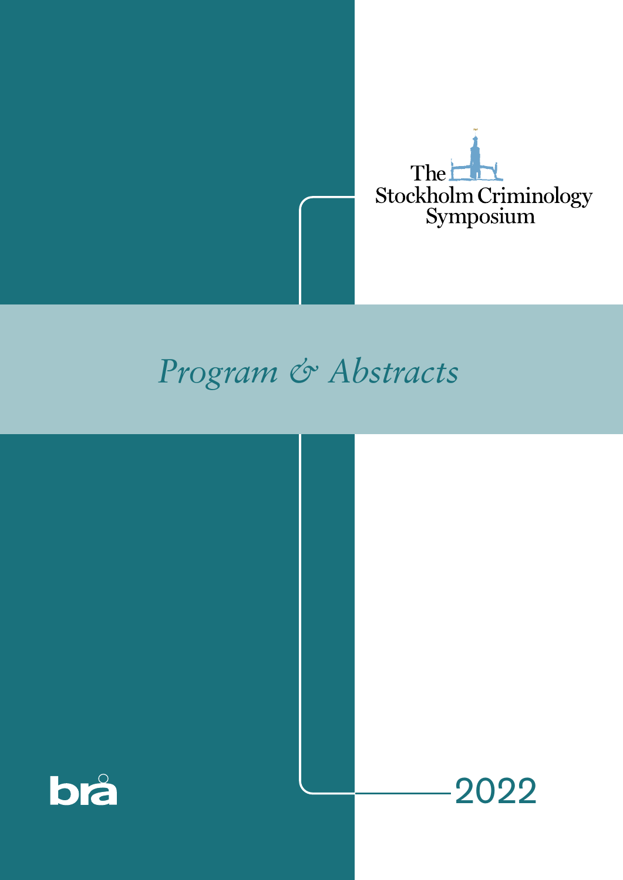The Stockholm Criminology Symposium

# *Program & Abstracts*

brå

2022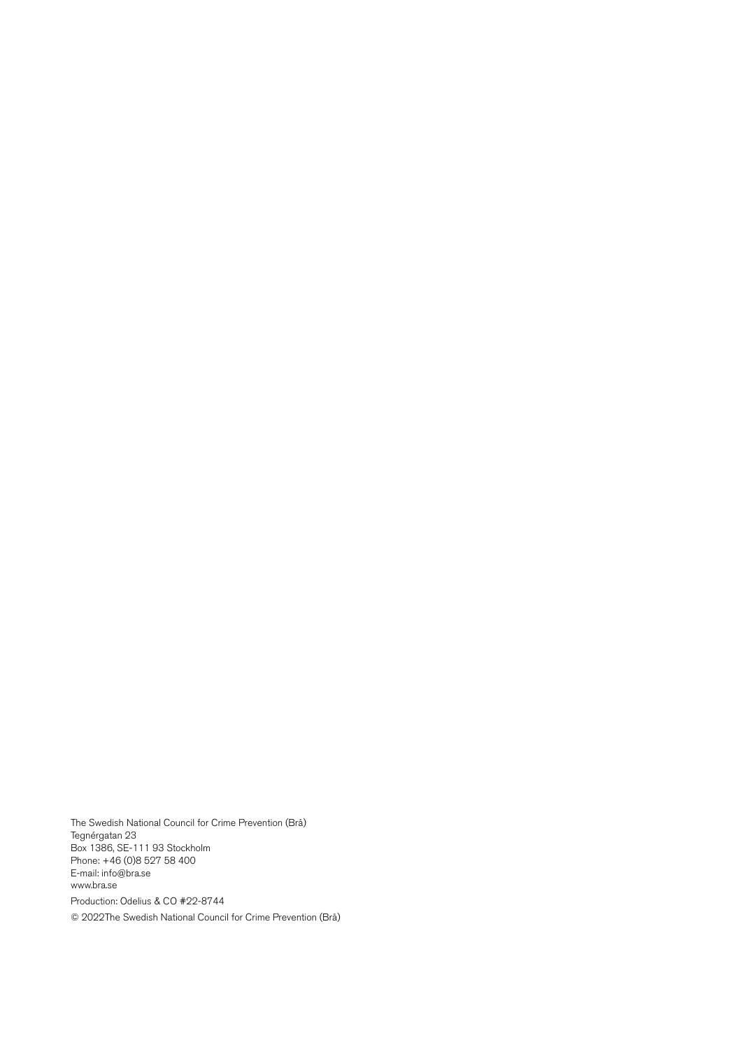The Swedish National Council for Crime Prevention (Brå)
Tegnérgatan 23
Box 1386, SE-111 93 Stockholm
Phone: +46 (0)8 527 58 400
E-mail: info@bra.se
www.bra.se

Production: Odelius & CO #22-8744

© 2022The Swedish National Council for Crime Prevention (Brå)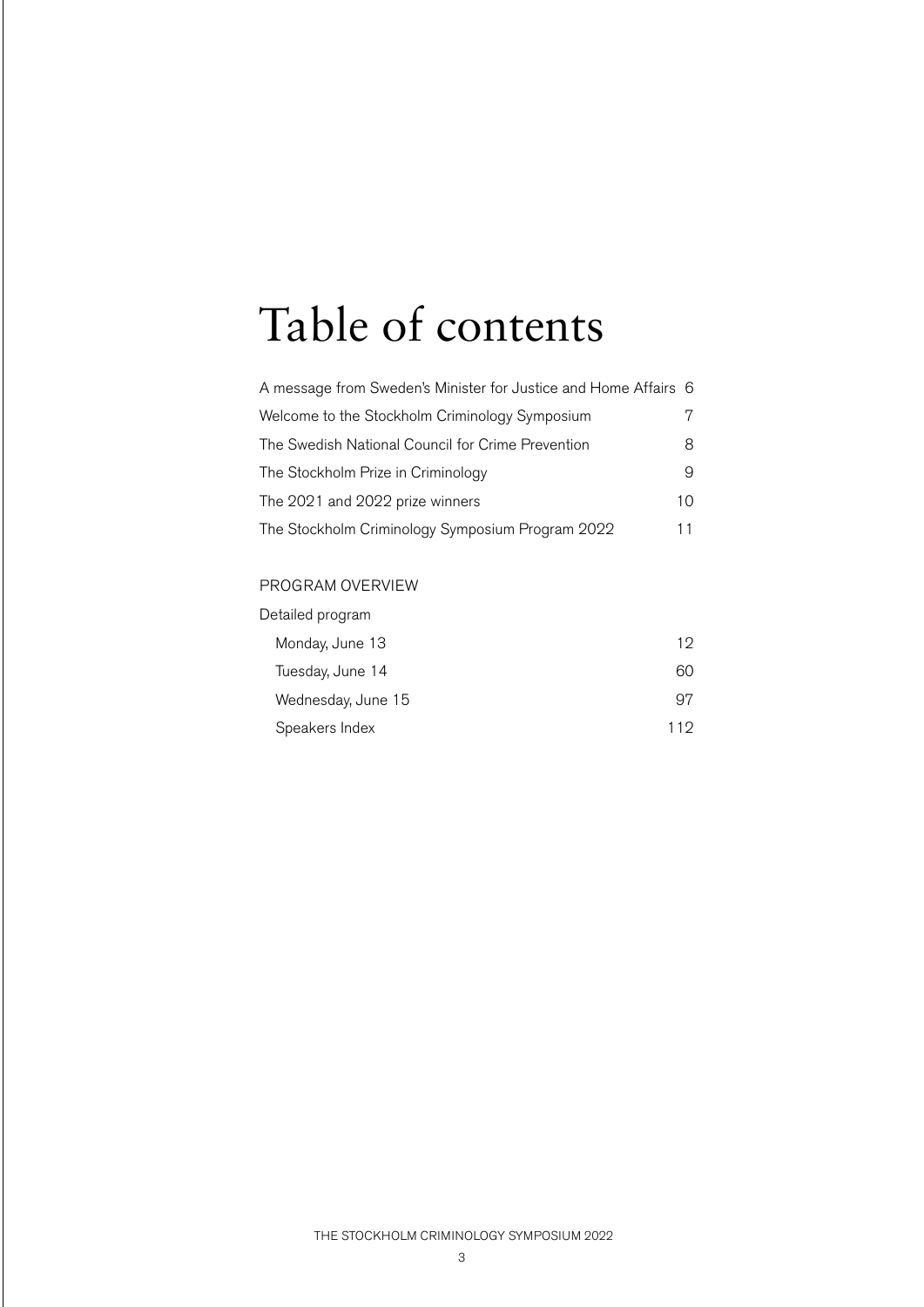# Table of contents

| | |
|---|---|
| A message from Sweden's Minister for Justice and Home Affairs | 6 |
| Welcome to the Stockholm Criminology Symposium | 7 |
| The Swedish National Council for Crime Prevention | 8 |
| The Stockholm Prize in Criminology | 9 |
| The 2021 and 2022 prize winners | 10 |
| The Stockholm Criminology Symposium Program 2022 | 11 |

PROGRAM OVERVIEW

Detailed program

| | |
|---|---|
| Monday, June 13 | 12 |
| Tuesday, June 14 | 60 |
| Wednesday, June 15 | 97 |
| Speakers Index | 112 |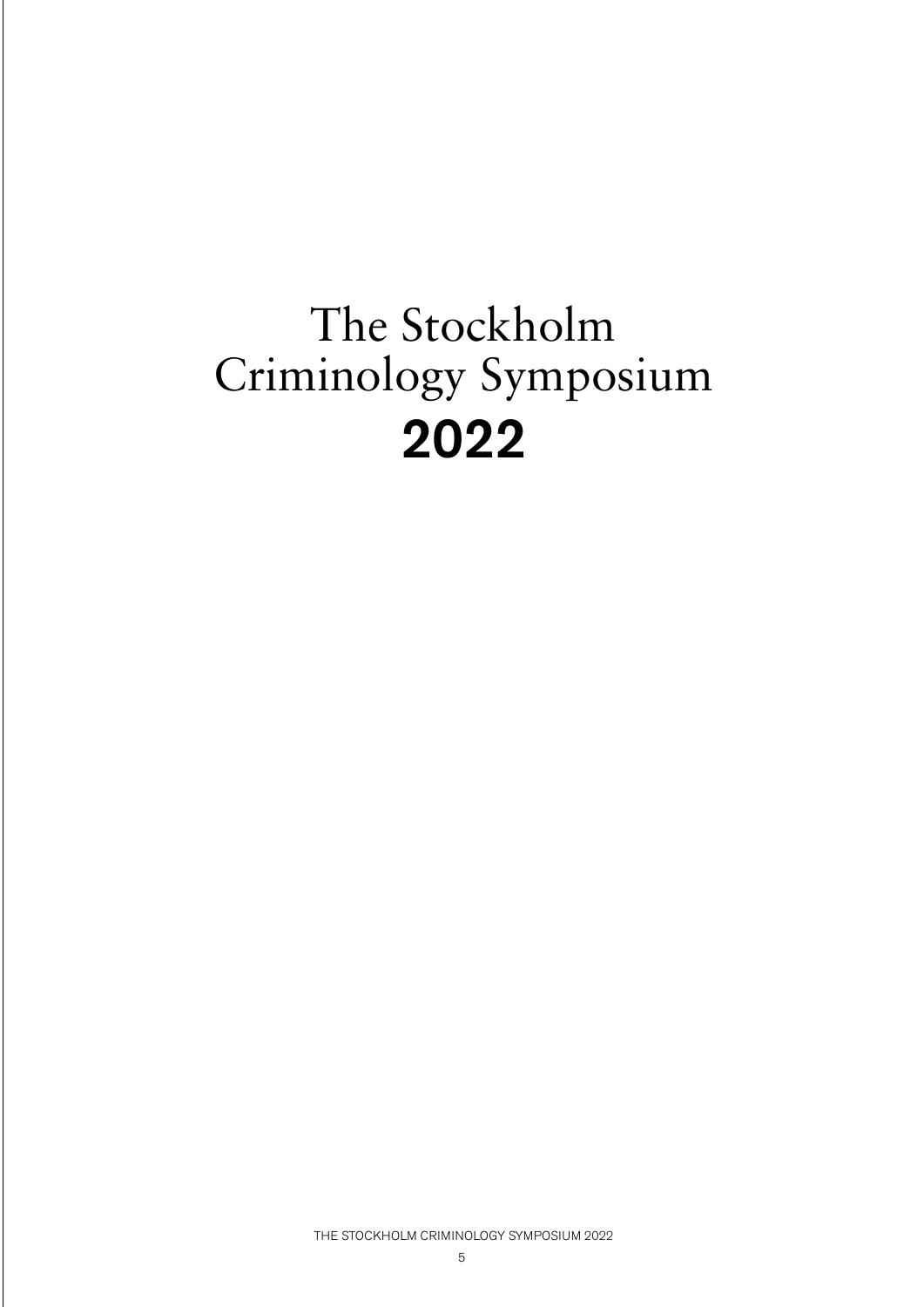# The Stockholm Criminology Symposium 2022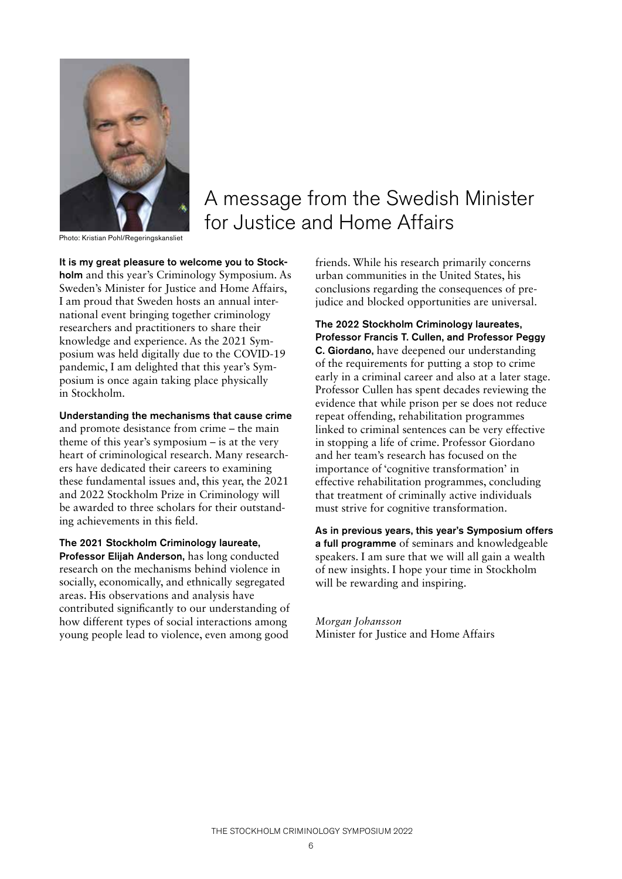Photo: Kristian Pohl/Regeringskansliet

# A message from the Swedish Minister for Justice and Home Affairs

**It is my great pleasure to welcome you to Stockholm** and this year's Criminology Symposium. As Sweden's Minister for Justice and Home Affairs, I am proud that Sweden hosts an annual international event bringing together criminology researchers and practitioners to share their knowledge and experience. As the 2021 Symposium was held digitally due to the COVID-19 pandemic, I am delighted that this year's Symposium is once again taking place physically in Stockholm.

**Understanding the mechanisms that cause crime** and promote desistance from crime – the main theme of this year's symposium – is at the very heart of criminological research. Many researchers have dedicated their careers to examining these fundamental issues and, this year, the 2021 and 2022 Stockholm Prize in Criminology will be awarded to three scholars for their outstanding achievements in this field.

**The 2021 Stockholm Criminology laureate, Professor Elijah Anderson,** has long conducted research on the mechanisms behind violence in socially, economically, and ethnically segregated areas. His observations and analysis have contributed significantly to our understanding of how different types of social interactions among young people lead to violence, even among good friends. While his research primarily concerns urban communities in the United States, his conclusions regarding the consequences of prejudice and blocked opportunities are universal.

**The 2022 Stockholm Criminology laureates, Professor Francis T. Cullen, and Professor Peggy C. Giordano,** have deepened our understanding of the requirements for putting a stop to crime early in a criminal career and also at a later stage. Professor Cullen has spent decades reviewing the evidence that while prison per se does not reduce repeat offending, rehabilitation programmes linked to criminal sentences can be very effective in stopping a life of crime. Professor Giordano and her team's research has focused on the importance of 'cognitive transformation' in effective rehabilitation programmes, concluding that treatment of criminally active individuals must strive for cognitive transformation.

**As in previous years, this year's Symposium offers a full programme** of seminars and knowledgeable speakers. I am sure that we will all gain a wealth of new insights. I hope your time in Stockholm will be rewarding and inspiring.

*Morgan Johansson*
Minister for Justice and Home Affairs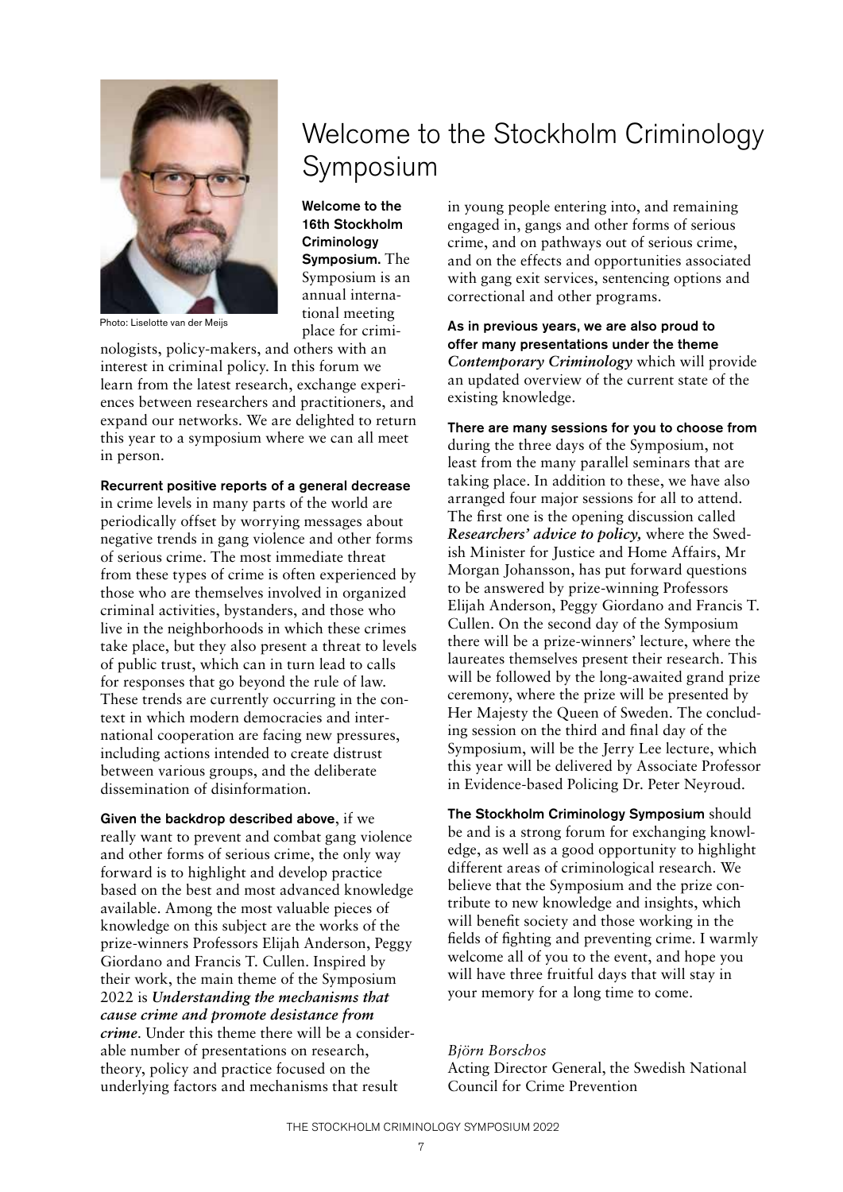# Welcome to the Stockholm Criminology Symposium

Photo: Liselotte van der Meijs

**Welcome to the 16th Stockholm Criminology Symposium.** The Symposium is an annual international meeting place for criminologists, policy-makers, and others with an interest in criminal policy. In this forum we learn from the latest research, exchange experiences between researchers and practitioners, and expand our networks. We are delighted to return this year to a symposium where we can all meet in person.

**Recurrent positive reports of a general decrease** in crime levels in many parts of the world are periodically offset by worrying messages about negative trends in gang violence and other forms of serious crime. The most immediate threat from these types of crime is often experienced by those who are themselves involved in organized criminal activities, bystanders, and those who live in the neighborhoods in which these crimes take place, but they also present a threat to levels of public trust, which can in turn lead to calls for responses that go beyond the rule of law. These trends are currently occurring in the context in which modern democracies and international cooperation are facing new pressures, including actions intended to create distrust between various groups, and the deliberate dissemination of disinformation.

**Given the backdrop described above**, if we really want to prevent and combat gang violence and other forms of serious crime, the only way forward is to highlight and develop practice based on the best and most advanced knowledge available. Among the most valuable pieces of knowledge on this subject are the works of the prize-winners Professors Elijah Anderson, Peggy Giordano and Francis T. Cullen. Inspired by their work, the main theme of the Symposium 2022 is ***Understanding the mechanisms that cause crime and promote desistance from crime***. Under this theme there will be a considerable number of presentations on research, theory, policy and practice focused on the underlying factors and mechanisms that result in young people entering into, and remaining engaged in, gangs and other forms of serious crime, and on pathways out of serious crime, and on the effects and opportunities associated with gang exit services, sentencing options and correctional and other programs.

**As in previous years, we are also proud to offer many presentations under the theme** ***Contemporary Criminology*** which will provide an updated overview of the current state of the existing knowledge.

**There are many sessions for you to choose from** during the three days of the Symposium, not least from the many parallel seminars that are taking place. In addition to these, we have also arranged four major sessions for all to attend. The first one is the opening discussion called ***Researchers' advice to policy,*** where the Swedish Minister for Justice and Home Affairs, Mr Morgan Johansson, has put forward questions to be answered by prize-winning Professors Elijah Anderson, Peggy Giordano and Francis T. Cullen. On the second day of the Symposium there will be a prize-winners' lecture, where the laureates themselves present their research. This will be followed by the long-awaited grand prize ceremony, where the prize will be presented by Her Majesty the Queen of Sweden. The concluding session on the third and final day of the Symposium, will be the Jerry Lee lecture, which this year will be delivered by Associate Professor in Evidence-based Policing Dr. Peter Neyroud.

**The Stockholm Criminology Symposium** should be and is a strong forum for exchanging knowledge, as well as a good opportunity to highlight different areas of criminological research. We believe that the Symposium and the prize contribute to new knowledge and insights, which will benefit society and those working in the fields of fighting and preventing crime. I warmly welcome all of you to the event, and hope you will have three fruitful days that will stay in your memory for a long time to come.

*Björn Borschos*
Acting Director General, the Swedish National Council for Crime Prevention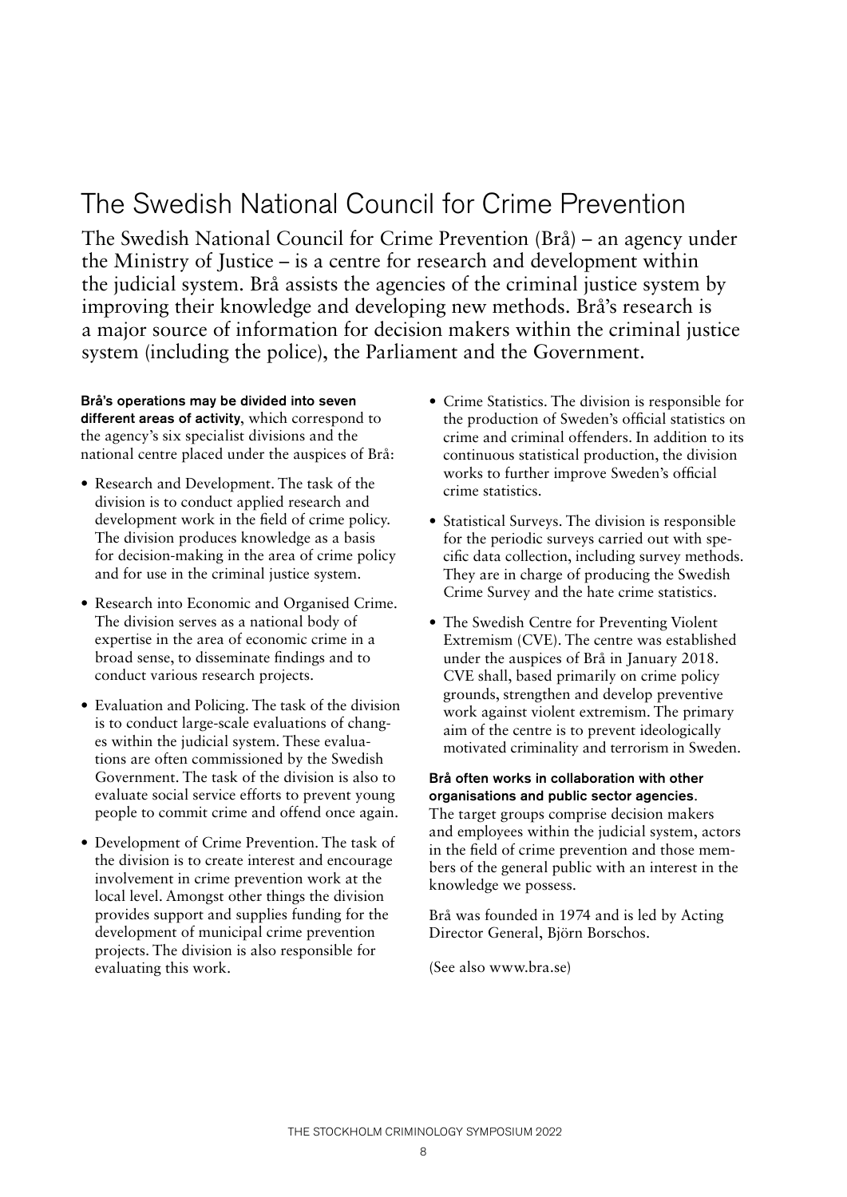# The Swedish National Council for Crime Prevention

The Swedish National Council for Crime Prevention (Brå) – an agency under the Ministry of Justice – is a centre for research and development within the judicial system. Brå assists the agencies of the criminal justice system by improving their knowledge and developing new methods. Brå's research is a major source of information for decision makers within the criminal justice system (including the police), the Parliament and the Government.

**Brå's operations may be divided into seven different areas of activity,** which correspond to the agency's six specialist divisions and the national centre placed under the auspices of Brå:

- Research and Development. The task of the division is to conduct applied research and development work in the field of crime policy. The division produces knowledge as a basis for decision-making in the area of crime policy and for use in the criminal justice system.
- Research into Economic and Organised Crime. The division serves as a national body of expertise in the area of economic crime in a broad sense, to disseminate findings and to conduct various research projects.
- Evaluation and Policing. The task of the division is to conduct large-scale evaluations of changes within the judicial system. These evaluations are often commissioned by the Swedish Government. The task of the division is also to evaluate social service efforts to prevent young people to commit crime and offend once again.
- Development of Crime Prevention. The task of the division is to create interest and encourage involvement in crime prevention work at the local level. Amongst other things the division provides support and supplies funding for the development of municipal crime prevention projects. The division is also responsible for evaluating this work.
- Crime Statistics. The division is responsible for the production of Sweden's official statistics on crime and criminal offenders. In addition to its continuous statistical production, the division works to further improve Sweden's official crime statistics.
- Statistical Surveys. The division is responsible for the periodic surveys carried out with specific data collection, including survey methods. They are in charge of producing the Swedish Crime Survey and the hate crime statistics.
- The Swedish Centre for Preventing Violent Extremism (CVE). The centre was established under the auspices of Brå in January 2018. CVE shall, based primarily on crime policy grounds, strengthen and develop preventive work against violent extremism. The primary aim of the centre is to prevent ideologically motivated criminality and terrorism in Sweden.

**Brå often works in collaboration with other organisations and public sector agencies.** The target groups comprise decision makers and employees within the judicial system, actors in the field of crime prevention and those members of the general public with an interest in the knowledge we possess.

Brå was founded in 1974 and is led by Acting Director General, Björn Borschos.

(See also www.bra.se)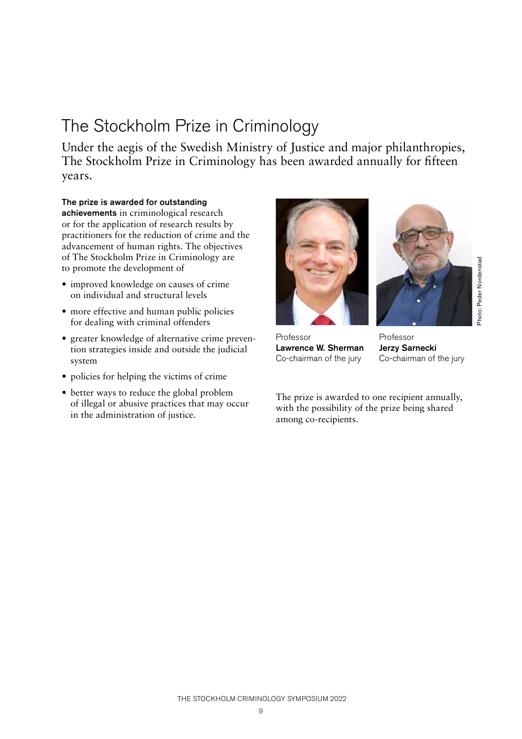# The Stockholm Prize in Criminology

Under the aegis of the Swedish Ministry of Justice and major philanthropies, The Stockholm Prize in Criminology has been awarded annually for fifteen years.

**The prize is awarded for outstanding achievements** in criminological research or for the application of research results by practitioners for the reduction of crime and the advancement of human rights. The objectives of The Stockholm Prize in Criminology are to promote the development of

- improved knowledge on causes of crime on individual and structural levels
- more effective and human public policies for dealing with criminal offenders
- greater knowledge of alternative crime prevention strategies inside and outside the judicial system
- policies for helping the victims of crime
- better ways to reduce the global problem of illegal or abusive practices that may occur in the administration of justice.

Professor
**Lawrence W. Sherman**
Co-chairman of the jury

Professor
**Jerzy Sarnecki**
Co-chairman of the jury

Photo: Peder Nordenstad

The prize is awarded to one recipient annually, with the possibility of the prize being shared among co-recipients.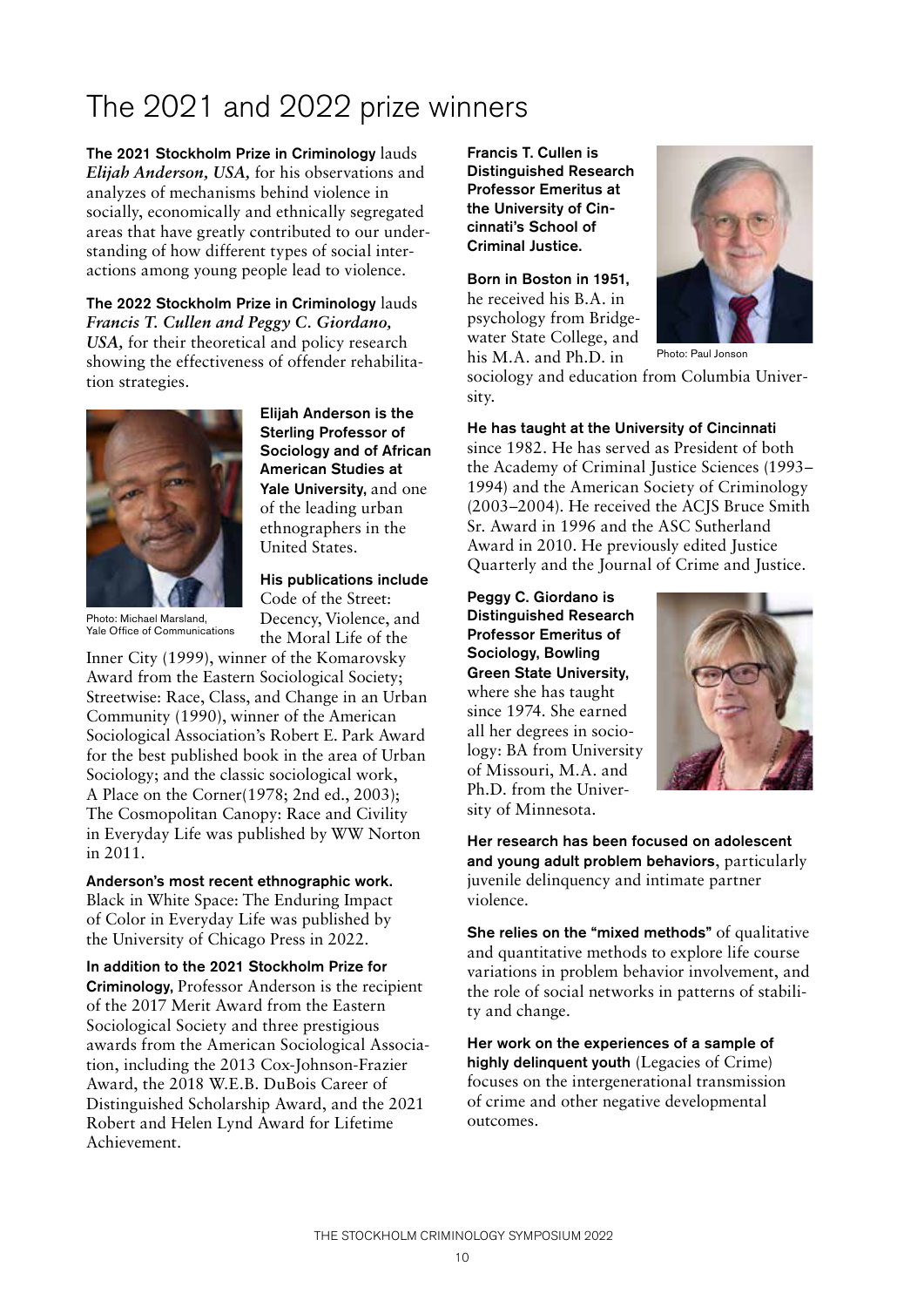# The 2021 and 2022 prize winners

**The 2021 Stockholm Prize in Criminology** lauds ***Elijah Anderson, USA,*** for his observations and analyzes of mechanisms behind violence in socially, economically and ethnically segregated areas that have greatly contributed to our understanding of how different types of social interactions among young people lead to violence.

**The 2022 Stockholm Prize in Criminology** lauds ***Francis T. Cullen and Peggy C. Giordano, USA,*** for their theoretical and policy research showing the effectiveness of offender rehabilitation strategies.

Photo: Michael Marsland, Yale Office of Communications

**Elijah Anderson is the Sterling Professor of Sociology and of African American Studies at Yale University,** and one of the leading urban ethnographers in the United States.

**His publications include** Code of the Street: Decency, Violence, and the Moral Life of the Inner City (1999), winner of the Komarovsky Award from the Eastern Sociological Society; Streetwise: Race, Class, and Change in an Urban Community (1990), winner of the American Sociological Association's Robert E. Park Award for the best published book in the area of Urban Sociology; and the classic sociological work, A Place on the Corner(1978; 2nd ed., 2003); The Cosmopolitan Canopy: Race and Civility in Everyday Life was published by WW Norton in 2011.

**Anderson's most recent ethnographic work.** Black in White Space: The Enduring Impact of Color in Everyday Life was published by the University of Chicago Press in 2022.

**In addition to the 2021 Stockholm Prize for Criminology,** Professor Anderson is the recipient of the 2017 Merit Award from the Eastern Sociological Society and three prestigious awards from the American Sociological Association, including the 2013 Cox-Johnson-Frazier Award, the 2018 W.E.B. DuBois Career of Distinguished Scholarship Award, and the 2021 Robert and Helen Lynd Award for Lifetime Achievement.

**Francis T. Cullen is Distinguished Research Professor Emeritus at the University of Cincinnati's School of Criminal Justice.**

Photo: Paul Jonson

**Born in Boston in 1951,** he received his B.A. in psychology from Bridgewater State College, and his M.A. and Ph.D. in sociology and education from Columbia University.

**He has taught at the University of Cincinnati** since 1982. He has served as President of both the Academy of Criminal Justice Sciences (1993–1994) and the American Society of Criminology (2003–2004). He received the ACJS Bruce Smith Sr. Award in 1996 and the ASC Sutherland Award in 2010. He previously edited Justice Quarterly and the Journal of Crime and Justice.

**Peggy C. Giordano is Distinguished Research Professor Emeritus of Sociology, Bowling Green State University,** where she has taught since 1974. She earned all her degrees in sociology: BA from University of Missouri, M.A. and Ph.D. from the University of Minnesota.

**Her research has been focused on adolescent and young adult problem behaviors**, particularly juvenile delinquency and intimate partner violence.

**She relies on the "mixed methods"** of qualitative and quantitative methods to explore life course variations in problem behavior involvement, and the role of social networks in patterns of stability and change.

**Her work on the experiences of a sample of highly delinquent youth** (Legacies of Crime) focuses on the intergenerational transmission of crime and other negative developmental outcomes.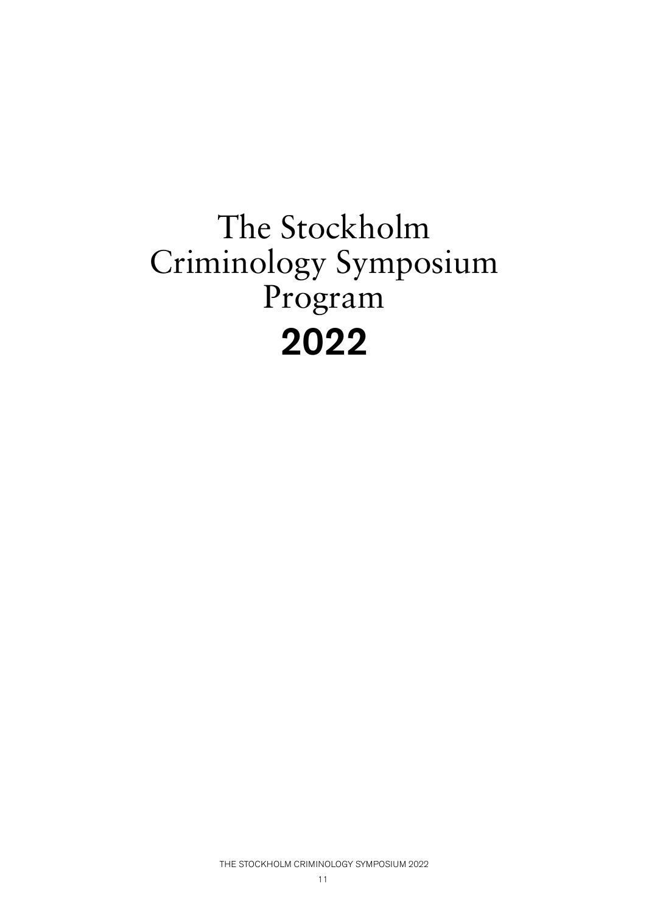# The Stockholm Criminology Symposium Program

# 2022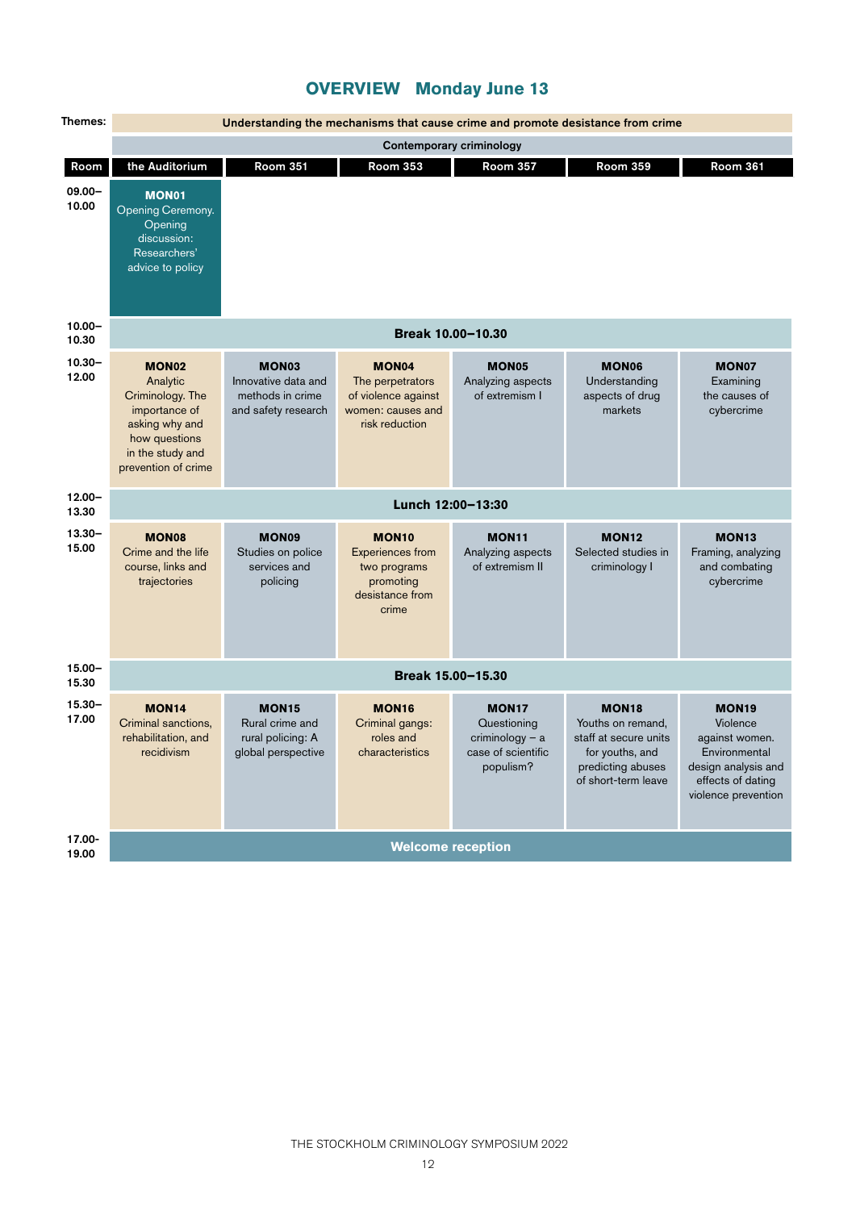# OVERVIEW Monday June 13

**Themes:** Understanding the mechanisms that cause crime and promote desistance from crime

Contemporary criminology

| Room | the Auditorium | Room 351 | Room 353 | Room 357 | Room 359 | Room 361 |
|---|---|---|---|---|---|---|
| 09.00–10.00 | **MON01** Opening Ceremony. Opening discussion: Researchers' advice to policy | | | | | |
| 10.00–10.30 | **Break 10.00–10.30** | | | | | |
| 10.30–12.00 | **MON02** Analytic Criminology. The importance of asking why and how questions in the study and prevention of crime | **MON03** Innovative data and methods in crime and safety research | **MON04** The perpetrators of violence against women: causes and risk reduction | **MON05** Analyzing aspects of extremism I | **MON06** Understanding aspects of drug markets | **MON07** Examining the causes of cybercrime |
| 12.00–13.30 | **Lunch 12:00–13:30** | | | | | |
| 13.30–15.00 | **MON08** Crime and the life course, links and trajectories | **MON09** Studies on police services and policing | **MON10** Experiences from two programs promoting desistance from crime | **MON11** Analyzing aspects of extremism II | **MON12** Selected studies in criminology I | **MON13** Framing, analyzing and combating cybercrime |
| 15.00–15.30 | **Break 15.00–15.30** | | | | | |
| 15.30–17.00 | **MON14** Criminal sanctions, rehabilitation, and recidivism | **MON15** Rural crime and rural policing: A global perspective | **MON16** Criminal gangs: roles and characteristics | **MON17** Questioning criminology – a case of scientific populism? | **MON18** Youths on remand, staff at secure units for youths, and predicting abuses of short-term leave | **MON19** Violence against women. Environmental design analysis and effects of dating violence prevention |
| 17.00-19.00 | **Welcome reception** | | | | | |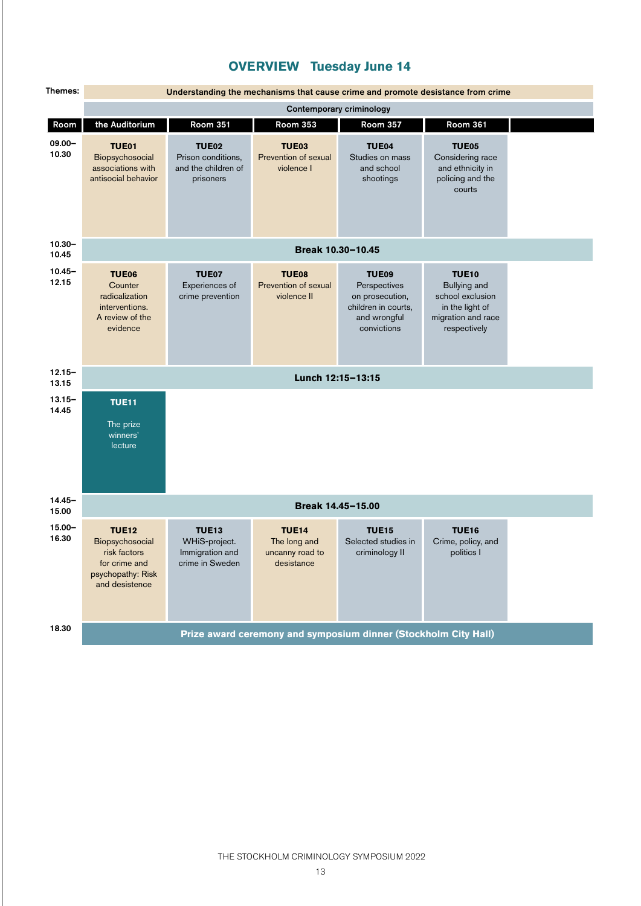# OVERVIEW Tuesday June 14

**Themes:**

- Understanding the mechanisms that cause crime and promote desistance from crime
- Contemporary criminology

| Room | the Auditorium | Room 351 | Room 353 | Room 357 | Room 361 |
|---|---|---|---|---|---|
| 09.00–10.30 | **TUE01** Biopsychosocial associations with antisocial behavior | **TUE02** Prison conditions, and the children of prisoners | **TUE03** Prevention of sexual violence I | **TUE04** Studies on mass and school shootings | **TUE05** Considering race and ethnicity in policing and the courts |
| 10.30–10.45 | **Break 10.30–10.45** | | | | |
| 10.45–12.15 | **TUE06** Counter radicalization interventions. A review of the evidence | **TUE07** Experiences of crime prevention | **TUE08** Prevention of sexual violence II | **TUE09** Perspectives on prosecution, children in courts, and wrongful convictions | **TUE10** Bullying and school exclusion in the light of migration and race respectively |
| 12.15–13.15 | **Lunch 12:15–13:15** | | | | |
| 13.15–14.45 | **TUE11** The prize winners' lecture | | | | |
| 14.45–15.00 | **Break 14.45–15.00** | | | | |
| 15.00–16.30 | **TUE12** Biopsychosocial risk factors for crime and psychopathy: Risk and desistence | **TUE13** WHiS-project. Immigration and crime in Sweden | **TUE14** The long and uncanny road to desistance | **TUE15** Selected studies in criminology II | **TUE16** Crime, policy, and politics I |
| 18.30 | **Prize award ceremony and symposium dinner (Stockholm City Hall)** | | | | |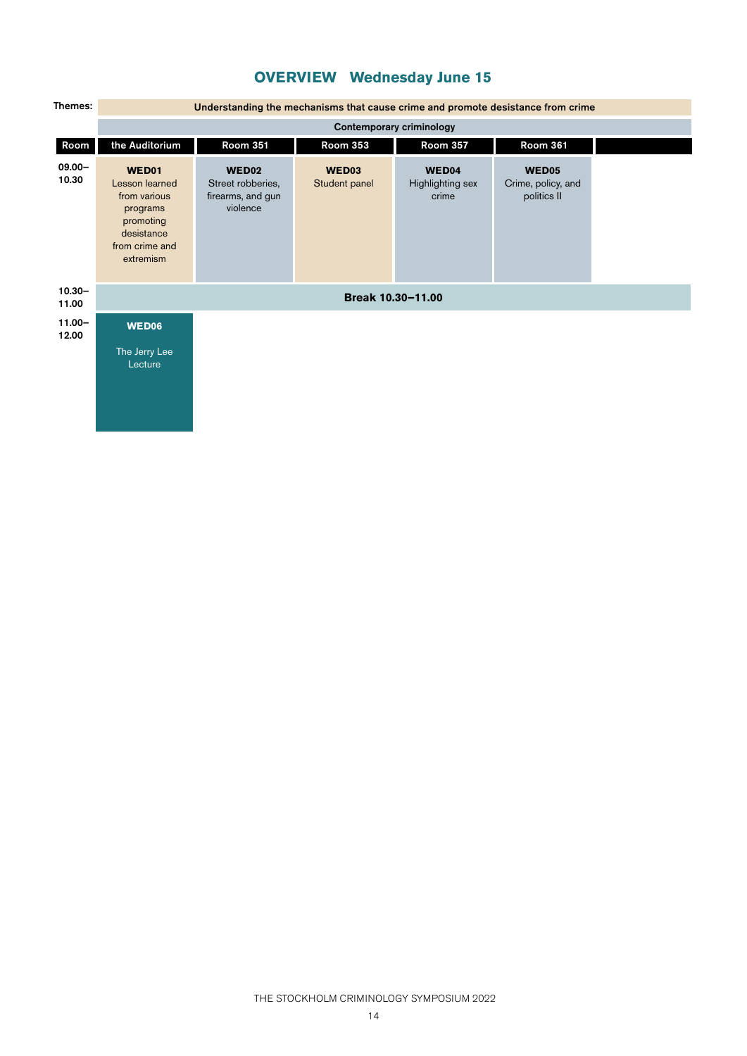# OVERVIEW Wednesday June 15

Themes:
- Understanding the mechanisms that cause crime and promote desistance from crime
- Contemporary criminology

| Room | the Auditorium | Room 351 | Room 353 | Room 357 | Room 361 | |
|---|---|---|---|---|---|---|
| 09.00–10.30 | **WED01** Lesson learned from various programs promoting desistance from crime and extremism | **WED02** Street robberies, firearms, and gun violence | **WED03** Student panel | **WED04** Highlighting sex crime | **WED05** Crime, policy, and politics II | |
| 10.30–11.00 | **Break 10.30–11.00** | | | | | |
| 11.00–12.00 | **WED06** The Jerry Lee Lecture | | | | | |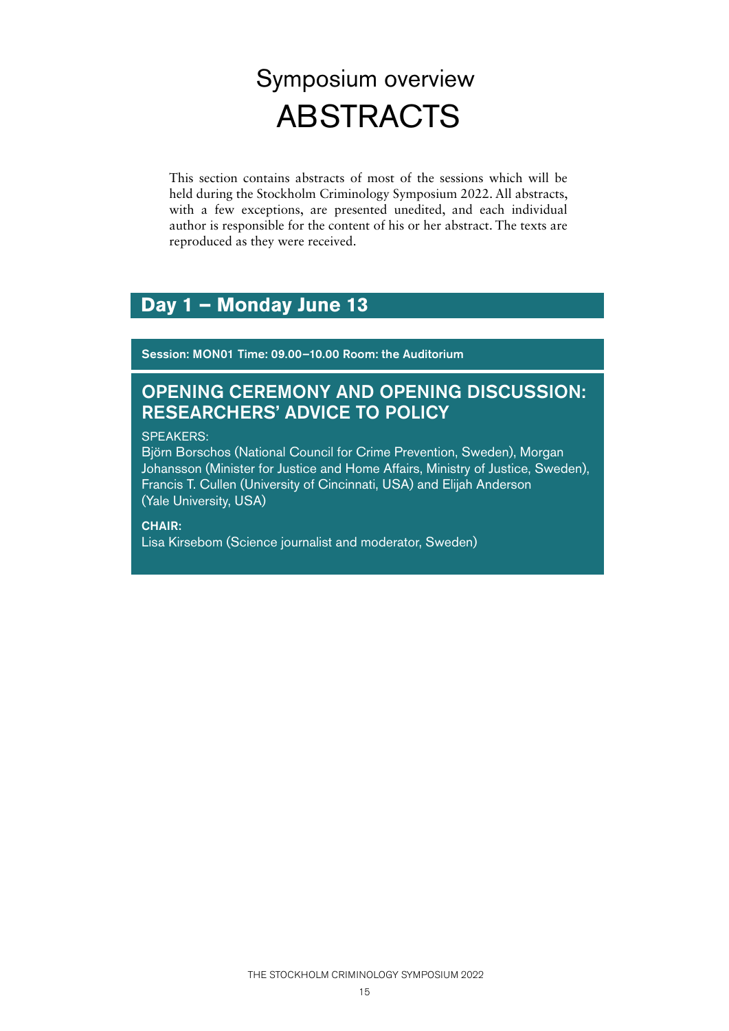# Symposium overview
# ABSTRACTS

This section contains abstracts of most of the sessions which will be held during the Stockholm Criminology Symposium 2022. All abstracts, with a few exceptions, are presented unedited, and each individual author is responsible for the content of his or her abstract. The texts are reproduced as they were received.

## Day 1 – Monday June 13

**Session: MON01 Time: 09.00–10.00 Room: the Auditorium**

### OPENING CEREMONY AND OPENING DISCUSSION: RESEARCHERS' ADVICE TO POLICY

SPEAKERS:
Björn Borschos (National Council for Crime Prevention, Sweden), Morgan Johansson (Minister for Justice and Home Affairs, Ministry of Justice, Sweden), Francis T. Cullen (University of Cincinnati, USA) and Elijah Anderson (Yale University, USA)

**CHAIR:**
Lisa Kirsebom (Science journalist and moderator, Sweden)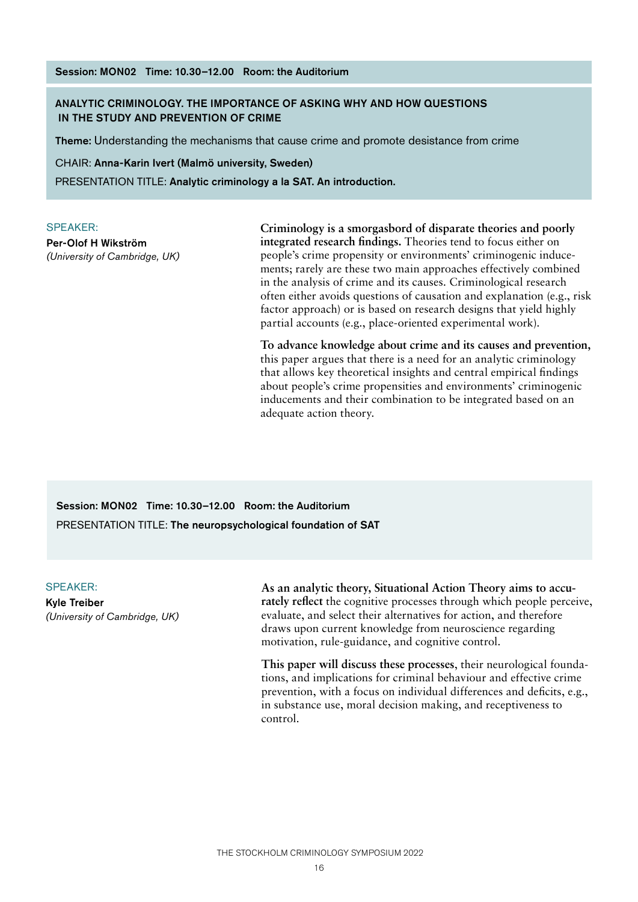**Session: MON02 Time: 10.30–12.00 Room: the Auditorium**

## ANALYTIC CRIMINOLOGY. THE IMPORTANCE OF ASKING WHY AND HOW QUESTIONS IN THE STUDY AND PREVENTION OF CRIME

**Theme:** Understanding the mechanisms that cause crime and promote desistance from crime

CHAIR: **Anna-Karin Ivert (Malmö university, Sweden)**

PRESENTATION TITLE: **Analytic criminology a la SAT. An introduction.**

SPEAKER:
**Per-Olof H Wikström**
*(University of Cambridge, UK)*

**Criminology is a smorgasbord of disparate theories and poorly integrated research findings.** Theories tend to focus either on people's crime propensity or environments' criminogenic inducements; rarely are these two main approaches effectively combined in the analysis of crime and its causes. Criminological research often either avoids questions of causation and explanation (e.g., risk factor approach) or is based on research designs that yield highly partial accounts (e.g., place-oriented experimental work).

**To advance knowledge about crime and its causes and prevention,** this paper argues that there is a need for an analytic criminology that allows key theoretical insights and central empirical findings about people's crime propensities and environments' criminogenic inducements and their combination to be integrated based on an adequate action theory.

---

**Session: MON02 Time: 10.30–12.00 Room: the Auditorium**

PRESENTATION TITLE: **The neuropsychological foundation of SAT**

SPEAKER:
**Kyle Treiber**
*(University of Cambridge, UK)*

**As an analytic theory, Situational Action Theory aims to accurately reflect** the cognitive processes through which people perceive, evaluate, and select their alternatives for action, and therefore draws upon current knowledge from neuroscience regarding motivation, rule-guidance, and cognitive control.

**This paper will discuss these processes**, their neurological foundations, and implications for criminal behaviour and effective crime prevention, with a focus on individual differences and deficits, e.g., in substance use, moral decision making, and receptiveness to control.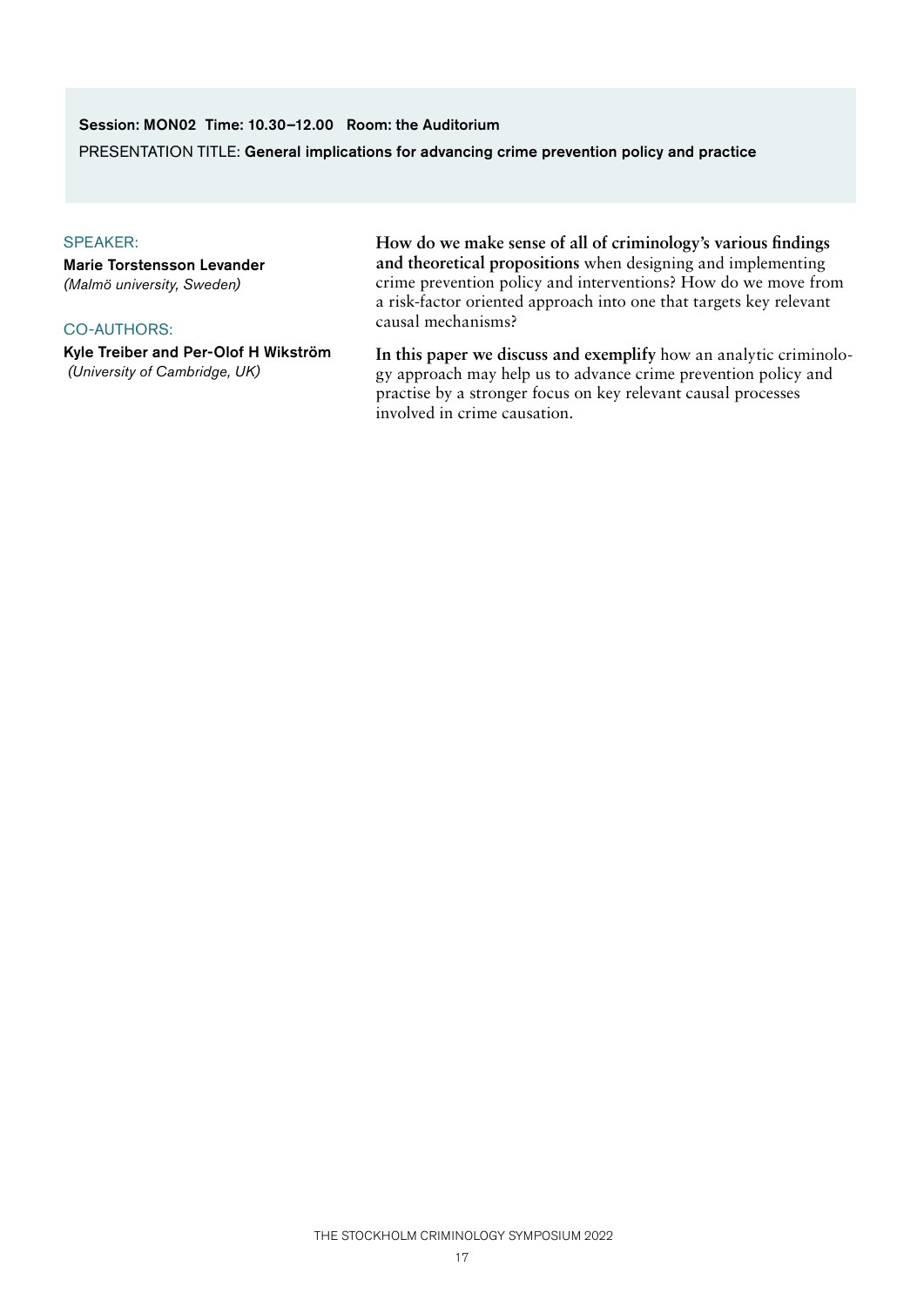**Session: MON02 Time: 10.30–12.00 Room: the Auditorium**

PRESENTATION TITLE: **General implications for advancing crime prevention policy and practice**

SPEAKER:

**Marie Torstensson Levander**
*(Malmö university, Sweden)*

CO-AUTHORS:

**Kyle Treiber and Per-Olof H Wikström**
*(University of Cambridge, UK)*

**How do we make sense of all of criminology's various findings and theoretical propositions** when designing and implementing crime prevention policy and interventions? How do we move from a risk-factor oriented approach into one that targets key relevant causal mechanisms?

**In this paper we discuss and exemplify** how an analytic criminology approach may help us to advance crime prevention policy and practise by a stronger focus on key relevant causal processes involved in crime causation.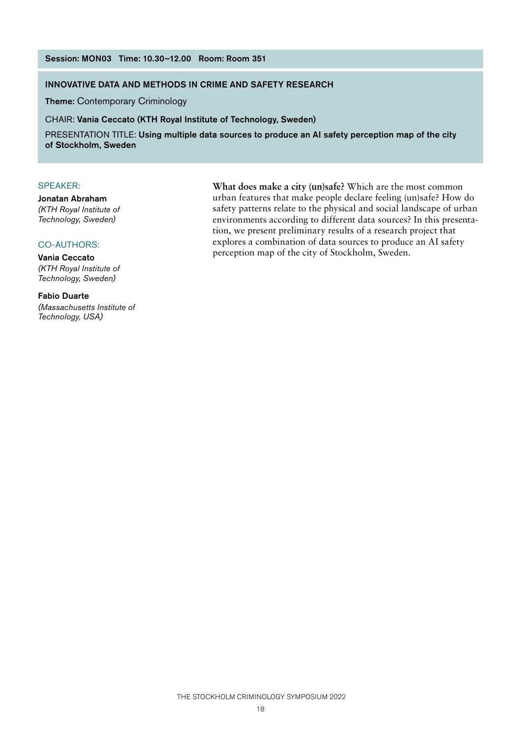**Session: MON03 Time: 10.30–12.00 Room: Room 351**

## INNOVATIVE DATA AND METHODS IN CRIME AND SAFETY RESEARCH

**Theme:** Contemporary Criminology

CHAIR: **Vania Ceccato (KTH Royal Institute of Technology, Sweden)**

PRESENTATION TITLE: **Using multiple data sources to produce an AI safety perception map of the city of Stockholm, Sweden**

SPEAKER:

**Jonatan Abraham**
*(KTH Royal Institute of Technology, Sweden)*

CO-AUTHORS:

**Vania Ceccato**
*(KTH Royal Institute of Technology, Sweden)*

**Fabio Duarte**
*(Massachusetts Institute of Technology, USA)*

**What does make a city (un)safe?** Which are the most common urban features that make people declare feeling (un)safe? How do safety patterns relate to the physical and social landscape of urban environments according to different data sources? In this presentation, we present preliminary results of a research project that explores a combination of data sources to produce an AI safety perception map of the city of Stockholm, Sweden.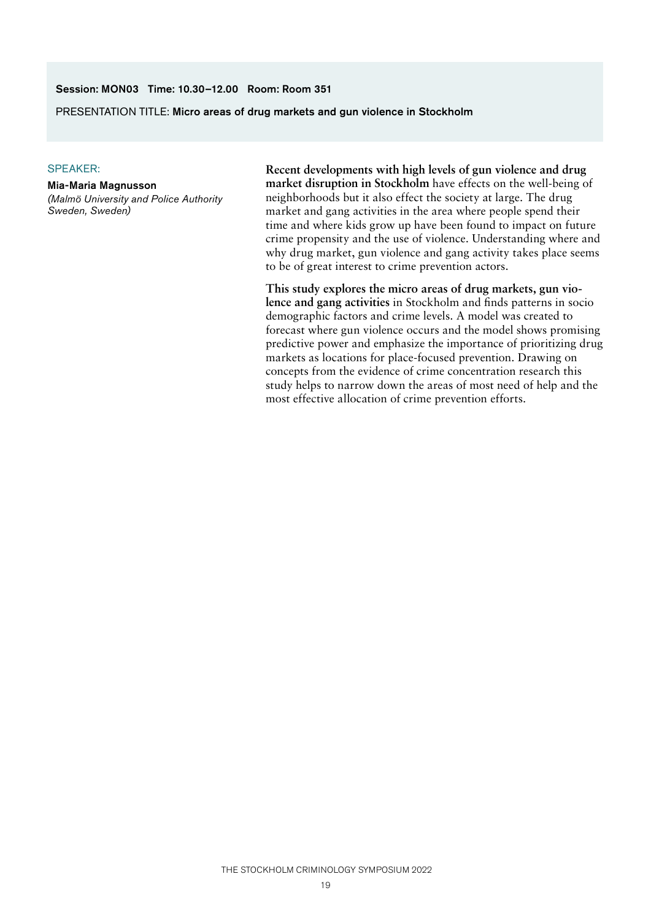**Session: MON03 Time: 10.30–12.00 Room: Room 351**

PRESENTATION TITLE: **Micro areas of drug markets and gun violence in Stockholm**

SPEAKER:

**Mia-Maria Magnusson**
*(Malmö University and Police Authority Sweden, Sweden)*

**Recent developments with high levels of gun violence and drug market disruption in Stockholm** have effects on the well-being of neighborhoods but it also effect the society at large. The drug market and gang activities in the area where people spend their time and where kids grow up have been found to impact on future crime propensity and the use of violence. Understanding where and why drug market, gun violence and gang activity takes place seems to be of great interest to crime prevention actors.

**This study explores the micro areas of drug markets, gun violence and gang activities** in Stockholm and finds patterns in socio demographic factors and crime levels. A model was created to forecast where gun violence occurs and the model shows promising predictive power and emphasize the importance of prioritizing drug markets as locations for place-focused prevention. Drawing on concepts from the evidence of crime concentration research this study helps to narrow down the areas of most need of help and the most effective allocation of crime prevention efforts.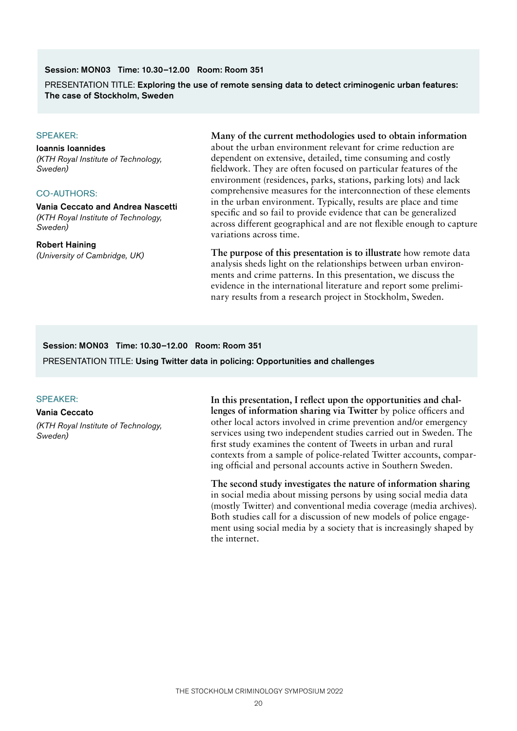**Session: MON03 Time: 10.30–12.00 Room: Room 351**

PRESENTATION TITLE: **Exploring the use of remote sensing data to detect criminogenic urban features: The case of Stockholm, Sweden**

SPEAKER:

**Ioannis Ioannides**
*(KTH Royal Institute of Technology, Sweden)*

CO-AUTHORS:

**Vania Ceccato and Andrea Nascetti**
*(KTH Royal Institute of Technology, Sweden)*

**Robert Haining**
*(University of Cambridge, UK)*

**Many of the current methodologies used to obtain information** about the urban environment relevant for crime reduction are dependent on extensive, detailed, time consuming and costly fieldwork. They are often focused on particular features of the environment (residences, parks, stations, parking lots) and lack comprehensive measures for the interconnection of these elements in the urban environment. Typically, results are place and time specific and so fail to provide evidence that can be generalized across different geographical and are not flexible enough to capture variations across time.

**The purpose of this presentation is to illustrate** how remote data analysis sheds light on the relationships between urban environments and crime patterns. In this presentation, we discuss the evidence in the international literature and report some preliminary results from a research project in Stockholm, Sweden.

**Session: MON03 Time: 10.30–12.00 Room: Room 351**

PRESENTATION TITLE: **Using Twitter data in policing: Opportunities and challenges**

SPEAKER:

**Vania Ceccato**
*(KTH Royal Institute of Technology, Sweden)*

**In this presentation, I reflect upon the opportunities and challenges of information sharing via Twitter** by police officers and other local actors involved in crime prevention and/or emergency services using two independent studies carried out in Sweden. The first study examines the content of Tweets in urban and rural contexts from a sample of police-related Twitter accounts, comparing official and personal accounts active in Southern Sweden.

**The second study investigates the nature of information sharing** in social media about missing persons by using social media data (mostly Twitter) and conventional media coverage (media archives). Both studies call for a discussion of new models of police engagement using social media by a society that is increasingly shaped by the internet.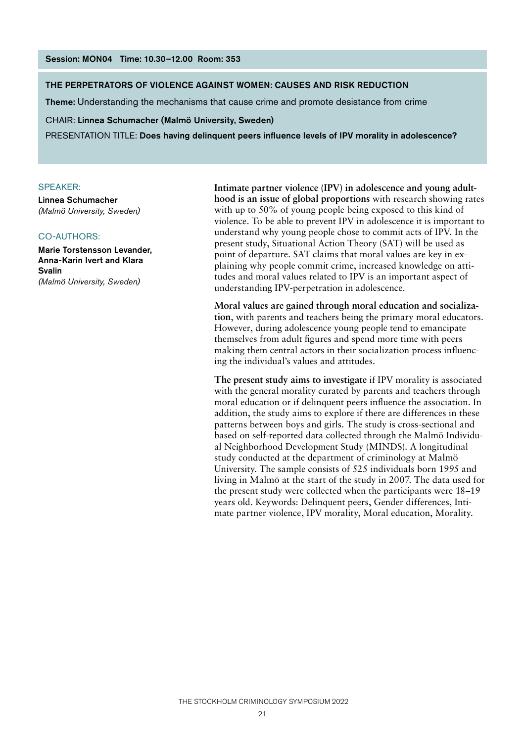**Session: MON04 Time: 10.30–12.00 Room: 353**

## THE PERPETRATORS OF VIOLENCE AGAINST WOMEN: CAUSES AND RISK REDUCTION

**Theme:** Understanding the mechanisms that cause crime and promote desistance from crime

CHAIR: **Linnea Schumacher (Malmö University, Sweden)**

PRESENTATION TITLE: **Does having delinquent peers influence levels of IPV morality in adolescence?**

SPEAKER:

**Linnea Schumacher**
*(Malmö University, Sweden)*

CO-AUTHORS:

**Marie Torstensson Levander, Anna-Karin Ivert and Klara Svalin**
*(Malmö University, Sweden)*

**Intimate partner violence (IPV) in adolescence and young adulthood is an issue of global proportions** with research showing rates with up to 50% of young people being exposed to this kind of violence. To be able to prevent IPV in adolescence it is important to understand why young people chose to commit acts of IPV. In the present study, Situational Action Theory (SAT) will be used as point of departure. SAT claims that moral values are key in explaining why people commit crime, increased knowledge on attitudes and moral values related to IPV is an important aspect of understanding IPV-perpetration in adolescence.

**Moral values are gained through moral education and socialization**, with parents and teachers being the primary moral educators. However, during adolescence young people tend to emancipate themselves from adult figures and spend more time with peers making them central actors in their socialization process influencing the individual's values and attitudes.

**The present study aims to investigate** if IPV morality is associated with the general morality curated by parents and teachers through moral education or if delinquent peers influence the association. In addition, the study aims to explore if there are differences in these patterns between boys and girls. The study is cross-sectional and based on self-reported data collected through the Malmö Individual Neighborhood Development Study (MINDS). A longitudinal study conducted at the department of criminology at Malmö University. The sample consists of 525 individuals born 1995 and living in Malmö at the start of the study in 2007. The data used for the present study were collected when the participants were 18–19 years old. Keywords: Delinquent peers, Gender differences, Intimate partner violence, IPV morality, Moral education, Morality.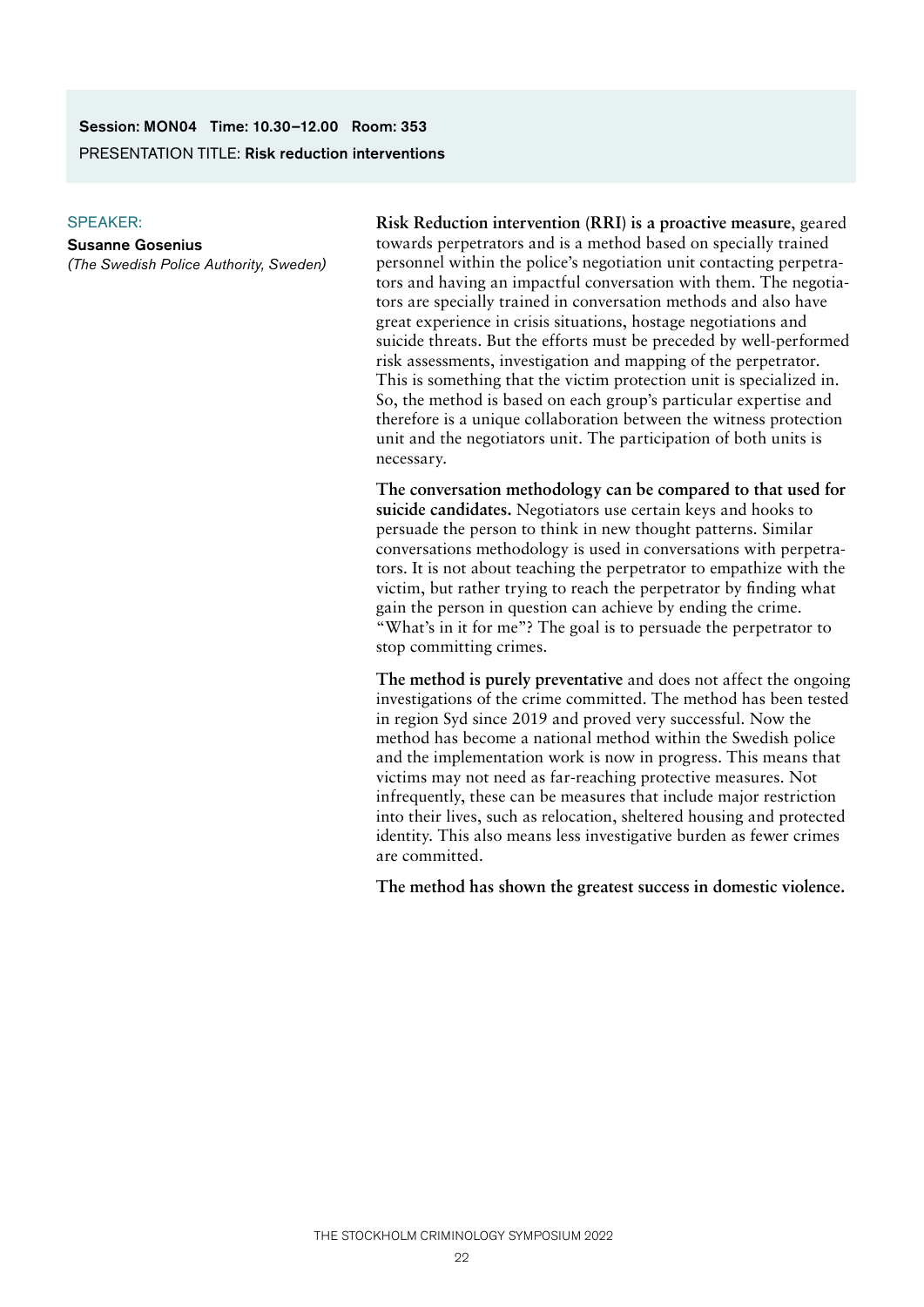**Session: MON04 Time: 10.30–12.00 Room: 353**

PRESENTATION TITLE: **Risk reduction interventions**

SPEAKER:

**Susanne Gosenius**

*(The Swedish Police Authority, Sweden)*

**Risk Reduction intervention (RRI) is a proactive measure,** geared towards perpetrators and is a method based on specially trained personnel within the police's negotiation unit contacting perpetrators and having an impactful conversation with them. The negotiators are specially trained in conversation methods and also have great experience in crisis situations, hostage negotiations and suicide threats. But the efforts must be preceded by well-performed risk assessments, investigation and mapping of the perpetrator. This is something that the victim protection unit is specialized in. So, the method is based on each group's particular expertise and therefore is a unique collaboration between the witness protection unit and the negotiators unit. The participation of both units is necessary.

**The conversation methodology can be compared to that used for suicide candidates.** Negotiators use certain keys and hooks to persuade the person to think in new thought patterns. Similar conversations methodology is used in conversations with perpetrators. It is not about teaching the perpetrator to empathize with the victim, but rather trying to reach the perpetrator by finding what gain the person in question can achieve by ending the crime. "What's in it for me"? The goal is to persuade the perpetrator to stop committing crimes.

**The method is purely preventative** and does not affect the ongoing investigations of the crime committed. The method has been tested in region Syd since 2019 and proved very successful. Now the method has become a national method within the Swedish police and the implementation work is now in progress. This means that victims may not need as far-reaching protective measures. Not infrequently, these can be measures that include major restriction into their lives, such as relocation, sheltered housing and protected identity. This also means less investigative burden as fewer crimes are committed.

**The method has shown the greatest success in domestic violence.**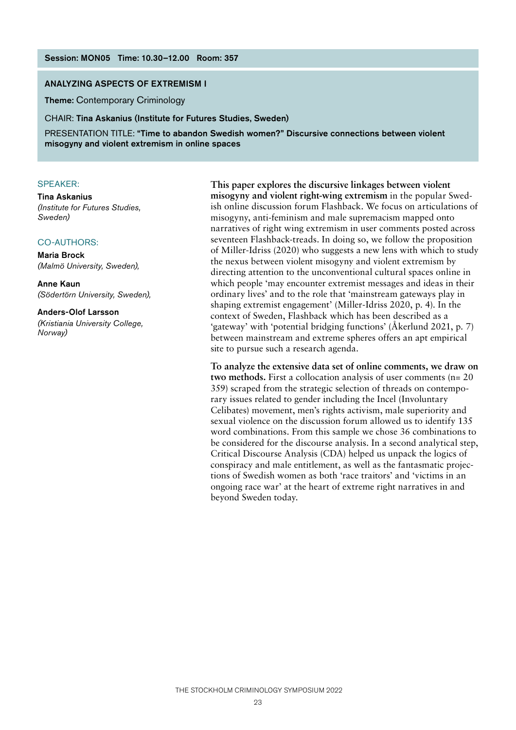**Session: MON05 Time: 10.30–12.00 Room: 357**

## ANALYZING ASPECTS OF EXTREMISM I

**Theme:** Contemporary Criminology

CHAIR: **Tina Askanius (Institute for Futures Studies, Sweden)**

PRESENTATION TITLE: **"Time to abandon Swedish women?" Discursive connections between violent misogyny and violent extremism in online spaces**

SPEAKER:

**Tina Askanius**
*(Institute for Futures Studies, Sweden)*

CO-AUTHORS:

**Maria Brock**
*(Malmö University, Sweden),*

**Anne Kaun**
*(Södertörn University, Sweden),*

**Anders-Olof Larsson**
*(Kristiania University College, Norway)*

**This paper explores the discursive linkages between violent misogyny and violent right-wing extremism** in the popular Swedish online discussion forum Flashback. We focus on articulations of misogyny, anti-feminism and male supremacism mapped onto narratives of right wing extremism in user comments posted across seventeen Flashback-treads. In doing so, we follow the proposition of Miller-Idriss (2020) who suggests a new lens with which to study the nexus between violent misogyny and violent extremism by directing attention to the unconventional cultural spaces online in which people 'may encounter extremist messages and ideas in their ordinary lives' and to the role that 'mainstream gateways play in shaping extremist engagement' (Miller-Idriss 2020, p. 4). In the context of Sweden, Flashback which has been described as a 'gateway' with 'potential bridging functions' (Åkerlund 2021, p. 7) between mainstream and extreme spheres offers an apt empirical site to pursue such a research agenda.

**To analyze the extensive data set of online comments, we draw on two methods.** First a collocation analysis of user comments (n= 20 359) scraped from the strategic selection of threads on contemporary issues related to gender including the Incel (Involuntary Celibates) movement, men's rights activism, male superiority and sexual violence on the discussion forum allowed us to identify 135 word combinations. From this sample we chose 36 combinations to be considered for the discourse analysis. In a second analytical step, Critical Discourse Analysis (CDA) helped us unpack the logics of conspiracy and male entitlement, as well as the fantasmatic projections of Swedish women as both 'race traitors' and 'victims in an ongoing race war' at the heart of extreme right narratives in and beyond Sweden today.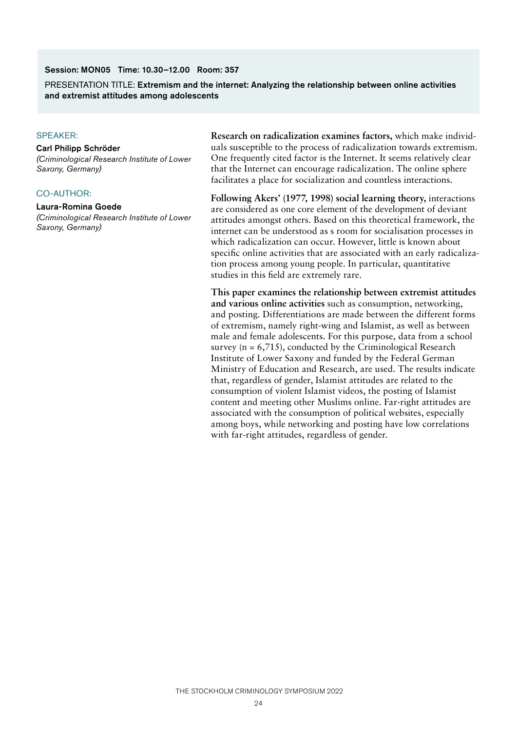**Session: MON05 Time: 10.30–12.00 Room: 357**

PRESENTATION TITLE: **Extremism and the internet: Analyzing the relationship between online activities and extremist attitudes among adolescents**

SPEAKER:

**Carl Philipp Schröder**
*(Criminological Research Institute of Lower Saxony, Germany)*

CO-AUTHOR:

**Laura-Romina Goede**
*(Criminological Research Institute of Lower Saxony, Germany)*

**Research on radicalization examines factors,** which make individuals susceptible to the process of radicalization towards extremism. One frequently cited factor is the Internet. It seems relatively clear that the Internet can encourage radicalization. The online sphere facilitates a place for socialization and countless interactions.

**Following Akers' (1977, 1998) social learning theory,** interactions are considered as one core element of the development of deviant attitudes amongst others. Based on this theoretical framework, the internet can be understood as s room for socialisation processes in which radicalization can occur. However, little is known about specific online activities that are associated with an early radicalization process among young people. In particular, quantitative studies in this field are extremely rare.

**This paper examines the relationship between extremist attitudes and various online activities** such as consumption, networking, and posting. Differentiations are made between the different forms of extremism, namely right-wing and Islamist, as well as between male and female adolescents. For this purpose, data from a school survey (n = 6,715), conducted by the Criminological Research Institute of Lower Saxony and funded by the Federal German Ministry of Education and Research, are used. The results indicate that, regardless of gender, Islamist attitudes are related to the consumption of violent Islamist videos, the posting of Islamist content and meeting other Muslims online. Far-right attitudes are associated with the consumption of political websites, especially among boys, while networking and posting have low correlations with far-right attitudes, regardless of gender.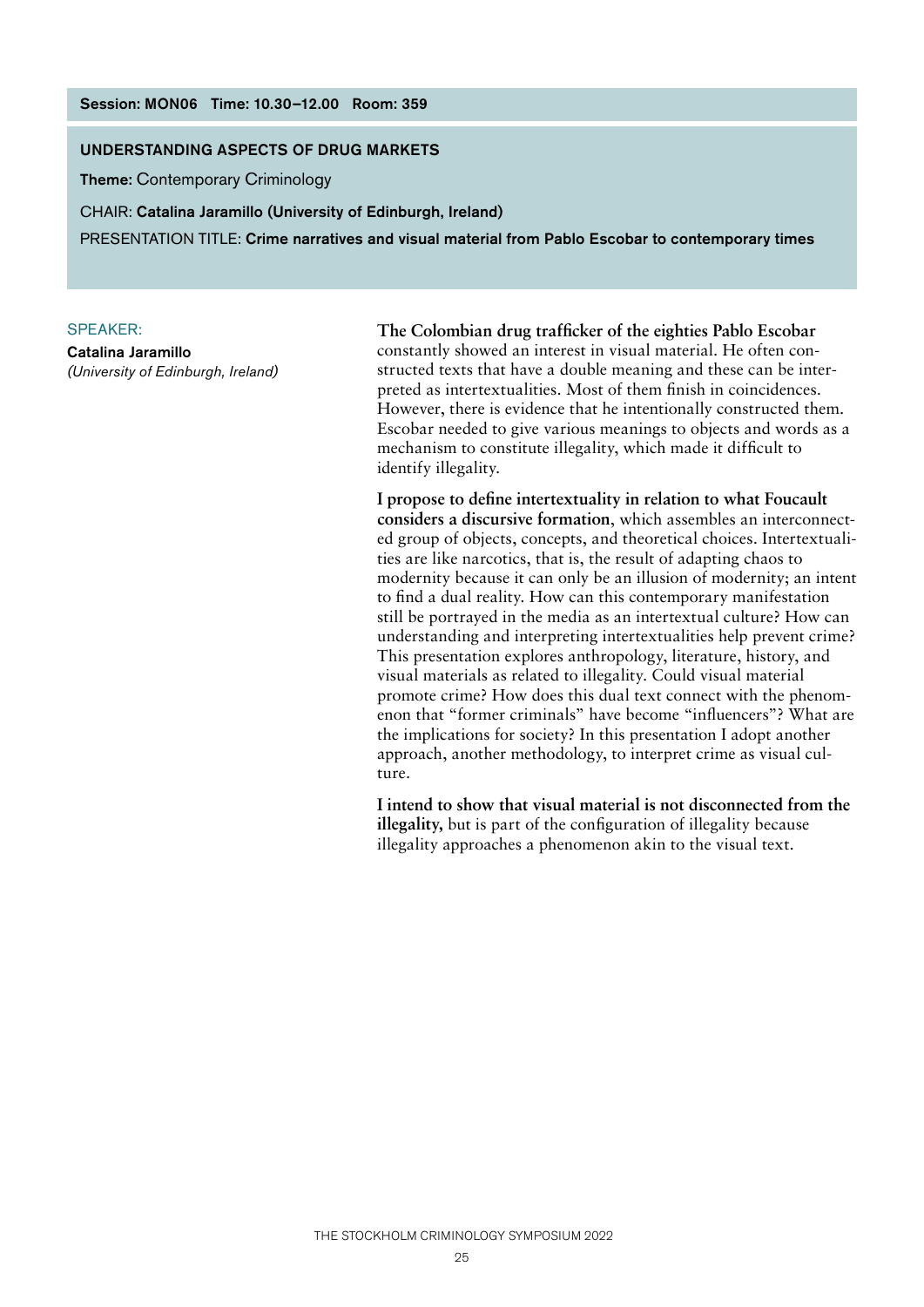**Session: MON06 Time: 10.30–12.00 Room: 359**

## UNDERSTANDING ASPECTS OF DRUG MARKETS

**Theme:** Contemporary Criminology

CHAIR: **Catalina Jaramillo (University of Edinburgh, Ireland)**

PRESENTATION TITLE: **Crime narratives and visual material from Pablo Escobar to contemporary times**

SPEAKER:

**Catalina Jaramillo**
*(University of Edinburgh, Ireland)*

**The Colombian drug trafficker of the eighties Pablo Escobar** constantly showed an interest in visual material. He often constructed texts that have a double meaning and these can be interpreted as intertextualities. Most of them finish in coincidences. However, there is evidence that he intentionally constructed them. Escobar needed to give various meanings to objects and words as a mechanism to constitute illegality, which made it difficult to identify illegality.

**I propose to define intertextuality in relation to what Foucault considers a discursive formation**, which assembles an interconnected group of objects, concepts, and theoretical choices. Intertextualities are like narcotics, that is, the result of adapting chaos to modernity because it can only be an illusion of modernity; an intent to find a dual reality. How can this contemporary manifestation still be portrayed in the media as an intertextual culture? How can understanding and interpreting intertextualities help prevent crime? This presentation explores anthropology, literature, history, and visual materials as related to illegality. Could visual material promote crime? How does this dual text connect with the phenomenon that "former criminals" have become "influencers"? What are the implications for society? In this presentation I adopt another approach, another methodology, to interpret crime as visual culture.

**I intend to show that visual material is not disconnected from the illegality,** but is part of the configuration of illegality because illegality approaches a phenomenon akin to the visual text.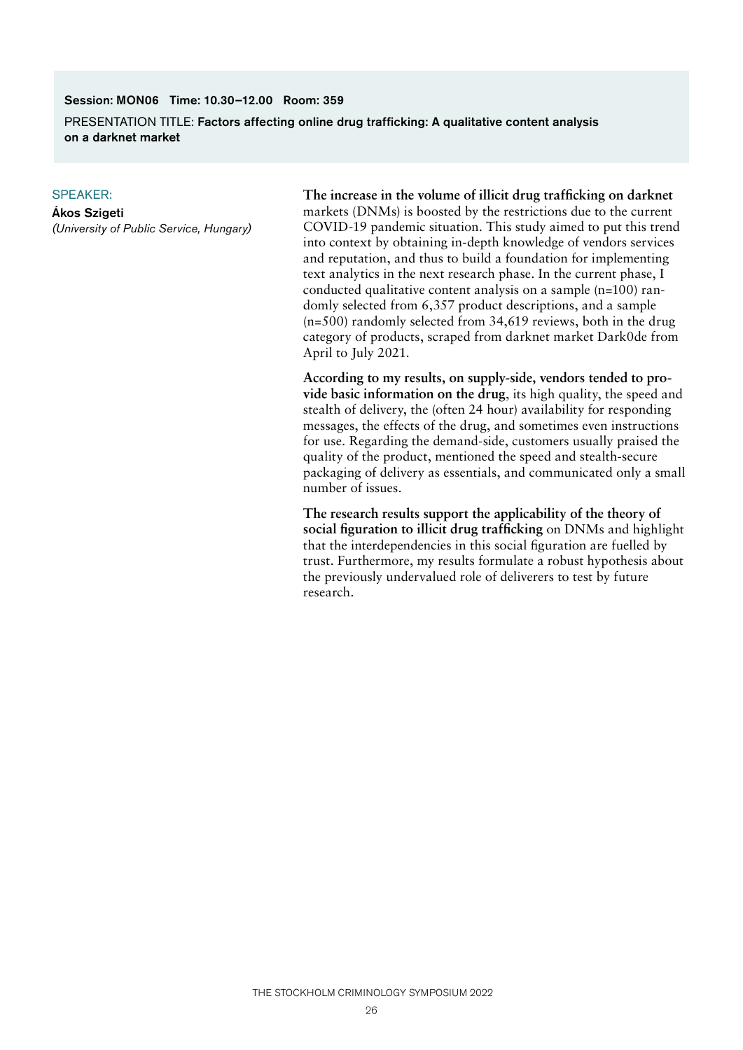**Session: MON06 Time: 10.30–12.00 Room: 359**

PRESENTATION TITLE: **Factors affecting online drug trafficking: A qualitative content analysis on a darknet market**

SPEAKER:

**Ákos Szigeti**

*(University of Public Service, Hungary)*

**The increase in the volume of illicit drug trafficking on darknet** markets (DNMs) is boosted by the restrictions due to the current COVID-19 pandemic situation. This study aimed to put this trend into context by obtaining in-depth knowledge of vendors services and reputation, and thus to build a foundation for implementing text analytics in the next research phase. In the current phase, I conducted qualitative content analysis on a sample (n=100) randomly selected from 6,357 product descriptions, and a sample (n=500) randomly selected from 34,619 reviews, both in the drug category of products, scraped from darknet market Dark0de from April to July 2021.

**According to my results, on supply-side, vendors tended to provide basic information on the drug**, its high quality, the speed and stealth of delivery, the (often 24 hour) availability for responding messages, the effects of the drug, and sometimes even instructions for use. Regarding the demand-side, customers usually praised the quality of the product, mentioned the speed and stealth-secure packaging of delivery as essentials, and communicated only a small number of issues.

**The research results support the applicability of the theory of social figuration to illicit drug trafficking** on DNMs and highlight that the interdependencies in this social figuration are fuelled by trust. Furthermore, my results formulate a robust hypothesis about the previously undervalued role of deliverers to test by future research.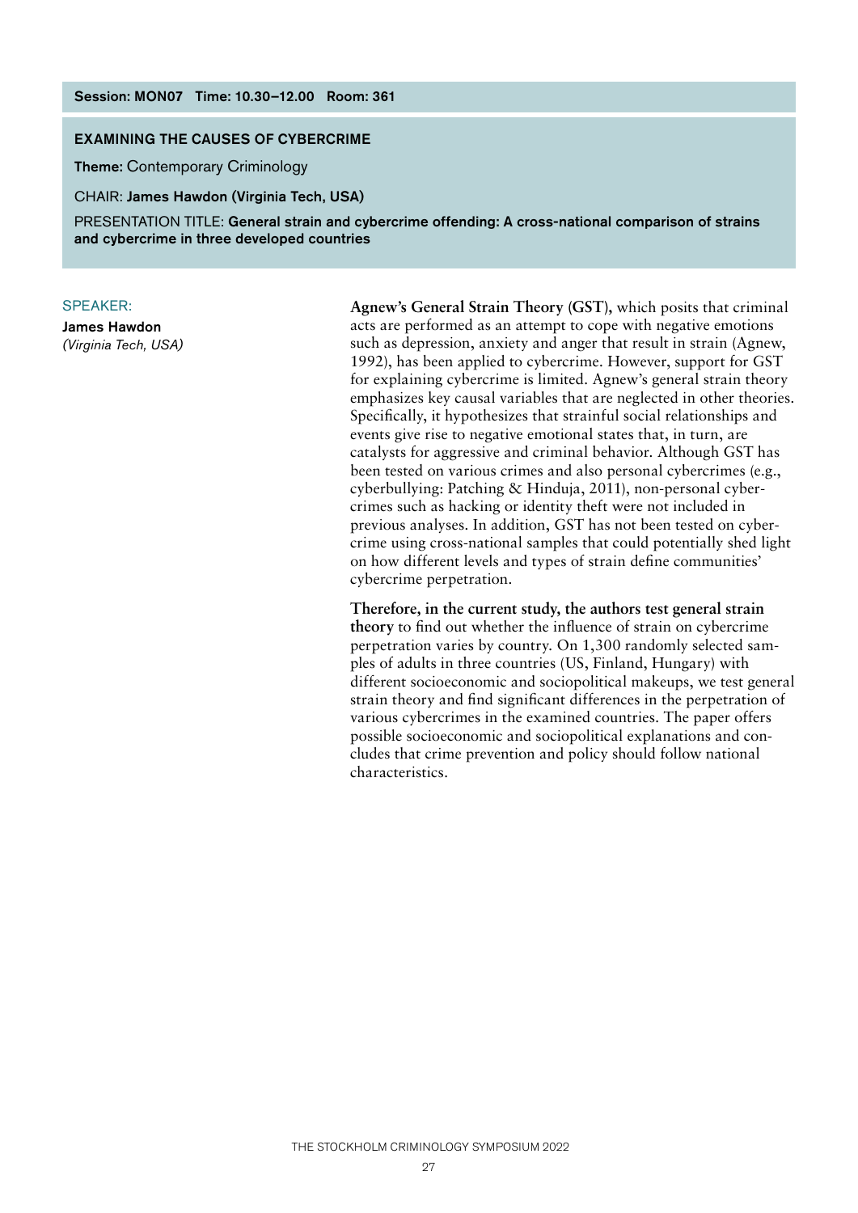**Session: MON07 Time: 10.30–12.00 Room: 361**

## EXAMINING THE CAUSES OF CYBERCRIME

**Theme:** Contemporary Criminology

CHAIR: **James Hawdon (Virginia Tech, USA)**

PRESENTATION TITLE: **General strain and cybercrime offending: A cross-national comparison of strains and cybercrime in three developed countries**

SPEAKER:

**James Hawdon**
*(Virginia Tech, USA)*

**Agnew's General Strain Theory (GST),** which posits that criminal acts are performed as an attempt to cope with negative emotions such as depression, anxiety and anger that result in strain (Agnew, 1992), has been applied to cybercrime. However, support for GST for explaining cybercrime is limited. Agnew's general strain theory emphasizes key causal variables that are neglected in other theories. Specifically, it hypothesizes that strainful social relationships and events give rise to negative emotional states that, in turn, are catalysts for aggressive and criminal behavior. Although GST has been tested on various crimes and also personal cybercrimes (e.g., cyberbullying: Patching & Hinduja, 2011), non-personal cybercrimes such as hacking or identity theft were not included in previous analyses. In addition, GST has not been tested on cybercrime using cross-national samples that could potentially shed light on how different levels and types of strain define communities' cybercrime perpetration.

**Therefore, in the current study, the authors test general strain theory** to find out whether the influence of strain on cybercrime perpetration varies by country. On 1,300 randomly selected samples of adults in three countries (US, Finland, Hungary) with different socioeconomic and sociopolitical makeups, we test general strain theory and find significant differences in the perpetration of various cybercrimes in the examined countries. The paper offers possible socioeconomic and sociopolitical explanations and concludes that crime prevention and policy should follow national characteristics.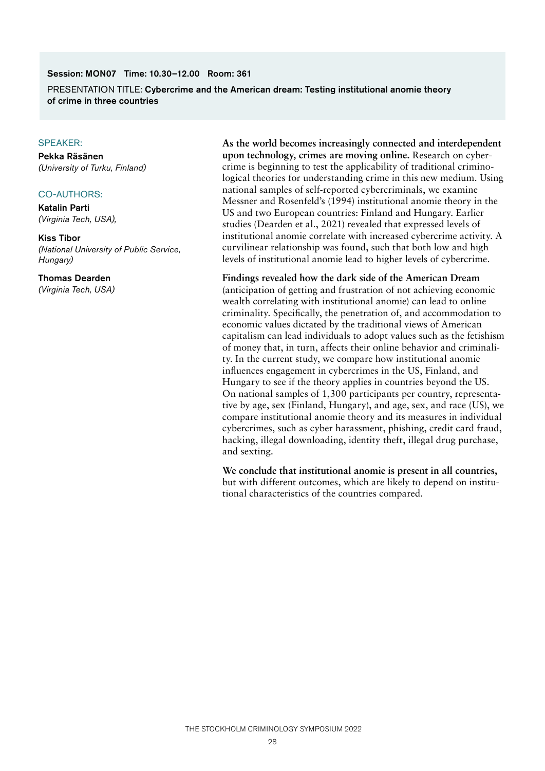**Session: MON07 Time: 10.30–12.00 Room: 361**

PRESENTATION TITLE: **Cybercrime and the American dream: Testing institutional anomie theory of crime in three countries**

SPEAKER:

**Pekka Räsänen**
*(University of Turku, Finland)*

CO-AUTHORS:

**Katalin Parti**
*(Virginia Tech, USA),*

**Kiss Tibor**
*(National University of Public Service, Hungary)*

**Thomas Dearden**
*(Virginia Tech, USA)*

**As the world becomes increasingly connected and interdependent upon technology, crimes are moving online.** Research on cybercrime is beginning to test the applicability of traditional criminological theories for understanding crime in this new medium. Using national samples of self-reported cybercriminals, we examine Messner and Rosenfeld's (1994) institutional anomie theory in the US and two European countries: Finland and Hungary. Earlier studies (Dearden et al., 2021) revealed that expressed levels of institutional anomie correlate with increased cybercrime activity. A curvilinear relationship was found, such that both low and high levels of institutional anomie lead to higher levels of cybercrime.

**Findings revealed how the dark side of the American Dream** (anticipation of getting and frustration of not achieving economic wealth correlating with institutional anomie) can lead to online criminality. Specifically, the penetration of, and accommodation to economic values dictated by the traditional views of American capitalism can lead individuals to adopt values such as the fetishism of money that, in turn, affects their online behavior and criminality. In the current study, we compare how institutional anomie influences engagement in cybercrimes in the US, Finland, and Hungary to see if the theory applies in countries beyond the US. On national samples of 1,300 participants per country, representative by age, sex (Finland, Hungary), and age, sex, and race (US), we compare institutional anomie theory and its measures in individual cybercrimes, such as cyber harassment, phishing, credit card fraud, hacking, illegal downloading, identity theft, illegal drug purchase, and sexting.

**We conclude that institutional anomie is present in all countries,** but with different outcomes, which are likely to depend on institutional characteristics of the countries compared.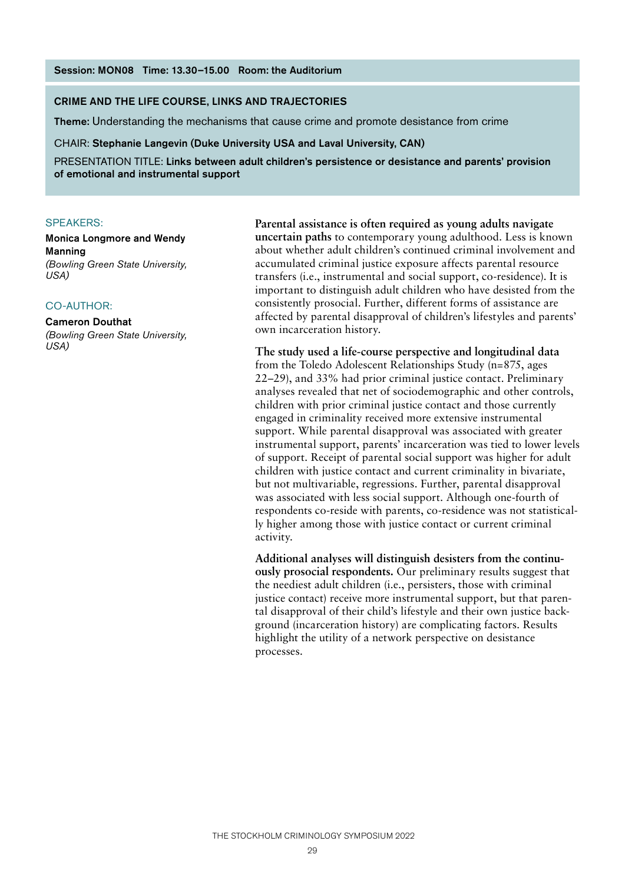**Session: MON08 Time: 13.30–15.00 Room: the Auditorium**

## CRIME AND THE LIFE COURSE, LINKS AND TRAJECTORIES

**Theme:** Understanding the mechanisms that cause crime and promote desistance from crime

CHAIR: **Stephanie Langevin (Duke University USA and Laval University, CAN)**

PRESENTATION TITLE: **Links between adult children's persistence or desistance and parents' provision of emotional and instrumental support**

SPEAKERS:

**Monica Longmore and Wendy Manning**
*(Bowling Green State University, USA)*

CO-AUTHOR:

**Cameron Douthat**
*(Bowling Green State University, USA)*

**Parental assistance is often required as young adults navigate uncertain paths** to contemporary young adulthood. Less is known about whether adult children's continued criminal involvement and accumulated criminal justice exposure affects parental resource transfers (i.e., instrumental and social support, co-residence). It is important to distinguish adult children who have desisted from the consistently prosocial. Further, different forms of assistance are affected by parental disapproval of children's lifestyles and parents' own incarceration history.

**The study used a life-course perspective and longitudinal data** from the Toledo Adolescent Relationships Study (n=875, ages 22–29), and 33% had prior criminal justice contact. Preliminary analyses revealed that net of sociodemographic and other controls, children with prior criminal justice contact and those currently engaged in criminality received more extensive instrumental support. While parental disapproval was associated with greater instrumental support, parents' incarceration was tied to lower levels of support. Receipt of parental social support was higher for adult children with justice contact and current criminality in bivariate, but not multivariable, regressions. Further, parental disapproval was associated with less social support. Although one-fourth of respondents co-reside with parents, co-residence was not statistically higher among those with justice contact or current criminal activity.

**Additional analyses will distinguish desisters from the continuously prosocial respondents.** Our preliminary results suggest that the neediest adult children (i.e., persisters, those with criminal justice contact) receive more instrumental support, but that parental disapproval of their child's lifestyle and their own justice background (incarceration history) are complicating factors. Results highlight the utility of a network perspective on desistance processes.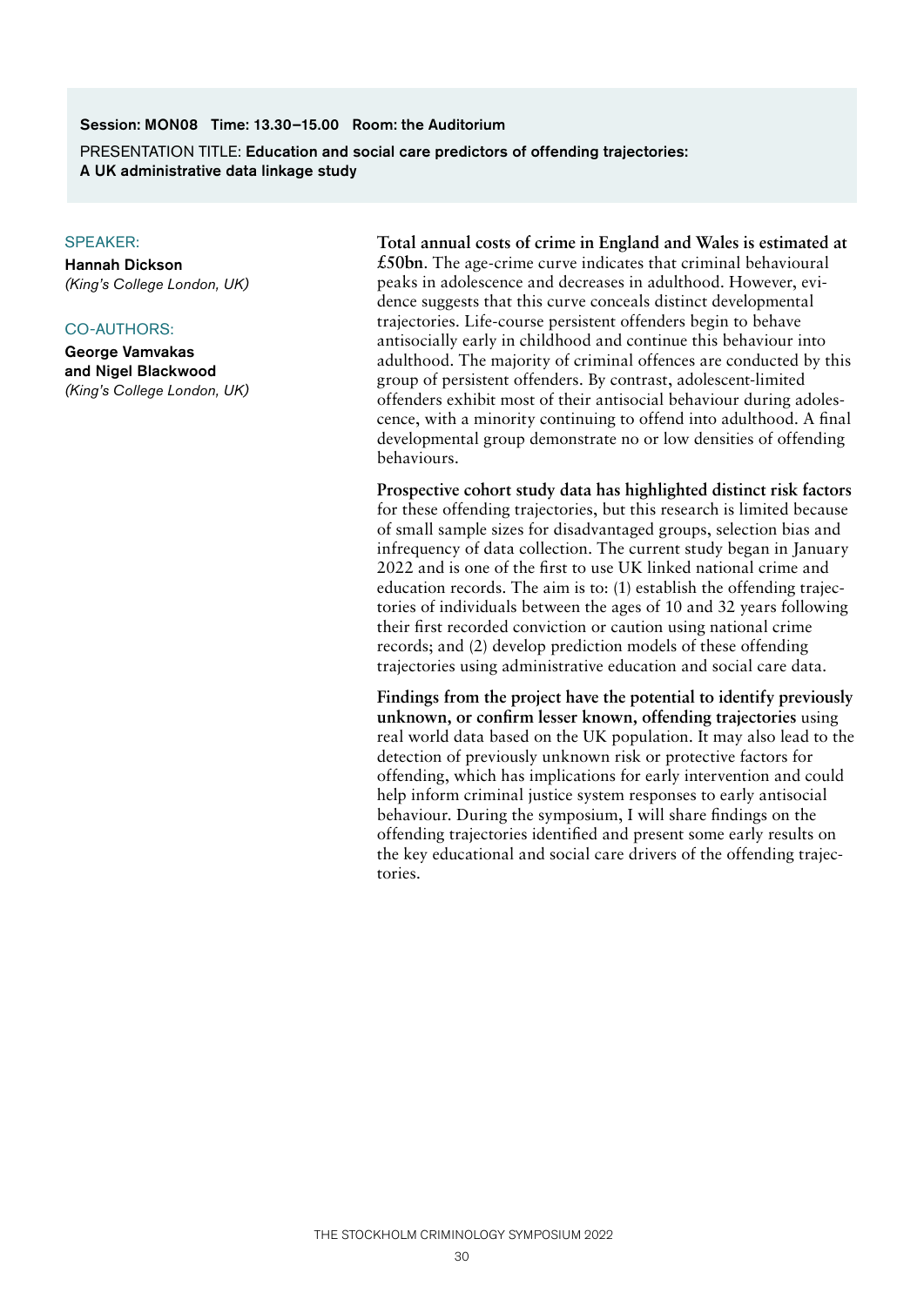**Session: MON08 Time: 13.30–15.00 Room: the Auditorium**

PRESENTATION TITLE: **Education and social care predictors of offending trajectories: A UK administrative data linkage study**

SPEAKER:

**Hannah Dickson**
*(King's College London, UK)*

CO-AUTHORS:

**George Vamvakas and Nigel Blackwood**
*(King's College London, UK)*

**Total annual costs of crime in England and Wales is estimated at £50bn**. The age-crime curve indicates that criminal behavioural peaks in adolescence and decreases in adulthood. However, evidence suggests that this curve conceals distinct developmental trajectories. Life-course persistent offenders begin to behave antisocially early in childhood and continue this behaviour into adulthood. The majority of criminal offences are conducted by this group of persistent offenders. By contrast, adolescent-limited offenders exhibit most of their antisocial behaviour during adolescence, with a minority continuing to offend into adulthood. A final developmental group demonstrate no or low densities of offending behaviours.

**Prospective cohort study data has highlighted distinct risk factors** for these offending trajectories, but this research is limited because of small sample sizes for disadvantaged groups, selection bias and infrequency of data collection. The current study began in January 2022 and is one of the first to use UK linked national crime and education records. The aim is to: (1) establish the offending trajectories of individuals between the ages of 10 and 32 years following their first recorded conviction or caution using national crime records; and (2) develop prediction models of these offending trajectories using administrative education and social care data.

**Findings from the project have the potential to identify previously unknown, or confirm lesser known, offending trajectories** using real world data based on the UK population. It may also lead to the detection of previously unknown risk or protective factors for offending, which has implications for early intervention and could help inform criminal justice system responses to early antisocial behaviour. During the symposium, I will share findings on the offending trajectories identified and present some early results on the key educational and social care drivers of the offending trajectories.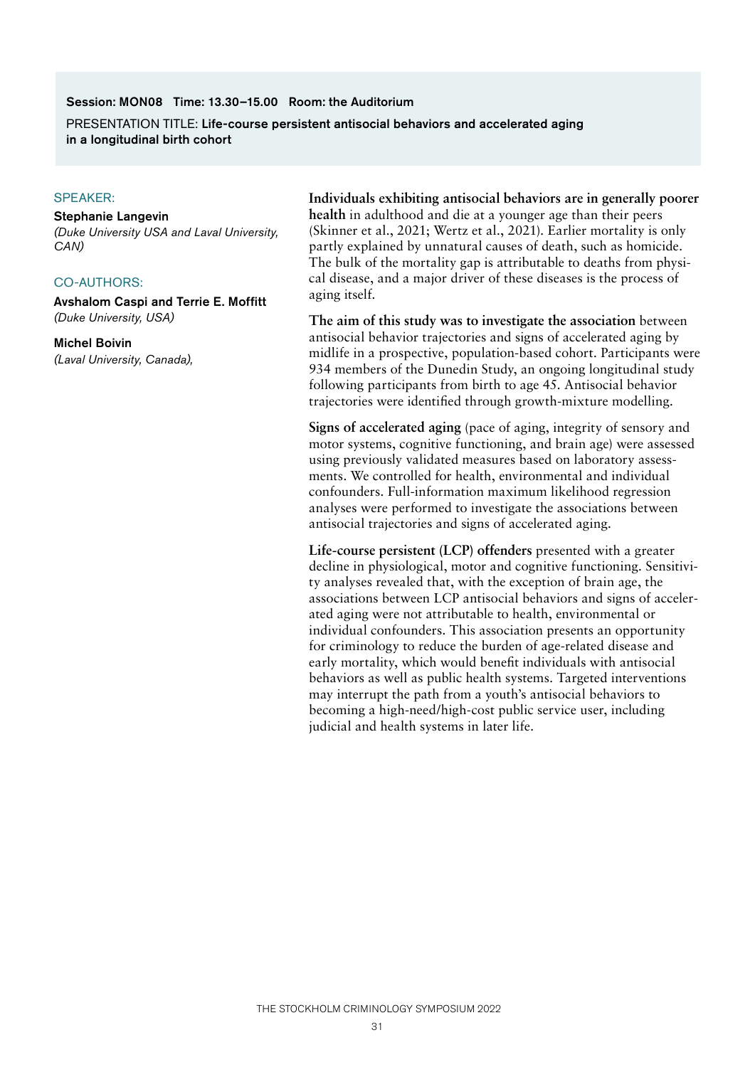**Session: MON08 Time: 13.30–15.00 Room: the Auditorium**

PRESENTATION TITLE: **Life-course persistent antisocial behaviors and accelerated aging in a longitudinal birth cohort**

SPEAKER:

**Stephanie Langevin**
*(Duke University USA and Laval University, CAN)*

CO-AUTHORS:

**Avshalom Caspi and Terrie E. Moffitt**
*(Duke University, USA)*

**Michel Boivin**
*(Laval University, Canada),*

**Individuals exhibiting antisocial behaviors are in generally poorer health** in adulthood and die at a younger age than their peers (Skinner et al., 2021; Wertz et al., 2021). Earlier mortality is only partly explained by unnatural causes of death, such as homicide. The bulk of the mortality gap is attributable to deaths from physical disease, and a major driver of these diseases is the process of aging itself.

**The aim of this study was to investigate the association** between antisocial behavior trajectories and signs of accelerated aging by midlife in a prospective, population-based cohort. Participants were 934 members of the Dunedin Study, an ongoing longitudinal study following participants from birth to age 45. Antisocial behavior trajectories were identified through growth-mixture modelling.

**Signs of accelerated aging** (pace of aging, integrity of sensory and motor systems, cognitive functioning, and brain age) were assessed using previously validated measures based on laboratory assessments. We controlled for health, environmental and individual confounders. Full-information maximum likelihood regression analyses were performed to investigate the associations between antisocial trajectories and signs of accelerated aging.

**Life-course persistent (LCP) offenders** presented with a greater decline in physiological, motor and cognitive functioning. Sensitivity analyses revealed that, with the exception of brain age, the associations between LCP antisocial behaviors and signs of accelerated aging were not attributable to health, environmental or individual confounders. This association presents an opportunity for criminology to reduce the burden of age-related disease and early mortality, which would benefit individuals with antisocial behaviors as well as public health systems. Targeted interventions may interrupt the path from a youth's antisocial behaviors to becoming a high-need/high-cost public service user, including judicial and health systems in later life.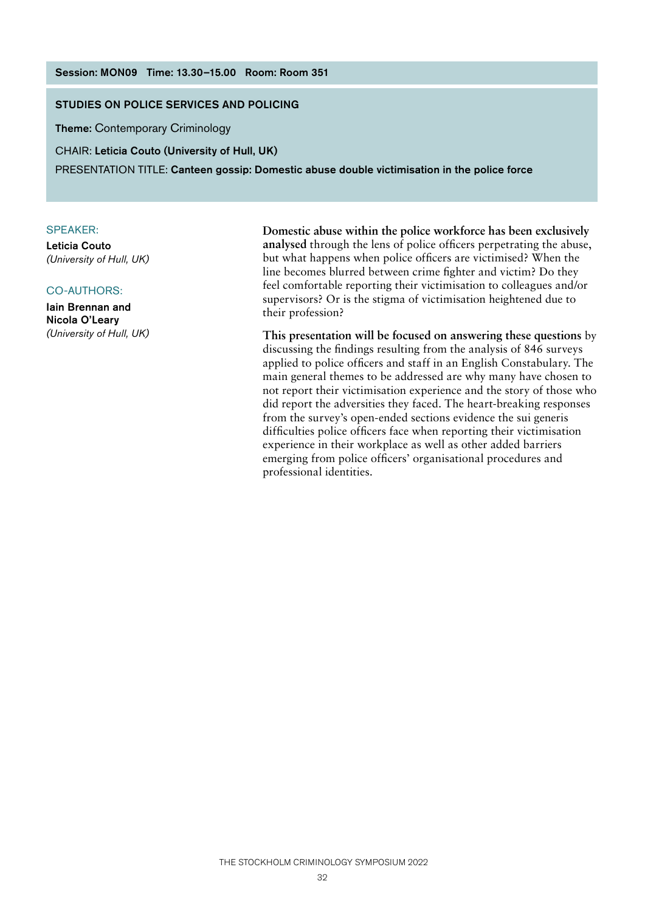**Session: MON09 Time: 13.30–15.00 Room: Room 351**

## STUDIES ON POLICE SERVICES AND POLICING

**Theme:** Contemporary Criminology

CHAIR: **Leticia Couto (University of Hull, UK)**

PRESENTATION TITLE: **Canteen gossip: Domestic abuse double victimisation in the police force**

SPEAKER:

**Leticia Couto**
*(University of Hull, UK)*

CO-AUTHORS:

**Iain Brennan and Nicola O'Leary**
*(University of Hull, UK)*

**Domestic abuse within the police workforce has been exclusively analysed** through the lens of police officers perpetrating the abuse, but what happens when police officers are victimised? When the line becomes blurred between crime fighter and victim? Do they feel comfortable reporting their victimisation to colleagues and/or supervisors? Or is the stigma of victimisation heightened due to their profession?

**This presentation will be focused on answering these questions** by discussing the findings resulting from the analysis of 846 surveys applied to police officers and staff in an English Constabulary. The main general themes to be addressed are why many have chosen to not report their victimisation experience and the story of those who did report the adversities they faced. The heart-breaking responses from the survey's open-ended sections evidence the sui generis difficulties police officers face when reporting their victimisation experience in their workplace as well as other added barriers emerging from police officers' organisational procedures and professional identities.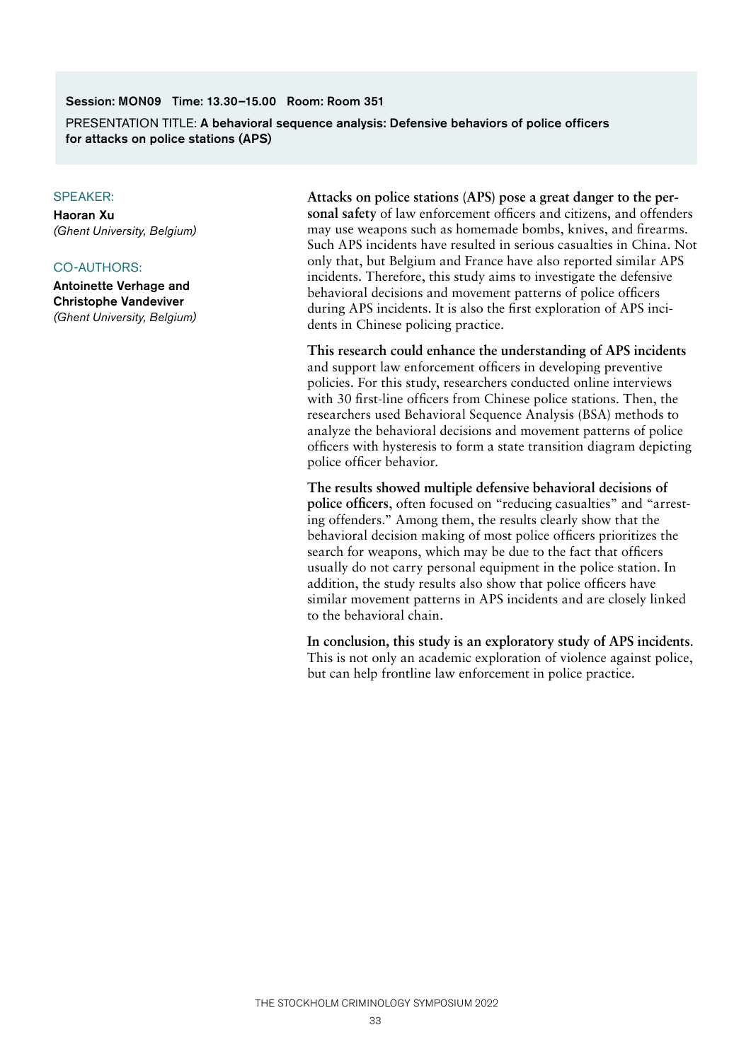**Session: MON09 Time: 13.30–15.00 Room: Room 351**

PRESENTATION TITLE: **A behavioral sequence analysis: Defensive behaviors of police officers for attacks on police stations (APS)**

SPEAKER:

**Haoran Xu**
*(Ghent University, Belgium)*

CO-AUTHORS:

**Antoinette Verhage and Christophe Vandeviver**
*(Ghent University, Belgium)*

**Attacks on police stations (APS) pose a great danger to the personal safety** of law enforcement officers and citizens, and offenders may use weapons such as homemade bombs, knives, and firearms. Such APS incidents have resulted in serious casualties in China. Not only that, but Belgium and France have also reported similar APS incidents. Therefore, this study aims to investigate the defensive behavioral decisions and movement patterns of police officers during APS incidents. It is also the first exploration of APS incidents in Chinese policing practice.

**This research could enhance the understanding of APS incidents** and support law enforcement officers in developing preventive policies. For this study, researchers conducted online interviews with 30 first-line officers from Chinese police stations. Then, the researchers used Behavioral Sequence Analysis (BSA) methods to analyze the behavioral decisions and movement patterns of police officers with hysteresis to form a state transition diagram depicting police officer behavior.

**The results showed multiple defensive behavioral decisions of police officers**, often focused on "reducing casualties" and "arresting offenders." Among them, the results clearly show that the behavioral decision making of most police officers prioritizes the search for weapons, which may be due to the fact that officers usually do not carry personal equipment in the police station. In addition, the study results also show that police officers have similar movement patterns in APS incidents and are closely linked to the behavioral chain.

**In conclusion, this study is an exploratory study of APS incidents**. This is not only an academic exploration of violence against police, but can help frontline law enforcement in police practice.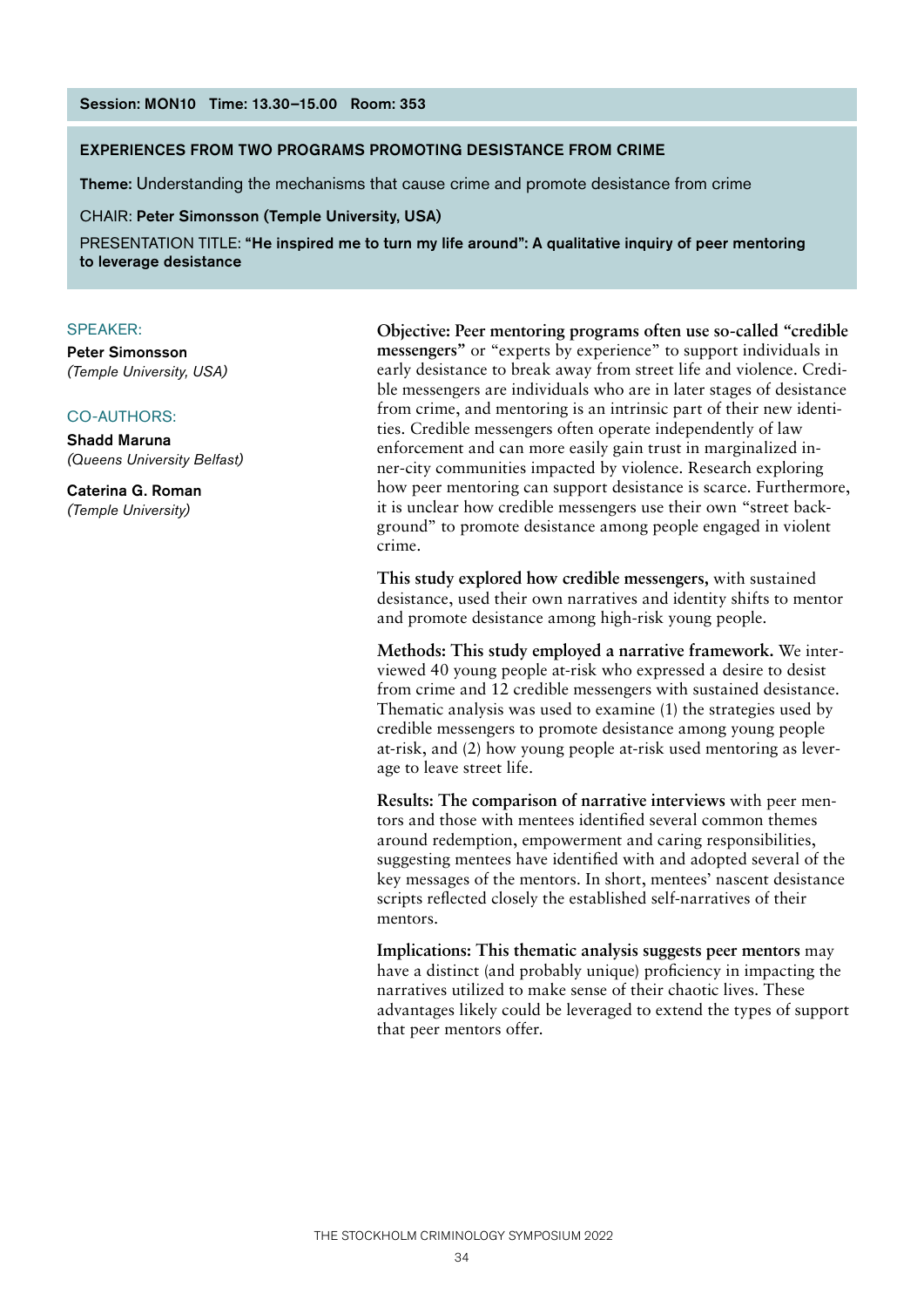**Session: MON10 Time: 13.30–15.00 Room: 353**

## EXPERIENCES FROM TWO PROGRAMS PROMOTING DESISTANCE FROM CRIME

**Theme:** Understanding the mechanisms that cause crime and promote desistance from crime

CHAIR: **Peter Simonsson (Temple University, USA)**

PRESENTATION TITLE: **"He inspired me to turn my life around": A qualitative inquiry of peer mentoring to leverage desistance**

SPEAKER:

**Peter Simonsson**
*(Temple University, USA)*

CO-AUTHORS:

**Shadd Maruna**
*(Queens University Belfast)*

**Caterina G. Roman**
*(Temple University)*

**Objective: Peer mentoring programs often use so-called "credible messengers"** or "experts by experience" to support individuals in early desistance to break away from street life and violence. Credible messengers are individuals who are in later stages of desistance from crime, and mentoring is an intrinsic part of their new identities. Credible messengers often operate independently of law enforcement and can more easily gain trust in marginalized inner-city communities impacted by violence. Research exploring how peer mentoring can support desistance is scarce. Furthermore, it is unclear how credible messengers use their own "street background" to promote desistance among people engaged in violent crime.

**This study explored how credible messengers,** with sustained desistance, used their own narratives and identity shifts to mentor and promote desistance among high-risk young people.

**Methods: This study employed a narrative framework.** We interviewed 40 young people at-risk who expressed a desire to desist from crime and 12 credible messengers with sustained desistance. Thematic analysis was used to examine (1) the strategies used by credible messengers to promote desistance among young people at-risk, and (2) how young people at-risk used mentoring as leverage to leave street life.

**Results: The comparison of narrative interviews** with peer mentors and those with mentees identified several common themes around redemption, empowerment and caring responsibilities, suggesting mentees have identified with and adopted several of the key messages of the mentors. In short, mentees' nascent desistance scripts reflected closely the established self-narratives of their mentors.

**Implications: This thematic analysis suggests peer mentors** may have a distinct (and probably unique) proficiency in impacting the narratives utilized to make sense of their chaotic lives. These advantages likely could be leveraged to extend the types of support that peer mentors offer.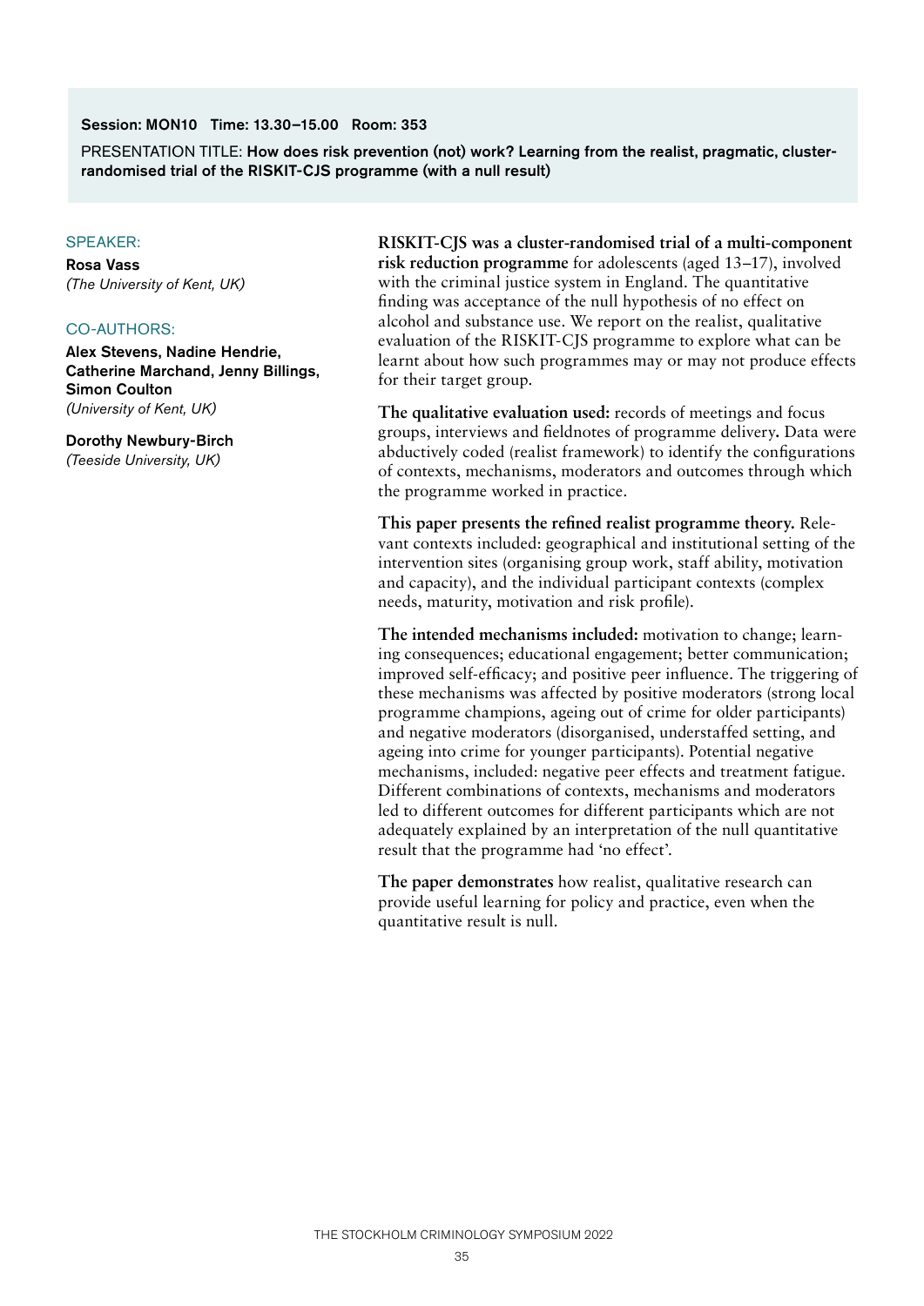**Session: MON10 Time: 13.30–15.00 Room: 353**

PRESENTATION TITLE: **How does risk prevention (not) work? Learning from the realist, pragmatic, cluster-randomised trial of the RISKIT-CJS programme (with a null result)**

SPEAKER:

**Rosa Vass**
*(The University of Kent, UK)*

CO-AUTHORS:

**Alex Stevens, Nadine Hendrie, Catherine Marchand, Jenny Billings, Simon Coulton**
*(University of Kent, UK)*

**Dorothy Newbury-Birch**
*(Teeside University, UK)*

**RISKIT-CJS was a cluster-randomised trial of a multi-component risk reduction programme** for adolescents (aged 13–17), involved with the criminal justice system in England. The quantitative finding was acceptance of the null hypothesis of no effect on alcohol and substance use. We report on the realist, qualitative evaluation of the RISKIT-CJS programme to explore what can be learnt about how such programmes may or may not produce effects for their target group.

**The qualitative evaluation used:** records of meetings and focus groups, interviews and fieldnotes of programme delivery**.** Data were abductively coded (realist framework) to identify the configurations of contexts, mechanisms, moderators and outcomes through which the programme worked in practice.

**This paper presents the refined realist programme theory.** Relevant contexts included: geographical and institutional setting of the intervention sites (organising group work, staff ability, motivation and capacity), and the individual participant contexts (complex needs, maturity, motivation and risk profile).

**The intended mechanisms included:** motivation to change; learning consequences; educational engagement; better communication; improved self-efficacy; and positive peer influence. The triggering of these mechanisms was affected by positive moderators (strong local programme champions, ageing out of crime for older participants) and negative moderators (disorganised, understaffed setting, and ageing into crime for younger participants). Potential negative mechanisms, included: negative peer effects and treatment fatigue. Different combinations of contexts, mechanisms and moderators led to different outcomes for different participants which are not adequately explained by an interpretation of the null quantitative result that the programme had 'no effect'.

**The paper demonstrates** how realist, qualitative research can provide useful learning for policy and practice, even when the quantitative result is null.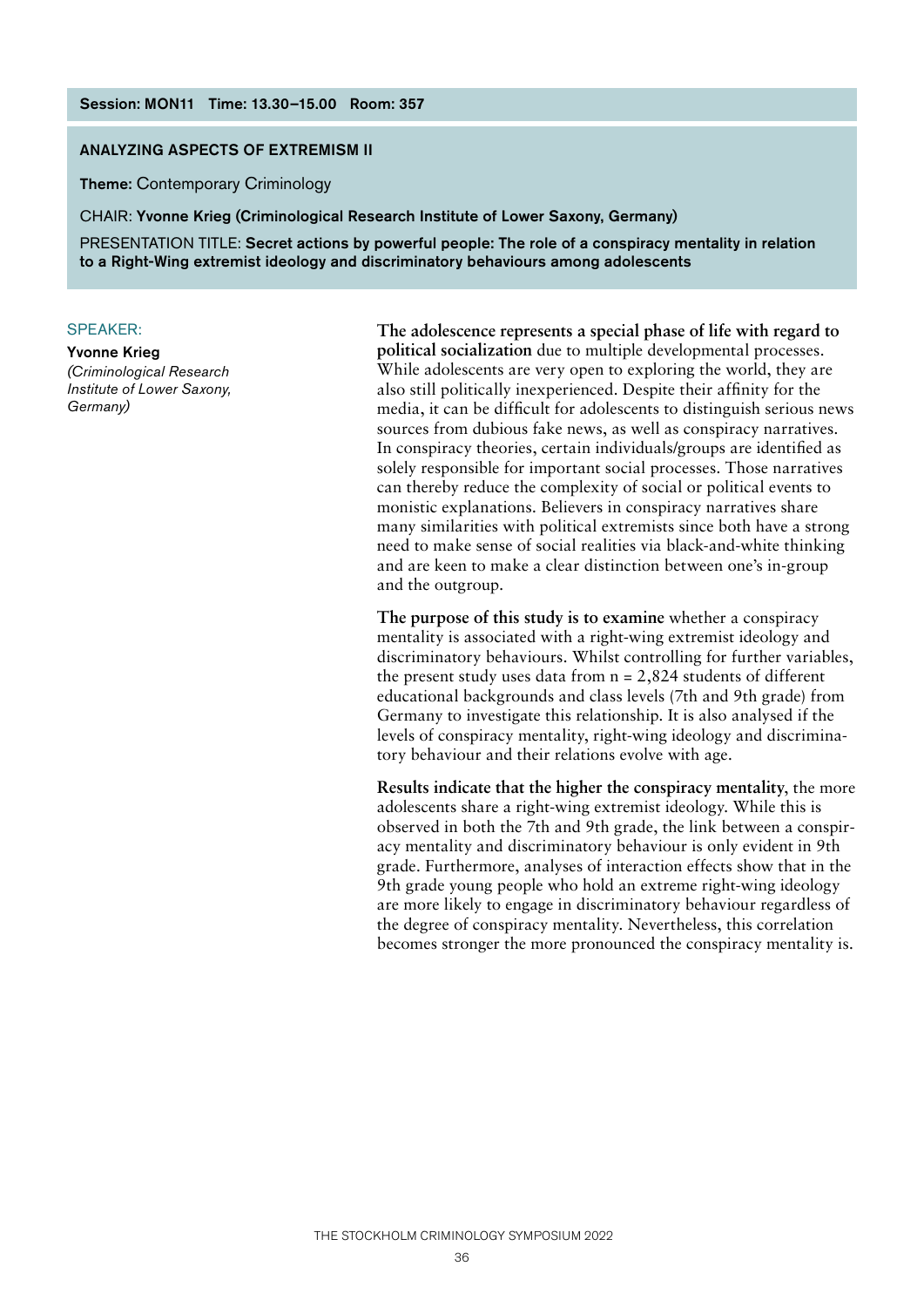**Session: MON11 Time: 13.30–15.00 Room: 357**

## ANALYZING ASPECTS OF EXTREMISM II

**Theme:** Contemporary Criminology

CHAIR: **Yvonne Krieg (Criminological Research Institute of Lower Saxony, Germany)**

PRESENTATION TITLE: **Secret actions by powerful people: The role of a conspiracy mentality in relation to a Right-Wing extremist ideology and discriminatory behaviours among adolescents**

SPEAKER:

**Yvonne Krieg**
*(Criminological Research Institute of Lower Saxony, Germany)*

**The adolescence represents a special phase of life with regard to political socialization** due to multiple developmental processes. While adolescents are very open to exploring the world, they are also still politically inexperienced. Despite their affinity for the media, it can be difficult for adolescents to distinguish serious news sources from dubious fake news, as well as conspiracy narratives. In conspiracy theories, certain individuals/groups are identified as solely responsible for important social processes. Those narratives can thereby reduce the complexity of social or political events to monistic explanations. Believers in conspiracy narratives share many similarities with political extremists since both have a strong need to make sense of social realities via black-and-white thinking and are keen to make a clear distinction between one's in-group and the outgroup.

**The purpose of this study is to examine** whether a conspiracy mentality is associated with a right-wing extremist ideology and discriminatory behaviours. Whilst controlling for further variables, the present study uses data from n = 2,824 students of different educational backgrounds and class levels (7th and 9th grade) from Germany to investigate this relationship. It is also analysed if the levels of conspiracy mentality, right-wing ideology and discriminatory behaviour and their relations evolve with age.

**Results indicate that the higher the conspiracy mentality**, the more adolescents share a right-wing extremist ideology. While this is observed in both the 7th and 9th grade, the link between a conspiracy mentality and discriminatory behaviour is only evident in 9th grade. Furthermore, analyses of interaction effects show that in the 9th grade young people who hold an extreme right-wing ideology are more likely to engage in discriminatory behaviour regardless of the degree of conspiracy mentality. Nevertheless, this correlation becomes stronger the more pronounced the conspiracy mentality is.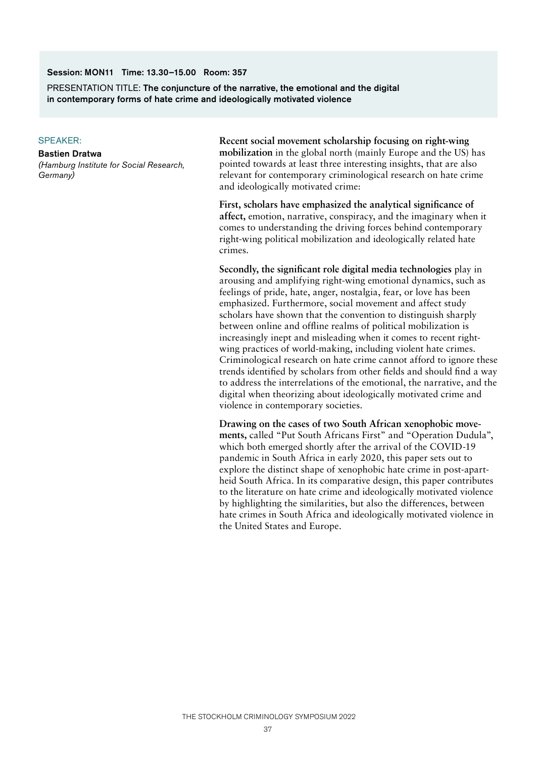**Session: MON11 Time: 13.30–15.00 Room: 357**

PRESENTATION TITLE: **The conjuncture of the narrative, the emotional and the digital in contemporary forms of hate crime and ideologically motivated violence**

SPEAKER:

**Bastien Dratwa**
*(Hamburg Institute for Social Research, Germany)*

**Recent social movement scholarship focusing on right-wing mobilization** in the global north (mainly Europe and the US) has pointed towards at least three interesting insights, that are also relevant for contemporary criminological research on hate crime and ideologically motivated crime:

**First, scholars have emphasized the analytical significance of affect,** emotion, narrative, conspiracy, and the imaginary when it comes to understanding the driving forces behind contemporary right-wing political mobilization and ideologically related hate crimes.

**Secondly, the significant role digital media technologies** play in arousing and amplifying right-wing emotional dynamics, such as feelings of pride, hate, anger, nostalgia, fear, or love has been emphasized. Furthermore, social movement and affect study scholars have shown that the convention to distinguish sharply between online and offline realms of political mobilization is increasingly inept and misleading when it comes to recent right-wing practices of world-making, including violent hate crimes. Criminological research on hate crime cannot afford to ignore these trends identified by scholars from other fields and should find a way to address the interrelations of the emotional, the narrative, and the digital when theorizing about ideologically motivated crime and violence in contemporary societies.

**Drawing on the cases of two South African xenophobic movements,** called "Put South Africans First" and "Operation Dudula", which both emerged shortly after the arrival of the COVID-19 pandemic in South Africa in early 2020, this paper sets out to explore the distinct shape of xenophobic hate crime in post-apartheid South Africa. In its comparative design, this paper contributes to the literature on hate crime and ideologically motivated violence by highlighting the similarities, but also the differences, between hate crimes in South Africa and ideologically motivated violence in the United States and Europe.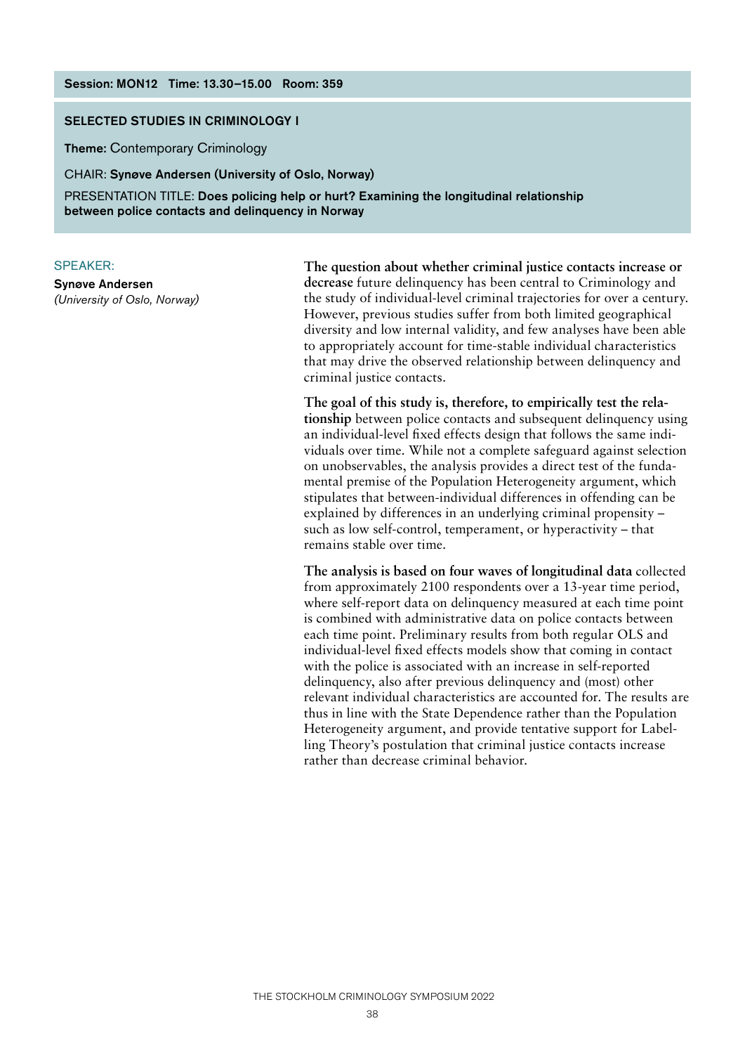**Session: MON12 Time: 13.30–15.00 Room: 359**

## SELECTED STUDIES IN CRIMINOLOGY I

**Theme:** Contemporary Criminology

CHAIR: **Synøve Andersen (University of Oslo, Norway)**

PRESENTATION TITLE: **Does policing help or hurt? Examining the longitudinal relationship between police contacts and delinquency in Norway**

SPEAKER:

**Synøve Andersen**
*(University of Oslo, Norway)*

**The question about whether criminal justice contacts increase or decrease** future delinquency has been central to Criminology and the study of individual-level criminal trajectories for over a century. However, previous studies suffer from both limited geographical diversity and low internal validity, and few analyses have been able to appropriately account for time-stable individual characteristics that may drive the observed relationship between delinquency and criminal justice contacts.

**The goal of this study is, therefore, to empirically test the relationship** between police contacts and subsequent delinquency using an individual-level fixed effects design that follows the same individuals over time. While not a complete safeguard against selection on unobservables, the analysis provides a direct test of the fundamental premise of the Population Heterogeneity argument, which stipulates that between-individual differences in offending can be explained by differences in an underlying criminal propensity – such as low self-control, temperament, or hyperactivity – that remains stable over time.

**The analysis is based on four waves of longitudinal data** collected from approximately 2100 respondents over a 13-year time period, where self-report data on delinquency measured at each time point is combined with administrative data on police contacts between each time point. Preliminary results from both regular OLS and individual-level fixed effects models show that coming in contact with the police is associated with an increase in self-reported delinquency, also after previous delinquency and (most) other relevant individual characteristics are accounted for. The results are thus in line with the State Dependence rather than the Population Heterogeneity argument, and provide tentative support for Labelling Theory's postulation that criminal justice contacts increase rather than decrease criminal behavior.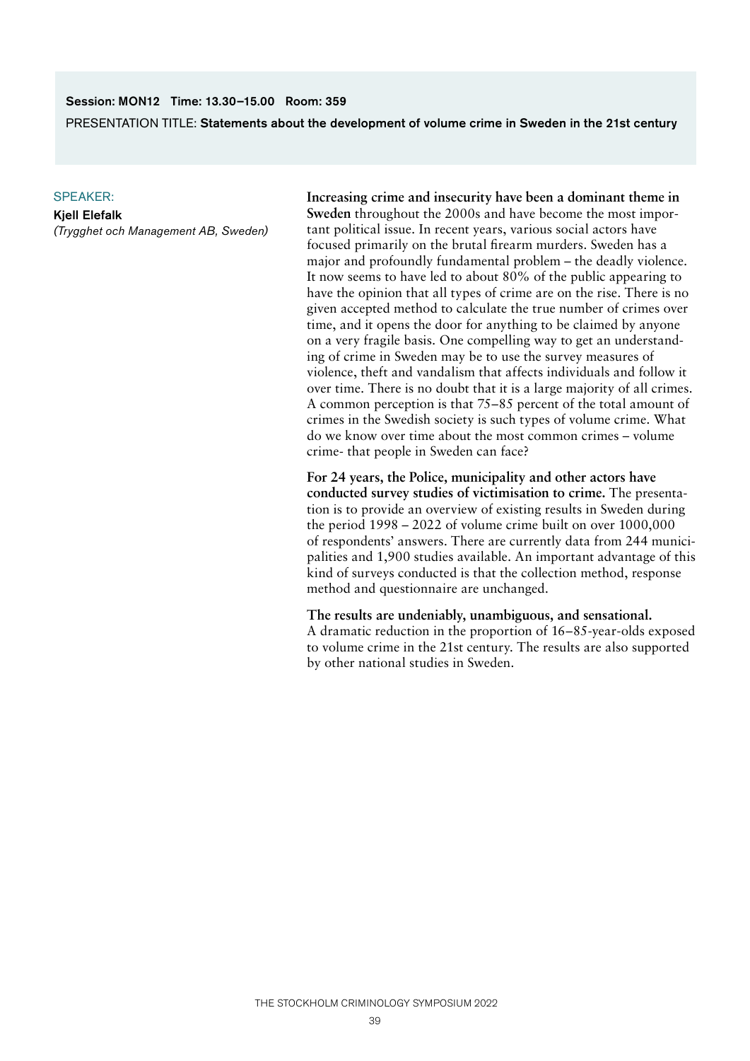**Session: MON12 Time: 13.30–15.00 Room: 359**

PRESENTATION TITLE: **Statements about the development of volume crime in Sweden in the 21st century**

SPEAKER:

**Kjell Elefalk**

*(Trygghet och Management AB, Sweden)*

**Increasing crime and insecurity have been a dominant theme in Sweden** throughout the 2000s and have become the most important political issue. In recent years, various social actors have focused primarily on the brutal firearm murders. Sweden has a major and profoundly fundamental problem – the deadly violence. It now seems to have led to about 80% of the public appearing to have the opinion that all types of crime are on the rise. There is no given accepted method to calculate the true number of crimes over time, and it opens the door for anything to be claimed by anyone on a very fragile basis. One compelling way to get an understanding of crime in Sweden may be to use the survey measures of violence, theft and vandalism that affects individuals and follow it over time. There is no doubt that it is a large majority of all crimes. A common perception is that 75–85 percent of the total amount of crimes in the Swedish society is such types of volume crime. What do we know over time about the most common crimes – volume crime- that people in Sweden can face?

**For 24 years, the Police, municipality and other actors have conducted survey studies of victimisation to crime.** The presentation is to provide an overview of existing results in Sweden during the period 1998 – 2022 of volume crime built on over 1000,000 of respondents' answers. There are currently data from 244 municipalities and 1,900 studies available. An important advantage of this kind of surveys conducted is that the collection method, response method and questionnaire are unchanged.

**The results are undeniably, unambiguous, and sensational.** A dramatic reduction in the proportion of 16–85-year-olds exposed to volume crime in the 21st century. The results are also supported by other national studies in Sweden.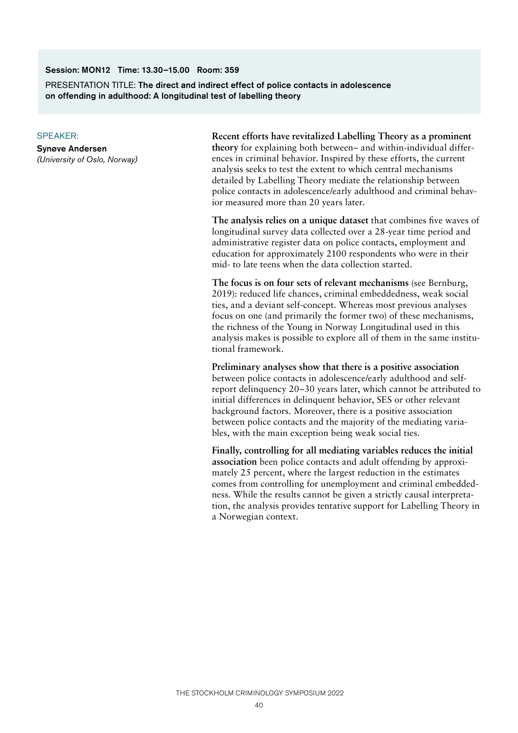**Session: MON12 Time: 13.30–15.00 Room: 359**

PRESENTATION TITLE: **The direct and indirect effect of police contacts in adolescence on offending in adulthood: A longitudinal test of labelling theory**

SPEAKER:

**Synøve Andersen**
*(University of Oslo, Norway)*

**Recent efforts have revitalized Labelling Theory as a prominent theory** for explaining both between– and within-individual differences in criminal behavior. Inspired by these efforts, the current analysis seeks to test the extent to which central mechanisms detailed by Labelling Theory mediate the relationship between police contacts in adolescence/early adulthood and criminal behavior measured more than 20 years later.

**The analysis relies on a unique dataset** that combines five waves of longitudinal survey data collected over a 28-year time period and administrative register data on police contacts, employment and education for approximately 2100 respondents who were in their mid- to late teens when the data collection started.

**The focus is on four sets of relevant mechanisms** (see Bernburg, 2019): reduced life chances, criminal embeddedness, weak social ties, and a deviant self-concept. Whereas most previous analyses focus on one (and primarily the former two) of these mechanisms, the richness of the Young in Norway Longitudinal used in this analysis makes is possible to explore all of them in the same institutional framework.

**Preliminary analyses show that there is a positive association** between police contacts in adolescence/early adulthood and self-report delinquency 20–30 years later, which cannot be attributed to initial differences in delinquent behavior, SES or other relevant background factors. Moreover, there is a positive association between police contacts and the majority of the mediating variables, with the main exception being weak social ties.

**Finally, controlling for all mediating variables reduces the initial association** been police contacts and adult offending by approximately 25 percent, where the largest reduction in the estimates comes from controlling for unemployment and criminal embeddedness. While the results cannot be given a strictly causal interpretation, the analysis provides tentative support for Labelling Theory in a Norwegian context.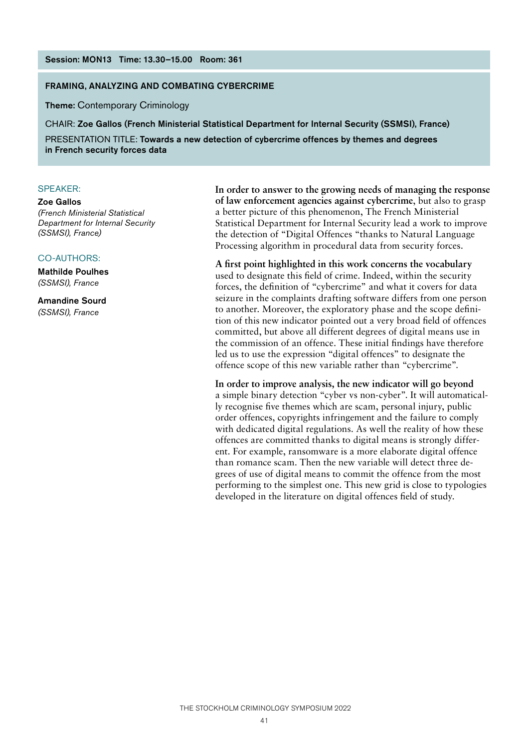**Session: MON13 Time: 13.30–15.00 Room: 361**

## FRAMING, ANALYZING AND COMBATING CYBERCRIME

**Theme:** Contemporary Criminology

CHAIR: **Zoe Gallos (French Ministerial Statistical Department for Internal Security (SSMSI), France)**

PRESENTATION TITLE: **Towards a new detection of cybercrime offences by themes and degrees in French security forces data**

SPEAKER:

**Zoe Gallos**
*(French Ministerial Statistical Department for Internal Security (SSMSI), France)*

CO-AUTHORS:

**Mathilde Poulhes**
*(SSMSI), France*

**Amandine Sourd**
*(SSMSI), France*

**In order to answer to the growing needs of managing the response of law enforcement agencies against cybercrime**, but also to grasp a better picture of this phenomenon, The French Ministerial Statistical Department for Internal Security lead a work to improve the detection of "Digital Offences "thanks to Natural Language Processing algorithm in procedural data from security forces.

**A first point highlighted in this work concerns the vocabulary** used to designate this field of crime. Indeed, within the security forces, the definition of "cybercrime" and what it covers for data seizure in the complaints drafting software differs from one person to another. Moreover, the exploratory phase and the scope definition of this new indicator pointed out a very broad field of offences committed, but above all different degrees of digital means use in the commission of an offence. These initial findings have therefore led us to use the expression "digital offences" to designate the offence scope of this new variable rather than "cybercrime".

**In order to improve analysis, the new indicator will go beyond** a simple binary detection "cyber vs non-cyber". It will automatically recognise five themes which are scam, personal injury, public order offences, copyrights infringement and the failure to comply with dedicated digital regulations. As well the reality of how these offences are committed thanks to digital means is strongly different. For example, ransomware is a more elaborate digital offence than romance scam. Then the new variable will detect three degrees of use of digital means to commit the offence from the most performing to the simplest one. This new grid is close to typologies developed in the literature on digital offences field of study.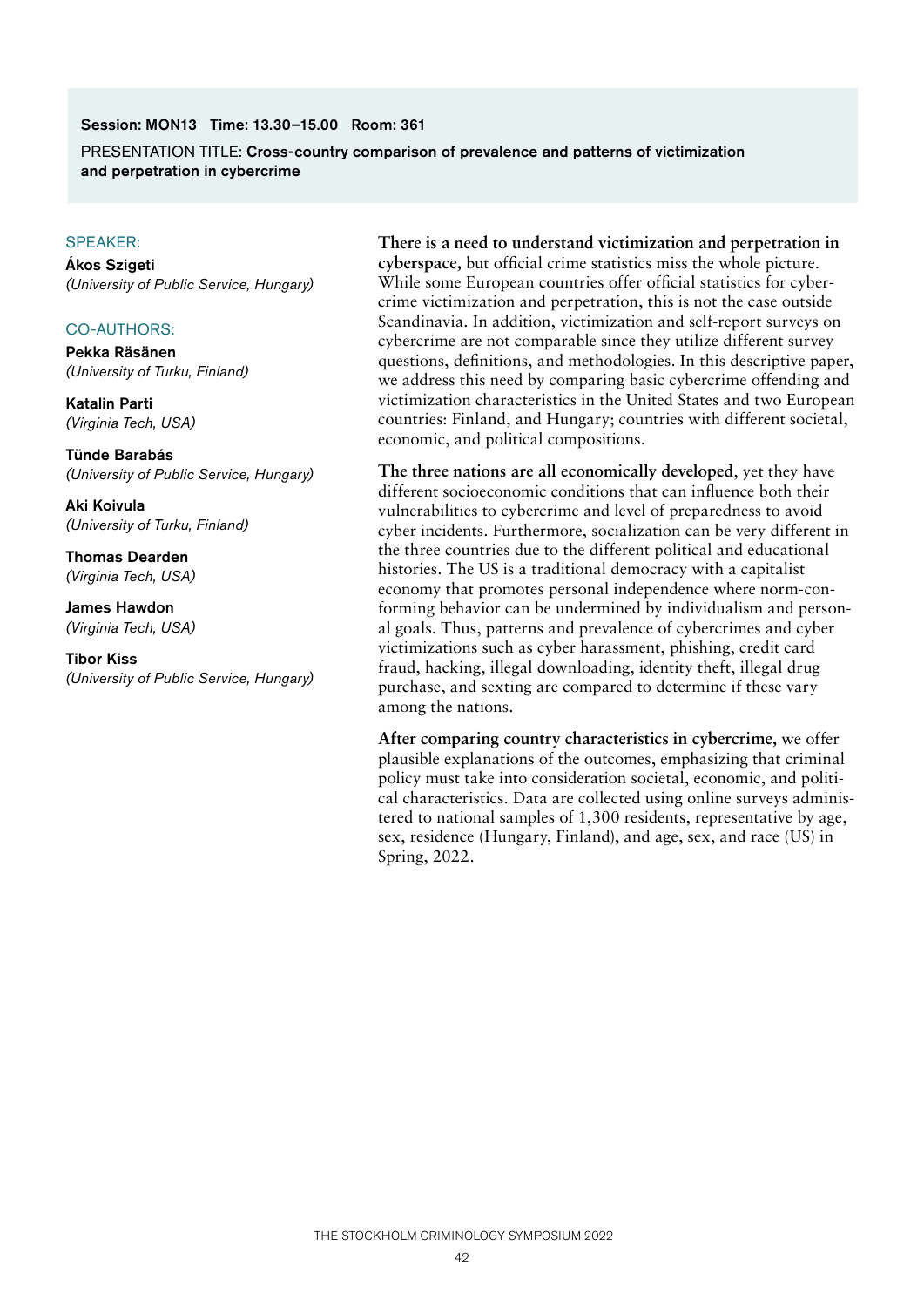**Session: MON13 Time: 13.30–15.00 Room: 361**

PRESENTATION TITLE: **Cross-country comparison of prevalence and patterns of victimization and perpetration in cybercrime**

SPEAKER:

**Ákos Szigeti**
*(University of Public Service, Hungary)*

CO-AUTHORS:

**Pekka Räsänen**
*(University of Turku, Finland)*

**Katalin Parti**
*(Virginia Tech, USA)*

**Tünde Barabás**
*(University of Public Service, Hungary)*

**Aki Koivula**
*(University of Turku, Finland)*

**Thomas Dearden**
*(Virginia Tech, USA)*

**James Hawdon**
*(Virginia Tech, USA)*

**Tibor Kiss**
*(University of Public Service, Hungary)*

**There is a need to understand victimization and perpetration in cyberspace,** but official crime statistics miss the whole picture. While some European countries offer official statistics for cybercrime victimization and perpetration, this is not the case outside Scandinavia. In addition, victimization and self-report surveys on cybercrime are not comparable since they utilize different survey questions, definitions, and methodologies. In this descriptive paper, we address this need by comparing basic cybercrime offending and victimization characteristics in the United States and two European countries: Finland, and Hungary; countries with different societal, economic, and political compositions.

**The three nations are all economically developed**, yet they have different socioeconomic conditions that can influence both their vulnerabilities to cybercrime and level of preparedness to avoid cyber incidents. Furthermore, socialization can be very different in the three countries due to the different political and educational histories. The US is a traditional democracy with a capitalist economy that promotes personal independence where norm-conforming behavior can be undermined by individualism and personal goals. Thus, patterns and prevalence of cybercrimes and cyber victimizations such as cyber harassment, phishing, credit card fraud, hacking, illegal downloading, identity theft, illegal drug purchase, and sexting are compared to determine if these vary among the nations.

**After comparing country characteristics in cybercrime,** we offer plausible explanations of the outcomes, emphasizing that criminal policy must take into consideration societal, economic, and political characteristics. Data are collected using online surveys administered to national samples of 1,300 residents, representative by age, sex, residence (Hungary, Finland), and age, sex, and race (US) in Spring, 2022.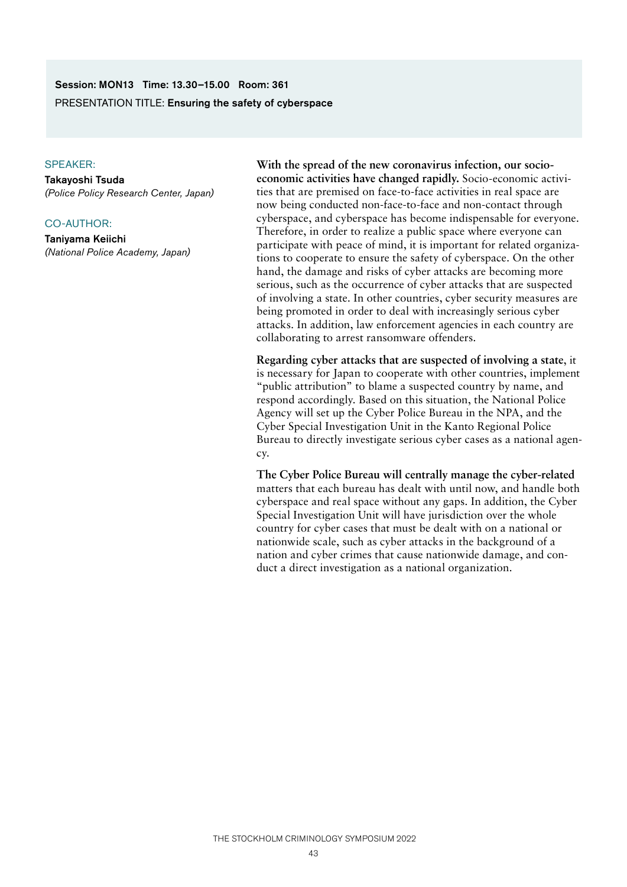**Session: MON13 Time: 13.30–15.00 Room: 361**

PRESENTATION TITLE: **Ensuring the safety of cyberspace**

SPEAKER:

**Takayoshi Tsuda**
*(Police Policy Research Center, Japan)*

CO-AUTHOR:

**Taniyama Keiichi**
*(National Police Academy, Japan)*

**With the spread of the new coronavirus infection, our socio-economic activities have changed rapidly.** Socio-economic activities that are premised on face-to-face activities in real space are now being conducted non-face-to-face and non-contact through cyberspace, and cyberspace has become indispensable for everyone. Therefore, in order to realize a public space where everyone can participate with peace of mind, it is important for related organizations to cooperate to ensure the safety of cyberspace. On the other hand, the damage and risks of cyber attacks are becoming more serious, such as the occurrence of cyber attacks that are suspected of involving a state. In other countries, cyber security measures are being promoted in order to deal with increasingly serious cyber attacks. In addition, law enforcement agencies in each country are collaborating to arrest ransomware offenders.

**Regarding cyber attacks that are suspected of involving a state**, it is necessary for Japan to cooperate with other countries, implement "public attribution" to blame a suspected country by name, and respond accordingly. Based on this situation, the National Police Agency will set up the Cyber Police Bureau in the NPA, and the Cyber Special Investigation Unit in the Kanto Regional Police Bureau to directly investigate serious cyber cases as a national agency.

**The Cyber Police Bureau will centrally manage the cyber-related** matters that each bureau has dealt with until now, and handle both cyberspace and real space without any gaps. In addition, the Cyber Special Investigation Unit will have jurisdiction over the whole country for cyber cases that must be dealt with on a national or nationwide scale, such as cyber attacks in the background of a nation and cyber crimes that cause nationwide damage, and conduct a direct investigation as a national organization.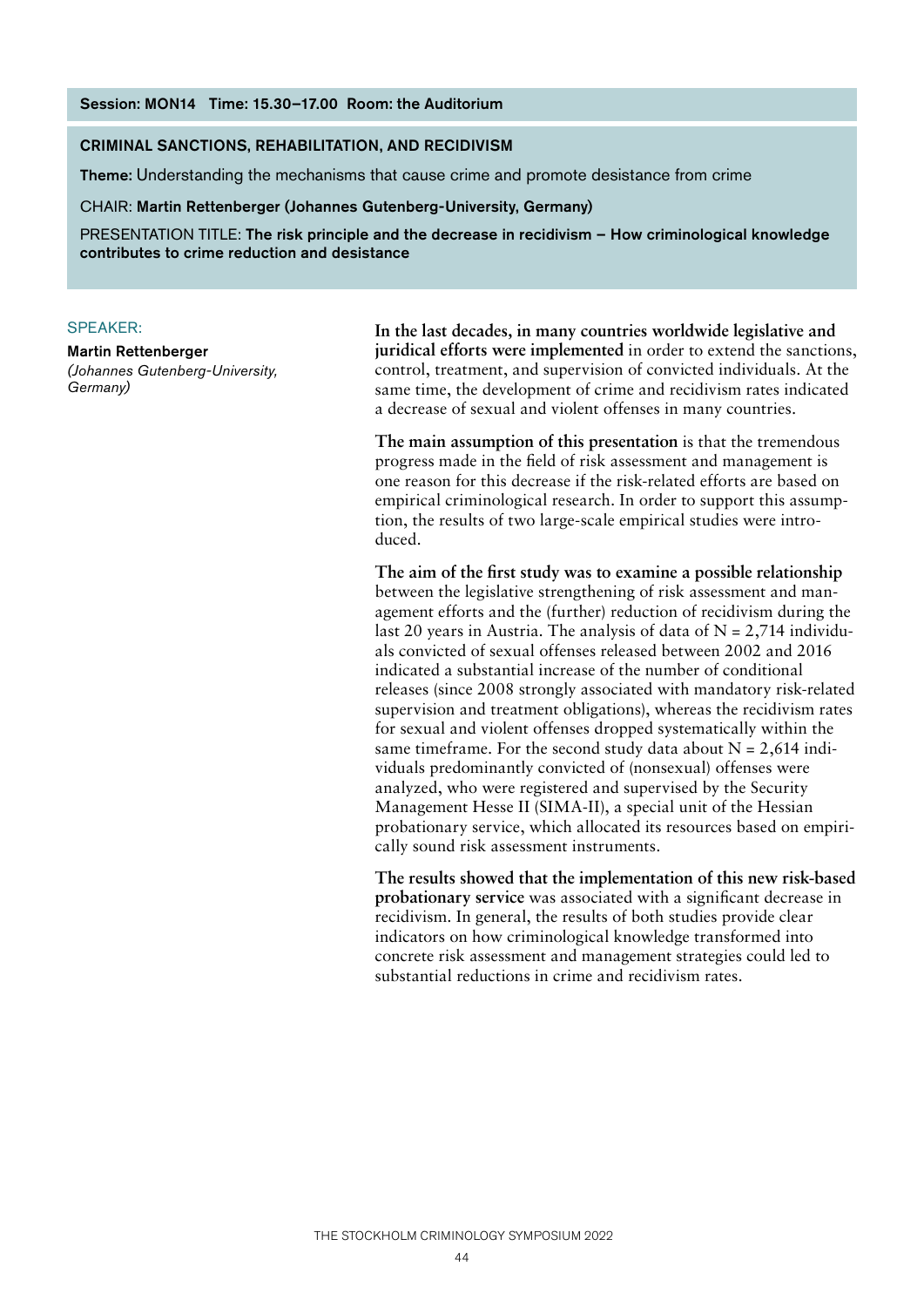**Session: MON14 Time: 15.30–17.00 Room: the Auditorium**

## CRIMINAL SANCTIONS, REHABILITATION, AND RECIDIVISM

**Theme:** Understanding the mechanisms that cause crime and promote desistance from crime

CHAIR: **Martin Rettenberger (Johannes Gutenberg-University, Germany)**

PRESENTATION TITLE: **The risk principle and the decrease in recidivism – How criminological knowledge contributes to crime reduction and desistance**

SPEAKER:

**Martin Rettenberger**
*(Johannes Gutenberg-University, Germany)*

**In the last decades, in many countries worldwide legislative and juridical efforts were implemented** in order to extend the sanctions, control, treatment, and supervision of convicted individuals. At the same time, the development of crime and recidivism rates indicated a decrease of sexual and violent offenses in many countries.

**The main assumption of this presentation** is that the tremendous progress made in the field of risk assessment and management is one reason for this decrease if the risk-related efforts are based on empirical criminological research. In order to support this assumption, the results of two large-scale empirical studies were introduced.

**The aim of the first study was to examine a possible relationship** between the legislative strengthening of risk assessment and management efforts and the (further) reduction of recidivism during the last 20 years in Austria. The analysis of data of N = 2,714 individuals convicted of sexual offenses released between 2002 and 2016 indicated a substantial increase of the number of conditional releases (since 2008 strongly associated with mandatory risk-related supervision and treatment obligations), whereas the recidivism rates for sexual and violent offenses dropped systematically within the same timeframe. For the second study data about N = 2,614 individuals predominantly convicted of (nonsexual) offenses were analyzed, who were registered and supervised by the Security Management Hesse II (SIMA-II), a special unit of the Hessian probationary service, which allocated its resources based on empirically sound risk assessment instruments.

**The results showed that the implementation of this new risk-based probationary service** was associated with a significant decrease in recidivism. In general, the results of both studies provide clear indicators on how criminological knowledge transformed into concrete risk assessment and management strategies could led to substantial reductions in crime and recidivism rates.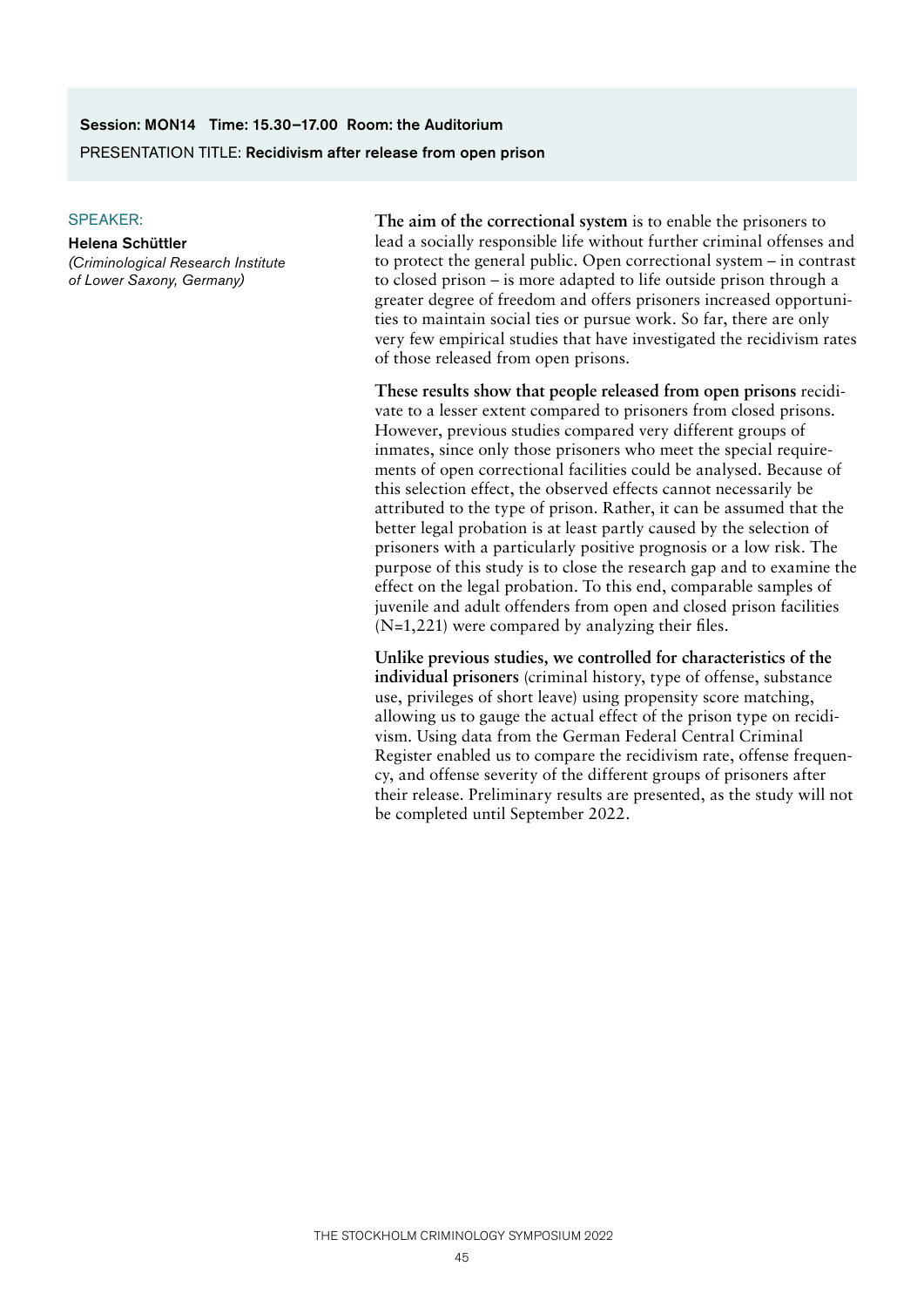**Session: MON14 Time: 15.30–17.00 Room: the Auditorium**

PRESENTATION TITLE: **Recidivism after release from open prison**

SPEAKER:

**Helena Schüttler**
*(Criminological Research Institute of Lower Saxony, Germany)*

**The aim of the correctional system** is to enable the prisoners to lead a socially responsible life without further criminal offenses and to protect the general public. Open correctional system – in contrast to closed prison – is more adapted to life outside prison through a greater degree of freedom and offers prisoners increased opportunities to maintain social ties or pursue work. So far, there are only very few empirical studies that have investigated the recidivism rates of those released from open prisons.

**These results show that people released from open prisons** recidivate to a lesser extent compared to prisoners from closed prisons. However, previous studies compared very different groups of inmates, since only those prisoners who meet the special requirements of open correctional facilities could be analysed. Because of this selection effect, the observed effects cannot necessarily be attributed to the type of prison. Rather, it can be assumed that the better legal probation is at least partly caused by the selection of prisoners with a particularly positive prognosis or a low risk. The purpose of this study is to close the research gap and to examine the effect on the legal probation. To this end, comparable samples of juvenile and adult offenders from open and closed prison facilities (N=1,221) were compared by analyzing their files.

**Unlike previous studies, we controlled for characteristics of the individual prisoners** (criminal history, type of offense, substance use, privileges of short leave) using propensity score matching, allowing us to gauge the actual effect of the prison type on recidivism. Using data from the German Federal Central Criminal Register enabled us to compare the recidivism rate, offense frequency, and offense severity of the different groups of prisoners after their release. Preliminary results are presented, as the study will not be completed until September 2022.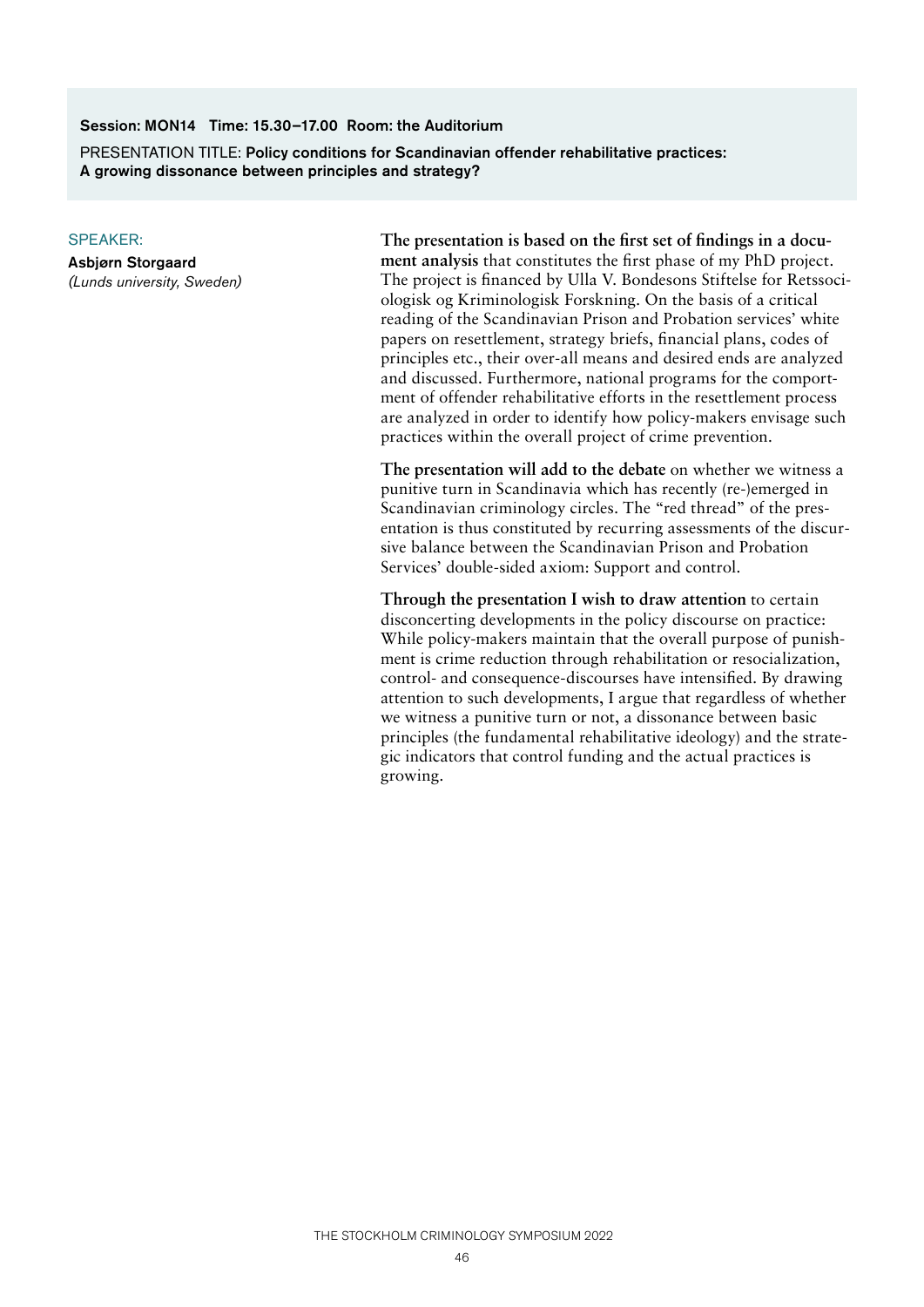**Session: MON14 Time: 15.30–17.00 Room: the Auditorium**

PRESENTATION TITLE: **Policy conditions for Scandinavian offender rehabilitative practices: A growing dissonance between principles and strategy?**

SPEAKER:

**Asbjørn Storgaard**
*(Lunds university, Sweden)*

**The presentation is based on the first set of findings in a document analysis** that constitutes the first phase of my PhD project. The project is financed by Ulla V. Bondesons Stiftelse for Retssociologisk og Kriminologisk Forskning. On the basis of a critical reading of the Scandinavian Prison and Probation services' white papers on resettlement, strategy briefs, financial plans, codes of principles etc., their over-all means and desired ends are analyzed and discussed. Furthermore, national programs for the comportment of offender rehabilitative efforts in the resettlement process are analyzed in order to identify how policy-makers envisage such practices within the overall project of crime prevention.

**The presentation will add to the debate** on whether we witness a punitive turn in Scandinavia which has recently (re-)emerged in Scandinavian criminology circles. The "red thread" of the presentation is thus constituted by recurring assessments of the discursive balance between the Scandinavian Prison and Probation Services' double-sided axiom: Support and control.

**Through the presentation I wish to draw attention** to certain disconcerting developments in the policy discourse on practice: While policy-makers maintain that the overall purpose of punishment is crime reduction through rehabilitation or resocialization, control- and consequence-discourses have intensified. By drawing attention to such developments, I argue that regardless of whether we witness a punitive turn or not, a dissonance between basic principles (the fundamental rehabilitative ideology) and the strategic indicators that control funding and the actual practices is growing.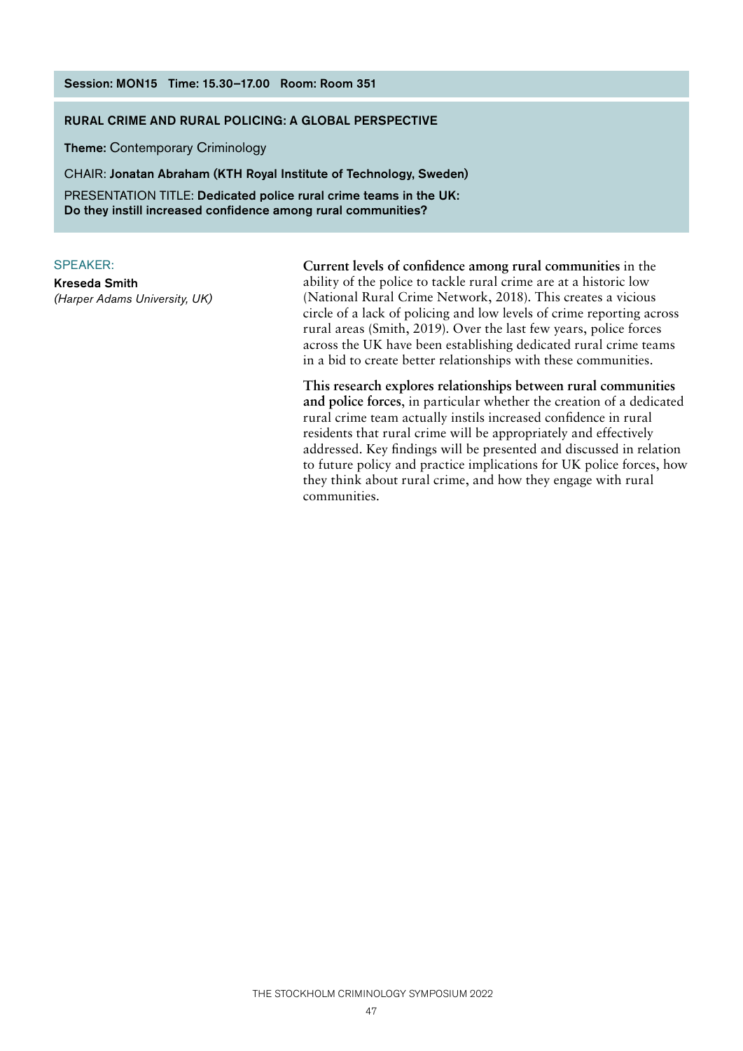**Session: MON15 Time: 15.30–17.00 Room: Room 351**

## RURAL CRIME AND RURAL POLICING: A GLOBAL PERSPECTIVE

**Theme:** Contemporary Criminology

CHAIR: **Jonatan Abraham (KTH Royal Institute of Technology, Sweden)**

PRESENTATION TITLE: **Dedicated police rural crime teams in the UK: Do they instill increased confidence among rural communities?**

SPEAKER:

**Kreseda Smith**
*(Harper Adams University, UK)*

**Current levels of confidence among rural communities** in the ability of the police to tackle rural crime are at a historic low (National Rural Crime Network, 2018). This creates a vicious circle of a lack of policing and low levels of crime reporting across rural areas (Smith, 2019). Over the last few years, police forces across the UK have been establishing dedicated rural crime teams in a bid to create better relationships with these communities.

**This research explores relationships between rural communities and police forces**, in particular whether the creation of a dedicated rural crime team actually instils increased confidence in rural residents that rural crime will be appropriately and effectively addressed. Key findings will be presented and discussed in relation to future policy and practice implications for UK police forces, how they think about rural crime, and how they engage with rural communities.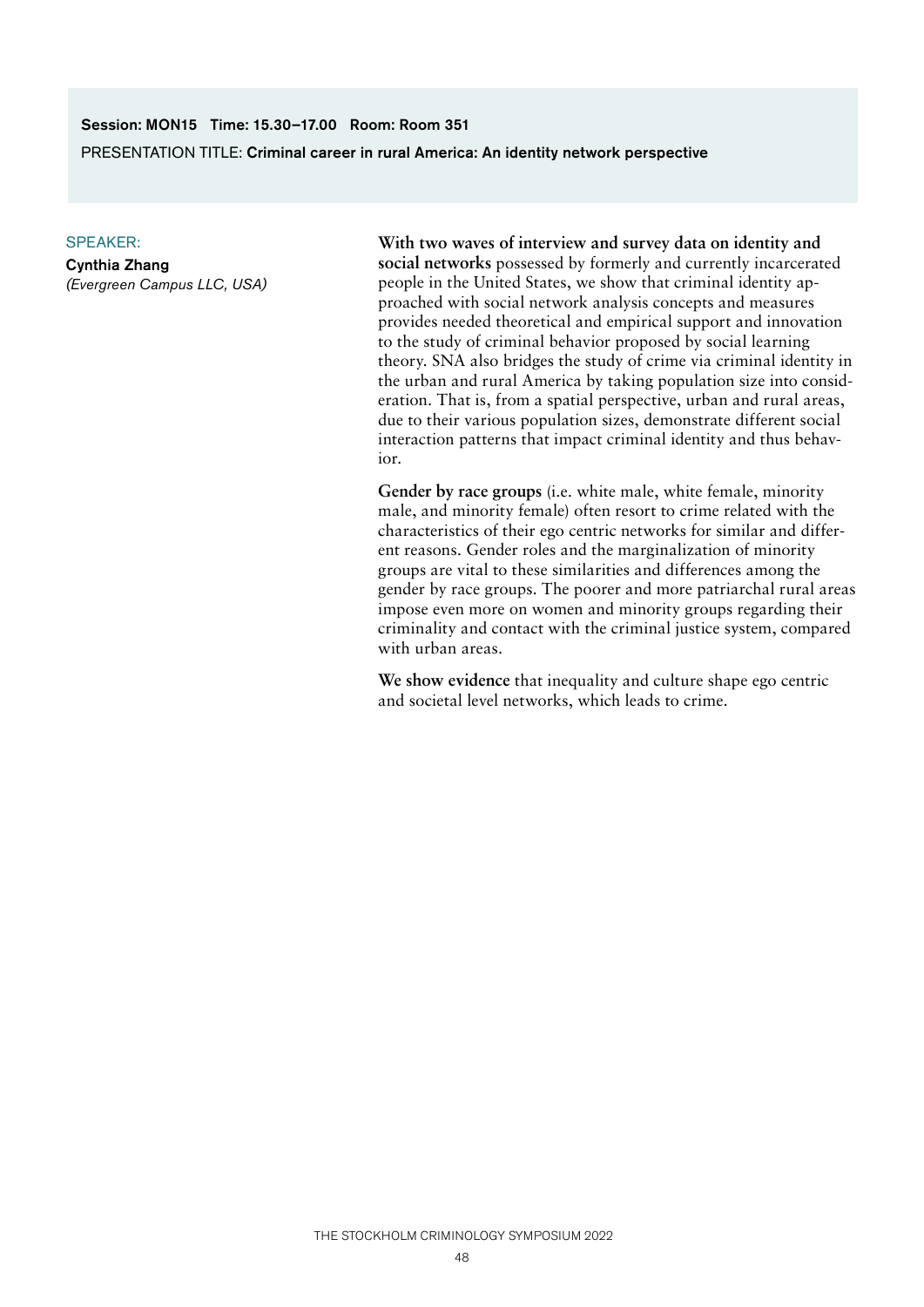**Session: MON15 Time: 15.30–17.00 Room: Room 351**

PRESENTATION TITLE: **Criminal career in rural America: An identity network perspective**

SPEAKER:

**Cynthia Zhang**

*(Evergreen Campus LLC, USA)*

**With two waves of interview and survey data on identity and social networks** possessed by formerly and currently incarcerated people in the United States, we show that criminal identity approached with social network analysis concepts and measures provides needed theoretical and empirical support and innovation to the study of criminal behavior proposed by social learning theory. SNA also bridges the study of crime via criminal identity in the urban and rural America by taking population size into consideration. That is, from a spatial perspective, urban and rural areas, due to their various population sizes, demonstrate different social interaction patterns that impact criminal identity and thus behavior.

**Gender by race groups** (i.e. white male, white female, minority male, and minority female) often resort to crime related with the characteristics of their ego centric networks for similar and different reasons. Gender roles and the marginalization of minority groups are vital to these similarities and differences among the gender by race groups. The poorer and more patriarchal rural areas impose even more on women and minority groups regarding their criminality and contact with the criminal justice system, compared with urban areas.

**We show evidence** that inequality and culture shape ego centric and societal level networks, which leads to crime.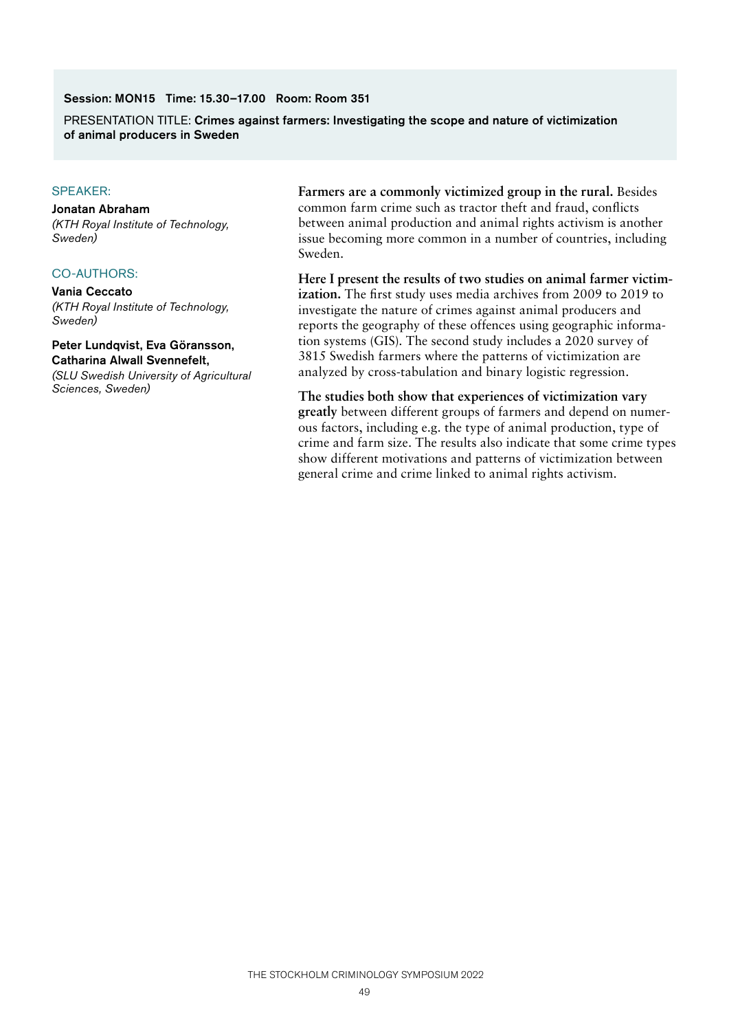**Session: MON15 Time: 15.30–17.00 Room: Room 351**

PRESENTATION TITLE: **Crimes against farmers: Investigating the scope and nature of victimization of animal producers in Sweden**

SPEAKER:

**Jonatan Abraham**
*(KTH Royal Institute of Technology, Sweden)*

CO-AUTHORS:

**Vania Ceccato**
*(KTH Royal Institute of Technology, Sweden)*

**Peter Lundqvist, Eva Göransson, Catharina Alwall Svennefelt,**
*(SLU Swedish University of Agricultural Sciences, Sweden)*

**Farmers are a commonly victimized group in the rural.** Besides common farm crime such as tractor theft and fraud, conflicts between animal production and animal rights activism is another issue becoming more common in a number of countries, including Sweden.

**Here I present the results of two studies on animal farmer victimization.** The first study uses media archives from 2009 to 2019 to investigate the nature of crimes against animal producers and reports the geography of these offences using geographic information systems (GIS). The second study includes a 2020 survey of 3815 Swedish farmers where the patterns of victimization are analyzed by cross-tabulation and binary logistic regression.

**The studies both show that experiences of victimization vary greatly** between different groups of farmers and depend on numerous factors, including e.g. the type of animal production, type of crime and farm size. The results also indicate that some crime types show different motivations and patterns of victimization between general crime and crime linked to animal rights activism.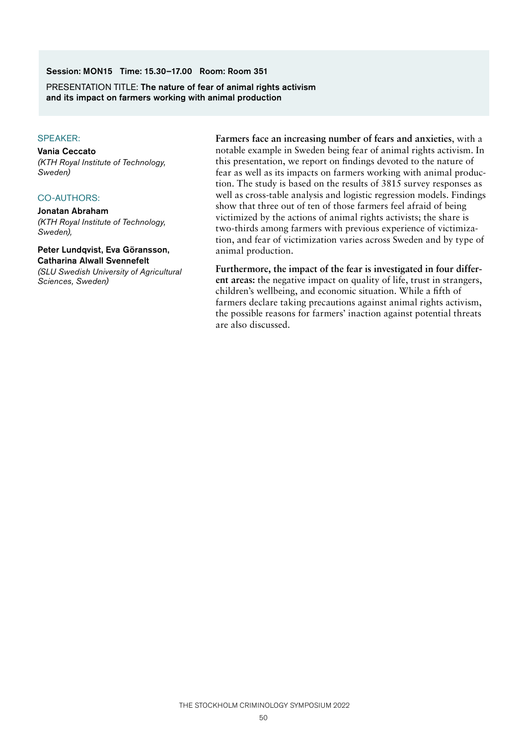**Session: MON15 Time: 15.30–17.00 Room: Room 351**

PRESENTATION TITLE: **The nature of fear of animal rights activism and its impact on farmers working with animal production**

SPEAKER:

**Vania Ceccato**
*(KTH Royal Institute of Technology, Sweden)*

CO-AUTHORS:

**Jonatan Abraham**
*(KTH Royal Institute of Technology, Sweden),*

**Peter Lundqvist, Eva Göransson, Catharina Alwall Svennefelt**
*(SLU Swedish University of Agricultural Sciences, Sweden)*

**Farmers face an increasing number of fears and anxieties**, with a notable example in Sweden being fear of animal rights activism. In this presentation, we report on findings devoted to the nature of fear as well as its impacts on farmers working with animal production. The study is based on the results of 3815 survey responses as well as cross-table analysis and logistic regression models. Findings show that three out of ten of those farmers feel afraid of being victimized by the actions of animal rights activists; the share is two-thirds among farmers with previous experience of victimization, and fear of victimization varies across Sweden and by type of animal production.

**Furthermore, the impact of the fear is investigated in four different areas:** the negative impact on quality of life, trust in strangers, children's wellbeing, and economic situation. While a fifth of farmers declare taking precautions against animal rights activism, the possible reasons for farmers' inaction against potential threats are also discussed.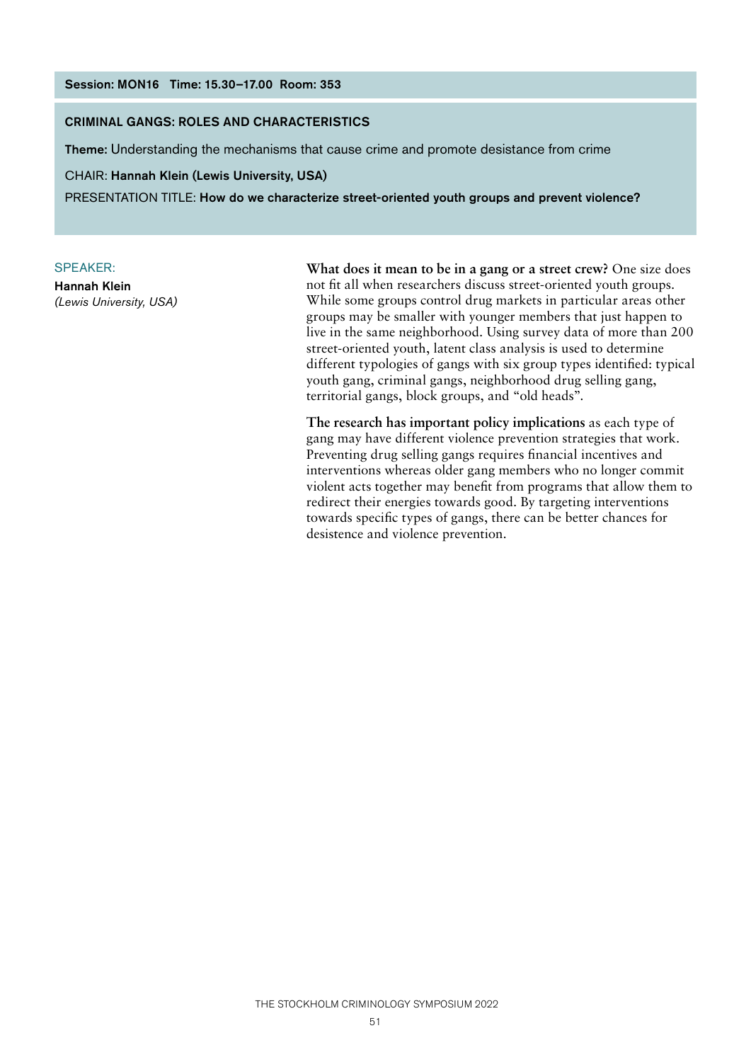**Session: MON16 Time: 15.30–17.00 Room: 353**

## CRIMINAL GANGS: ROLES AND CHARACTERISTICS

**Theme:** Understanding the mechanisms that cause crime and promote desistance from crime

CHAIR: **Hannah Klein (Lewis University, USA)**

PRESENTATION TITLE: **How do we characterize street-oriented youth groups and prevent violence?**

SPEAKER:

**Hannah Klein**
*(Lewis University, USA)*

**What does it mean to be in a gang or a street crew?** One size does not fit all when researchers discuss street-oriented youth groups. While some groups control drug markets in particular areas other groups may be smaller with younger members that just happen to live in the same neighborhood. Using survey data of more than 200 street-oriented youth, latent class analysis is used to determine different typologies of gangs with six group types identified: typical youth gang, criminal gangs, neighborhood drug selling gang, territorial gangs, block groups, and "old heads".

**The research has important policy implications** as each type of gang may have different violence prevention strategies that work. Preventing drug selling gangs requires financial incentives and interventions whereas older gang members who no longer commit violent acts together may benefit from programs that allow them to redirect their energies towards good. By targeting interventions towards specific types of gangs, there can be better chances for desistence and violence prevention.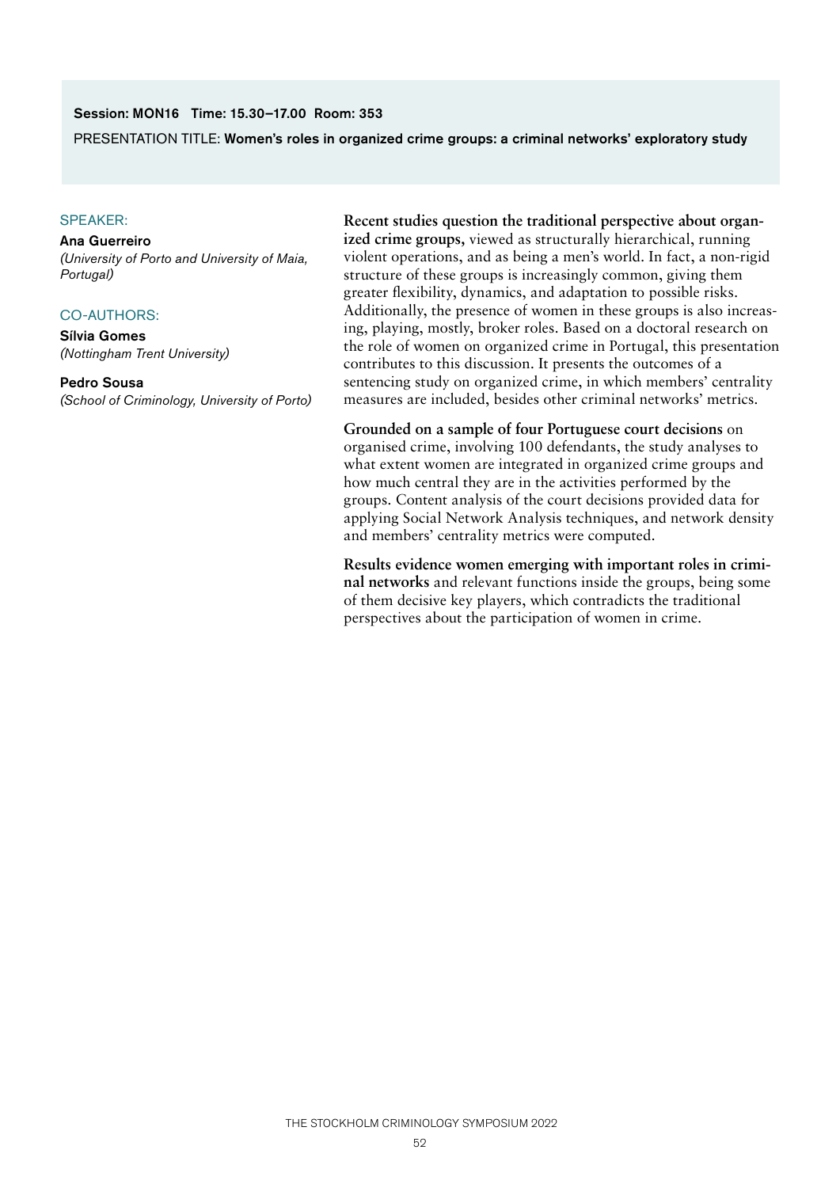**Session: MON16 Time: 15.30–17.00 Room: 353**

PRESENTATION TITLE: **Women's roles in organized crime groups: a criminal networks' exploratory study**

SPEAKER:

**Ana Guerreiro**
*(University of Porto and University of Maia, Portugal)*

CO-AUTHORS:

**Sílvia Gomes**
*(Nottingham Trent University)*

**Pedro Sousa**
*(School of Criminology, University of Porto)*

**Recent studies question the traditional perspective about organized crime groups,** viewed as structurally hierarchical, running violent operations, and as being a men's world. In fact, a non-rigid structure of these groups is increasingly common, giving them greater flexibility, dynamics, and adaptation to possible risks. Additionally, the presence of women in these groups is also increasing, playing, mostly, broker roles. Based on a doctoral research on the role of women on organized crime in Portugal, this presentation contributes to this discussion. It presents the outcomes of a sentencing study on organized crime, in which members' centrality measures are included, besides other criminal networks' metrics.

**Grounded on a sample of four Portuguese court decisions** on organised crime, involving 100 defendants, the study analyses to what extent women are integrated in organized crime groups and how much central they are in the activities performed by the groups. Content analysis of the court decisions provided data for applying Social Network Analysis techniques, and network density and members' centrality metrics were computed.

**Results evidence women emerging with important roles in criminal networks** and relevant functions inside the groups, being some of them decisive key players, which contradicts the traditional perspectives about the participation of women in crime.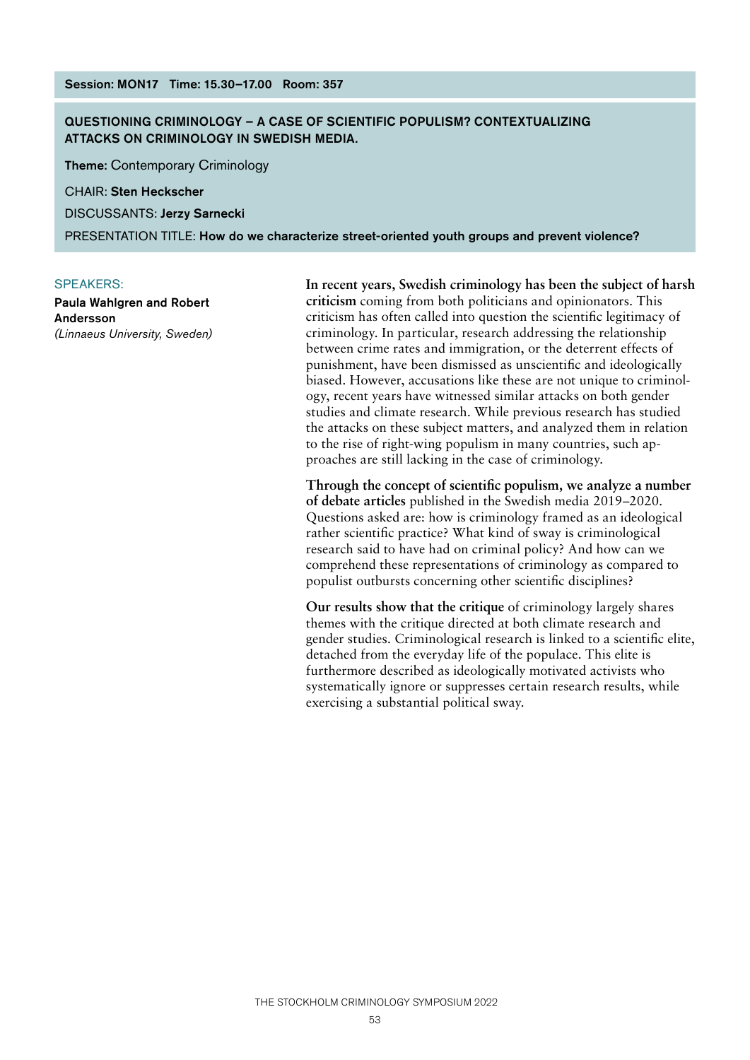**Session: MON17 Time: 15.30–17.00 Room: 357**

## QUESTIONING CRIMINOLOGY – A CASE OF SCIENTIFIC POPULISM? CONTEXTUALIZING ATTACKS ON CRIMINOLOGY IN SWEDISH MEDIA.

**Theme:** Contemporary Criminology

CHAIR: **Sten Heckscher**

DISCUSSANTS: **Jerzy Sarnecki**

PRESENTATION TITLE: **How do we characterize street-oriented youth groups and prevent violence?**

SPEAKERS:

**Paula Wahlgren and Robert Andersson**
*(Linnaeus University, Sweden)*

**In recent years, Swedish criminology has been the subject of harsh criticism** coming from both politicians and opinionators. This criticism has often called into question the scientific legitimacy of criminology. In particular, research addressing the relationship between crime rates and immigration, or the deterrent effects of punishment, have been dismissed as unscientific and ideologically biased. However, accusations like these are not unique to criminology, recent years have witnessed similar attacks on both gender studies and climate research. While previous research has studied the attacks on these subject matters, and analyzed them in relation to the rise of right-wing populism in many countries, such approaches are still lacking in the case of criminology.

**Through the concept of scientific populism, we analyze a number of debate articles** published in the Swedish media 2019–2020. Questions asked are: how is criminology framed as an ideological rather scientific practice? What kind of sway is criminological research said to have had on criminal policy? And how can we comprehend these representations of criminology as compared to populist outbursts concerning other scientific disciplines?

**Our results show that the critique** of criminology largely shares themes with the critique directed at both climate research and gender studies. Criminological research is linked to a scientific elite, detached from the everyday life of the populace. This elite is furthermore described as ideologically motivated activists who systematically ignore or suppresses certain research results, while exercising a substantial political sway.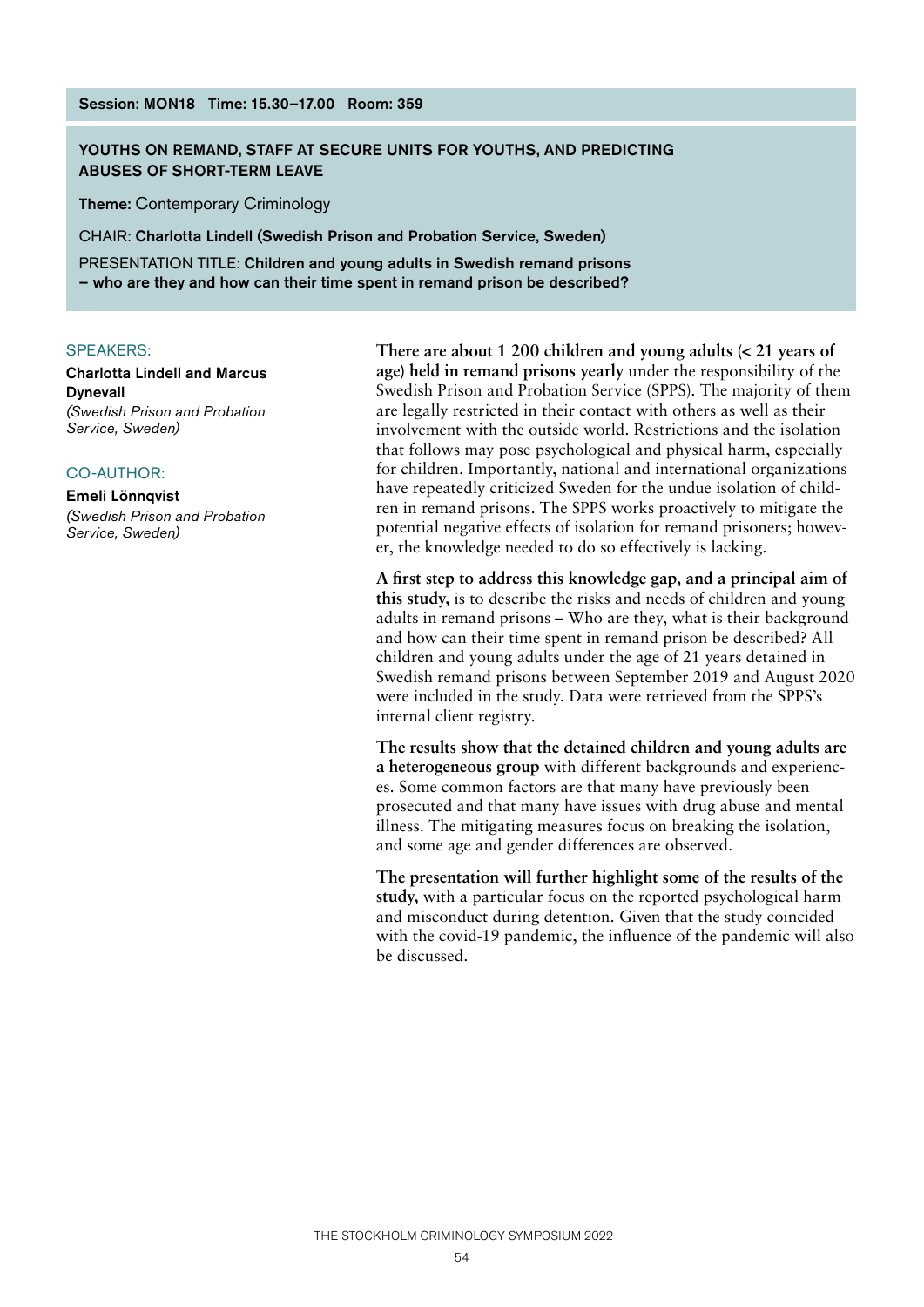**Session: MON18 Time: 15.30–17.00 Room: 359**

## YOUTHS ON REMAND, STAFF AT SECURE UNITS FOR YOUTHS, AND PREDICTING ABUSES OF SHORT-TERM LEAVE

**Theme:** Contemporary Criminology

CHAIR: **Charlotta Lindell (Swedish Prison and Probation Service, Sweden)**

PRESENTATION TITLE: **Children and young adults in Swedish remand prisons – who are they and how can their time spent in remand prison be described?**

SPEAKERS:

**Charlotta Lindell and Marcus Dynevall**
*(Swedish Prison and Probation Service, Sweden)*

CO-AUTHOR:

**Emeli Lönnqvist**
*(Swedish Prison and Probation Service, Sweden)*

**There are about 1 200 children and young adults (< 21 years of age) held in remand prisons yearly** under the responsibility of the Swedish Prison and Probation Service (SPPS). The majority of them are legally restricted in their contact with others as well as their involvement with the outside world. Restrictions and the isolation that follows may pose psychological and physical harm, especially for children. Importantly, national and international organizations have repeatedly criticized Sweden for the undue isolation of children in remand prisons. The SPPS works proactively to mitigate the potential negative effects of isolation for remand prisoners; however, the knowledge needed to do so effectively is lacking.

**A first step to address this knowledge gap, and a principal aim of this study,** is to describe the risks and needs of children and young adults in remand prisons – Who are they, what is their background and how can their time spent in remand prison be described? All children and young adults under the age of 21 years detained in Swedish remand prisons between September 2019 and August 2020 were included in the study. Data were retrieved from the SPPS's internal client registry.

**The results show that the detained children and young adults are a heterogeneous group** with different backgrounds and experiences. Some common factors are that many have previously been prosecuted and that many have issues with drug abuse and mental illness. The mitigating measures focus on breaking the isolation, and some age and gender differences are observed.

**The presentation will further highlight some of the results of the study,** with a particular focus on the reported psychological harm and misconduct during detention. Given that the study coincided with the covid-19 pandemic, the influence of the pandemic will also be discussed.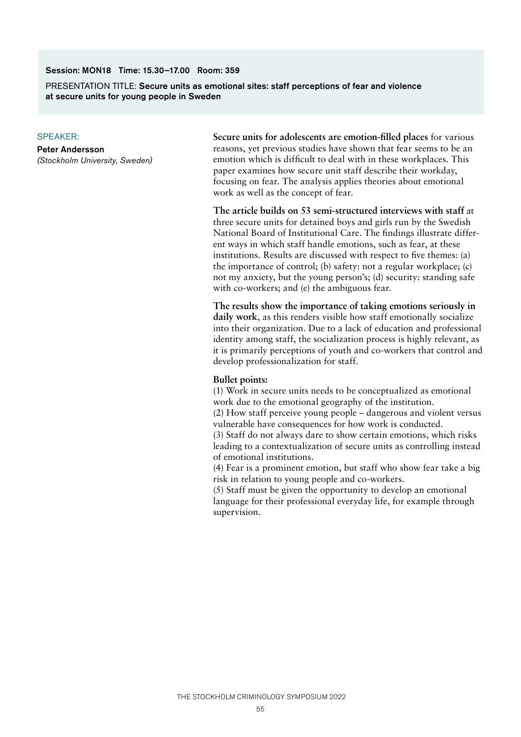**Session: MON18 Time: 15.30–17.00 Room: 359**

PRESENTATION TITLE: **Secure units as emotional sites: staff perceptions of fear and violence at secure units for young people in Sweden**

SPEAKER:

**Peter Andersson**
*(Stockholm University, Sweden)*

**Secure units for adolescents are emotion-filled places** for various reasons, yet previous studies have shown that fear seems to be an emotion which is difficult to deal with in these workplaces. This paper examines how secure unit staff describe their workday, focusing on fear. The analysis applies theories about emotional work as well as the concept of fear.

**The article builds on 53 semi-structured interviews with staff** at three secure units for detained boys and girls run by the Swedish National Board of Institutional Care. The findings illustrate different ways in which staff handle emotions, such as fear, at these institutions. Results are discussed with respect to five themes: (a) the importance of control; (b) safety: not a regular workplace; (c) not my anxiety, but the young person's; (d) security: standing safe with co-workers; and (e) the ambiguous fear.

**The results show the importance of taking emotions seriously in daily work**, as this renders visible how staff emotionally socialize into their organization. Due to a lack of education and professional identity among staff, the socialization process is highly relevant, as it is primarily perceptions of youth and co-workers that control and develop professionalization for staff.

**Bullet points:**

(1) Work in secure units needs to be conceptualized as emotional work due to the emotional geography of the institution.

(2) How staff perceive young people – dangerous and violent versus vulnerable have consequences for how work is conducted.

(3) Staff do not always dare to show certain emotions, which risks leading to a contextualization of secure units as controlling instead of emotional institutions.

(4) Fear is a prominent emotion, but staff who show fear take a big risk in relation to young people and co-workers.

(5) Staff must be given the opportunity to develop an emotional language for their professional everyday life, for example through supervision.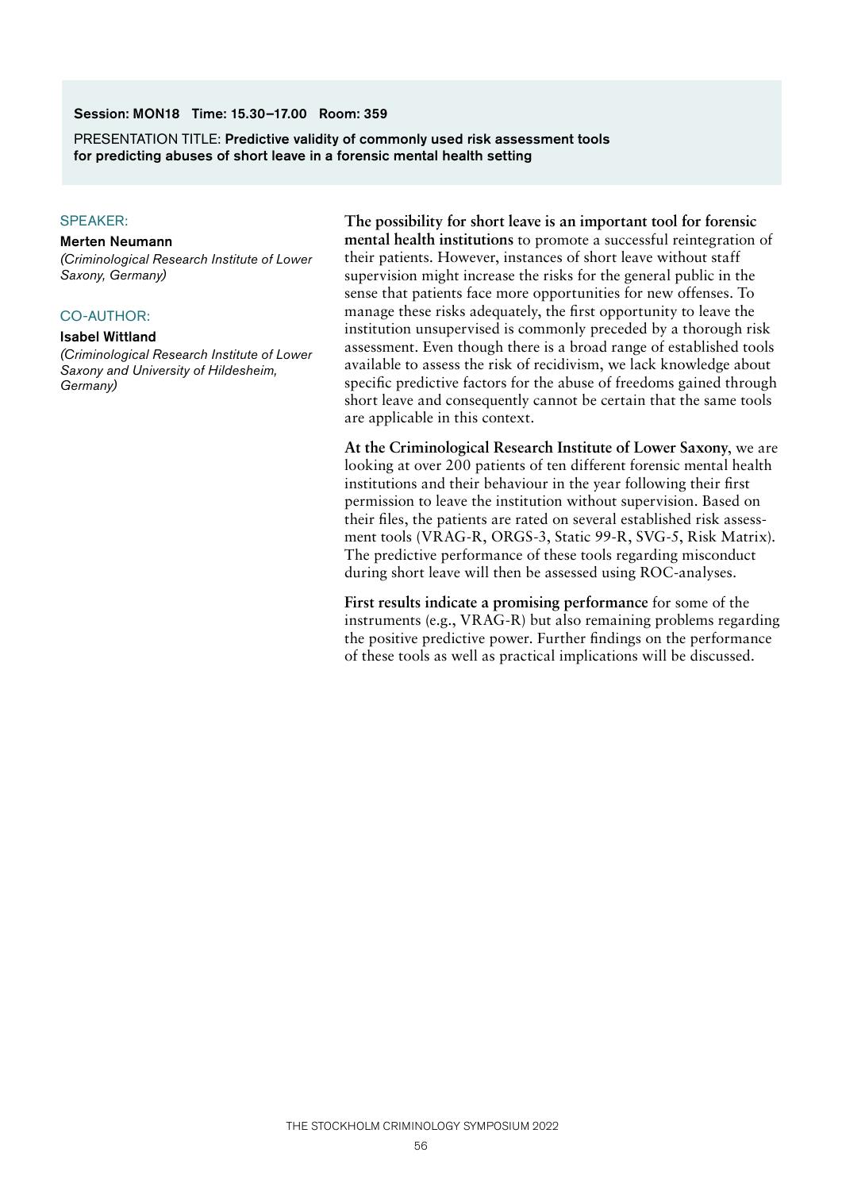**Session: MON18 Time: 15.30–17.00 Room: 359**

PRESENTATION TITLE: **Predictive validity of commonly used risk assessment tools for predicting abuses of short leave in a forensic mental health setting**

SPEAKER:

**Merten Neumann**
*(Criminological Research Institute of Lower Saxony, Germany)*

CO-AUTHOR:

**Isabel Wittland**
*(Criminological Research Institute of Lower Saxony and University of Hildesheim, Germany)*

**The possibility for short leave is an important tool for forensic mental health institutions** to promote a successful reintegration of their patients. However, instances of short leave without staff supervision might increase the risks for the general public in the sense that patients face more opportunities for new offenses. To manage these risks adequately, the first opportunity to leave the institution unsupervised is commonly preceded by a thorough risk assessment. Even though there is a broad range of established tools available to assess the risk of recidivism, we lack knowledge about specific predictive factors for the abuse of freedoms gained through short leave and consequently cannot be certain that the same tools are applicable in this context.

**At the Criminological Research Institute of Lower Saxony**, we are looking at over 200 patients of ten different forensic mental health institutions and their behaviour in the year following their first permission to leave the institution without supervision. Based on their files, the patients are rated on several established risk assessment tools (VRAG-R, ORGS-3, Static 99-R, SVG-5, Risk Matrix). The predictive performance of these tools regarding misconduct during short leave will then be assessed using ROC-analyses.

**First results indicate a promising performance** for some of the instruments (e.g., VRAG-R) but also remaining problems regarding the positive predictive power. Further findings on the performance of these tools as well as practical implications will be discussed.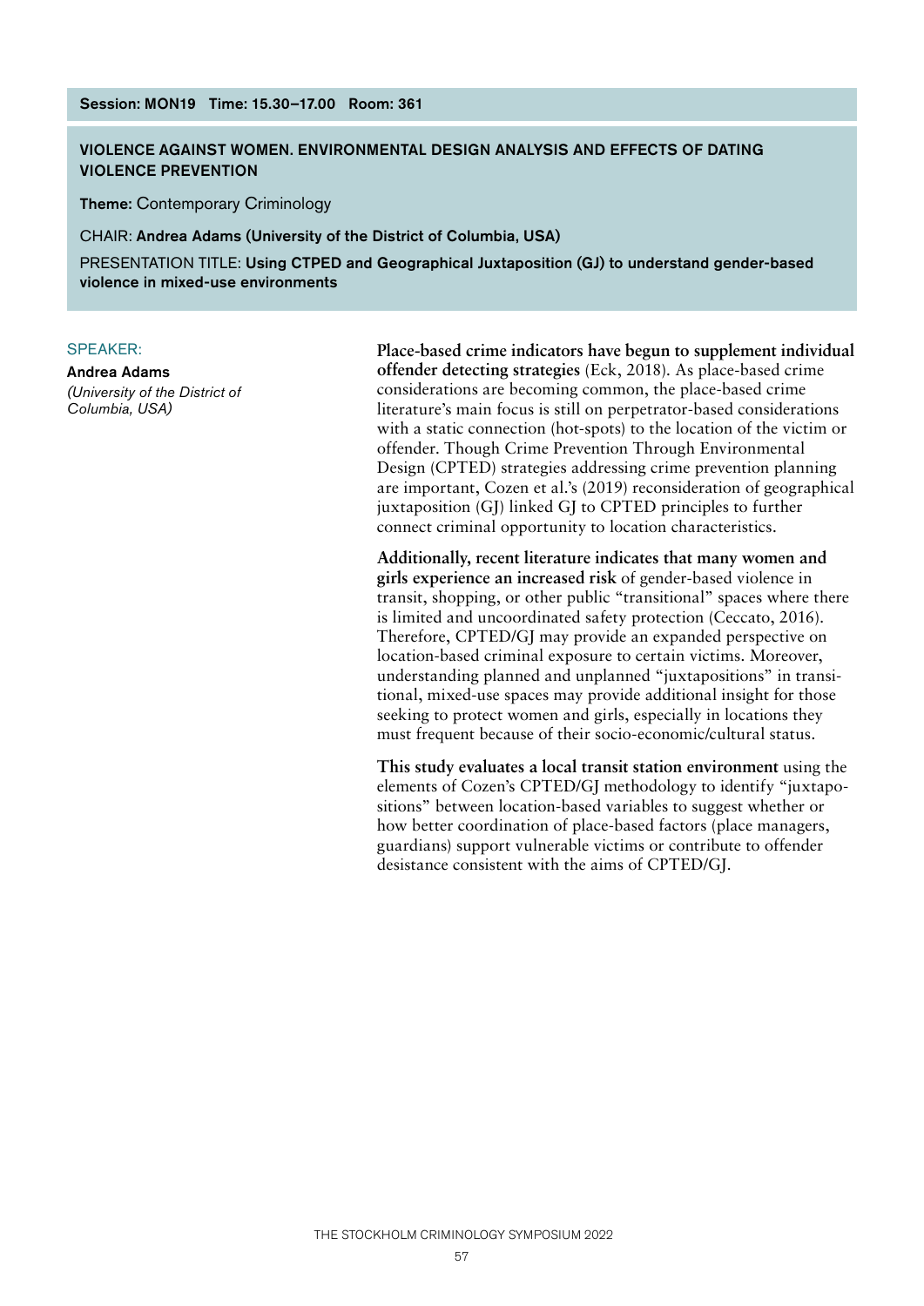**Session: MON19 Time: 15.30–17.00 Room: 361**

## VIOLENCE AGAINST WOMEN. ENVIRONMENTAL DESIGN ANALYSIS AND EFFECTS OF DATING VIOLENCE PREVENTION

**Theme:** Contemporary Criminology

CHAIR: **Andrea Adams (University of the District of Columbia, USA)**

PRESENTATION TITLE: **Using CTPED and Geographical Juxtaposition (GJ) to understand gender-based violence in mixed-use environments**

SPEAKER:

**Andrea Adams**
*(University of the District of Columbia, USA)*

**Place-based crime indicators have begun to supplement individual offender detecting strategies** (Eck, 2018). As place-based crime considerations are becoming common, the place-based crime literature's main focus is still on perpetrator-based considerations with a static connection (hot-spots) to the location of the victim or offender. Though Crime Prevention Through Environmental Design (CPTED) strategies addressing crime prevention planning are important, Cozen et al.'s (2019) reconsideration of geographical juxtaposition (GJ) linked GJ to CPTED principles to further connect criminal opportunity to location characteristics.

**Additionally, recent literature indicates that many women and girls experience an increased risk** of gender-based violence in transit, shopping, or other public "transitional" spaces where there is limited and uncoordinated safety protection (Ceccato, 2016). Therefore, CPTED/GJ may provide an expanded perspective on location-based criminal exposure to certain victims. Moreover, understanding planned and unplanned "juxtapositions" in transitional, mixed-use spaces may provide additional insight for those seeking to protect women and girls, especially in locations they must frequent because of their socio-economic/cultural status.

**This study evaluates a local transit station environment** using the elements of Cozen's CPTED/GJ methodology to identify "juxtapositions" between location-based variables to suggest whether or how better coordination of place-based factors (place managers, guardians) support vulnerable victims or contribute to offender desistance consistent with the aims of CPTED/GJ.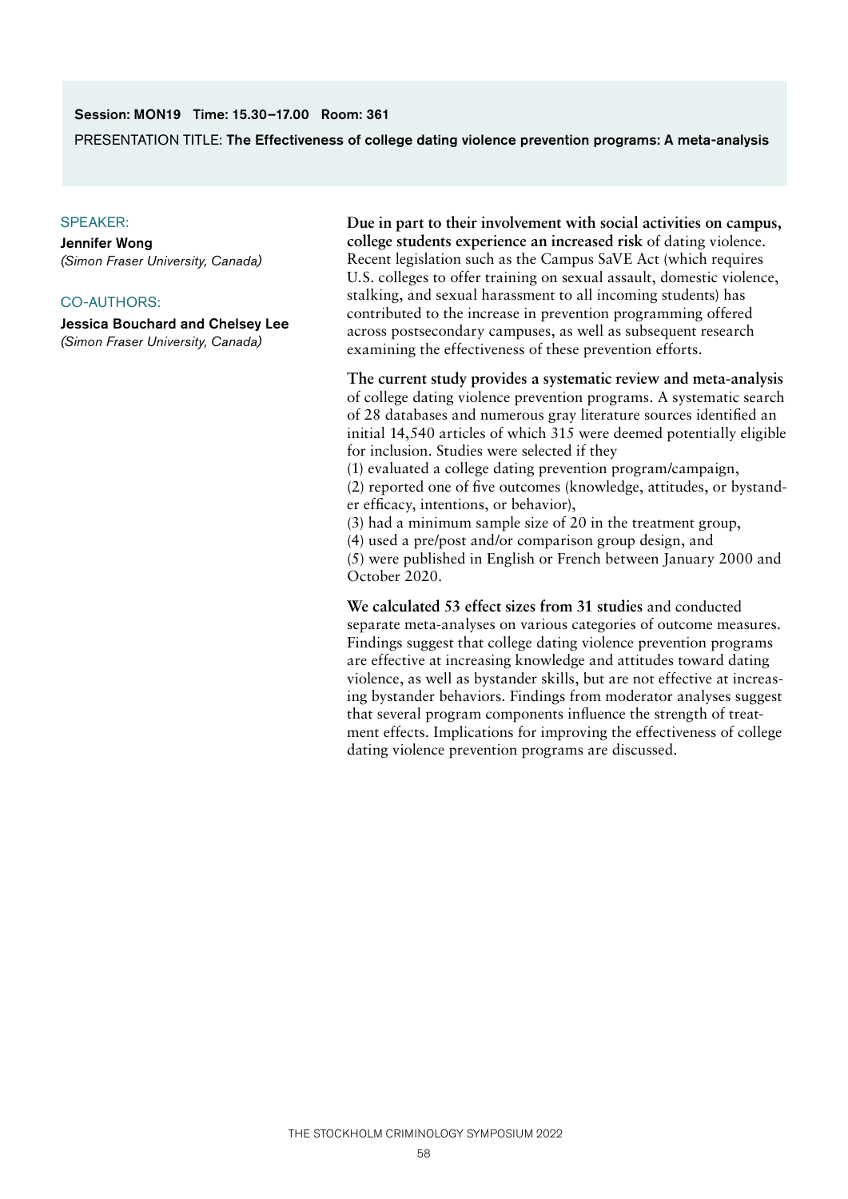**Session: MON19 Time: 15.30–17.00 Room: 361**

PRESENTATION TITLE: **The Effectiveness of college dating violence prevention programs: A meta-analysis**

SPEAKER:

**Jennifer Wong**
*(Simon Fraser University, Canada)*

CO-AUTHORS:

**Jessica Bouchard and Chelsey Lee**
*(Simon Fraser University, Canada)*

**Due in part to their involvement with social activities on campus, college students experience an increased risk** of dating violence. Recent legislation such as the Campus SaVE Act (which requires U.S. colleges to offer training on sexual assault, domestic violence, stalking, and sexual harassment to all incoming students) has contributed to the increase in prevention programming offered across postsecondary campuses, as well as subsequent research examining the effectiveness of these prevention efforts.

**The current study provides a systematic review and meta-analysis** of college dating violence prevention programs. A systematic search of 28 databases and numerous gray literature sources identified an initial 14,540 articles of which 315 were deemed potentially eligible for inclusion. Studies were selected if they
(1) evaluated a college dating prevention program/campaign,
(2) reported one of five outcomes (knowledge, attitudes, or bystander efficacy, intentions, or behavior),
(3) had a minimum sample size of 20 in the treatment group,
(4) used a pre/post and/or comparison group design, and
(5) were published in English or French between January 2000 and October 2020.

**We calculated 53 effect sizes from 31 studies** and conducted separate meta-analyses on various categories of outcome measures. Findings suggest that college dating violence prevention programs are effective at increasing knowledge and attitudes toward dating violence, as well as bystander skills, but are not effective at increasing bystander behaviors. Findings from moderator analyses suggest that several program components influence the strength of treatment effects. Implications for improving the effectiveness of college dating violence prevention programs are discussed.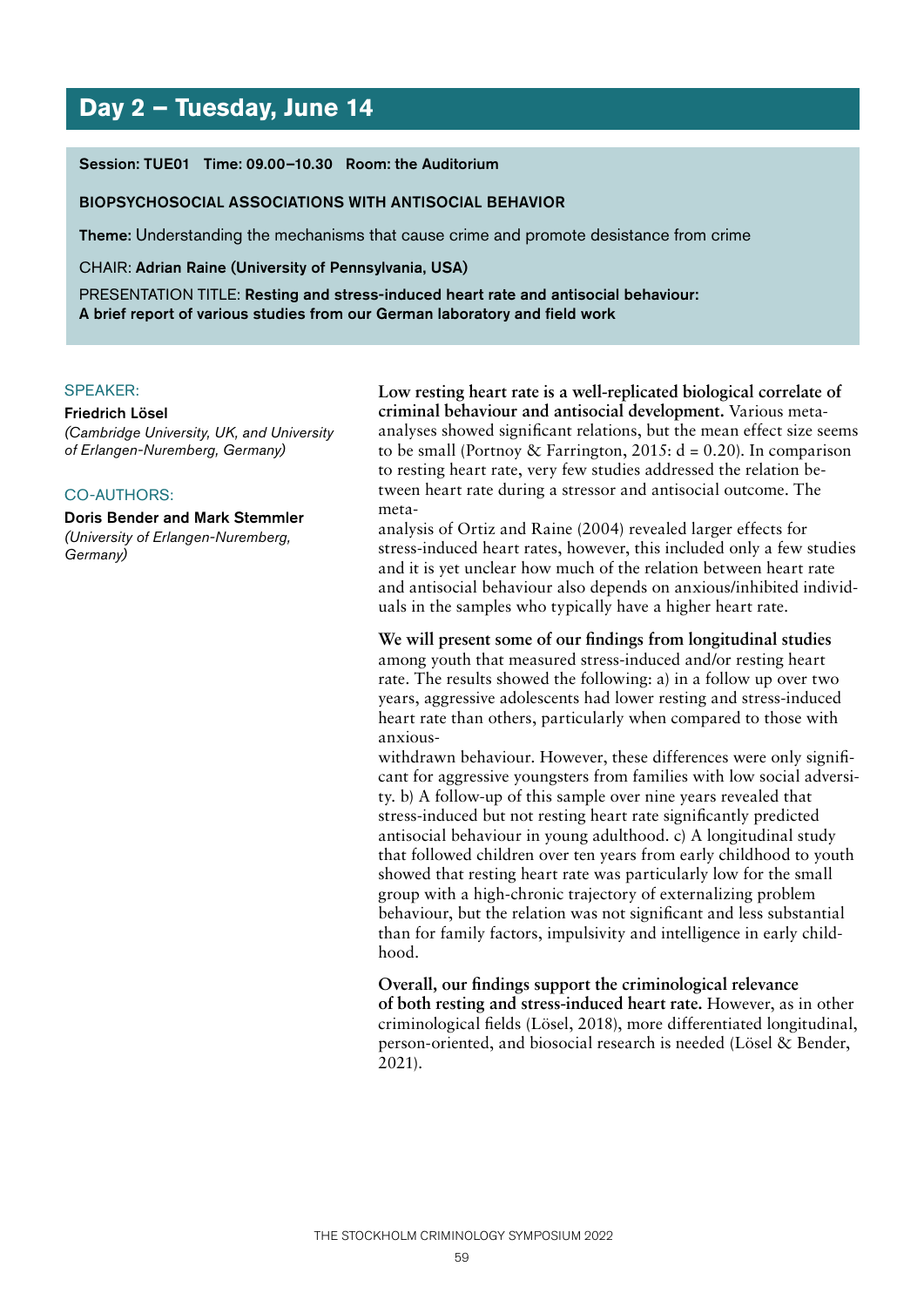# Day 2 – Tuesday, June 14

**Session: TUE01 Time: 09.00–10.30 Room: the Auditorium**

**BIOPSYCHOSOCIAL ASSOCIATIONS WITH ANTISOCIAL BEHAVIOR**

**Theme:** Understanding the mechanisms that cause crime and promote desistance from crime

CHAIR: **Adrian Raine (University of Pennsylvania, USA)**

PRESENTATION TITLE: **Resting and stress-induced heart rate and antisocial behaviour: A brief report of various studies from our German laboratory and field work**

SPEAKER:

**Friedrich Lösel**
*(Cambridge University, UK, and University of Erlangen-Nuremberg, Germany)*

CO-AUTHORS:

**Doris Bender and Mark Stemmler**
*(University of Erlangen-Nuremberg, Germany)*

**Low resting heart rate is a well-replicated biological correlate of criminal behaviour and antisocial development.** Various meta-analyses showed significant relations, but the mean effect size seems to be small (Portnoy & Farrington, 2015: d = 0.20). In comparison to resting heart rate, very few studies addressed the relation between heart rate during a stressor and antisocial outcome. The meta-analysis of Ortiz and Raine (2004) revealed larger effects for stress-induced heart rates, however, this included only a few studies and it is yet unclear how much of the relation between heart rate and antisocial behaviour also depends on anxious/inhibited individuals in the samples who typically have a higher heart rate.

**We will present some of our findings from longitudinal studies** among youth that measured stress-induced and/or resting heart rate. The results showed the following: a) in a follow up over two years, aggressive adolescents had lower resting and stress-induced heart rate than others, particularly when compared to those with anxious-withdrawn behaviour. However, these differences were only significant for aggressive youngsters from families with low social adversity. b) A follow-up of this sample over nine years revealed that stress-induced but not resting heart rate significantly predicted antisocial behaviour in young adulthood. c) A longitudinal study that followed children over ten years from early childhood to youth showed that resting heart rate was particularly low for the small group with a high-chronic trajectory of externalizing problem behaviour, but the relation was not significant and less substantial than for family factors, impulsivity and intelligence in early childhood.

**Overall, our findings support the criminological relevance of both resting and stress-induced heart rate.** However, as in other criminological fields (Lösel, 2018), more differentiated longitudinal, person-oriented, and biosocial research is needed (Lösel & Bender, 2021).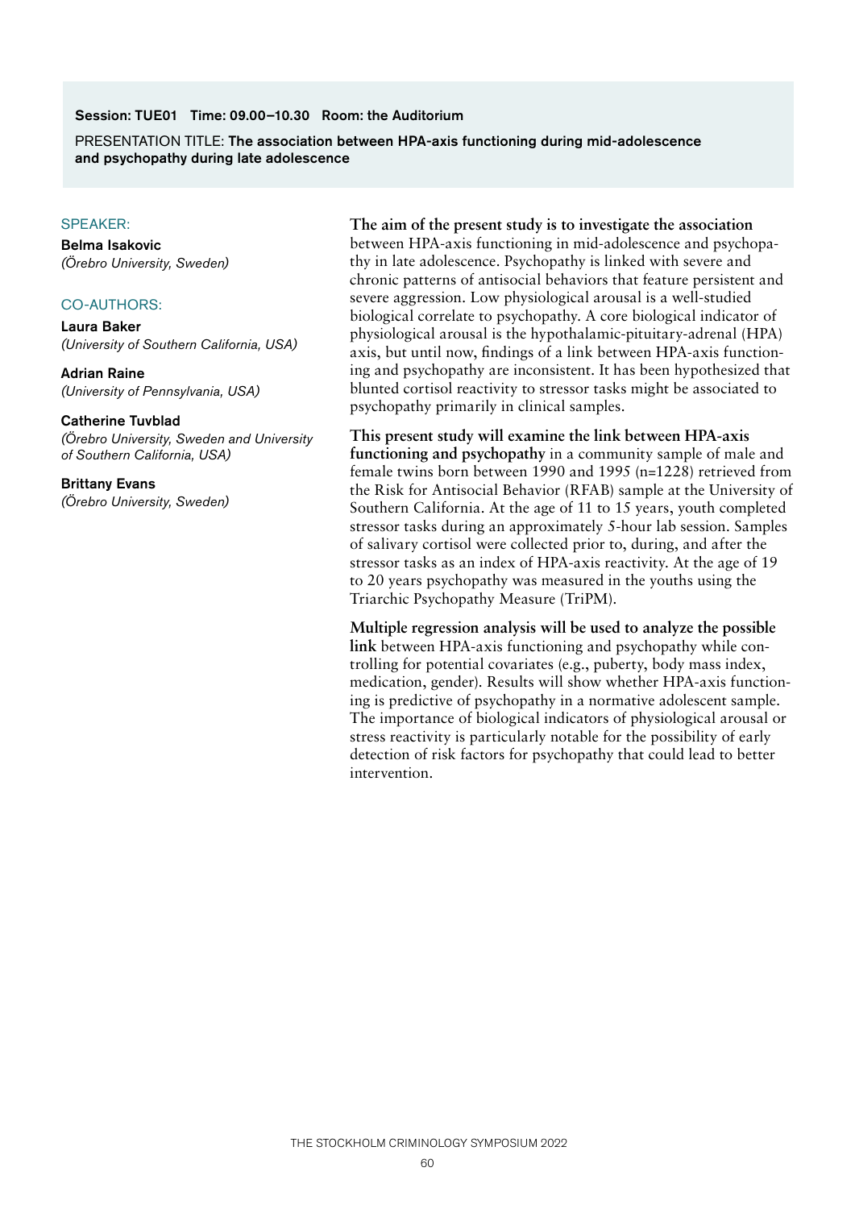**Session: TUE01 Time: 09.00–10.30 Room: the Auditorium**

PRESENTATION TITLE: **The association between HPA-axis functioning during mid-adolescence and psychopathy during late adolescence**

SPEAKER:

**Belma Isakovic**
*(Örebro University, Sweden)*

CO-AUTHORS:

**Laura Baker**
*(University of Southern California, USA)*

**Adrian Raine**
*(University of Pennsylvania, USA)*

**Catherine Tuvblad**
*(Örebro University, Sweden and University of Southern California, USA)*

**Brittany Evans**
*(Örebro University, Sweden)*

**The aim of the present study is to investigate the association** between HPA-axis functioning in mid-adolescence and psychopathy in late adolescence. Psychopathy is linked with severe and chronic patterns of antisocial behaviors that feature persistent and severe aggression. Low physiological arousal is a well-studied biological correlate to psychopathy. A core biological indicator of physiological arousal is the hypothalamic-pituitary-adrenal (HPA) axis, but until now, findings of a link between HPA-axis functioning and psychopathy are inconsistent. It has been hypothesized that blunted cortisol reactivity to stressor tasks might be associated to psychopathy primarily in clinical samples.

**This present study will examine the link between HPA-axis functioning and psychopathy** in a community sample of male and female twins born between 1990 and 1995 (n=1228) retrieved from the Risk for Antisocial Behavior (RFAB) sample at the University of Southern California. At the age of 11 to 15 years, youth completed stressor tasks during an approximately 5-hour lab session. Samples of salivary cortisol were collected prior to, during, and after the stressor tasks as an index of HPA-axis reactivity. At the age of 19 to 20 years psychopathy was measured in the youths using the Triarchic Psychopathy Measure (TriPM).

**Multiple regression analysis will be used to analyze the possible link** between HPA-axis functioning and psychopathy while controlling for potential covariates (e.g., puberty, body mass index, medication, gender). Results will show whether HPA-axis functioning is predictive of psychopathy in a normative adolescent sample. The importance of biological indicators of physiological arousal or stress reactivity is particularly notable for the possibility of early detection of risk factors for psychopathy that could lead to better intervention.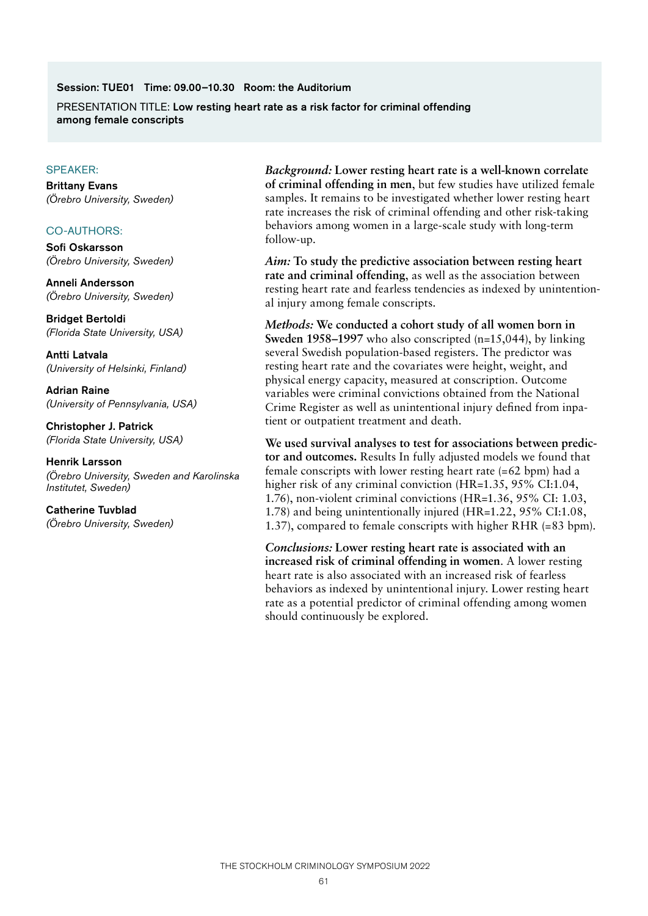**Session: TUE01 Time: 09.00–10.30 Room: the Auditorium**

PRESENTATION TITLE: **Low resting heart rate as a risk factor for criminal offending among female conscripts**

SPEAKER:

**Brittany Evans**
*(Örebro University, Sweden)*

CO-AUTHORS:

**Sofi Oskarsson**
*(Örebro University, Sweden)*

**Anneli Andersson**
*(Örebro University, Sweden)*

**Bridget Bertoldi**
*(Florida State University, USA)*

**Antti Latvala**
*(University of Helsinki, Finland)*

**Adrian Raine**
*(University of Pennsylvania, USA)*

**Christopher J. Patrick**
*(Florida State University, USA)*

**Henrik Larsson**
*(Örebro University, Sweden and Karolinska Institutet, Sweden)*

**Catherine Tuvblad**
*(Örebro University, Sweden)*

***Background:* Lower resting heart rate is a well-known correlate of criminal offending in men**, but few studies have utilized female samples. It remains to be investigated whether lower resting heart rate increases the risk of criminal offending and other risk-taking behaviors among women in a large-scale study with long-term follow-up.

***Aim:* To study the predictive association between resting heart rate and criminal offending**, as well as the association between resting heart rate and fearless tendencies as indexed by unintentional injury among female conscripts.

***Methods:* We conducted a cohort study of all women born in Sweden 1958–1997** who also conscripted (n=15,044), by linking several Swedish population-based registers. The predictor was resting heart rate and the covariates were height, weight, and physical energy capacity, measured at conscription. Outcome variables were criminal convictions obtained from the National Crime Register as well as unintentional injury defined from inpatient or outpatient treatment and death.

**We used survival analyses to test for associations between predictor and outcomes.** Results In fully adjusted models we found that female conscripts with lower resting heart rate (=62 bpm) had a higher risk of any criminal conviction (HR=1.35, 95% CI:1.04, 1.76), non-violent criminal convictions (HR=1.36, 95% CI: 1.03, 1.78) and being unintentionally injured (HR=1.22, 95% CI:1.08, 1.37), compared to female conscripts with higher RHR (=83 bpm).

***Conclusions:* Lower resting heart rate is associated with an increased risk of criminal offending in women**. A lower resting heart rate is also associated with an increased risk of fearless behaviors as indexed by unintentional injury. Lower resting heart rate as a potential predictor of criminal offending among women should continuously be explored.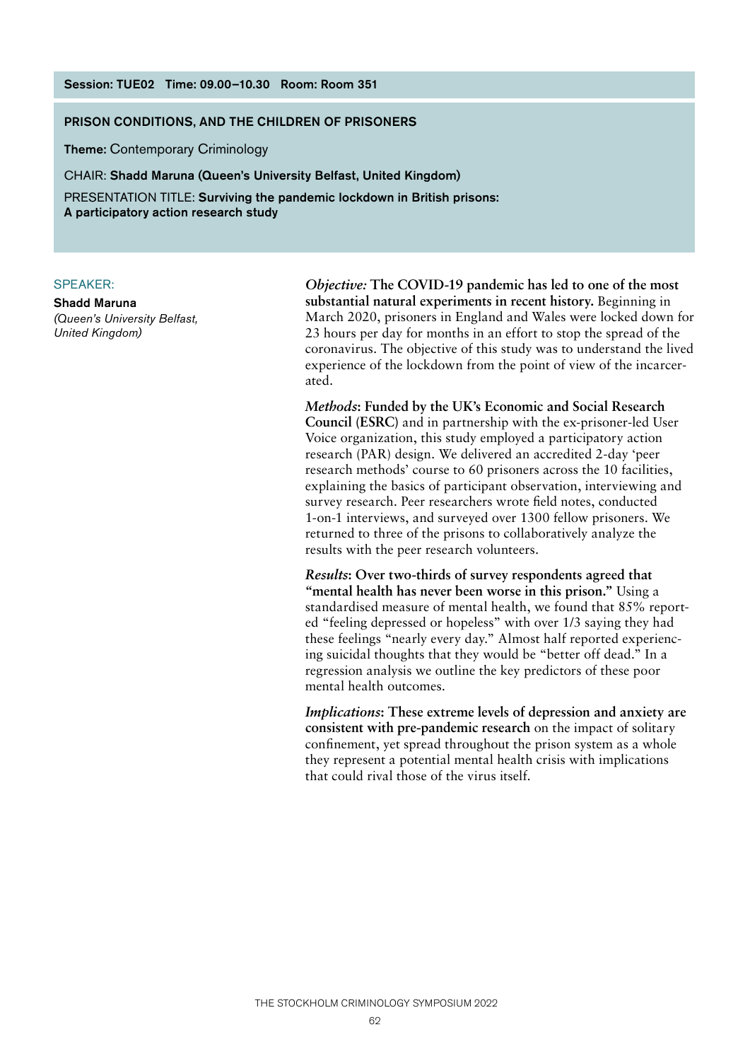**Session: TUE02 Time: 09.00–10.30 Room: Room 351**

## PRISON CONDITIONS, AND THE CHILDREN OF PRISONERS

**Theme:** Contemporary Criminology

CHAIR: **Shadd Maruna (Queen's University Belfast, United Kingdom)**

PRESENTATION TITLE: **Surviving the pandemic lockdown in British prisons: A participatory action research study**

SPEAKER:

**Shadd Maruna**
*(Queen's University Belfast, United Kingdom)*

*Objective:* **The COVID-19 pandemic has led to one of the most substantial natural experiments in recent history.** Beginning in March 2020, prisoners in England and Wales were locked down for 23 hours per day for months in an effort to stop the spread of the coronavirus. The objective of this study was to understand the lived experience of the lockdown from the point of view of the incarcerated.

*Methods***: Funded by the UK's Economic and Social Research Council (ESRC**) and in partnership with the ex-prisoner-led User Voice organization, this study employed a participatory action research (PAR) design. We delivered an accredited 2-day 'peer research methods' course to 60 prisoners across the 10 facilities, explaining the basics of participant observation, interviewing and survey research. Peer researchers wrote field notes, conducted 1-on-1 interviews, and surveyed over 1300 fellow prisoners. We returned to three of the prisons to collaboratively analyze the results with the peer research volunteers.

*Results***: Over two-thirds of survey respondents agreed that "mental health has never been worse in this prison."** Using a standardised measure of mental health, we found that 85% reported "feeling depressed or hopeless" with over 1/3 saying they had these feelings "nearly every day." Almost half reported experiencing suicidal thoughts that they would be "better off dead." In a regression analysis we outline the key predictors of these poor mental health outcomes.

*Implications***: These extreme levels of depression and anxiety are consistent with pre-pandemic research** on the impact of solitary confinement, yet spread throughout the prison system as a whole they represent a potential mental health crisis with implications that could rival those of the virus itself.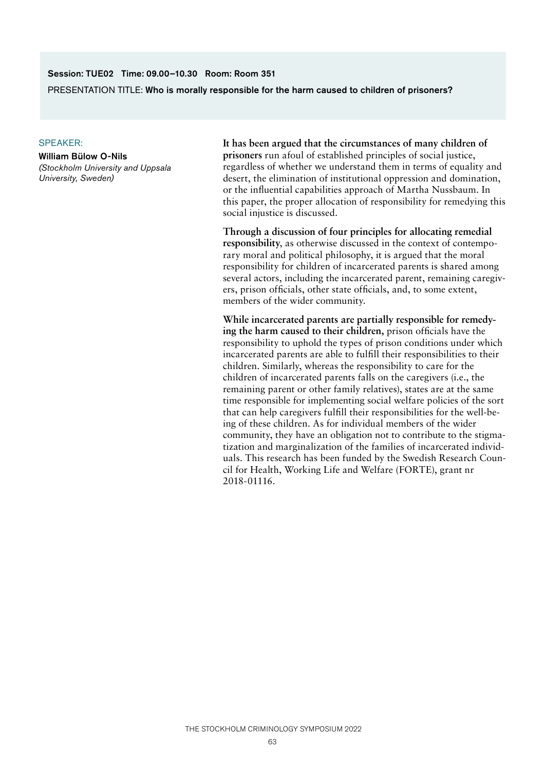**Session: TUE02 Time: 09.00–10.30 Room: Room 351**

PRESENTATION TITLE: **Who is morally responsible for the harm caused to children of prisoners?**

SPEAKER:

**William Bülow O-Nils**

*(Stockholm University and Uppsala University, Sweden)*

**It has been argued that the circumstances of many children of prisoners** run afoul of established principles of social justice, regardless of whether we understand them in terms of equality and desert, the elimination of institutional oppression and domination, or the influential capabilities approach of Martha Nussbaum. In this paper, the proper allocation of responsibility for remedying this social injustice is discussed.

**Through a discussion of four principles for allocating remedial responsibility**, as otherwise discussed in the context of contemporary moral and political philosophy, it is argued that the moral responsibility for children of incarcerated parents is shared among several actors, including the incarcerated parent, remaining caregivers, prison officials, other state officials, and, to some extent, members of the wider community.

**While incarcerated parents are partially responsible for remedying the harm caused to their children,** prison officials have the responsibility to uphold the types of prison conditions under which incarcerated parents are able to fulfill their responsibilities to their children. Similarly, whereas the responsibility to care for the children of incarcerated parents falls on the caregivers (i.e., the remaining parent or other family relatives), states are at the same time responsible for implementing social welfare policies of the sort that can help caregivers fulfill their responsibilities for the well-being of these children. As for individual members of the wider community, they have an obligation not to contribute to the stigmatization and marginalization of the families of incarcerated individuals. This research has been funded by the Swedish Research Council for Health, Working Life and Welfare (FORTE), grant nr 2018-01116.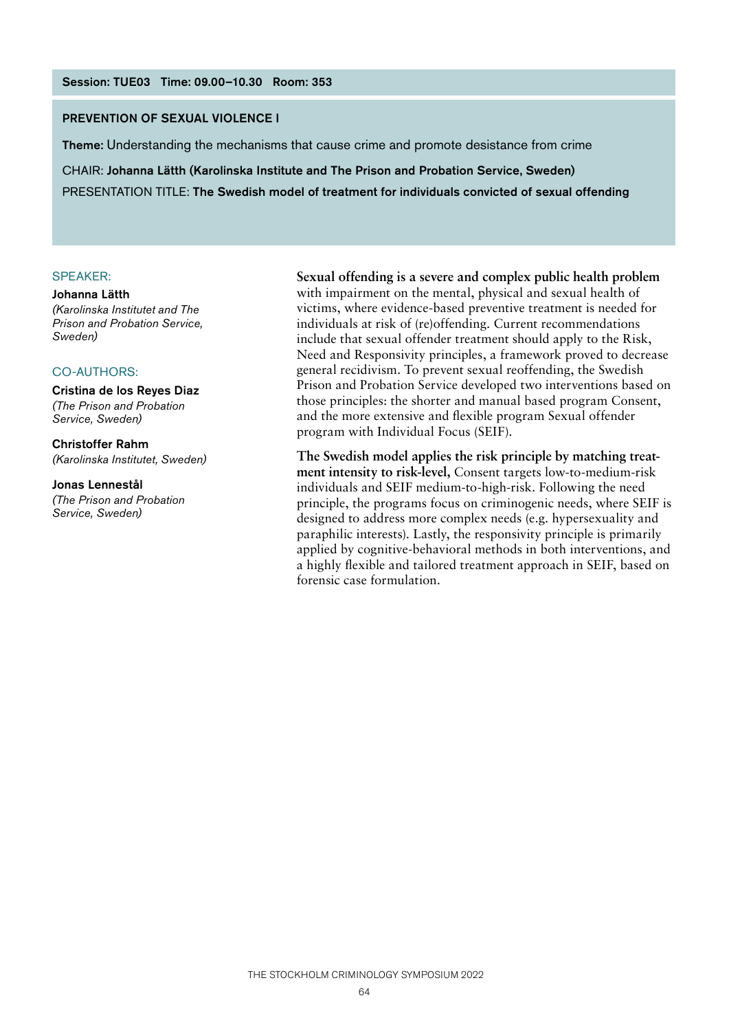**Session: TUE03 Time: 09.00–10.30 Room: 353**

## PREVENTION OF SEXUAL VIOLENCE I

**Theme:** Understanding the mechanisms that cause crime and promote desistance from crime

CHAIR: **Johanna Lätth (Karolinska Institute and The Prison and Probation Service, Sweden)**

PRESENTATION TITLE: **The Swedish model of treatment for individuals convicted of sexual offending**

SPEAKER:

**Johanna Lätth**
*(Karolinska Institutet and The Prison and Probation Service, Sweden)*

CO-AUTHORS:

**Cristina de los Reyes Diaz**
*(The Prison and Probation Service, Sweden)*

**Christoffer Rahm**
*(Karolinska Institutet, Sweden)*

**Jonas Lennestål**
*(The Prison and Probation Service, Sweden)*

**Sexual offending is a severe and complex public health problem** with impairment on the mental, physical and sexual health of victims, where evidence-based preventive treatment is needed for individuals at risk of (re)offending. Current recommendations include that sexual offender treatment should apply to the Risk, Need and Responsivity principles, a framework proved to decrease general recidivism. To prevent sexual reoffending, the Swedish Prison and Probation Service developed two interventions based on those principles: the shorter and manual based program Consent, and the more extensive and flexible program Sexual offender program with Individual Focus (SEIF).

**The Swedish model applies the risk principle by matching treatment intensity to risk-level,** Consent targets low-to-medium-risk individuals and SEIF medium-to-high-risk. Following the need principle, the programs focus on criminogenic needs, where SEIF is designed to address more complex needs (e.g. hypersexuality and paraphilic interests). Lastly, the responsivity principle is primarily applied by cognitive-behavioral methods in both interventions, and a highly flexible and tailored treatment approach in SEIF, based on forensic case formulation.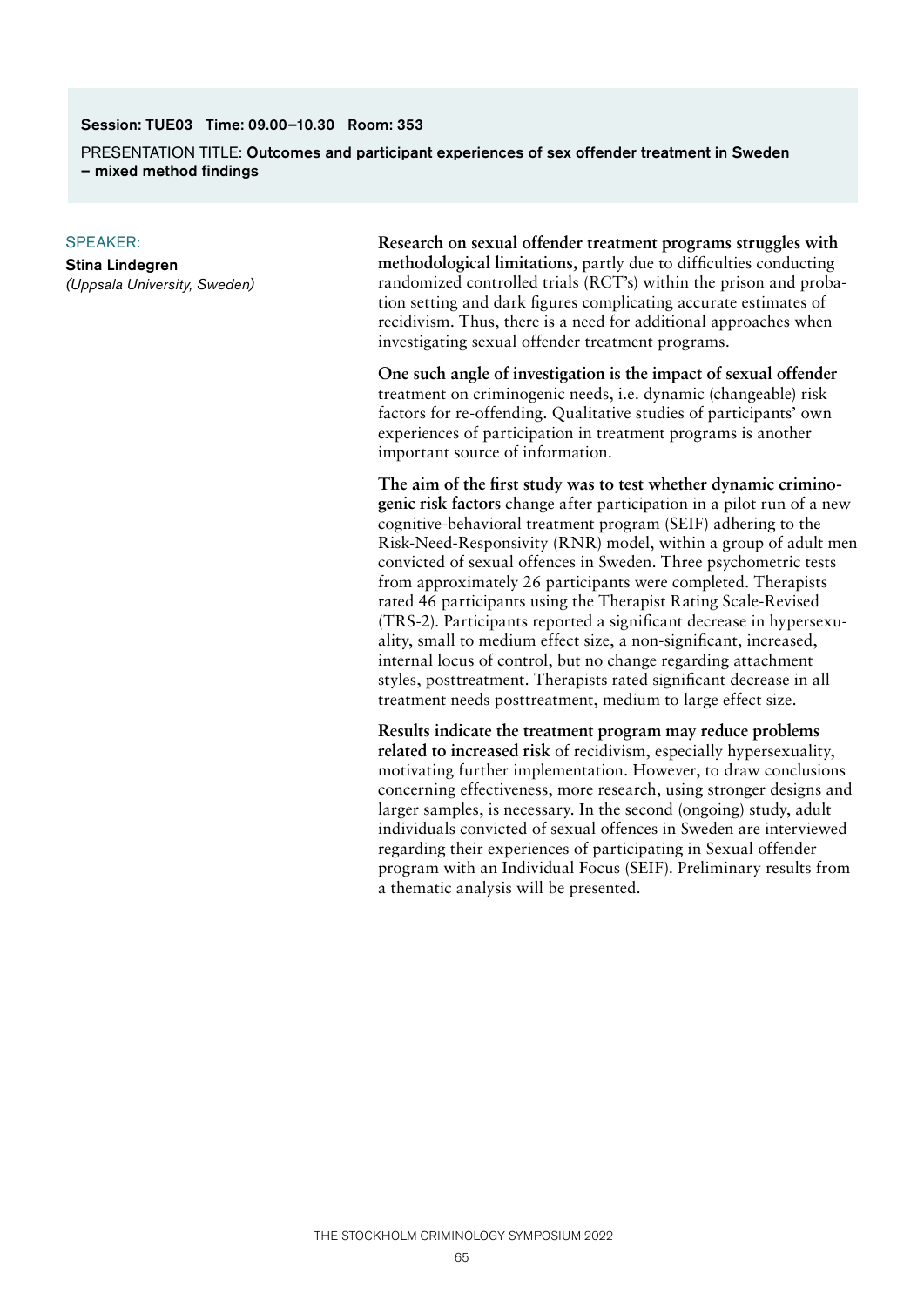**Session: TUE03 Time: 09.00–10.30 Room: 353**

PRESENTATION TITLE: **Outcomes and participant experiences of sex offender treatment in Sweden – mixed method findings**

SPEAKER:

**Stina Lindegren**
*(Uppsala University, Sweden)*

**Research on sexual offender treatment programs struggles with methodological limitations,** partly due to difficulties conducting randomized controlled trials (RCT's) within the prison and probation setting and dark figures complicating accurate estimates of recidivism. Thus, there is a need for additional approaches when investigating sexual offender treatment programs.

**One such angle of investigation is the impact of sexual offender** treatment on criminogenic needs, i.e. dynamic (changeable) risk factors for re-offending. Qualitative studies of participants' own experiences of participation in treatment programs is another important source of information.

**The aim of the first study was to test whether dynamic criminogenic risk factors** change after participation in a pilot run of a new cognitive-behavioral treatment program (SEIF) adhering to the Risk-Need-Responsivity (RNR) model, within a group of adult men convicted of sexual offences in Sweden. Three psychometric tests from approximately 26 participants were completed. Therapists rated 46 participants using the Therapist Rating Scale-Revised (TRS-2). Participants reported a significant decrease in hypersexuality, small to medium effect size, a non-significant, increased, internal locus of control, but no change regarding attachment styles, posttreatment. Therapists rated significant decrease in all treatment needs posttreatment, medium to large effect size.

**Results indicate the treatment program may reduce problems related to increased risk** of recidivism, especially hypersexuality, motivating further implementation. However, to draw conclusions concerning effectiveness, more research, using stronger designs and larger samples, is necessary. In the second (ongoing) study, adult individuals convicted of sexual offences in Sweden are interviewed regarding their experiences of participating in Sexual offender program with an Individual Focus (SEIF). Preliminary results from a thematic analysis will be presented.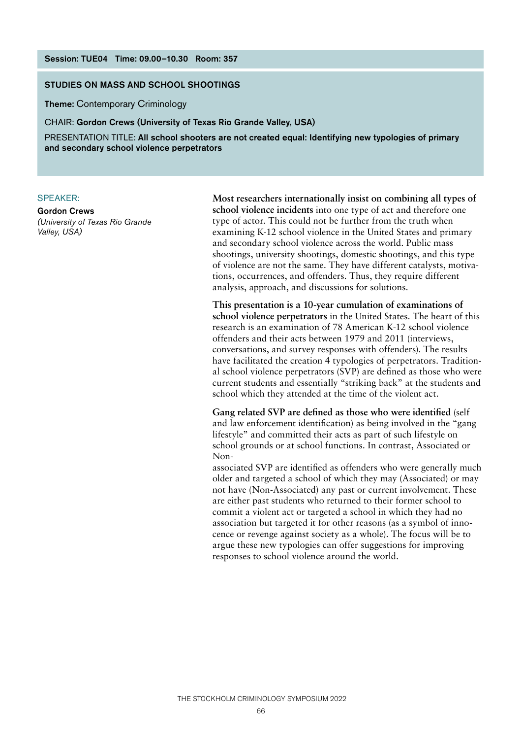Session: TUE04 Time: 09.00–10.30 Room: 357

## STUDIES ON MASS AND SCHOOL SHOOTINGS

**Theme:** Contemporary Criminology

CHAIR: **Gordon Crews (University of Texas Rio Grande Valley, USA)**

PRESENTATION TITLE: **All school shooters are not created equal: Identifying new typologies of primary and secondary school violence perpetrators**

SPEAKER:

**Gordon Crews**
*(University of Texas Rio Grande Valley, USA)*

**Most researchers internationally insist on combining all types of school violence incidents** into one type of act and therefore one type of actor. This could not be further from the truth when examining K-12 school violence in the United States and primary and secondary school violence across the world. Public mass shootings, university shootings, domestic shootings, and this type of violence are not the same. They have different catalysts, motivations, occurrences, and offenders. Thus, they require different analysis, approach, and discussions for solutions.

**This presentation is a 10-year cumulation of examinations of school violence perpetrators** in the United States. The heart of this research is an examination of 78 American K-12 school violence offenders and their acts between 1979 and 2011 (interviews, conversations, and survey responses with offenders). The results have facilitated the creation 4 typologies of perpetrators. Traditional school violence perpetrators (SVP) are defined as those who were current students and essentially "striking back" at the students and school which they attended at the time of the violent act.

**Gang related SVP are defined as those who were identified** (self and law enforcement identification) as being involved in the "gang lifestyle" and committed their acts as part of such lifestyle on school grounds or at school functions. In contrast, Associated or Non-associated SVP are identified as offenders who were generally much older and targeted a school of which they may (Associated) or may not have (Non-Associated) any past or current involvement. These are either past students who returned to their former school to commit a violent act or targeted a school in which they had no association but targeted it for other reasons (as a symbol of innocence or revenge against society as a whole). The focus will be to argue these new typologies can offer suggestions for improving responses to school violence around the world.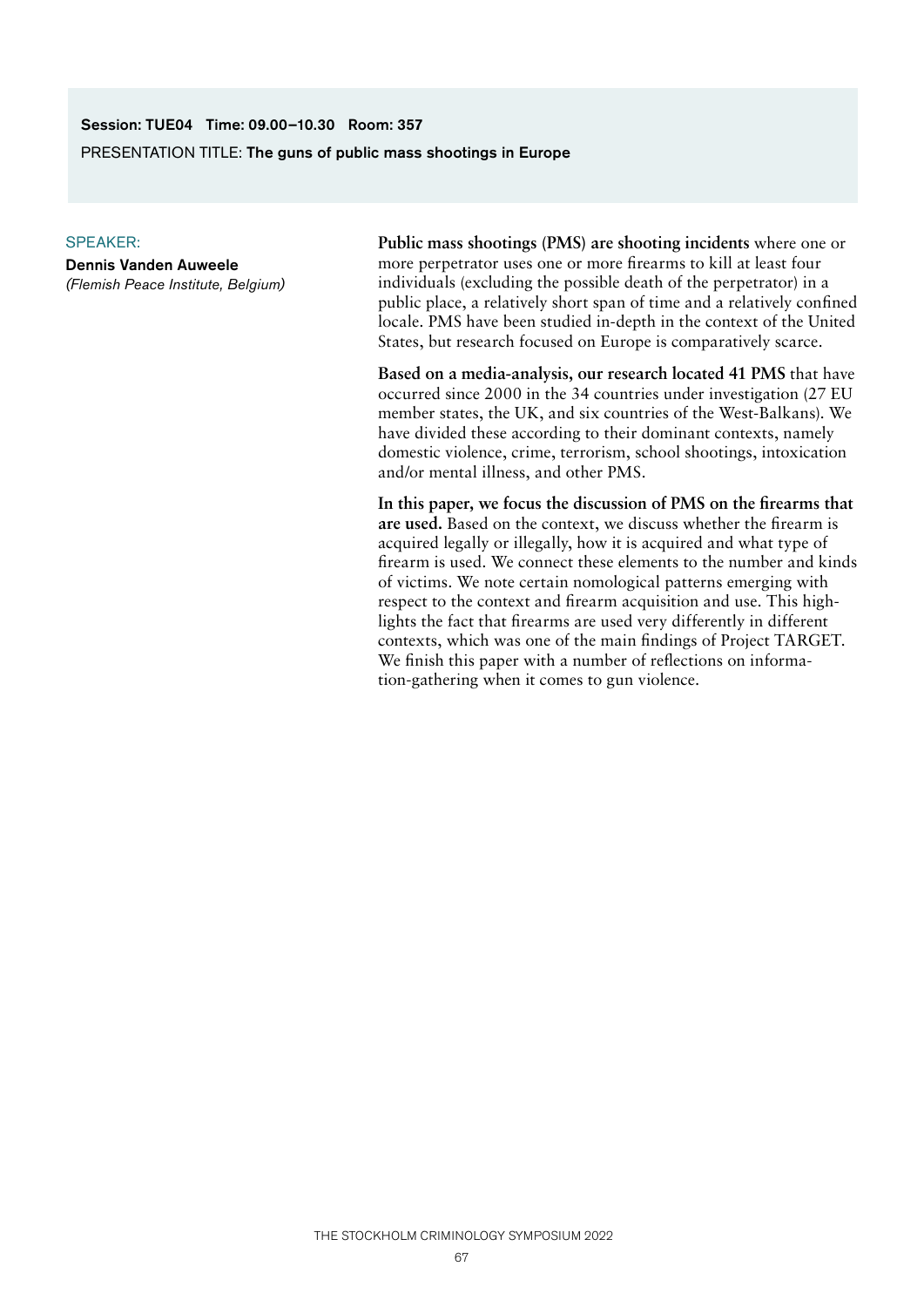**Session: TUE04 Time: 09.00–10.30 Room: 357**

PRESENTATION TITLE: **The guns of public mass shootings in Europe**

SPEAKER:

**Dennis Vanden Auweele**

*(Flemish Peace Institute, Belgium)*

**Public mass shootings (PMS) are shooting incidents** where one or more perpetrator uses one or more firearms to kill at least four individuals (excluding the possible death of the perpetrator) in a public place, a relatively short span of time and a relatively confined locale. PMS have been studied in-depth in the context of the United States, but research focused on Europe is comparatively scarce.

**Based on a media-analysis, our research located 41 PMS** that have occurred since 2000 in the 34 countries under investigation (27 EU member states, the UK, and six countries of the West-Balkans). We have divided these according to their dominant contexts, namely domestic violence, crime, terrorism, school shootings, intoxication and/or mental illness, and other PMS.

**In this paper, we focus the discussion of PMS on the firearms that are used.** Based on the context, we discuss whether the firearm is acquired legally or illegally, how it is acquired and what type of firearm is used. We connect these elements to the number and kinds of victims. We note certain nomological patterns emerging with respect to the context and firearm acquisition and use. This highlights the fact that firearms are used very differently in different contexts, which was one of the main findings of Project TARGET. We finish this paper with a number of reflections on information-gathering when it comes to gun violence.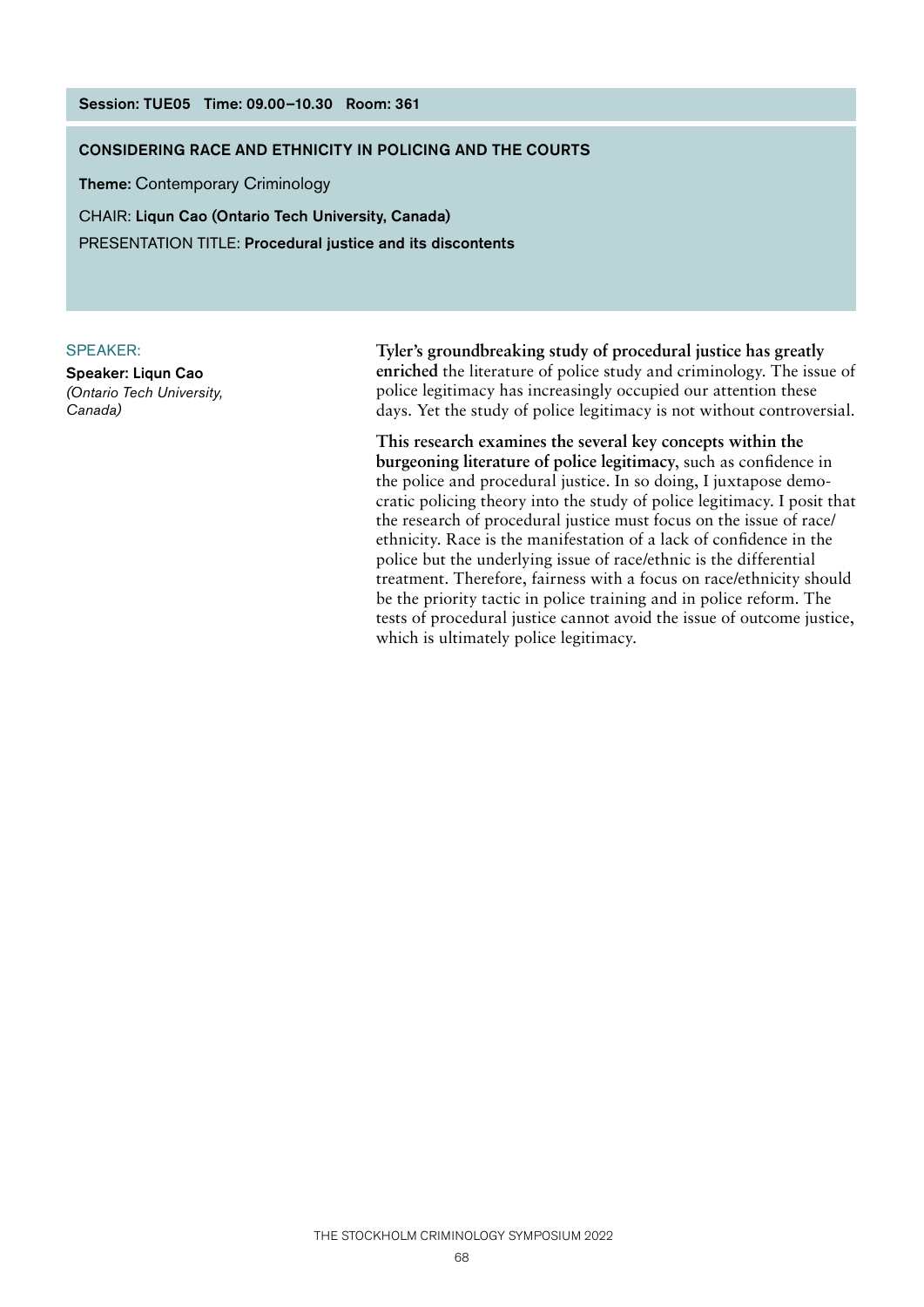**Session: TUE05 Time: 09.00–10.30 Room: 361**

## CONSIDERING RACE AND ETHNICITY IN POLICING AND THE COURTS

**Theme:** Contemporary Criminology

CHAIR: **Liqun Cao (Ontario Tech University, Canada)**

PRESENTATION TITLE: **Procedural justice and its discontents**

SPEAKER:

**Speaker: Liqun Cao**
*(Ontario Tech University, Canada)*

**Tyler's groundbreaking study of procedural justice has greatly enriched** the literature of police study and criminology. The issue of police legitimacy has increasingly occupied our attention these days. Yet the study of police legitimacy is not without controversial.

**This research examines the several key concepts within the burgeoning literature of police legitimacy**, such as confidence in the police and procedural justice. In so doing, I juxtapose democratic policing theory into the study of police legitimacy. I posit that the research of procedural justice must focus on the issue of race/ethnicity. Race is the manifestation of a lack of confidence in the police but the underlying issue of race/ethnic is the differential treatment. Therefore, fairness with a focus on race/ethnicity should be the priority tactic in police training and in police reform. The tests of procedural justice cannot avoid the issue of outcome justice, which is ultimately police legitimacy.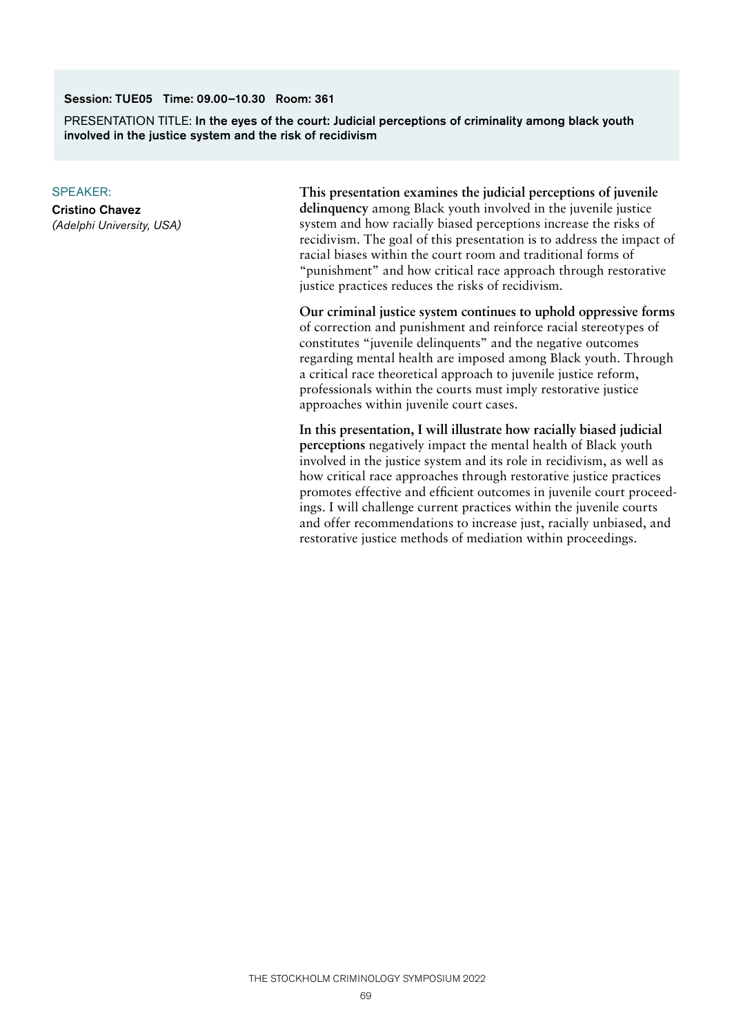**Session: TUE05 Time: 09.00–10.30 Room: 361**

PRESENTATION TITLE: **In the eyes of the court: Judicial perceptions of criminality among black youth involved in the justice system and the risk of recidivism**

SPEAKER:

**Cristino Chavez**
*(Adelphi University, USA)*

**This presentation examines the judicial perceptions of juvenile delinquency** among Black youth involved in the juvenile justice system and how racially biased perceptions increase the risks of recidivism. The goal of this presentation is to address the impact of racial biases within the court room and traditional forms of "punishment" and how critical race approach through restorative justice practices reduces the risks of recidivism.

**Our criminal justice system continues to uphold oppressive forms** of correction and punishment and reinforce racial stereotypes of constitutes "juvenile delinquents" and the negative outcomes regarding mental health are imposed among Black youth. Through a critical race theoretical approach to juvenile justice reform, professionals within the courts must imply restorative justice approaches within juvenile court cases.

**In this presentation, I will illustrate how racially biased judicial perceptions** negatively impact the mental health of Black youth involved in the justice system and its role in recidivism, as well as how critical race approaches through restorative justice practices promotes effective and efficient outcomes in juvenile court proceedings. I will challenge current practices within the juvenile courts and offer recommendations to increase just, racially unbiased, and restorative justice methods of mediation within proceedings.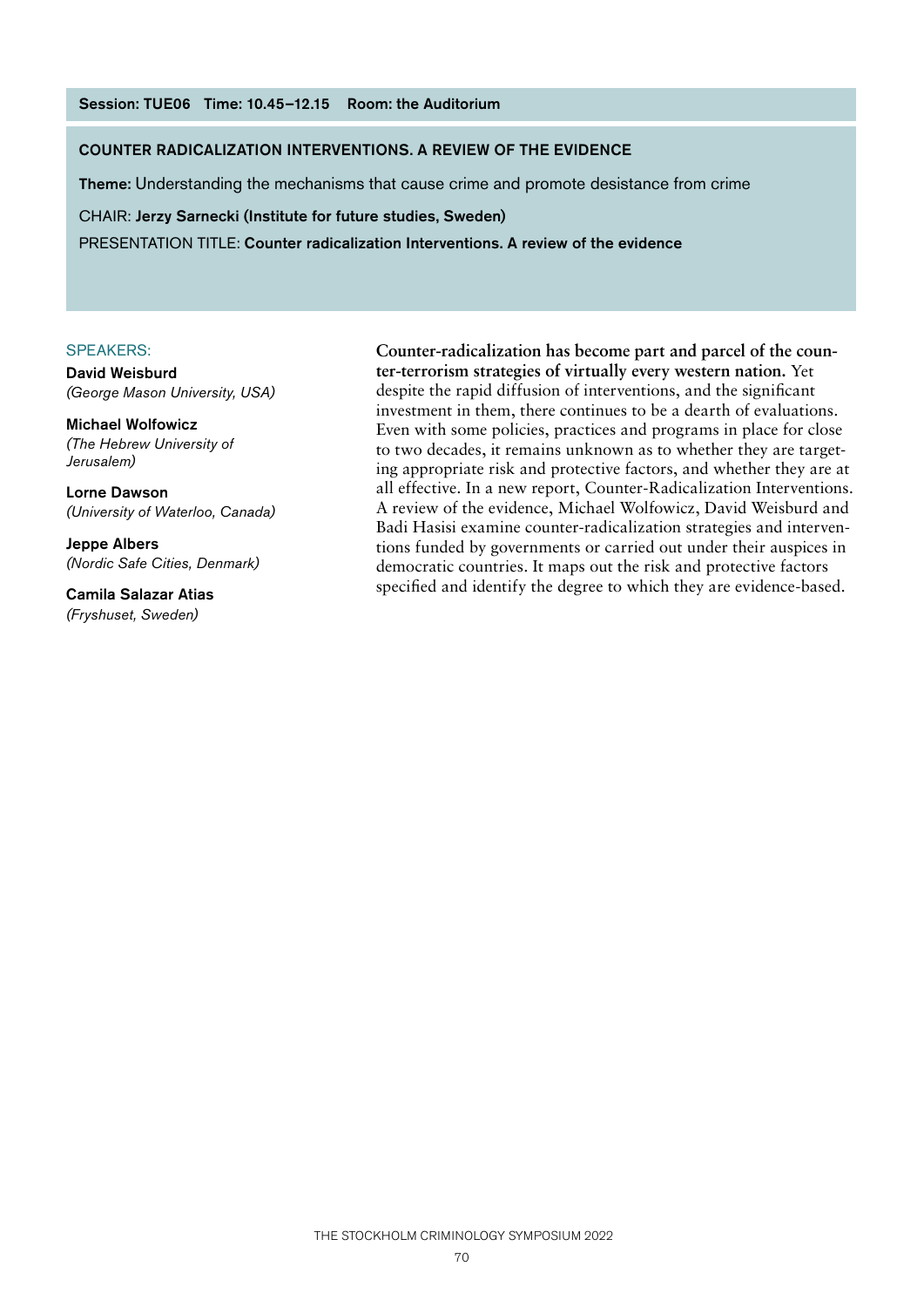**Session: TUE06 Time: 10.45–12.15 Room: the Auditorium**

## COUNTER RADICALIZATION INTERVENTIONS. A REVIEW OF THE EVIDENCE

**Theme:** Understanding the mechanisms that cause crime and promote desistance from crime

CHAIR: **Jerzy Sarnecki (Institute for future studies, Sweden)**

PRESENTATION TITLE: **Counter radicalization Interventions. A review of the evidence**

SPEAKERS:

**David Weisburd**
*(George Mason University, USA)*

**Michael Wolfowicz**
*(The Hebrew University of Jerusalem)*

**Lorne Dawson**
*(University of Waterloo, Canada)*

**Jeppe Albers**
*(Nordic Safe Cities, Denmark)*

**Camila Salazar Atias**
*(Fryshuset, Sweden)*

**Counter-radicalization has become part and parcel of the counter-terrorism strategies of virtually every western nation.** Yet despite the rapid diffusion of interventions, and the significant investment in them, there continues to be a dearth of evaluations. Even with some policies, practices and programs in place for close to two decades, it remains unknown as to whether they are targeting appropriate risk and protective factors, and whether they are at all effective. In a new report, Counter-Radicalization Interventions. A review of the evidence, Michael Wolfowicz, David Weisburd and Badi Hasisi examine counter-radicalization strategies and interventions funded by governments or carried out under their auspices in democratic countries. It maps out the risk and protective factors specified and identify the degree to which they are evidence-based.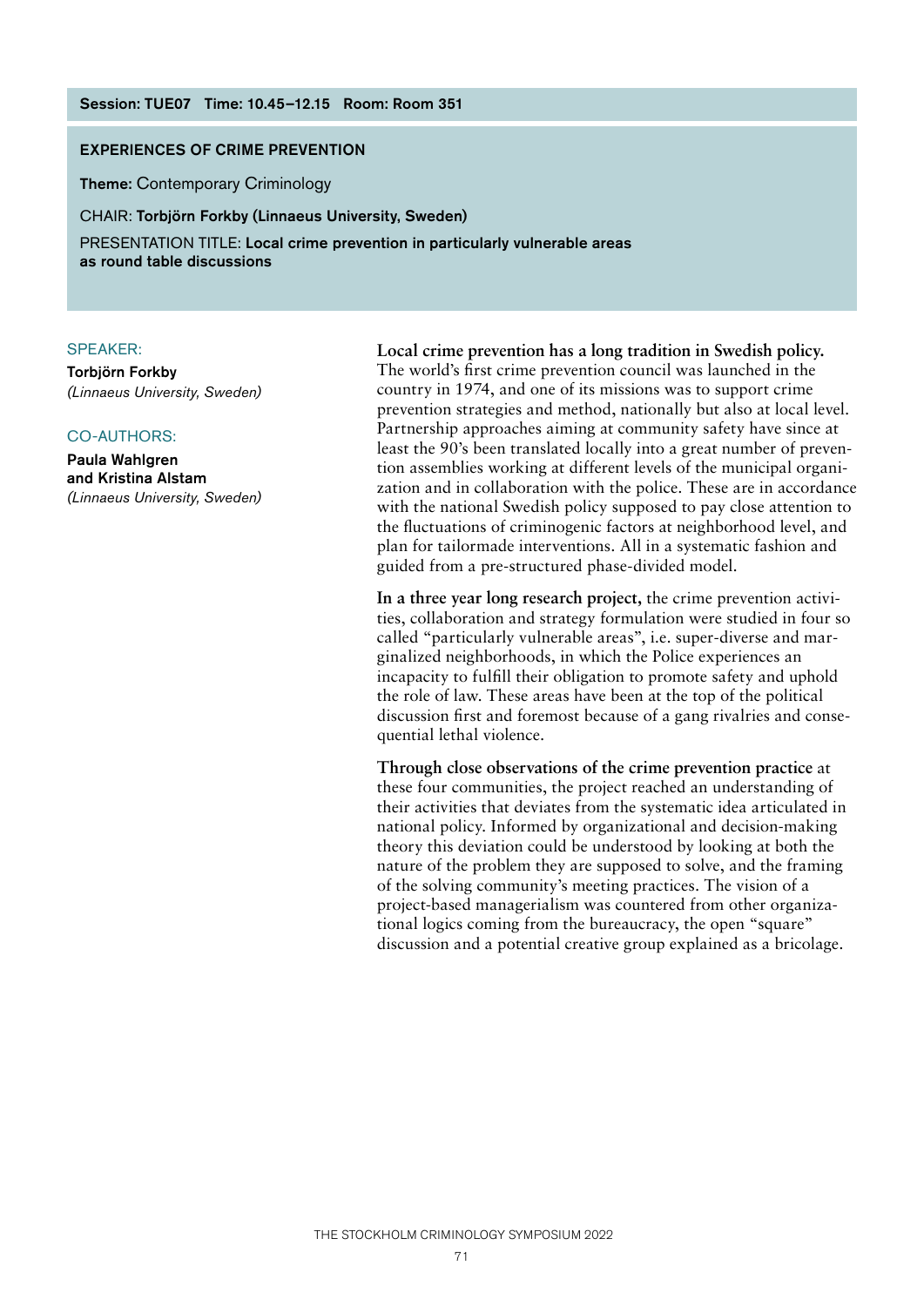**Session: TUE07 Time: 10.45–12.15 Room: Room 351**

## EXPERIENCES OF CRIME PREVENTION

**Theme:** Contemporary Criminology

CHAIR: **Torbjörn Forkby (Linnaeus University, Sweden)**

PRESENTATION TITLE: **Local crime prevention in particularly vulnerable areas as round table discussions**

SPEAKER:

**Torbjörn Forkby**
*(Linnaeus University, Sweden)*

CO-AUTHORS:

**Paula Wahlgren and Kristina Alstam**
*(Linnaeus University, Sweden)*

**Local crime prevention has a long tradition in Swedish policy.** The world's first crime prevention council was launched in the country in 1974, and one of its missions was to support crime prevention strategies and method, nationally but also at local level. Partnership approaches aiming at community safety have since at least the 90's been translated locally into a great number of prevention assemblies working at different levels of the municipal organization and in collaboration with the police. These are in accordance with the national Swedish policy supposed to pay close attention to the fluctuations of criminogenic factors at neighborhood level, and plan for tailormade interventions. All in a systematic fashion and guided from a pre-structured phase-divided model.

**In a three year long research project,** the crime prevention activities, collaboration and strategy formulation were studied in four so called "particularly vulnerable areas", i.e. super-diverse and marginalized neighborhoods, in which the Police experiences an incapacity to fulfill their obligation to promote safety and uphold the role of law. These areas have been at the top of the political discussion first and foremost because of a gang rivalries and consequential lethal violence.

**Through close observations of the crime prevention practice** at these four communities, the project reached an understanding of their activities that deviates from the systematic idea articulated in national policy. Informed by organizational and decision-making theory this deviation could be understood by looking at both the nature of the problem they are supposed to solve, and the framing of the solving community's meeting practices. The vision of a project-based managerialism was countered from other organizational logics coming from the bureaucracy, the open "square" discussion and a potential creative group explained as a bricolage.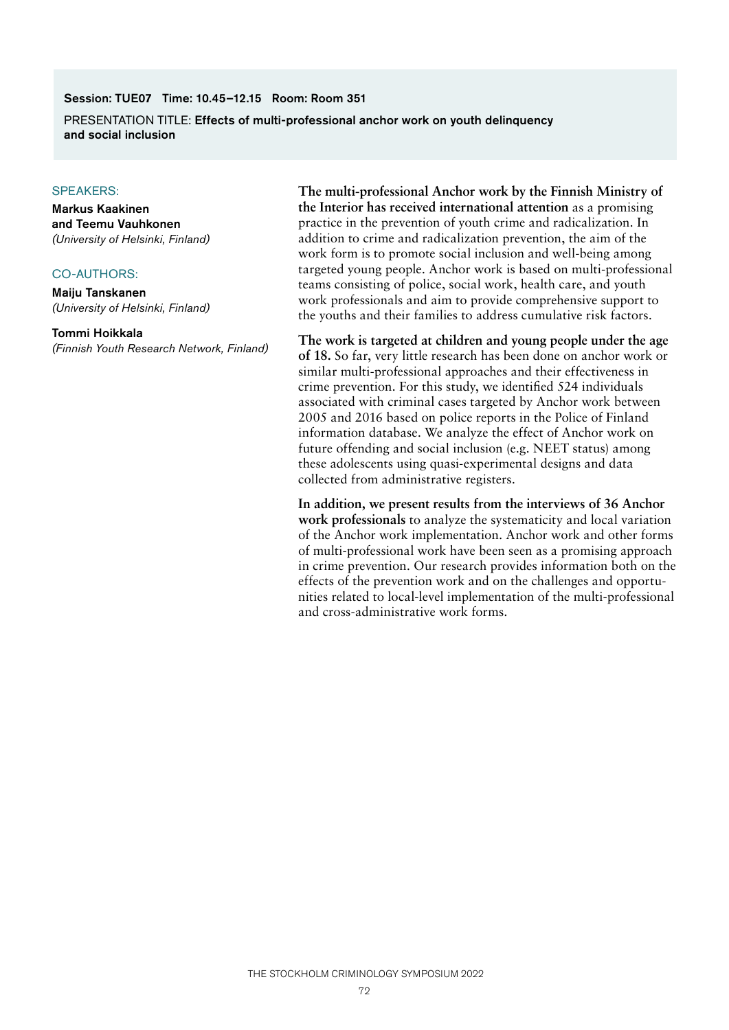**Session: TUE07 Time: 10.45–12.15 Room: Room 351**

PRESENTATION TITLE: **Effects of multi-professional anchor work on youth delinquency and social inclusion**

SPEAKERS:

**Markus Kaakinen and Teemu Vauhkonen**
*(University of Helsinki, Finland)*

CO-AUTHORS:

**Maiju Tanskanen**
*(University of Helsinki, Finland)*

**Tommi Hoikkala**
*(Finnish Youth Research Network, Finland)*

**The multi-professional Anchor work by the Finnish Ministry of the Interior has received international attention** as a promising practice in the prevention of youth crime and radicalization. In addition to crime and radicalization prevention, the aim of the work form is to promote social inclusion and well-being among targeted young people. Anchor work is based on multi-professional teams consisting of police, social work, health care, and youth work professionals and aim to provide comprehensive support to the youths and their families to address cumulative risk factors.

**The work is targeted at children and young people under the age of 18.** So far, very little research has been done on anchor work or similar multi-professional approaches and their effectiveness in crime prevention. For this study, we identified 524 individuals associated with criminal cases targeted by Anchor work between 2005 and 2016 based on police reports in the Police of Finland information database. We analyze the effect of Anchor work on future offending and social inclusion (e.g. NEET status) among these adolescents using quasi-experimental designs and data collected from administrative registers.

**In addition, we present results from the interviews of 36 Anchor work professionals** to analyze the systematicity and local variation of the Anchor work implementation. Anchor work and other forms of multi-professional work have been seen as a promising approach in crime prevention. Our research provides information both on the effects of the prevention work and on the challenges and opportunities related to local-level implementation of the multi-professional and cross-administrative work forms.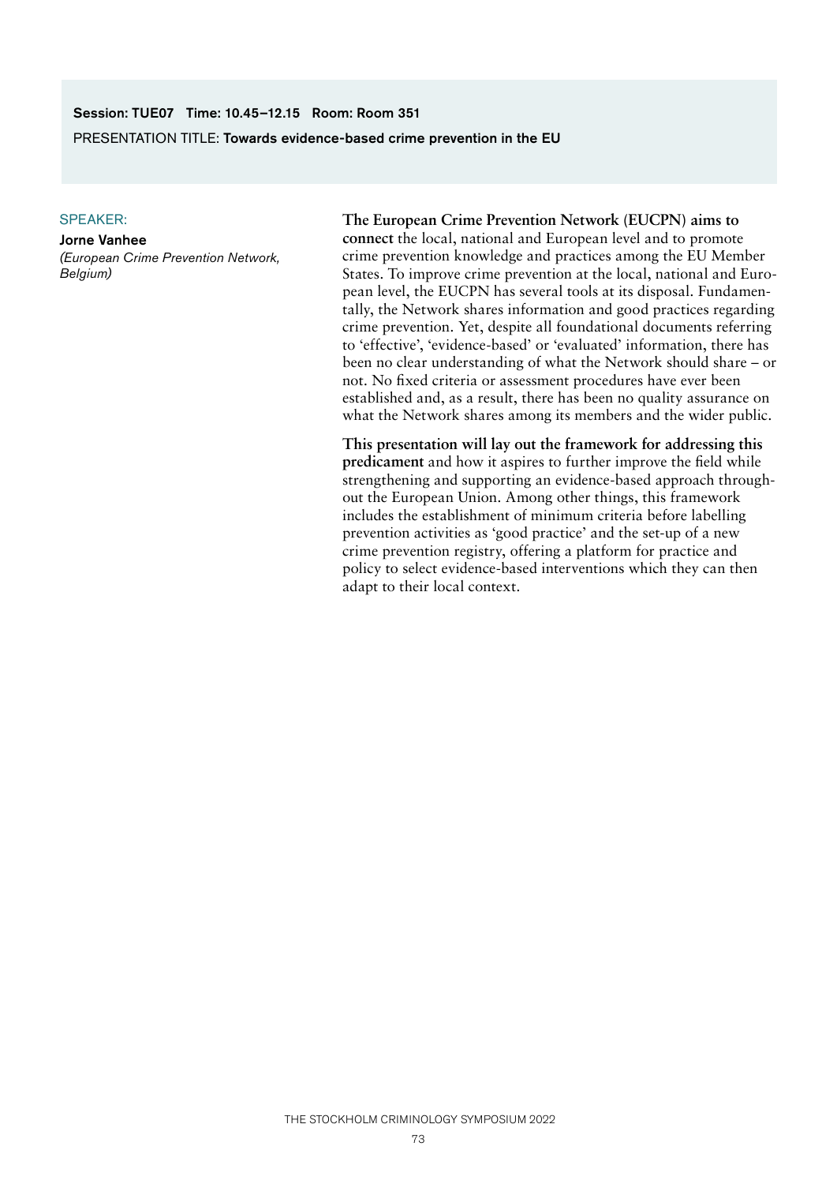**Session: TUE07 Time: 10.45–12.15 Room: Room 351**

PRESENTATION TITLE: **Towards evidence-based crime prevention in the EU**

SPEAKER:

**Jorne Vanhee**
*(European Crime Prevention Network, Belgium)*

**The European Crime Prevention Network (EUCPN) aims to connect** the local, national and European level and to promote crime prevention knowledge and practices among the EU Member States. To improve crime prevention at the local, national and European level, the EUCPN has several tools at its disposal. Fundamentally, the Network shares information and good practices regarding crime prevention. Yet, despite all foundational documents referring to 'effective', 'evidence-based' or 'evaluated' information, there has been no clear understanding of what the Network should share – or not. No fixed criteria or assessment procedures have ever been established and, as a result, there has been no quality assurance on what the Network shares among its members and the wider public.

**This presentation will lay out the framework for addressing this predicament** and how it aspires to further improve the field while strengthening and supporting an evidence-based approach throughout the European Union. Among other things, this framework includes the establishment of minimum criteria before labelling prevention activities as 'good practice' and the set-up of a new crime prevention registry, offering a platform for practice and policy to select evidence-based interventions which they can then adapt to their local context.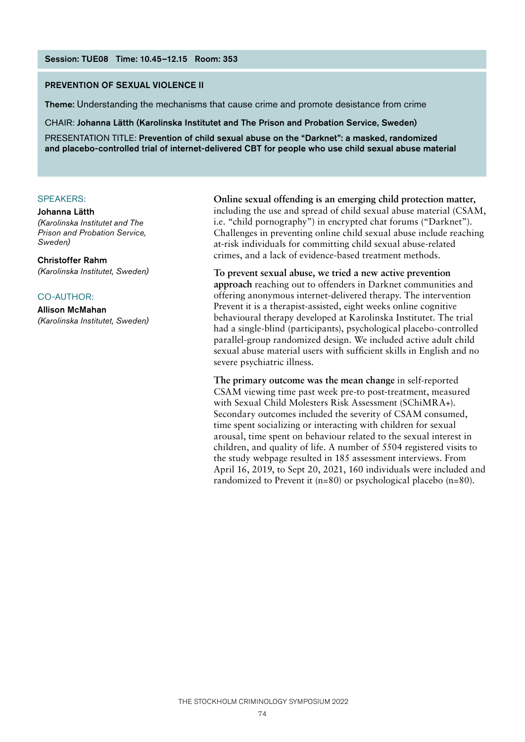**Session: TUE08 Time: 10.45–12.15 Room: 353**

## PREVENTION OF SEXUAL VIOLENCE II

**Theme:** Understanding the mechanisms that cause crime and promote desistance from crime

CHAIR: **Johanna Lätth (Karolinska Institutet and The Prison and Probation Service, Sweden)**

PRESENTATION TITLE: **Prevention of child sexual abuse on the "Darknet": a masked, randomized and placebo-controlled trial of internet-delivered CBT for people who use child sexual abuse material**

SPEAKERS:

**Johanna Lätth**
*(Karolinska Institutet and The Prison and Probation Service, Sweden)*

**Christoffer Rahm**
*(Karolinska Institutet, Sweden)*

CO-AUTHOR:

**Allison McMahan**
*(Karolinska Institutet, Sweden)*

**Online sexual offending is an emerging child protection matter,** including the use and spread of child sexual abuse material (CSAM, i.e. "child pornography") in encrypted chat forums ("Darknet"). Challenges in preventing online child sexual abuse include reaching at-risk individuals for committing child sexual abuse-related crimes, and a lack of evidence-based treatment methods.

**To prevent sexual abuse, we tried a new active prevention approach** reaching out to offenders in Darknet communities and offering anonymous internet-delivered therapy. The intervention Prevent it is a therapist-assisted, eight weeks online cognitive behavioural therapy developed at Karolinska Institutet. The trial had a single-blind (participants), psychological placebo-controlled parallel-group randomized design. We included active adult child sexual abuse material users with sufficient skills in English and no severe psychiatric illness.

**The primary outcome was the mean change** in self-reported CSAM viewing time past week pre-to post-treatment, measured with Sexual Child Molesters Risk Assessment (SChiMRA+). Secondary outcomes included the severity of CSAM consumed, time spent socializing or interacting with children for sexual arousal, time spent on behaviour related to the sexual interest in children, and quality of life. A number of 5504 registered visits to the study webpage resulted in 185 assessment interviews. From April 16, 2019, to Sept 20, 2021, 160 individuals were included and randomized to Prevent it (n=80) or psychological placebo (n=80).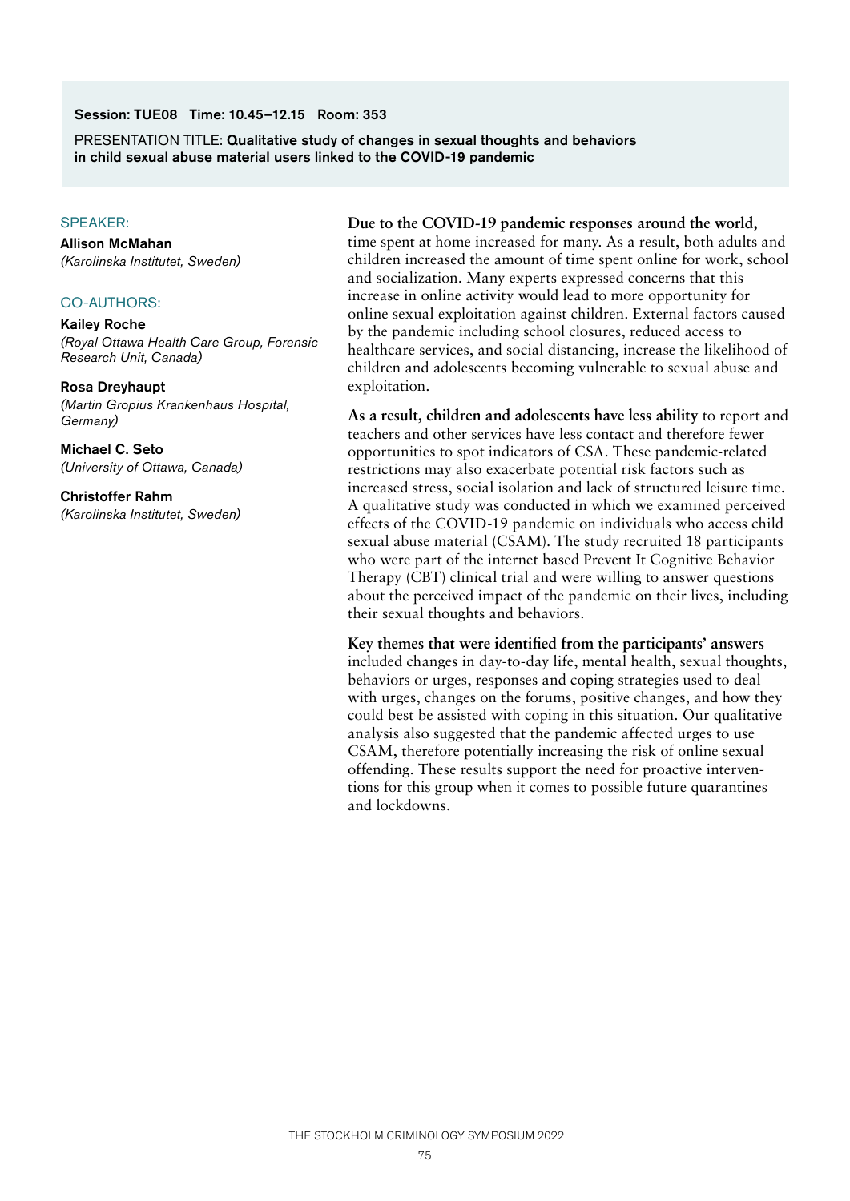**Session: TUE08 Time: 10.45–12.15 Room: 353**

PRESENTATION TITLE: **Qualitative study of changes in sexual thoughts and behaviors in child sexual abuse material users linked to the COVID-19 pandemic**

SPEAKER:

**Allison McMahan**
*(Karolinska Institutet, Sweden)*

CO-AUTHORS:

**Kailey Roche**
*(Royal Ottawa Health Care Group, Forensic Research Unit, Canada)*

**Rosa Dreyhaupt**
*(Martin Gropius Krankenhaus Hospital, Germany)*

**Michael C. Seto**
*(University of Ottawa, Canada)*

**Christoffer Rahm**
*(Karolinska Institutet, Sweden)*

**Due to the COVID-19 pandemic responses around the world,** time spent at home increased for many. As a result, both adults and children increased the amount of time spent online for work, school and socialization. Many experts expressed concerns that this increase in online activity would lead to more opportunity for online sexual exploitation against children. External factors caused by the pandemic including school closures, reduced access to healthcare services, and social distancing, increase the likelihood of children and adolescents becoming vulnerable to sexual abuse and exploitation.

**As a result, children and adolescents have less ability** to report and teachers and other services have less contact and therefore fewer opportunities to spot indicators of CSA. These pandemic-related restrictions may also exacerbate potential risk factors such as increased stress, social isolation and lack of structured leisure time. A qualitative study was conducted in which we examined perceived effects of the COVID-19 pandemic on individuals who access child sexual abuse material (CSAM). The study recruited 18 participants who were part of the internet based Prevent It Cognitive Behavior Therapy (CBT) clinical trial and were willing to answer questions about the perceived impact of the pandemic on their lives, including their sexual thoughts and behaviors.

**Key themes that were identified from the participants' answers** included changes in day-to-day life, mental health, sexual thoughts, behaviors or urges, responses and coping strategies used to deal with urges, changes on the forums, positive changes, and how they could best be assisted with coping in this situation. Our qualitative analysis also suggested that the pandemic affected urges to use CSAM, therefore potentially increasing the risk of online sexual offending. These results support the need for proactive interventions for this group when it comes to possible future quarantines and lockdowns.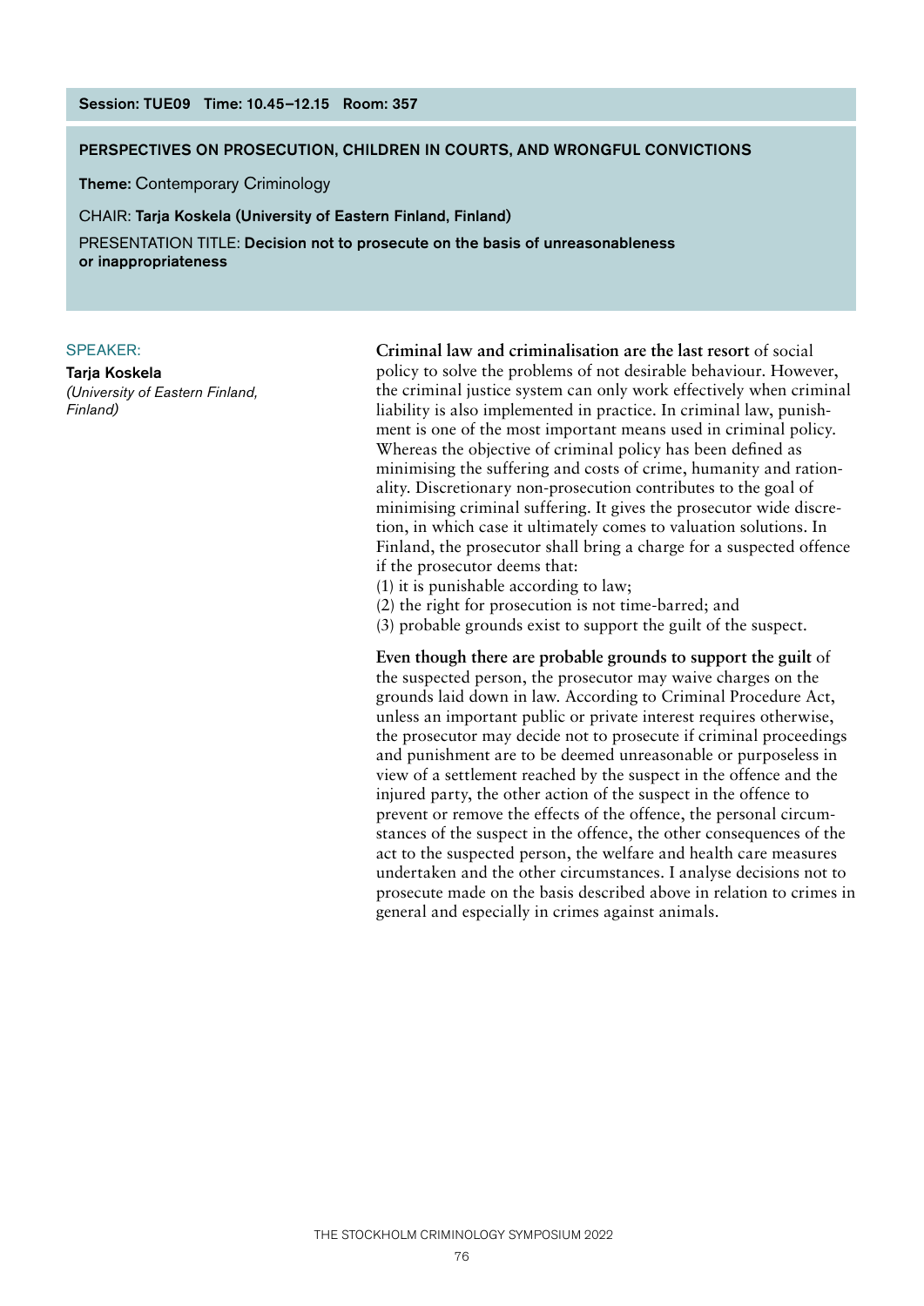**Session: TUE09 Time: 10.45–12.15 Room: 357**

## PERSPECTIVES ON PROSECUTION, CHILDREN IN COURTS, AND WRONGFUL CONVICTIONS

**Theme:** Contemporary Criminology

CHAIR: **Tarja Koskela (University of Eastern Finland, Finland)**

PRESENTATION TITLE: **Decision not to prosecute on the basis of unreasonableness or inappropriateness**

SPEAKER:

**Tarja Koskela**
*(University of Eastern Finland, Finland)*

**Criminal law and criminalisation are the last resort** of social policy to solve the problems of not desirable behaviour. However, the criminal justice system can only work effectively when criminal liability is also implemented in practice. In criminal law, punishment is one of the most important means used in criminal policy. Whereas the objective of criminal policy has been defined as minimising the suffering and costs of crime, humanity and rationality. Discretionary non-prosecution contributes to the goal of minimising criminal suffering. It gives the prosecutor wide discretion, in which case it ultimately comes to valuation solutions. In Finland, the prosecutor shall bring a charge for a suspected offence if the prosecutor deems that:
(1) it is punishable according to law;
(2) the right for prosecution is not time-barred; and
(3) probable grounds exist to support the guilt of the suspect.

**Even though there are probable grounds to support the guilt** of the suspected person, the prosecutor may waive charges on the grounds laid down in law. According to Criminal Procedure Act, unless an important public or private interest requires otherwise, the prosecutor may decide not to prosecute if criminal proceedings and punishment are to be deemed unreasonable or purposeless in view of a settlement reached by the suspect in the offence and the injured party, the other action of the suspect in the offence to prevent or remove the effects of the offence, the personal circumstances of the suspect in the offence, the other consequences of the act to the suspected person, the welfare and health care measures undertaken and the other circumstances. I analyse decisions not to prosecute made on the basis described above in relation to crimes in general and especially in crimes against animals.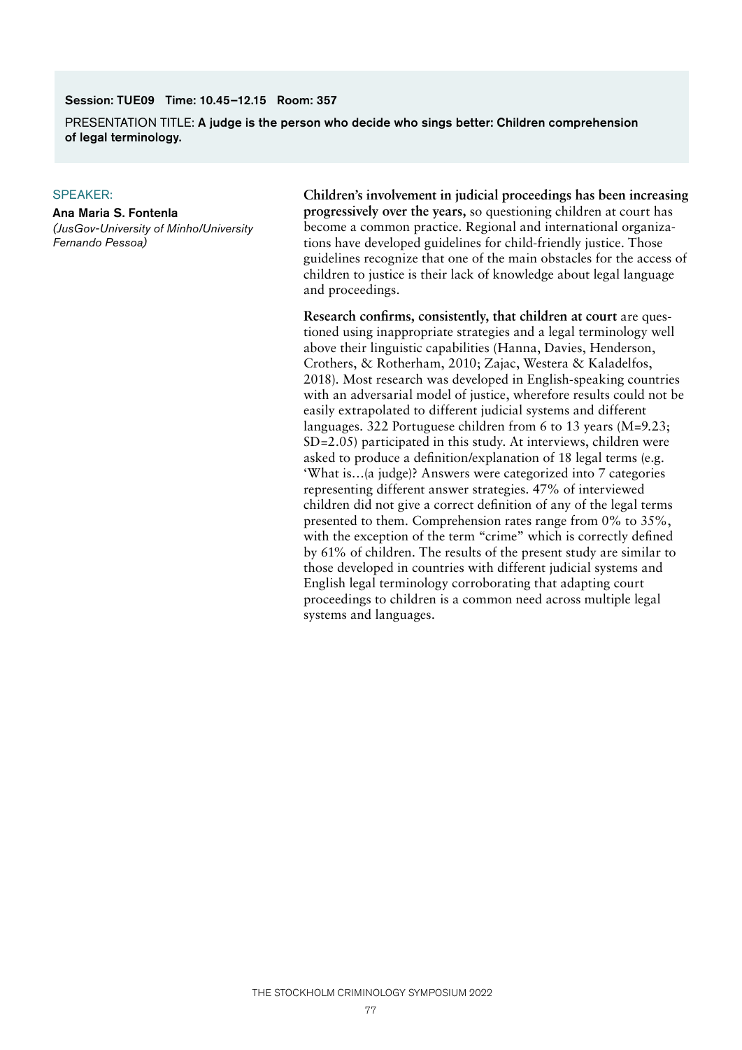**Session: TUE09 Time: 10.45–12.15 Room: 357**

PRESENTATION TITLE: **A judge is the person who decide who sings better: Children comprehension of legal terminology.**

SPEAKER:

**Ana Maria S. Fontenla**
*(JusGov-University of Minho/University Fernando Pessoa)*

**Children's involvement in judicial proceedings has been increasing progressively over the years,** so questioning children at court has become a common practice. Regional and international organizations have developed guidelines for child-friendly justice. Those guidelines recognize that one of the main obstacles for the access of children to justice is their lack of knowledge about legal language and proceedings.

**Research confirms, consistently, that children at court** are questioned using inappropriate strategies and a legal terminology well above their linguistic capabilities (Hanna, Davies, Henderson, Crothers, & Rotherham, 2010; Zajac, Westera & Kaladelfos, 2018). Most research was developed in English-speaking countries with an adversarial model of justice, wherefore results could not be easily extrapolated to different judicial systems and different languages. 322 Portuguese children from 6 to 13 years (M=9.23; SD=2.05) participated in this study. At interviews, children were asked to produce a definition/explanation of 18 legal terms (e.g. 'What is…(a judge)? Answers were categorized into 7 categories representing different answer strategies. 47% of interviewed children did not give a correct definition of any of the legal terms presented to them. Comprehension rates range from 0% to 35%, with the exception of the term "crime" which is correctly defined by 61% of children. The results of the present study are similar to those developed in countries with different judicial systems and English legal terminology corroborating that adapting court proceedings to children is a common need across multiple legal systems and languages.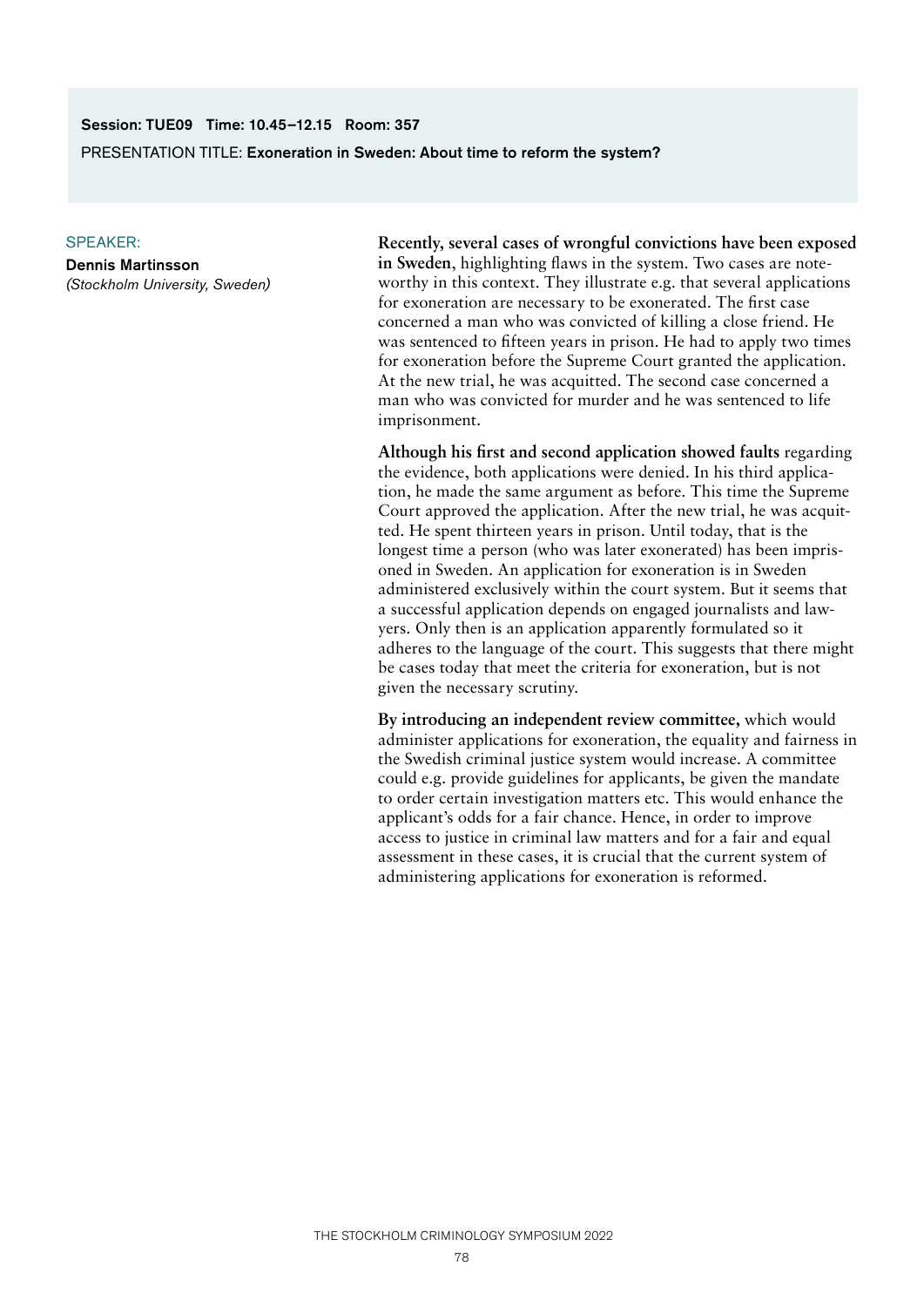**Session: TUE09 Time: 10.45–12.15 Room: 357**

PRESENTATION TITLE: **Exoneration in Sweden: About time to reform the system?**

SPEAKER:

**Dennis Martinsson**

*(Stockholm University, Sweden)*

**Recently, several cases of wrongful convictions have been exposed in Sweden**, highlighting flaws in the system. Two cases are noteworthy in this context. They illustrate e.g. that several applications for exoneration are necessary to be exonerated. The first case concerned a man who was convicted of killing a close friend. He was sentenced to fifteen years in prison. He had to apply two times for exoneration before the Supreme Court granted the application. At the new trial, he was acquitted. The second case concerned a man who was convicted for murder and he was sentenced to life imprisonment.

**Although his first and second application showed faults** regarding the evidence, both applications were denied. In his third application, he made the same argument as before. This time the Supreme Court approved the application. After the new trial, he was acquitted. He spent thirteen years in prison. Until today, that is the longest time a person (who was later exonerated) has been imprisoned in Sweden. An application for exoneration is in Sweden administered exclusively within the court system. But it seems that a successful application depends on engaged journalists and lawyers. Only then is an application apparently formulated so it adheres to the language of the court. This suggests that there might be cases today that meet the criteria for exoneration, but is not given the necessary scrutiny.

**By introducing an independent review committee,** which would administer applications for exoneration, the equality and fairness in the Swedish criminal justice system would increase. A committee could e.g. provide guidelines for applicants, be given the mandate to order certain investigation matters etc. This would enhance the applicant's odds for a fair chance. Hence, in order to improve access to justice in criminal law matters and for a fair and equal assessment in these cases, it is crucial that the current system of administering applications for exoneration is reformed.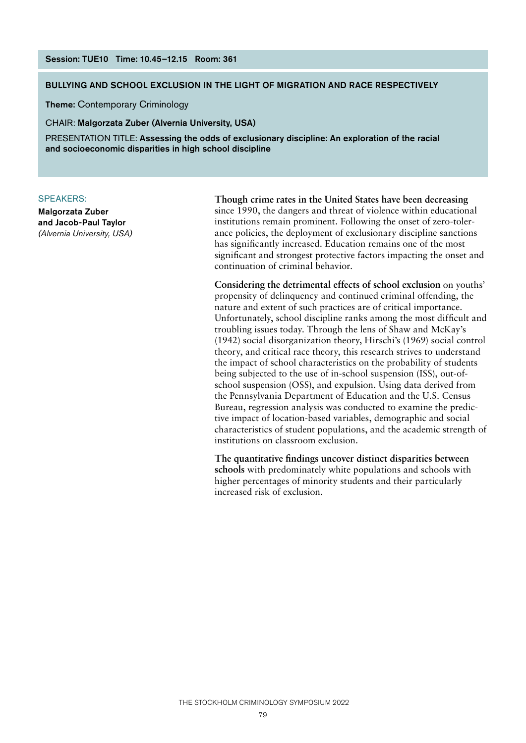**Session: TUE10 Time: 10.45–12.15 Room: 361**

## BULLYING AND SCHOOL EXCLUSION IN THE LIGHT OF MIGRATION AND RACE RESPECTIVELY

**Theme:** Contemporary Criminology

CHAIR: **Malgorzata Zuber (Alvernia University, USA)**

PRESENTATION TITLE: **Assessing the odds of exclusionary discipline: An exploration of the racial and socioeconomic disparities in high school discipline**

SPEAKERS:

**Malgorzata Zuber and Jacob-Paul Taylor**
*(Alvernia University, USA)*

**Though crime rates in the United States have been decreasing** since 1990, the dangers and threat of violence within educational institutions remain prominent. Following the onset of zero-tolerance policies, the deployment of exclusionary discipline sanctions has significantly increased. Education remains one of the most significant and strongest protective factors impacting the onset and continuation of criminal behavior.

**Considering the detrimental effects of school exclusion** on youths' propensity of delinquency and continued criminal offending, the nature and extent of such practices are of critical importance. Unfortunately, school discipline ranks among the most difficult and troubling issues today. Through the lens of Shaw and McKay's (1942) social disorganization theory, Hirschi's (1969) social control theory, and critical race theory, this research strives to understand the impact of school characteristics on the probability of students being subjected to the use of in-school suspension (ISS), out-of-school suspension (OSS), and expulsion. Using data derived from the Pennsylvania Department of Education and the U.S. Census Bureau, regression analysis was conducted to examine the predictive impact of location-based variables, demographic and social characteristics of student populations, and the academic strength of institutions on classroom exclusion.

**The quantitative findings uncover distinct disparities between schools** with predominately white populations and schools with higher percentages of minority students and their particularly increased risk of exclusion.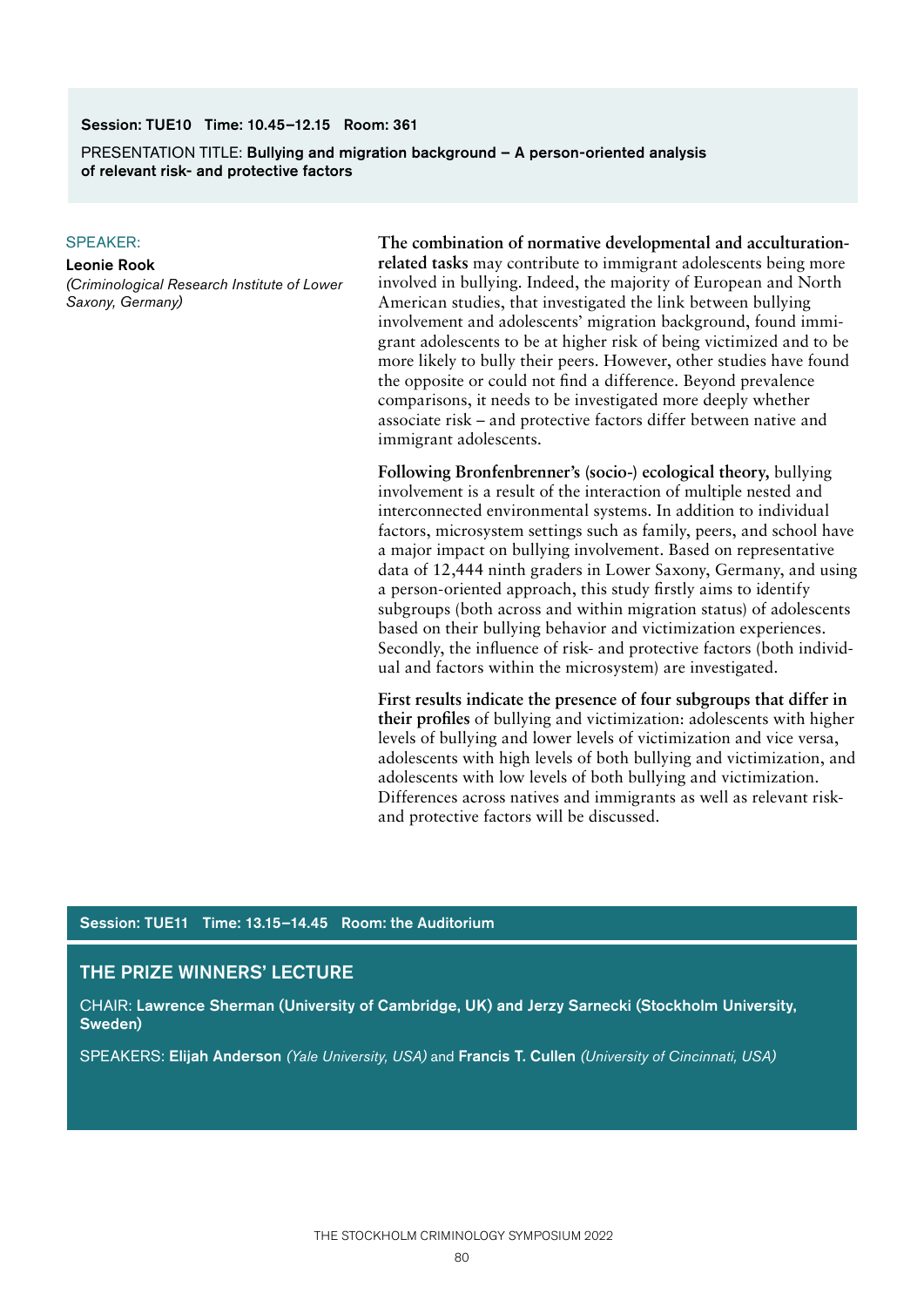**Session: TUE10 Time: 10.45–12.15 Room: 361**

PRESENTATION TITLE: **Bullying and migration background – A person-oriented analysis of relevant risk- and protective factors**

SPEAKER:

**Leonie Rook**
*(Criminological Research Institute of Lower Saxony, Germany)*

**The combination of normative developmental and acculturation-related tasks** may contribute to immigrant adolescents being more involved in bullying. Indeed, the majority of European and North American studies, that investigated the link between bullying involvement and adolescents' migration background, found immigrant adolescents to be at higher risk of being victimized and to be more likely to bully their peers. However, other studies have found the opposite or could not find a difference. Beyond prevalence comparisons, it needs to be investigated more deeply whether associate risk – and protective factors differ between native and immigrant adolescents.

**Following Bronfenbrenner's (socio-) ecological theory,** bullying involvement is a result of the interaction of multiple nested and interconnected environmental systems. In addition to individual factors, microsystem settings such as family, peers, and school have a major impact on bullying involvement. Based on representative data of 12,444 ninth graders in Lower Saxony, Germany, and using a person-oriented approach, this study firstly aims to identify subgroups (both across and within migration status) of adolescents based on their bullying behavior and victimization experiences. Secondly, the influence of risk- and protective factors (both individual and factors within the microsystem) are investigated.

**First results indicate the presence of four subgroups that differ in their profiles** of bullying and victimization: adolescents with higher levels of bullying and lower levels of victimization and vice versa, adolescents with high levels of both bullying and victimization, and adolescents with low levels of both bullying and victimization. Differences across natives and immigrants as well as relevant risk- and protective factors will be discussed.

**Session: TUE11 Time: 13.15–14.45 Room: the Auditorium**

## THE PRIZE WINNERS' LECTURE

CHAIR: **Lawrence Sherman (University of Cambridge, UK) and Jerzy Sarnecki (Stockholm University, Sweden)**

SPEAKERS: **Elijah Anderson** *(Yale University, USA)* and **Francis T. Cullen** *(University of Cincinnati, USA)*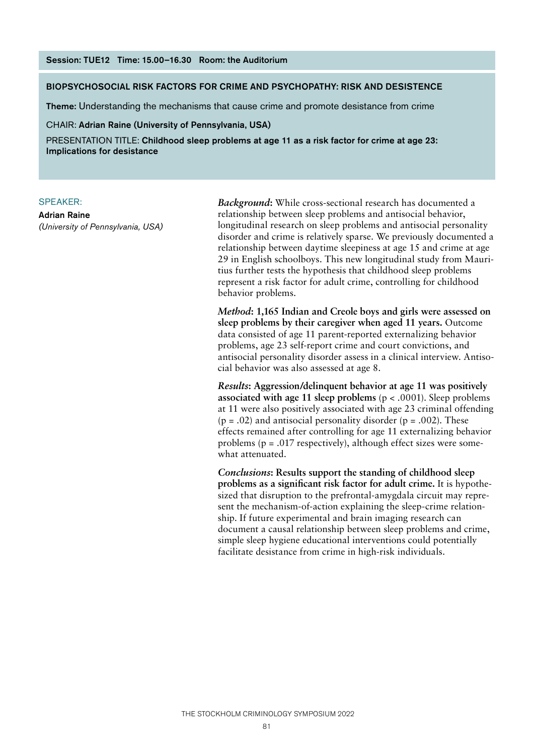**Session: TUE12 Time: 15.00–16.30 Room: the Auditorium**

## BIOPSYCHOSOCIAL RISK FACTORS FOR CRIME AND PSYCHOPATHY: RISK AND DESISTENCE

**Theme:** Understanding the mechanisms that cause crime and promote desistance from crime

CHAIR: **Adrian Raine (University of Pennsylvania, USA)**

PRESENTATION TITLE: **Childhood sleep problems at age 11 as a risk factor for crime at age 23: Implications for desistance**

SPEAKER:

**Adrian Raine**
*(University of Pennsylvania, USA)*

***Background*:** While cross-sectional research has documented a relationship between sleep problems and antisocial behavior, longitudinal research on sleep problems and antisocial personality disorder and crime is relatively sparse. We previously documented a relationship between daytime sleepiness at age 15 and crime at age 29 in English schoolboys. This new longitudinal study from Mauritius further tests the hypothesis that childhood sleep problems represent a risk factor for adult crime, controlling for childhood behavior problems.

***Method*: 1,165 Indian and Creole boys and girls were assessed on sleep problems by their caregiver when aged 11 years.** Outcome data consisted of age 11 parent-reported externalizing behavior problems, age 23 self-report crime and court convictions, and antisocial personality disorder assess in a clinical interview. Antisocial behavior was also assessed at age 8.

***Results*: Aggression/delinquent behavior at age 11 was positively associated with age 11 sleep problems** ($p < .0001$). Sleep problems at 11 were also positively associated with age 23 criminal offending ($p = .02$) and antisocial personality disorder ($p = .002$). These effects remained after controlling for age 11 externalizing behavior problems ($p = .017$ respectively), although effect sizes were somewhat attenuated.

***Conclusions*: Results support the standing of childhood sleep problems as a significant risk factor for adult crime.** It is hypothesized that disruption to the prefrontal-amygdala circuit may represent the mechanism-of-action explaining the sleep-crime relationship. If future experimental and brain imaging research can document a causal relationship between sleep problems and crime, simple sleep hygiene educational interventions could potentially facilitate desistance from crime in high-risk individuals.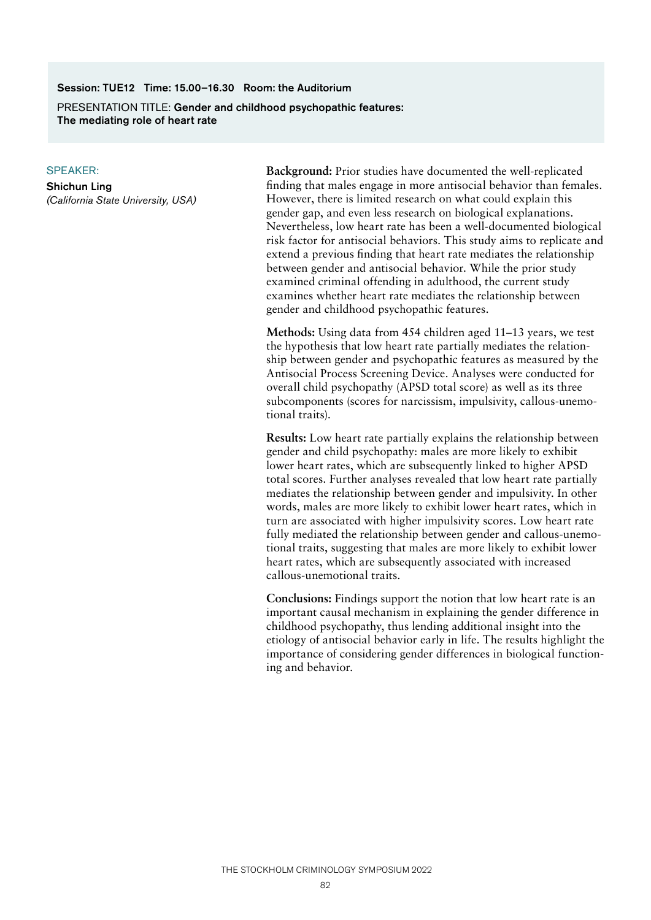**Session: TUE12 Time: 15.00–16.30 Room: the Auditorium**

PRESENTATION TITLE: **Gender and childhood psychopathic features: The mediating role of heart rate**

SPEAKER:

**Shichun Ling**
*(California State University, USA)*

**Background:** Prior studies have documented the well-replicated finding that males engage in more antisocial behavior than females. However, there is limited research on what could explain this gender gap, and even less research on biological explanations. Nevertheless, low heart rate has been a well-documented biological risk factor for antisocial behaviors. This study aims to replicate and extend a previous finding that heart rate mediates the relationship between gender and antisocial behavior. While the prior study examined criminal offending in adulthood, the current study examines whether heart rate mediates the relationship between gender and childhood psychopathic features.

**Methods:** Using data from 454 children aged 11–13 years, we test the hypothesis that low heart rate partially mediates the relationship between gender and psychopathic features as measured by the Antisocial Process Screening Device. Analyses were conducted for overall child psychopathy (APSD total score) as well as its three subcomponents (scores for narcissism, impulsivity, callous-unemotional traits).

**Results:** Low heart rate partially explains the relationship between gender and child psychopathy: males are more likely to exhibit lower heart rates, which are subsequently linked to higher APSD total scores. Further analyses revealed that low heart rate partially mediates the relationship between gender and impulsivity. In other words, males are more likely to exhibit lower heart rates, which in turn are associated with higher impulsivity scores. Low heart rate fully mediated the relationship between gender and callous-unemotional traits, suggesting that males are more likely to exhibit lower heart rates, which are subsequently associated with increased callous-unemotional traits.

**Conclusions:** Findings support the notion that low heart rate is an important causal mechanism in explaining the gender difference in childhood psychopathy, thus lending additional insight into the etiology of antisocial behavior early in life. The results highlight the importance of considering gender differences in biological functioning and behavior.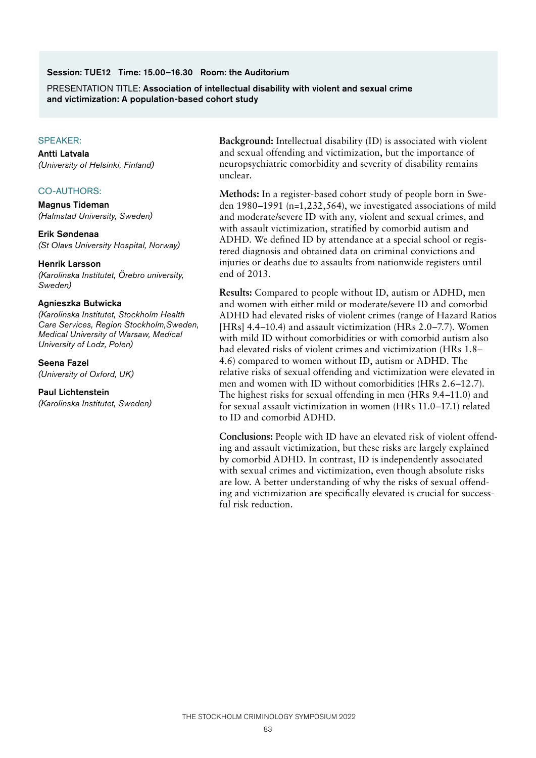**Session: TUE12 Time: 15.00–16.30 Room: the Auditorium**

PRESENTATION TITLE: **Association of intellectual disability with violent and sexual crime and victimization: A population-based cohort study**

SPEAKER:

**Antti Latvala**
*(University of Helsinki, Finland)*

CO-AUTHORS:

**Magnus Tideman**
*(Halmstad University, Sweden)*

**Erik Søndenaa**
*(St Olavs University Hospital, Norway)*

**Henrik Larsson**
*(Karolinska Institutet, Örebro university, Sweden)*

**Agnieszka Butwicka**
*(Karolinska Institutet, Stockholm Health Care Services, Region Stockholm,Sweden, Medical University of Warsaw, Medical University of Lodz, Polen)*

**Seena Fazel**
*(University of Oxford, UK)*

**Paul Lichtenstein**
*(Karolinska Institutet, Sweden)*

**Background:** Intellectual disability (ID) is associated with violent and sexual offending and victimization, but the importance of neuropsychiatric comorbidity and severity of disability remains unclear.

**Methods:** In a register-based cohort study of people born in Sweden 1980–1991 (n=1,232,564), we investigated associations of mild and moderate/severe ID with any, violent and sexual crimes, and with assault victimization, stratified by comorbid autism and ADHD. We defined ID by attendance at a special school or registered diagnosis and obtained data on criminal convictions and injuries or deaths due to assaults from nationwide registers until end of 2013.

**Results:** Compared to people without ID, autism or ADHD, men and women with either mild or moderate/severe ID and comorbid ADHD had elevated risks of violent crimes (range of Hazard Ratios [HRs] 4.4–10.4) and assault victimization (HRs 2.0–7.7). Women with mild ID without comorbidities or with comorbid autism also had elevated risks of violent crimes and victimization (HRs 1.8–4.6) compared to women without ID, autism or ADHD. The relative risks of sexual offending and victimization were elevated in men and women with ID without comorbidities (HRs 2.6–12.7). The highest risks for sexual offending in men (HRs 9.4–11.0) and for sexual assault victimization in women (HRs 11.0–17.1) related to ID and comorbid ADHD.

**Conclusions:** People with ID have an elevated risk of violent offending and assault victimization, but these risks are largely explained by comorbid ADHD. In contrast, ID is independently associated with sexual crimes and victimization, even though absolute risks are low. A better understanding of why the risks of sexual offending and victimization are specifically elevated is crucial for successful risk reduction.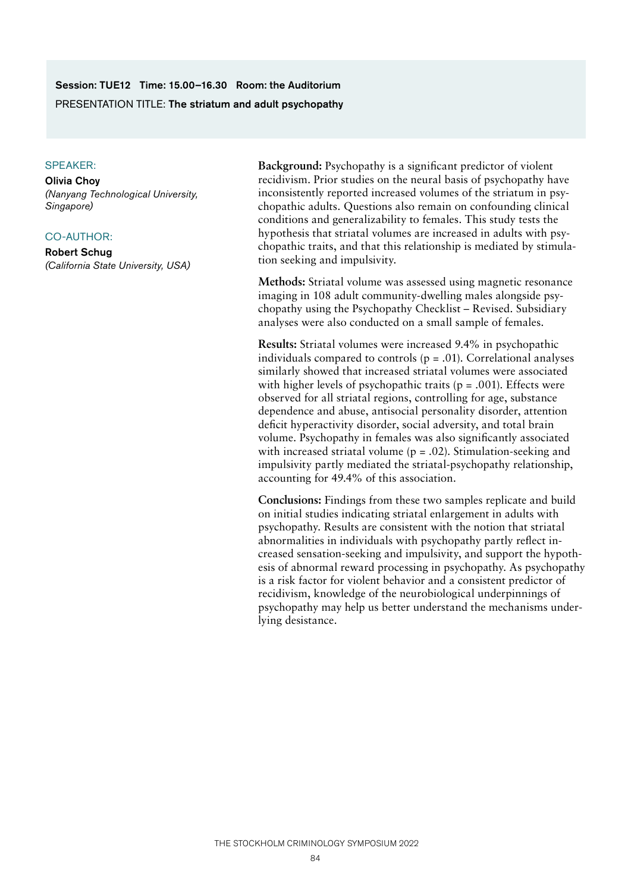**Session: TUE12 Time: 15.00–16.30 Room: the Auditorium**

PRESENTATION TITLE: **The striatum and adult psychopathy**

SPEAKER:

**Olivia Choy**
*(Nanyang Technological University, Singapore)*

CO-AUTHOR:

**Robert Schug**
*(California State University, USA)*

**Background:** Psychopathy is a significant predictor of violent recidivism. Prior studies on the neural basis of psychopathy have inconsistently reported increased volumes of the striatum in psychopathic adults. Questions also remain on confounding clinical conditions and generalizability to females. This study tests the hypothesis that striatal volumes are increased in adults with psychopathic traits, and that this relationship is mediated by stimulation seeking and impulsivity.

**Methods:** Striatal volume was assessed using magnetic resonance imaging in 108 adult community-dwelling males alongside psychopathy using the Psychopathy Checklist – Revised. Subsidiary analyses were also conducted on a small sample of females.

**Results:** Striatal volumes were increased 9.4% in psychopathic individuals compared to controls ($p = .01$). Correlational analyses similarly showed that increased striatal volumes were associated with higher levels of psychopathic traits ($p = .001$). Effects were observed for all striatal regions, controlling for age, substance dependence and abuse, antisocial personality disorder, attention deficit hyperactivity disorder, social adversity, and total brain volume. Psychopathy in females was also significantly associated with increased striatal volume ($p = .02$). Stimulation-seeking and impulsivity partly mediated the striatal-psychopathy relationship, accounting for 49.4% of this association.

**Conclusions:** Findings from these two samples replicate and build on initial studies indicating striatal enlargement in adults with psychopathy. Results are consistent with the notion that striatal abnormalities in individuals with psychopathy partly reflect increased sensation-seeking and impulsivity, and support the hypothesis of abnormal reward processing in psychopathy. As psychopathy is a risk factor for violent behavior and a consistent predictor of recidivism, knowledge of the neurobiological underpinnings of psychopathy may help us better understand the mechanisms underlying desistance.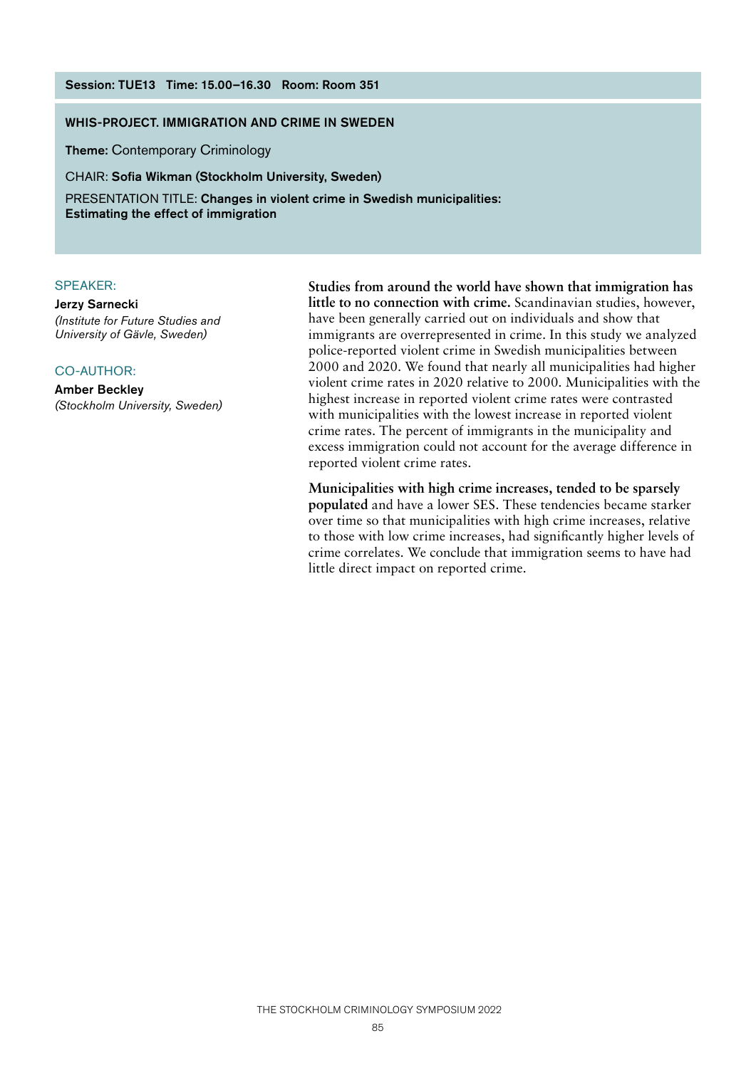**Session: TUE13 Time: 15.00–16.30 Room: Room 351**

## WHIS-PROJECT. IMMIGRATION AND CRIME IN SWEDEN

**Theme:** Contemporary Criminology

CHAIR: **Sofia Wikman (Stockholm University, Sweden)**

PRESENTATION TITLE: **Changes in violent crime in Swedish municipalities: Estimating the effect of immigration**

SPEAKER:

**Jerzy Sarnecki**
*(Institute for Future Studies and University of Gävle, Sweden)*

CO-AUTHOR:

**Amber Beckley**
*(Stockholm University, Sweden)*

**Studies from around the world have shown that immigration has little to no connection with crime.** Scandinavian studies, however, have been generally carried out on individuals and show that immigrants are overrepresented in crime. In this study we analyzed police-reported violent crime in Swedish municipalities between 2000 and 2020. We found that nearly all municipalities had higher violent crime rates in 2020 relative to 2000. Municipalities with the highest increase in reported violent crime rates were contrasted with municipalities with the lowest increase in reported violent crime rates. The percent of immigrants in the municipality and excess immigration could not account for the average difference in reported violent crime rates.

**Municipalities with high crime increases, tended to be sparsely populated** and have a lower SES. These tendencies became starker over time so that municipalities with high crime increases, relative to those with low crime increases, had significantly higher levels of crime correlates. We conclude that immigration seems to have had little direct impact on reported crime.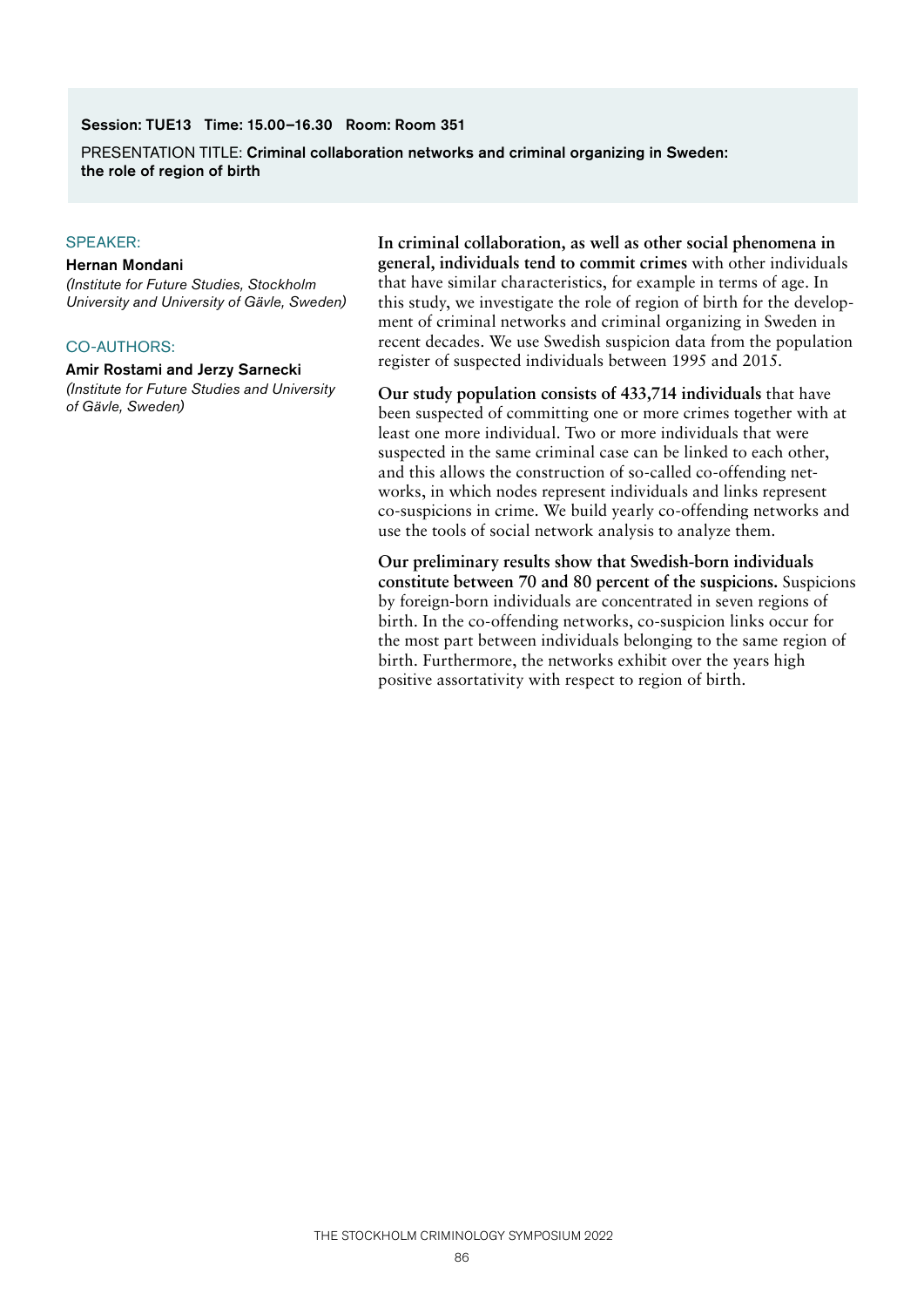**Session: TUE13 Time: 15.00–16.30 Room: Room 351**

PRESENTATION TITLE: **Criminal collaboration networks and criminal organizing in Sweden: the role of region of birth**

SPEAKER:

**Hernan Mondani**
*(Institute for Future Studies, Stockholm University and University of Gävle, Sweden)*

CO-AUTHORS:

**Amir Rostami and Jerzy Sarnecki**
*(Institute for Future Studies and University of Gävle, Sweden)*

**In criminal collaboration, as well as other social phenomena in general, individuals tend to commit crimes** with other individuals that have similar characteristics, for example in terms of age. In this study, we investigate the role of region of birth for the development of criminal networks and criminal organizing in Sweden in recent decades. We use Swedish suspicion data from the population register of suspected individuals between 1995 and 2015.

**Our study population consists of 433,714 individuals** that have been suspected of committing one or more crimes together with at least one more individual. Two or more individuals that were suspected in the same criminal case can be linked to each other, and this allows the construction of so-called co-offending networks, in which nodes represent individuals and links represent co-suspicions in crime. We build yearly co-offending networks and use the tools of social network analysis to analyze them.

**Our preliminary results show that Swedish-born individuals constitute between 70 and 80 percent of the suspicions.** Suspicions by foreign-born individuals are concentrated in seven regions of birth. In the co-offending networks, co-suspicion links occur for the most part between individuals belonging to the same region of birth. Furthermore, the networks exhibit over the years high positive assortativity with respect to region of birth.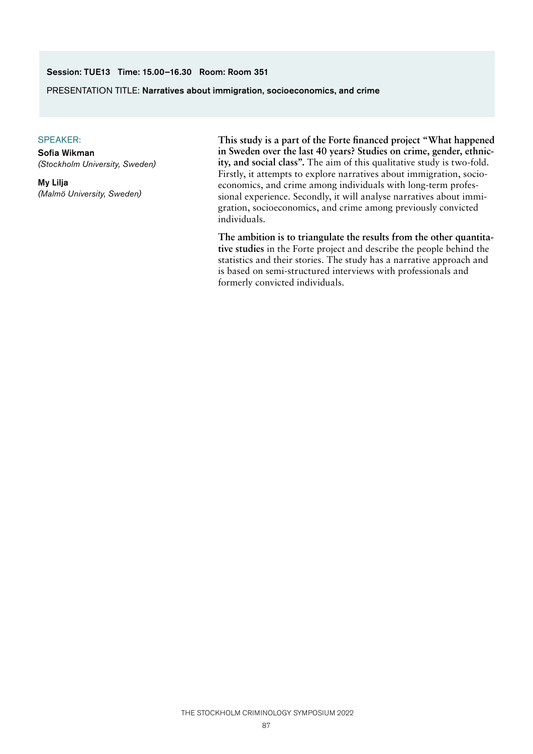**Session: TUE13 Time: 15.00–16.30 Room: Room 351**

PRESENTATION TITLE: **Narratives about immigration, socioeconomics, and crime**

SPEAKER:

**Sofia Wikman**
*(Stockholm University, Sweden)*

**My Lilja**
*(Malmö University, Sweden)*

**This study is a part of the Forte financed project "What happened in Sweden over the last 40 years? Studies on crime, gender, ethnicity, and social class".** The aim of this qualitative study is two-fold. Firstly, it attempts to explore narratives about immigration, socioeconomics, and crime among individuals with long-term professional experience. Secondly, it will analyse narratives about immigration, socioeconomics, and crime among previously convicted individuals.

**The ambition is to triangulate the results from the other quantitative studies** in the Forte project and describe the people behind the statistics and their stories. The study has a narrative approach and is based on semi-structured interviews with professionals and formerly convicted individuals.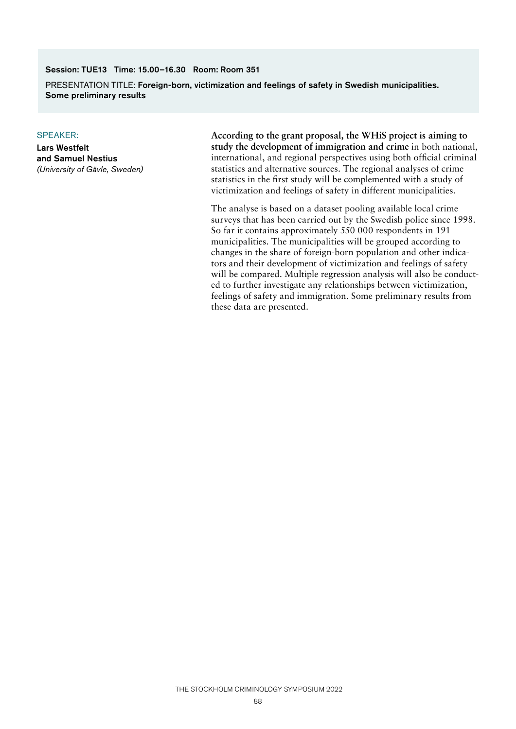**Session: TUE13 Time: 15.00–16.30 Room: Room 351**

PRESENTATION TITLE: **Foreign-born, victimization and feelings of safety in Swedish municipalities. Some preliminary results**

SPEAKER:

**Lars Westfelt and Samuel Nestius**
*(University of Gävle, Sweden)*

**According to the grant proposal, the WHiS project is aiming to study the development of immigration and crime** in both national, international, and regional perspectives using both official criminal statistics and alternative sources. The regional analyses of crime statistics in the first study will be complemented with a study of victimization and feelings of safety in different municipalities.

The analyse is based on a dataset pooling available local crime surveys that has been carried out by the Swedish police since 1998. So far it contains approximately 550 000 respondents in 191 municipalities. The municipalities will be grouped according to changes in the share of foreign-born population and other indicators and their development of victimization and feelings of safety will be compared. Multiple regression analysis will also be conducted to further investigate any relationships between victimization, feelings of safety and immigration. Some preliminary results from these data are presented.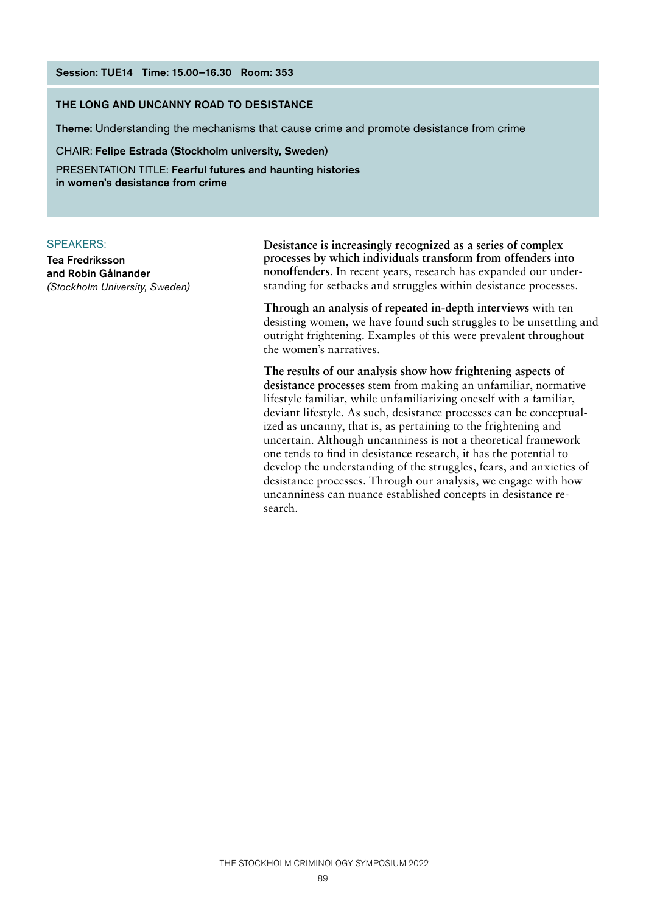**Session: TUE14 Time: 15.00–16.30 Room: 353**

## THE LONG AND UNCANNY ROAD TO DESISTANCE

**Theme:** Understanding the mechanisms that cause crime and promote desistance from crime

CHAIR: **Felipe Estrada (Stockholm university, Sweden)**

PRESENTATION TITLE: **Fearful futures and haunting histories in women's desistance from crime**

SPEAKERS:

**Tea Fredriksson and Robin Gålnander**
*(Stockholm University, Sweden)*

**Desistance is increasingly recognized as a series of complex processes by which individuals transform from offenders into nonoffenders**. In recent years, research has expanded our understanding for setbacks and struggles within desistance processes.

**Through an analysis of repeated in-depth interviews** with ten desisting women, we have found such struggles to be unsettling and outright frightening. Examples of this were prevalent throughout the women's narratives.

**The results of our analysis show how frightening aspects of desistance processes** stem from making an unfamiliar, normative lifestyle familiar, while unfamiliarizing oneself with a familiar, deviant lifestyle. As such, desistance processes can be conceptualized as uncanny, that is, as pertaining to the frightening and uncertain. Although uncanniness is not a theoretical framework one tends to find in desistance research, it has the potential to develop the understanding of the struggles, fears, and anxieties of desistance processes. Through our analysis, we engage with how uncanniness can nuance established concepts in desistance research.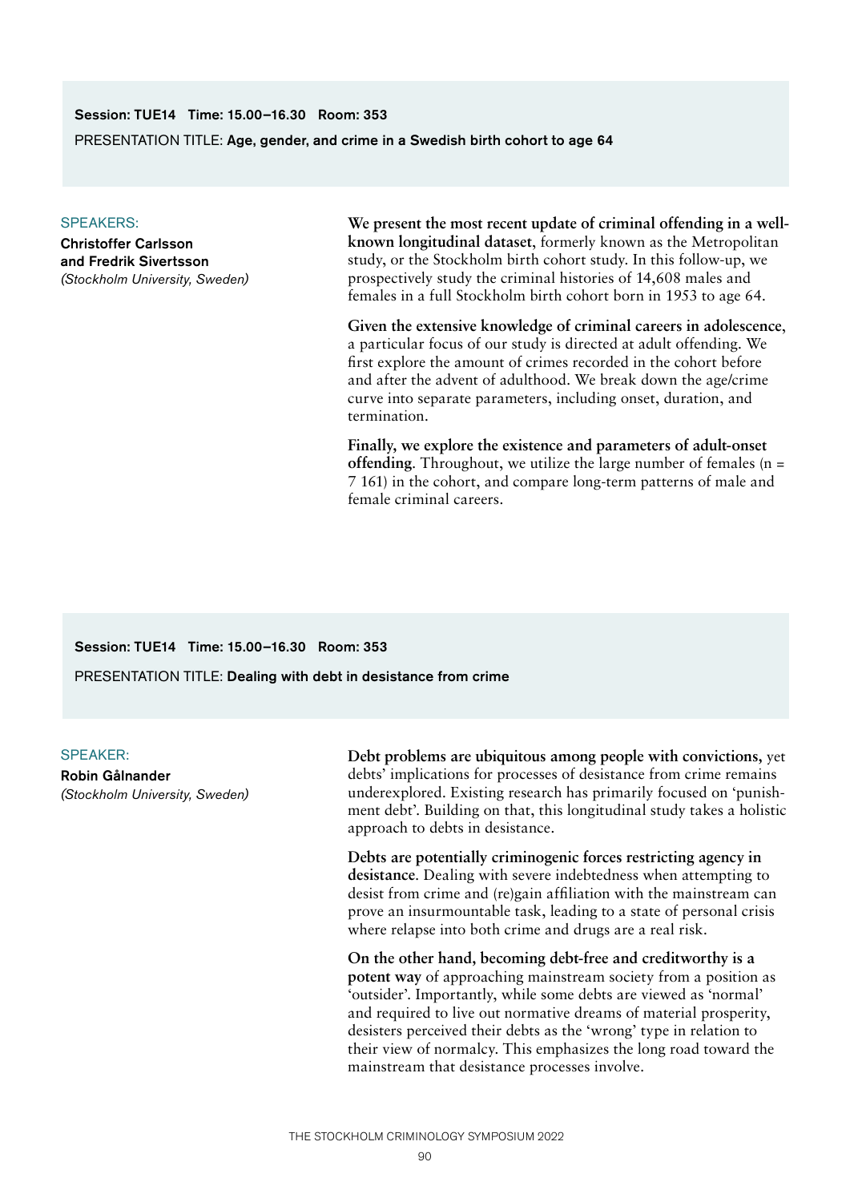**Session: TUE14 Time: 15.00–16.30 Room: 353**

PRESENTATION TITLE: **Age, gender, and crime in a Swedish birth cohort to age 64**

SPEAKERS:

**Christoffer Carlsson and Fredrik Sivertsson**
*(Stockholm University, Sweden)*

**We present the most recent update of criminal offending in a well-known longitudinal dataset,** formerly known as the Metropolitan study, or the Stockholm birth cohort study. In this follow-up, we prospectively study the criminal histories of 14,608 males and females in a full Stockholm birth cohort born in 1953 to age 64.

**Given the extensive knowledge of criminal careers in adolescence,** a particular focus of our study is directed at adult offending. We first explore the amount of crimes recorded in the cohort before and after the advent of adulthood. We break down the age/crime curve into separate parameters, including onset, duration, and termination.

**Finally, we explore the existence and parameters of adult-onset offending**. Throughout, we utilize the large number of females (n = 7 161) in the cohort, and compare long-term patterns of male and female criminal careers.

**Session: TUE14 Time: 15.00–16.30 Room: 353**

PRESENTATION TITLE: **Dealing with debt in desistance from crime**

SPEAKER:

**Robin Gålnander**
*(Stockholm University, Sweden)*

**Debt problems are ubiquitous among people with convictions,** yet debts' implications for processes of desistance from crime remains underexplored. Existing research has primarily focused on 'punishment debt'. Building on that, this longitudinal study takes a holistic approach to debts in desistance.

**Debts are potentially criminogenic forces restricting agency in desistance**. Dealing with severe indebtedness when attempting to desist from crime and (re)gain affiliation with the mainstream can prove an insurmountable task, leading to a state of personal crisis where relapse into both crime and drugs are a real risk.

**On the other hand, becoming debt-free and creditworthy is a potent way** of approaching mainstream society from a position as 'outsider'. Importantly, while some debts are viewed as 'normal' and required to live out normative dreams of material prosperity, desisters perceived their debts as the 'wrong' type in relation to their view of normalcy. This emphasizes the long road toward the mainstream that desistance processes involve.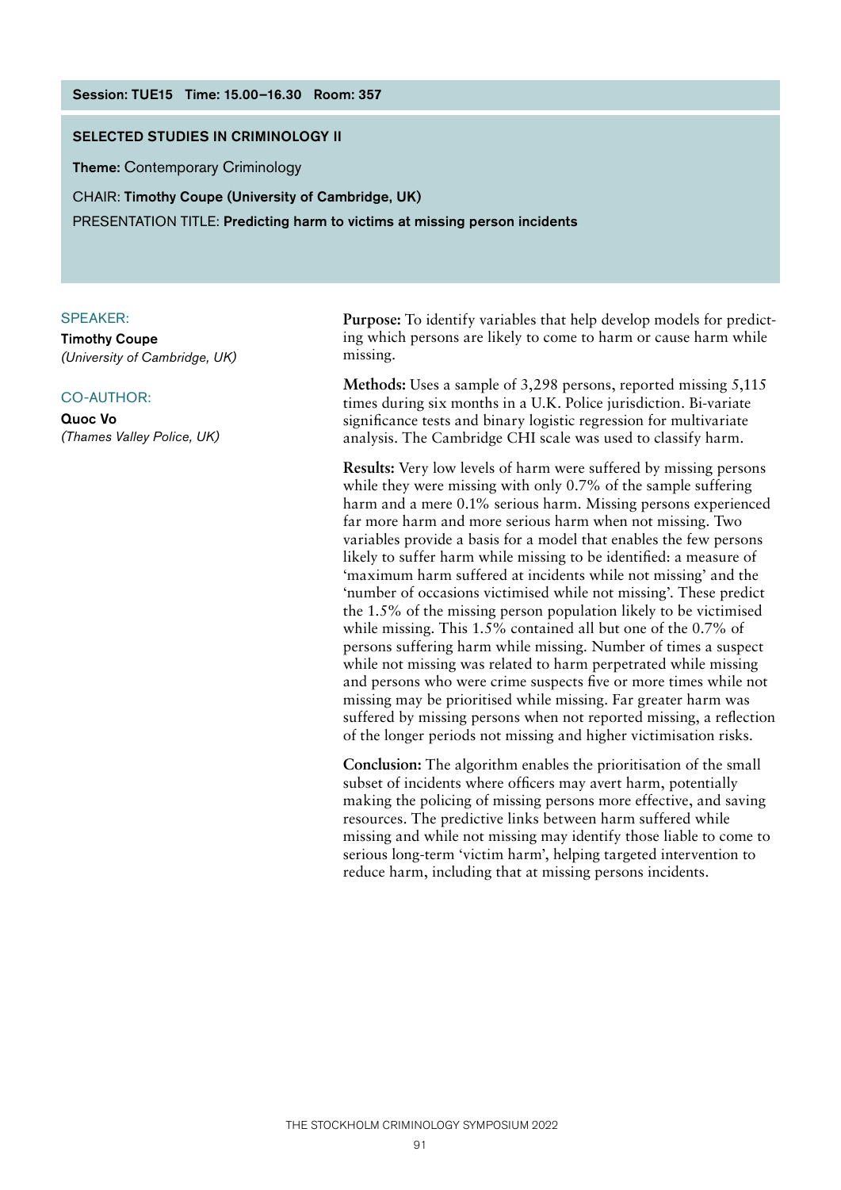**Session: TUE15 Time: 15.00–16.30 Room: 357**

## SELECTED STUDIES IN CRIMINOLOGY II

**Theme:** Contemporary Criminology

CHAIR: **Timothy Coupe (University of Cambridge, UK)**

PRESENTATION TITLE: **Predicting harm to victims at missing person incidents**

SPEAKER:

**Timothy Coupe**
*(University of Cambridge, UK)*

CO-AUTHOR:

**Quoc Vo**
*(Thames Valley Police, UK)*

**Purpose:** To identify variables that help develop models for predicting which persons are likely to come to harm or cause harm while missing.

**Methods:** Uses a sample of 3,298 persons, reported missing 5,115 times during six months in a U.K. Police jurisdiction. Bi-variate significance tests and binary logistic regression for multivariate analysis. The Cambridge CHI scale was used to classify harm.

**Results:** Very low levels of harm were suffered by missing persons while they were missing with only 0.7% of the sample suffering harm and a mere 0.1% serious harm. Missing persons experienced far more harm and more serious harm when not missing. Two variables provide a basis for a model that enables the few persons likely to suffer harm while missing to be identified: a measure of 'maximum harm suffered at incidents while not missing' and the 'number of occasions victimised while not missing'. These predict the 1.5% of the missing person population likely to be victimised while missing. This 1.5% contained all but one of the 0.7% of persons suffering harm while missing. Number of times a suspect while not missing was related to harm perpetrated while missing and persons who were crime suspects five or more times while not missing may be prioritised while missing. Far greater harm was suffered by missing persons when not reported missing, a reflection of the longer periods not missing and higher victimisation risks.

**Conclusion:** The algorithm enables the prioritisation of the small subset of incidents where officers may avert harm, potentially making the policing of missing persons more effective, and saving resources. The predictive links between harm suffered while missing and while not missing may identify those liable to come to serious long-term 'victim harm', helping targeted intervention to reduce harm, including that at missing persons incidents.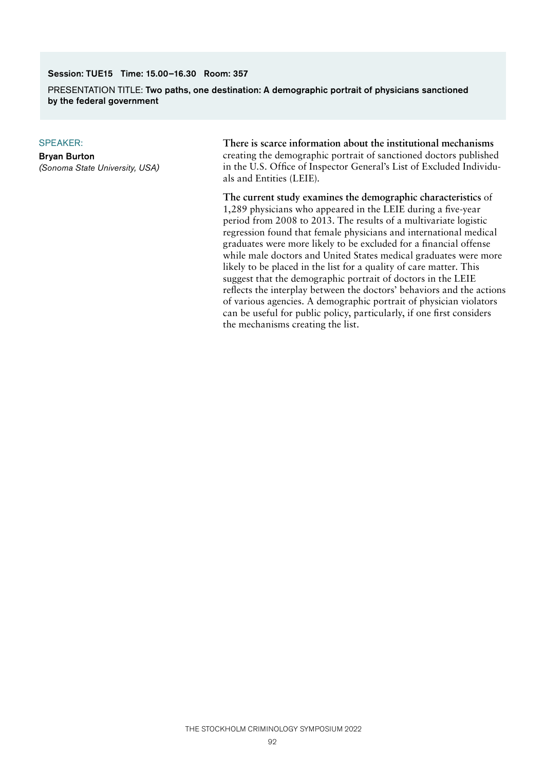**Session: TUE15 Time: 15.00–16.30 Room: 357**

PRESENTATION TITLE: **Two paths, one destination: A demographic portrait of physicians sanctioned by the federal government**

SPEAKER:

**Bryan Burton**

*(Sonoma State University, USA)*

**There is scarce information about the institutional mechanisms** creating the demographic portrait of sanctioned doctors published in the U.S. Office of Inspector General's List of Excluded Individuals and Entities (LEIE).

**The current study examines the demographic characteristics** of 1,289 physicians who appeared in the LEIE during a five-year period from 2008 to 2013. The results of a multivariate logistic regression found that female physicians and international medical graduates were more likely to be excluded for a financial offense while male doctors and United States medical graduates were more likely to be placed in the list for a quality of care matter. This suggest that the demographic portrait of doctors in the LEIE reflects the interplay between the doctors' behaviors and the actions of various agencies. A demographic portrait of physician violators can be useful for public policy, particularly, if one first considers the mechanisms creating the list.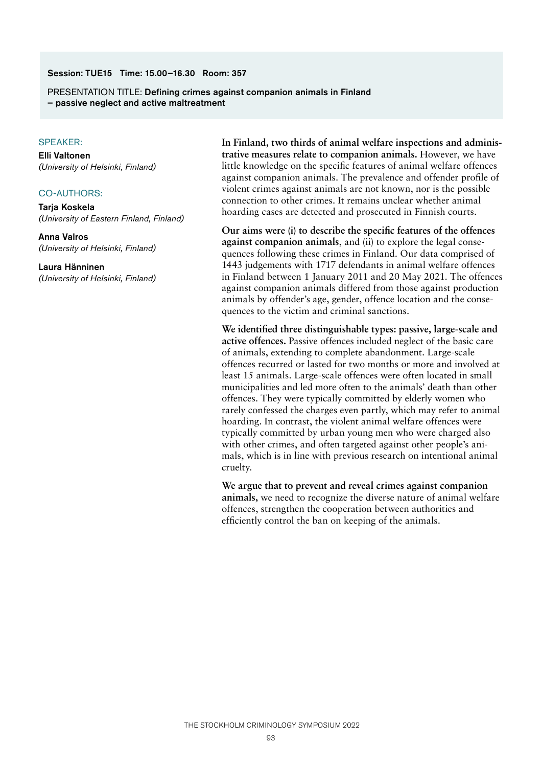**Session: TUE15 Time: 15.00–16.30 Room: 357**

PRESENTATION TITLE: **Defining crimes against companion animals in Finland – passive neglect and active maltreatment**

SPEAKER:

**Elli Valtonen**
*(University of Helsinki, Finland)*

CO-AUTHORS:

**Tarja Koskela**
*(University of Eastern Finland, Finland)*

**Anna Valros**
*(University of Helsinki, Finland)*

**Laura Hänninen**
*(University of Helsinki, Finland)*

**In Finland, two thirds of animal welfare inspections and administrative measures relate to companion animals.** However, we have little knowledge on the specific features of animal welfare offences against companion animals. The prevalence and offender profile of violent crimes against animals are not known, nor is the possible connection to other crimes. It remains unclear whether animal hoarding cases are detected and prosecuted in Finnish courts.

**Our aims were (i) to describe the specific features of the offences against companion animals**, and (ii) to explore the legal consequences following these crimes in Finland. Our data comprised of 1443 judgements with 1717 defendants in animal welfare offences in Finland between 1 January 2011 and 20 May 2021. The offences against companion animals differed from those against production animals by offender's age, gender, offence location and the consequences to the victim and criminal sanctions.

**We identified three distinguishable types: passive, large-scale and active offences.** Passive offences included neglect of the basic care of animals, extending to complete abandonment. Large-scale offences recurred or lasted for two months or more and involved at least 15 animals. Large-scale offences were often located in small municipalities and led more often to the animals' death than other offences. They were typically committed by elderly women who rarely confessed the charges even partly, which may refer to animal hoarding. In contrast, the violent animal welfare offences were typically committed by urban young men who were charged also with other crimes, and often targeted against other people's animals, which is in line with previous research on intentional animal cruelty.

**We argue that to prevent and reveal crimes against companion animals,** we need to recognize the diverse nature of animal welfare offences, strengthen the cooperation between authorities and efficiently control the ban on keeping of the animals.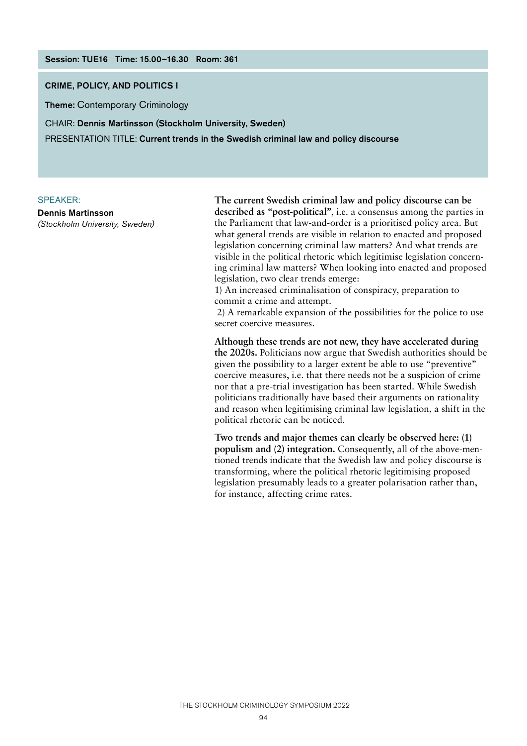**Session: TUE16 Time: 15.00–16.30 Room: 361**

## CRIME, POLICY, AND POLITICS I

**Theme:** Contemporary Criminology

CHAIR: **Dennis Martinsson (Stockholm University, Sweden)**

PRESENTATION TITLE: **Current trends in the Swedish criminal law and policy discourse**

SPEAKER:

**Dennis Martinsson**
*(Stockholm University, Sweden)*

**The current Swedish criminal law and policy discourse can be described as "post-political"**, i.e. a consensus among the parties in the Parliament that law-and-order is a prioritised policy area. But what general trends are visible in relation to enacted and proposed legislation concerning criminal law matters? And what trends are visible in the political rhetoric which legitimise legislation concerning criminal law matters? When looking into enacted and proposed legislation, two clear trends emerge:

1) An increased criminalisation of conspiracy, preparation to commit a crime and attempt.

2) A remarkable expansion of the possibilities for the police to use secret coercive measures.

**Although these trends are not new, they have accelerated during the 2020s.** Politicians now argue that Swedish authorities should be given the possibility to a larger extent be able to use "preventive" coercive measures, i.e. that there needs not be a suspicion of crime nor that a pre-trial investigation has been started. While Swedish politicians traditionally have based their arguments on rationality and reason when legitimising criminal law legislation, a shift in the political rhetoric can be noticed.

**Two trends and major themes can clearly be observed here: (1) populism and (2) integration.** Consequently, all of the above-mentioned trends indicate that the Swedish law and policy discourse is transforming, where the political rhetoric legitimising proposed legislation presumably leads to a greater polarisation rather than, for instance, affecting crime rates.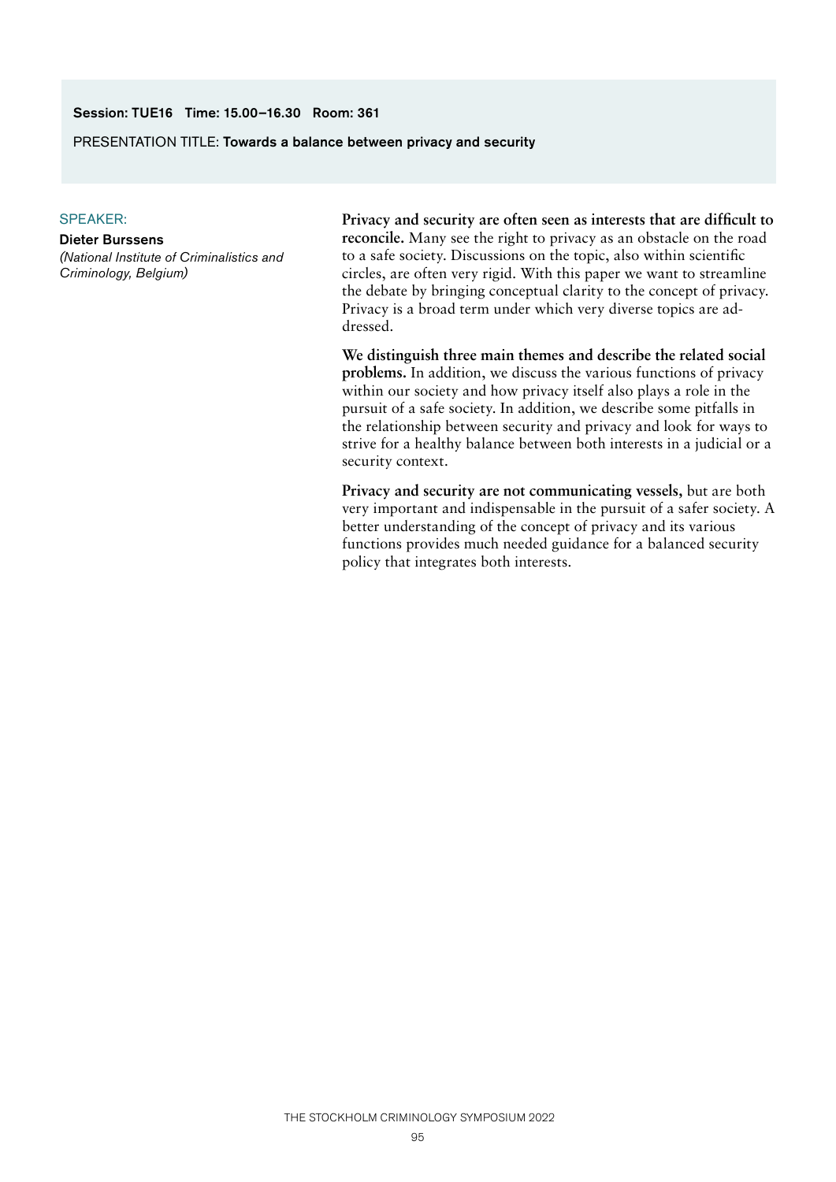**Session: TUE16 Time: 15.00–16.30 Room: 361**

PRESENTATION TITLE: **Towards a balance between privacy and security**

SPEAKER:

**Dieter Burssens**
*(National Institute of Criminalistics and Criminology, Belgium)*

**Privacy and security are often seen as interests that are difficult to reconcile.** Many see the right to privacy as an obstacle on the road to a safe society. Discussions on the topic, also within scientific circles, are often very rigid. With this paper we want to streamline the debate by bringing conceptual clarity to the concept of privacy. Privacy is a broad term under which very diverse topics are addressed.

**We distinguish three main themes and describe the related social problems.** In addition, we discuss the various functions of privacy within our society and how privacy itself also plays a role in the pursuit of a safe society. In addition, we describe some pitfalls in the relationship between security and privacy and look for ways to strive for a healthy balance between both interests in a judicial or a security context.

**Privacy and security are not communicating vessels,** but are both very important and indispensable in the pursuit of a safer society. A better understanding of the concept of privacy and its various functions provides much needed guidance for a balanced security policy that integrates both interests.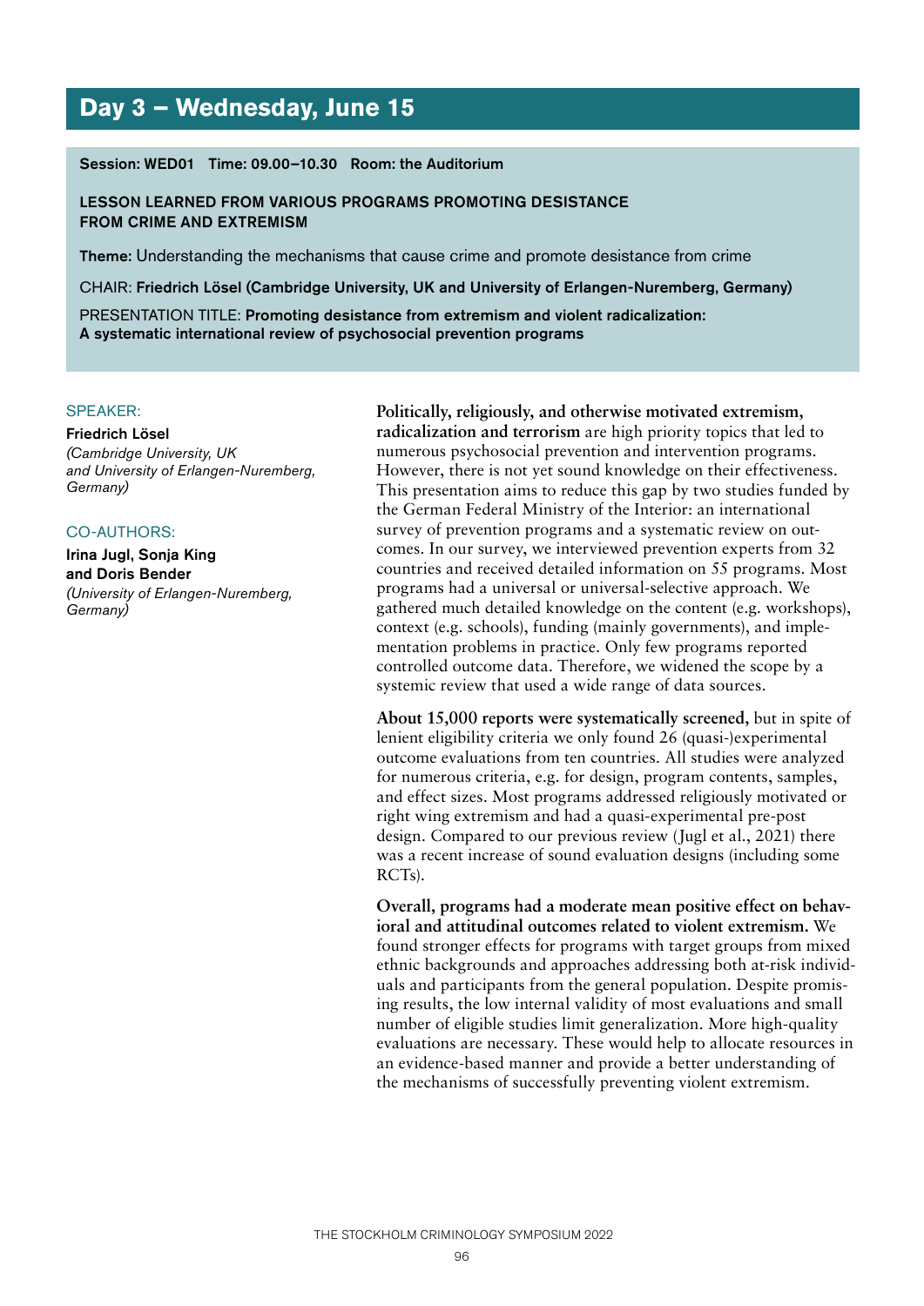# Day 3 – Wednesday, June 15

**Session: WED01 Time: 09.00–10.30 Room: the Auditorium**

**LESSON LEARNED FROM VARIOUS PROGRAMS PROMOTING DESISTANCE FROM CRIME AND EXTREMISM**

**Theme:** Understanding the mechanisms that cause crime and promote desistance from crime

CHAIR: **Friedrich Lösel (Cambridge University, UK and University of Erlangen-Nuremberg, Germany)**

PRESENTATION TITLE: **Promoting desistance from extremism and violent radicalization: A systematic international review of psychosocial prevention programs**

SPEAKER:

**Friedrich Lösel**
*(Cambridge University, UK and University of Erlangen-Nuremberg, Germany)*

CO-AUTHORS:

**Irina Jugl, Sonja King and Doris Bender**
*(University of Erlangen-Nuremberg, Germany)*

**Politically, religiously, and otherwise motivated extremism, radicalization and terrorism** are high priority topics that led to numerous psychosocial prevention and intervention programs. However, there is not yet sound knowledge on their effectiveness. This presentation aims to reduce this gap by two studies funded by the German Federal Ministry of the Interior: an international survey of prevention programs and a systematic review on outcomes. In our survey, we interviewed prevention experts from 32 countries and received detailed information on 55 programs. Most programs had a universal or universal-selective approach. We gathered much detailed knowledge on the content (e.g. workshops), context (e.g. schools), funding (mainly governments), and implementation problems in practice. Only few programs reported controlled outcome data. Therefore, we widened the scope by a systemic review that used a wide range of data sources.

**About 15,000 reports were systematically screened,** but in spite of lenient eligibility criteria we only found 26 (quasi-)experimental outcome evaluations from ten countries. All studies were analyzed for numerous criteria, e.g. for design, program contents, samples, and effect sizes. Most programs addressed religiously motivated or right wing extremism and had a quasi-experimental pre-post design. Compared to our previous review (Jugl et al., 2021) there was a recent increase of sound evaluation designs (including some RCTs).

**Overall, programs had a moderate mean positive effect on behavioral and attitudinal outcomes related to violent extremism.** We found stronger effects for programs with target groups from mixed ethnic backgrounds and approaches addressing both at-risk individuals and participants from the general population. Despite promising results, the low internal validity of most evaluations and small number of eligible studies limit generalization. More high-quality evaluations are necessary. These would help to allocate resources in an evidence-based manner and provide a better understanding of the mechanisms of successfully preventing violent extremism.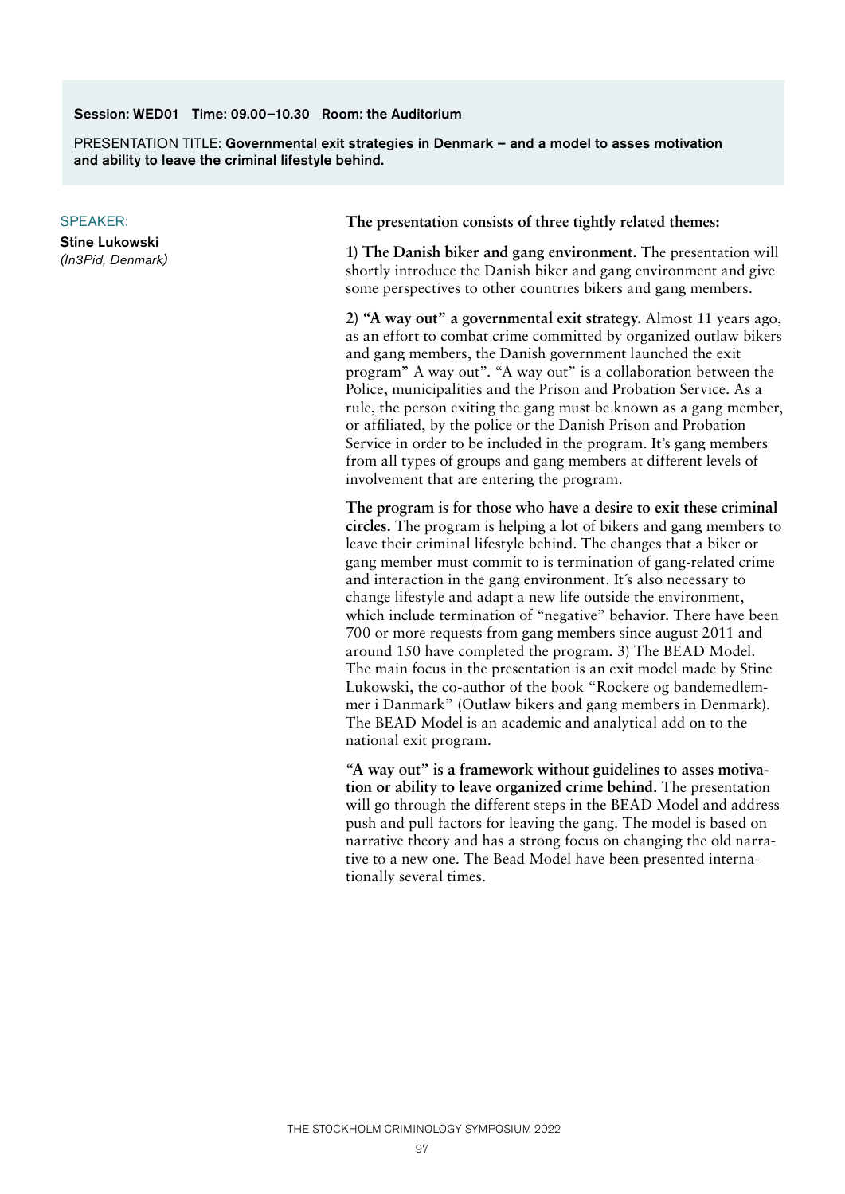**Session: WED01 Time: 09.00–10.30 Room: the Auditorium**

PRESENTATION TITLE: **Governmental exit strategies in Denmark – and a model to asses motivation and ability to leave the criminal lifestyle behind.**

SPEAKER:

**Stine Lukowski**
*(In3Pid, Denmark)*

**The presentation consists of three tightly related themes:**

**1) The Danish biker and gang environment.** The presentation will shortly introduce the Danish biker and gang environment and give some perspectives to other countries bikers and gang members.

**2) "A way out" a governmental exit strategy.** Almost 11 years ago, as an effort to combat crime committed by organized outlaw bikers and gang members, the Danish government launched the exit program" A way out". "A way out" is a collaboration between the Police, municipalities and the Prison and Probation Service. As a rule, the person exiting the gang must be known as a gang member, or affiliated, by the police or the Danish Prison and Probation Service in order to be included in the program. It's gang members from all types of groups and gang members at different levels of involvement that are entering the program.

**The program is for those who have a desire to exit these criminal circles.** The program is helping a lot of bikers and gang members to leave their criminal lifestyle behind. The changes that a biker or gang member must commit to is termination of gang-related crime and interaction in the gang environment. It´s also necessary to change lifestyle and adapt a new life outside the environment, which include termination of "negative" behavior. There have been 700 or more requests from gang members since august 2011 and around 150 have completed the program. 3) The BEAD Model. The main focus in the presentation is an exit model made by Stine Lukowski, the co-author of the book "Rockere og bandemedlemmer i Danmark" (Outlaw bikers and gang members in Denmark). The BEAD Model is an academic and analytical add on to the national exit program.

**"A way out" is a framework without guidelines to asses motivation or ability to leave organized crime behind.** The presentation will go through the different steps in the BEAD Model and address push and pull factors for leaving the gang. The model is based on narrative theory and has a strong focus on changing the old narrative to a new one. The Bead Model have been presented internationally several times.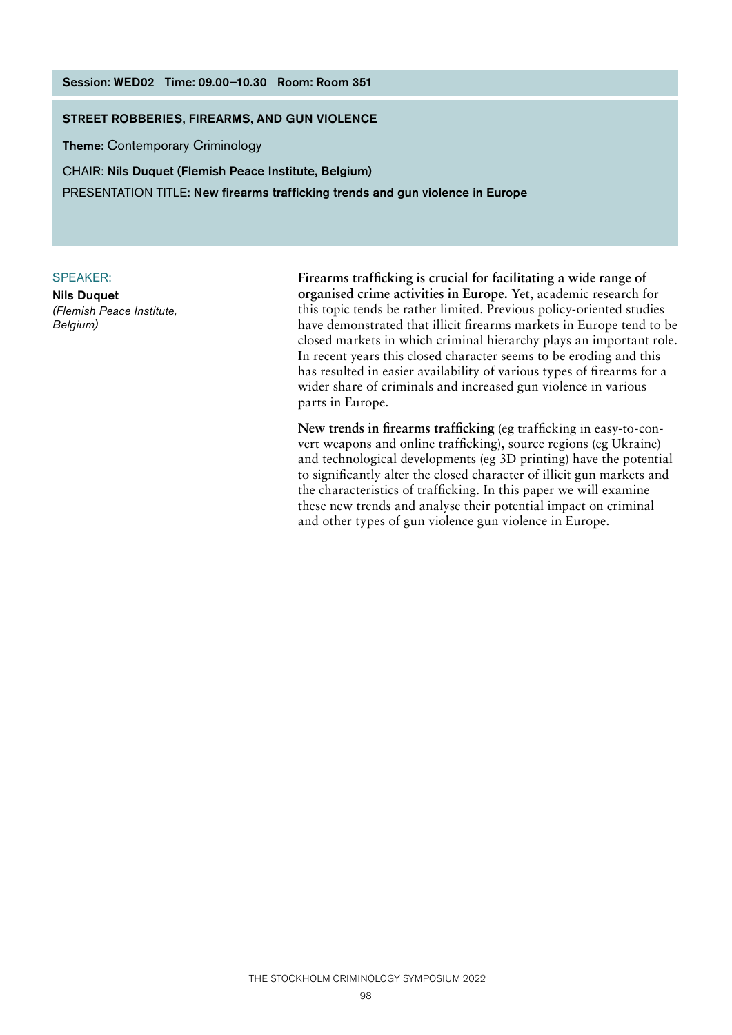**Session: WED02 Time: 09.00–10.30 Room: Room 351**

## STREET ROBBERIES, FIREARMS, AND GUN VIOLENCE

**Theme:** Contemporary Criminology

CHAIR: **Nils Duquet (Flemish Peace Institute, Belgium)**

PRESENTATION TITLE: **New firearms trafficking trends and gun violence in Europe**

SPEAKER:

**Nils Duquet**
*(Flemish Peace Institute, Belgium)*

**Firearms trafficking is crucial for facilitating a wide range of organised crime activities in Europe.** Yet, academic research for this topic tends be rather limited. Previous policy-oriented studies have demonstrated that illicit firearms markets in Europe tend to be closed markets in which criminal hierarchy plays an important role. In recent years this closed character seems to be eroding and this has resulted in easier availability of various types of firearms for a wider share of criminals and increased gun violence in various parts in Europe.

**New trends in firearms trafficking** (eg trafficking in easy-to-convert weapons and online trafficking), source regions (eg Ukraine) and technological developments (eg 3D printing) have the potential to significantly alter the closed character of illicit gun markets and the characteristics of trafficking. In this paper we will examine these new trends and analyse their potential impact on criminal and other types of gun violence gun violence in Europe.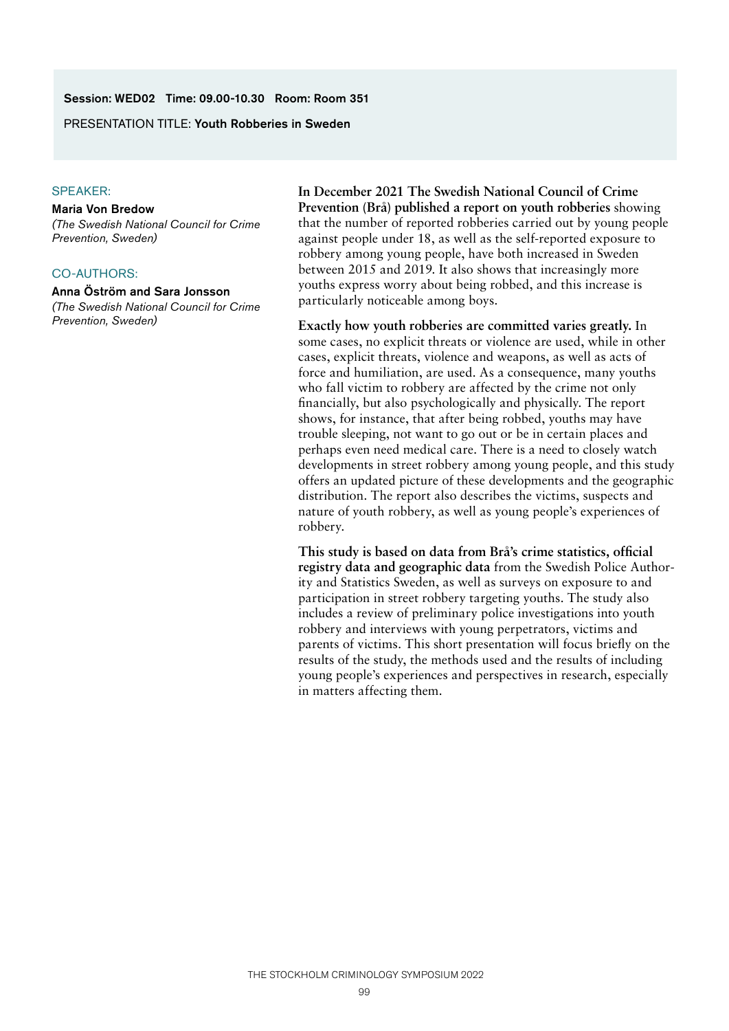**Session: WED02 Time: 09.00-10.30 Room: Room 351**

PRESENTATION TITLE: **Youth Robberies in Sweden**

SPEAKER:

**Maria Von Bredow**
*(The Swedish National Council for Crime Prevention, Sweden)*

CO-AUTHORS:

**Anna Öström and Sara Jonsson**
*(The Swedish National Council for Crime Prevention, Sweden)*

**In December 2021 The Swedish National Council of Crime Prevention (Brå) published a report on youth robberies** showing that the number of reported robberies carried out by young people against people under 18, as well as the self-reported exposure to robbery among young people, have both increased in Sweden between 2015 and 2019. It also shows that increasingly more youths express worry about being robbed, and this increase is particularly noticeable among boys.

**Exactly how youth robberies are committed varies greatly.** In some cases, no explicit threats or violence are used, while in other cases, explicit threats, violence and weapons, as well as acts of force and humiliation, are used. As a consequence, many youths who fall victim to robbery are affected by the crime not only financially, but also psychologically and physically. The report shows, for instance, that after being robbed, youths may have trouble sleeping, not want to go out or be in certain places and perhaps even need medical care. There is a need to closely watch developments in street robbery among young people, and this study offers an updated picture of these developments and the geographic distribution. The report also describes the victims, suspects and nature of youth robbery, as well as young people's experiences of robbery.

**This study is based on data from Brå's crime statistics, official registry data and geographic data** from the Swedish Police Authority and Statistics Sweden, as well as surveys on exposure to and participation in street robbery targeting youths. The study also includes a review of preliminary police investigations into youth robbery and interviews with young perpetrators, victims and parents of victims. This short presentation will focus briefly on the results of the study, the methods used and the results of including young people's experiences and perspectives in research, especially in matters affecting them.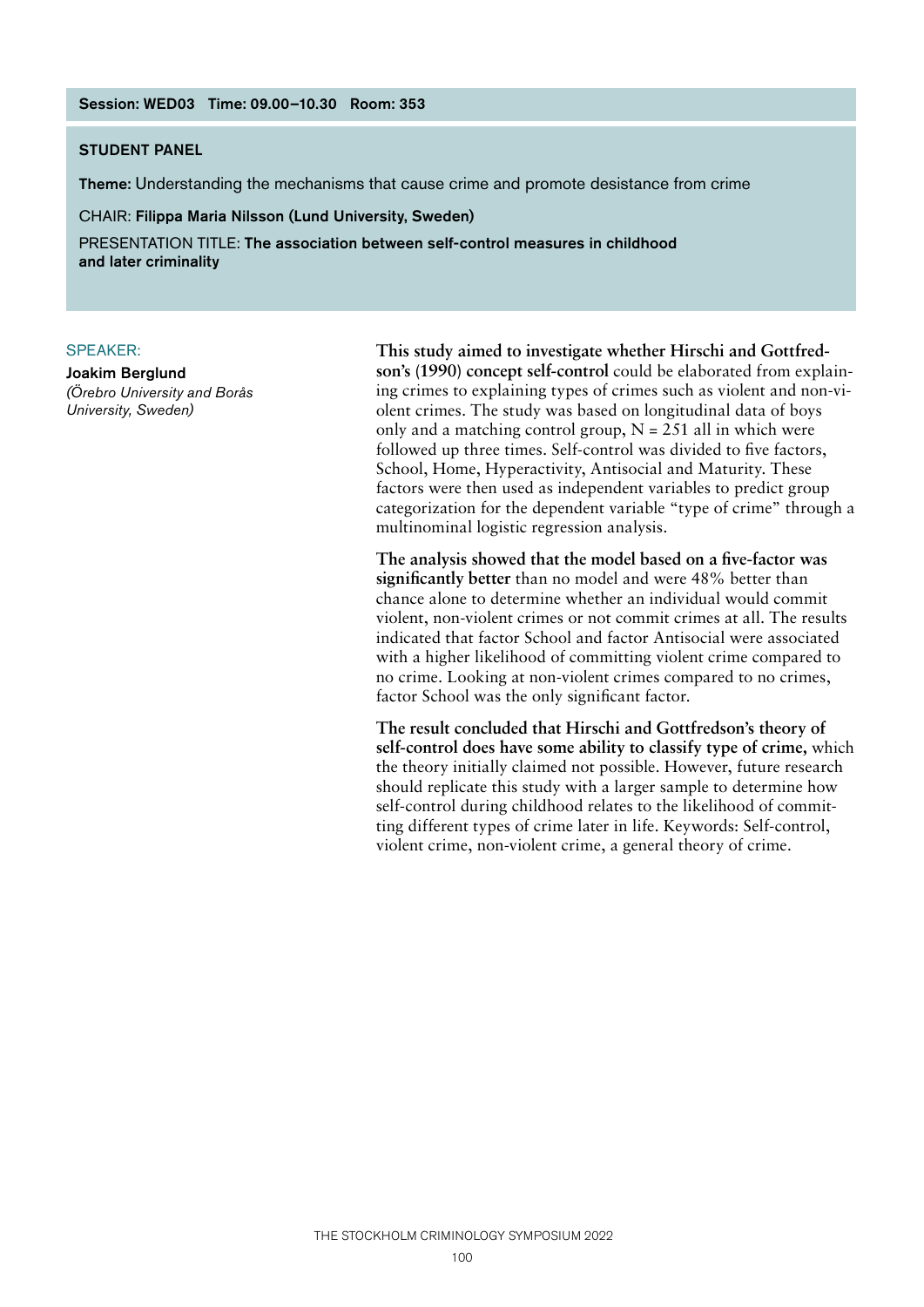**Session: WED03 Time: 09.00–10.30 Room: 353**

**STUDENT PANEL**

**Theme:** Understanding the mechanisms that cause crime and promote desistance from crime

CHAIR: **Filippa Maria Nilsson (Lund University, Sweden)**

PRESENTATION TITLE: **The association between self-control measures in childhood and later criminality**

SPEAKER:

**Joakim Berglund**
*(Örebro University and Borås University, Sweden)*

**This study aimed to investigate whether Hirschi and Gottfredson's (1990) concept self-control** could be elaborated from explaining crimes to explaining types of crimes such as violent and non-violent crimes. The study was based on longitudinal data of boys only and a matching control group, N = 251 all in which were followed up three times. Self-control was divided to five factors, School, Home, Hyperactivity, Antisocial and Maturity. These factors were then used as independent variables to predict group categorization for the dependent variable "type of crime" through a multinominal logistic regression analysis.

**The analysis showed that the model based on a five-factor was significantly better** than no model and were 48% better than chance alone to determine whether an individual would commit violent, non-violent crimes or not commit crimes at all. The results indicated that factor School and factor Antisocial were associated with a higher likelihood of committing violent crime compared to no crime. Looking at non-violent crimes compared to no crimes, factor School was the only significant factor.

**The result concluded that Hirschi and Gottfredson's theory of self-control does have some ability to classify type of crime,** which the theory initially claimed not possible. However, future research should replicate this study with a larger sample to determine how self-control during childhood relates to the likelihood of committing different types of crime later in life. Keywords: Self-control, violent crime, non-violent crime, a general theory of crime.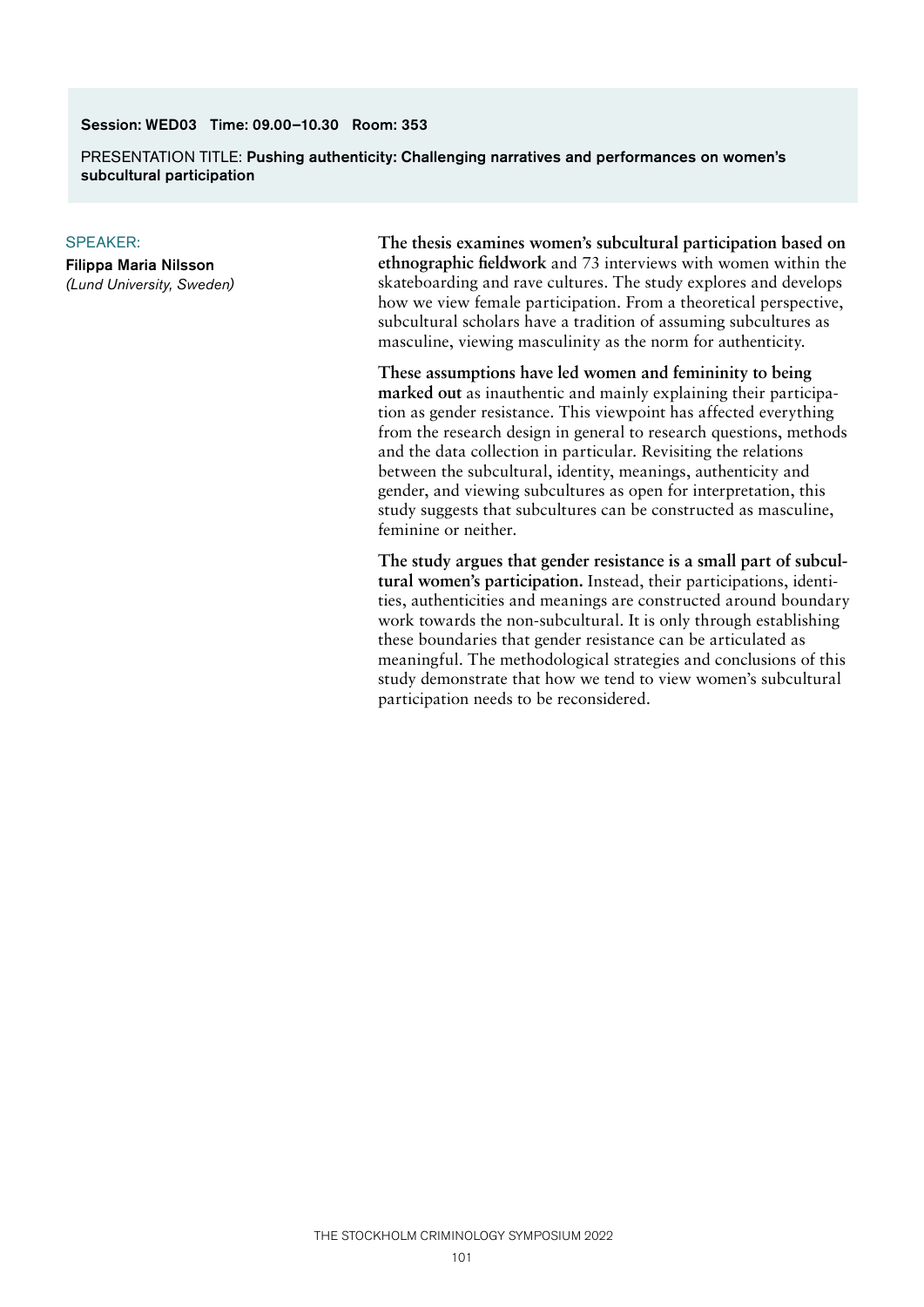**Session: WED03 Time: 09.00–10.30 Room: 353**

PRESENTATION TITLE: **Pushing authenticity: Challenging narratives and performances on women's subcultural participation**

SPEAKER:

**Filippa Maria Nilsson**
*(Lund University, Sweden)*

**The thesis examines women's subcultural participation based on ethnographic fieldwork** and 73 interviews with women within the skateboarding and rave cultures. The study explores and develops how we view female participation. From a theoretical perspective, subcultural scholars have a tradition of assuming subcultures as masculine, viewing masculinity as the norm for authenticity.

**These assumptions have led women and femininity to being marked out** as inauthentic and mainly explaining their participation as gender resistance. This viewpoint has affected everything from the research design in general to research questions, methods and the data collection in particular. Revisiting the relations between the subcultural, identity, meanings, authenticity and gender, and viewing subcultures as open for interpretation, this study suggests that subcultures can be constructed as masculine, feminine or neither.

**The study argues that gender resistance is a small part of subcultural women's participation.** Instead, their participations, identities, authenticities and meanings are constructed around boundary work towards the non-subcultural. It is only through establishing these boundaries that gender resistance can be articulated as meaningful. The methodological strategies and conclusions of this study demonstrate that how we tend to view women's subcultural participation needs to be reconsidered.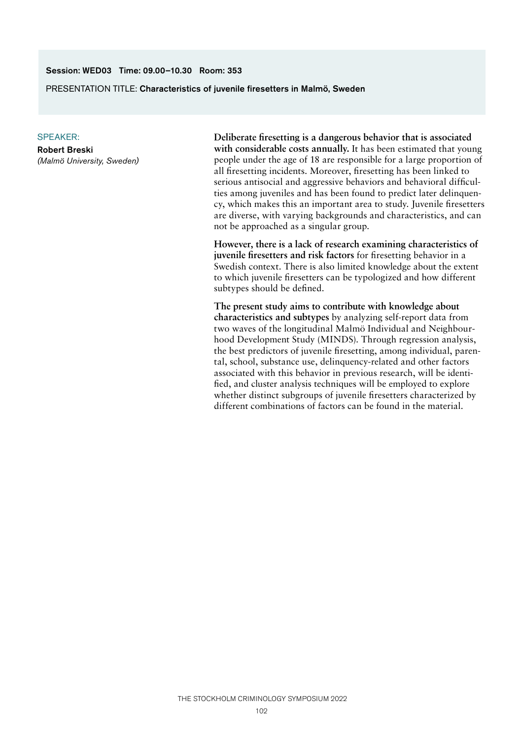**Session: WED03 Time: 09.00–10.30 Room: 353**

PRESENTATION TITLE: **Characteristics of juvenile firesetters in Malmö, Sweden**

SPEAKER:

**Robert Breski**
*(Malmö University, Sweden)*

**Deliberate firesetting is a dangerous behavior that is associated with considerable costs annually.** It has been estimated that young people under the age of 18 are responsible for a large proportion of all firesetting incidents. Moreover, firesetting has been linked to serious antisocial and aggressive behaviors and behavioral difficulties among juveniles and has been found to predict later delinquency, which makes this an important area to study. Juvenile firesetters are diverse, with varying backgrounds and characteristics, and can not be approached as a singular group.

**However, there is a lack of research examining characteristics of juvenile firesetters and risk factors** for firesetting behavior in a Swedish context. There is also limited knowledge about the extent to which juvenile firesetters can be typologized and how different subtypes should be defined.

**The present study aims to contribute with knowledge about characteristics and subtypes** by analyzing self-report data from two waves of the longitudinal Malmö Individual and Neighbourhood Development Study (MINDS). Through regression analysis, the best predictors of juvenile firesetting, among individual, parental, school, substance use, delinquency-related and other factors associated with this behavior in previous research, will be identified, and cluster analysis techniques will be employed to explore whether distinct subgroups of juvenile firesetters characterized by different combinations of factors can be found in the material.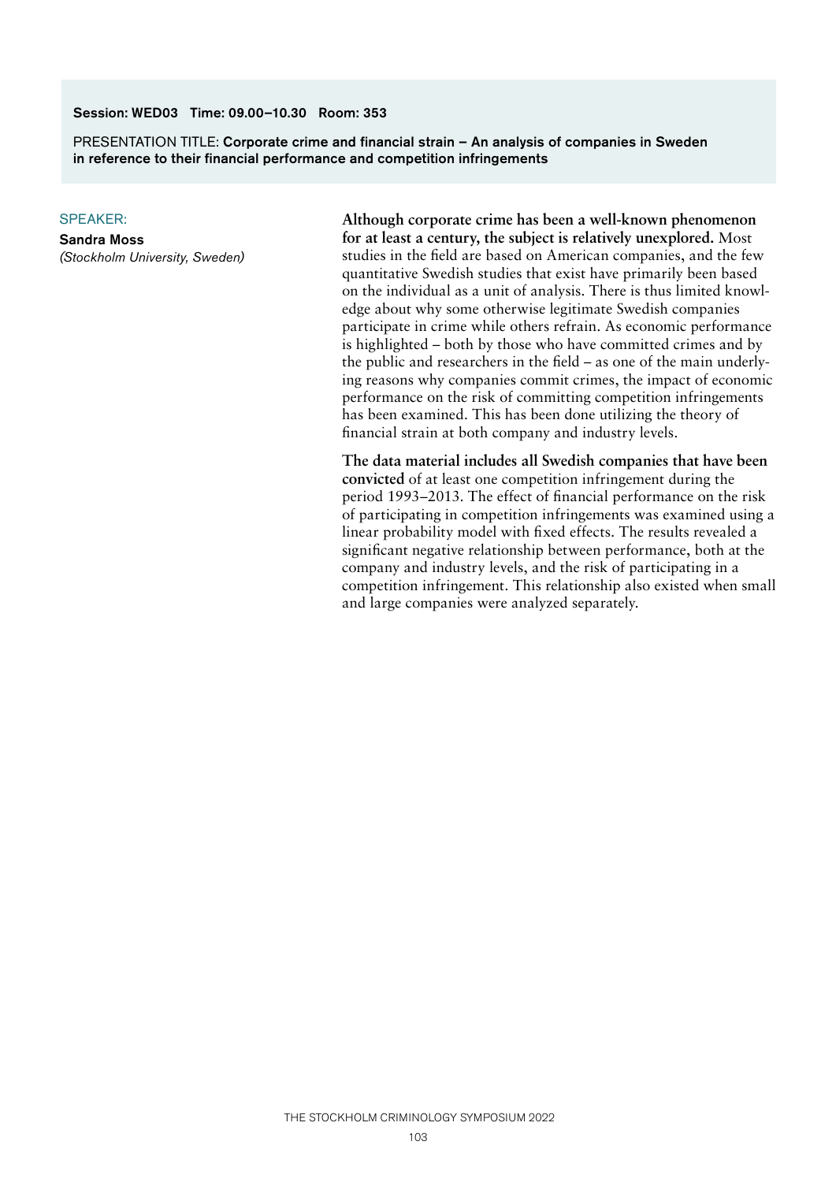**Session: WED03 Time: 09.00–10.30 Room: 353**

PRESENTATION TITLE: **Corporate crime and financial strain – An analysis of companies in Sweden in reference to their financial performance and competition infringements**

SPEAKER:

**Sandra Moss**
*(Stockholm University, Sweden)*

**Although corporate crime has been a well-known phenomenon for at least a century, the subject is relatively unexplored.** Most studies in the field are based on American companies, and the few quantitative Swedish studies that exist have primarily been based on the individual as a unit of analysis. There is thus limited knowledge about why some otherwise legitimate Swedish companies participate in crime while others refrain. As economic performance is highlighted – both by those who have committed crimes and by the public and researchers in the field – as one of the main underlying reasons why companies commit crimes, the impact of economic performance on the risk of committing competition infringements has been examined. This has been done utilizing the theory of financial strain at both company and industry levels.

**The data material includes all Swedish companies that have been convicted** of at least one competition infringement during the period 1993–2013. The effect of financial performance on the risk of participating in competition infringements was examined using a linear probability model with fixed effects. The results revealed a significant negative relationship between performance, both at the company and industry levels, and the risk of participating in a competition infringement. This relationship also existed when small and large companies were analyzed separately.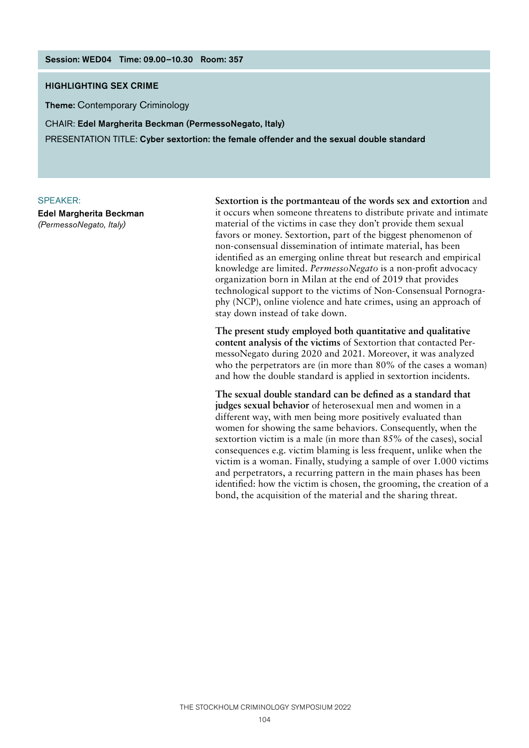**Session: WED04 Time: 09.00–10.30 Room: 357**

## HIGHLIGHTING SEX CRIME

**Theme:** Contemporary Criminology

CHAIR: **Edel Margherita Beckman (PermessoNegato, Italy)**

PRESENTATION TITLE: **Cyber sextortion: the female offender and the sexual double standard**

SPEAKER:

**Edel Margherita Beckman**
*(PermessoNegato, Italy)*

**Sextortion is the portmanteau of the words sex and extortion** and it occurs when someone threatens to distribute private and intimate material of the victims in case they don't provide them sexual favors or money. Sextortion, part of the biggest phenomenon of non-consensual dissemination of intimate material, has been identified as an emerging online threat but research and empirical knowledge are limited. *PermessoNegato* is a non-profit advocacy organization born in Milan at the end of 2019 that provides technological support to the victims of Non-Consensual Pornography (NCP), online violence and hate crimes, using an approach of stay down instead of take down.

**The present study employed both quantitative and qualitative content analysis of the victims** of Sextortion that contacted PermessoNegato during 2020 and 2021. Moreover, it was analyzed who the perpetrators are (in more than 80% of the cases a woman) and how the double standard is applied in sextortion incidents.

**The sexual double standard can be defined as a standard that judges sexual behavior** of heterosexual men and women in a different way, with men being more positively evaluated than women for showing the same behaviors. Consequently, when the sextortion victim is a male (in more than 85% of the cases), social consequences e.g. victim blaming is less frequent, unlike when the victim is a woman. Finally, studying a sample of over 1.000 victims and perpetrators, a recurring pattern in the main phases has been identified: how the victim is chosen, the grooming, the creation of a bond, the acquisition of the material and the sharing threat.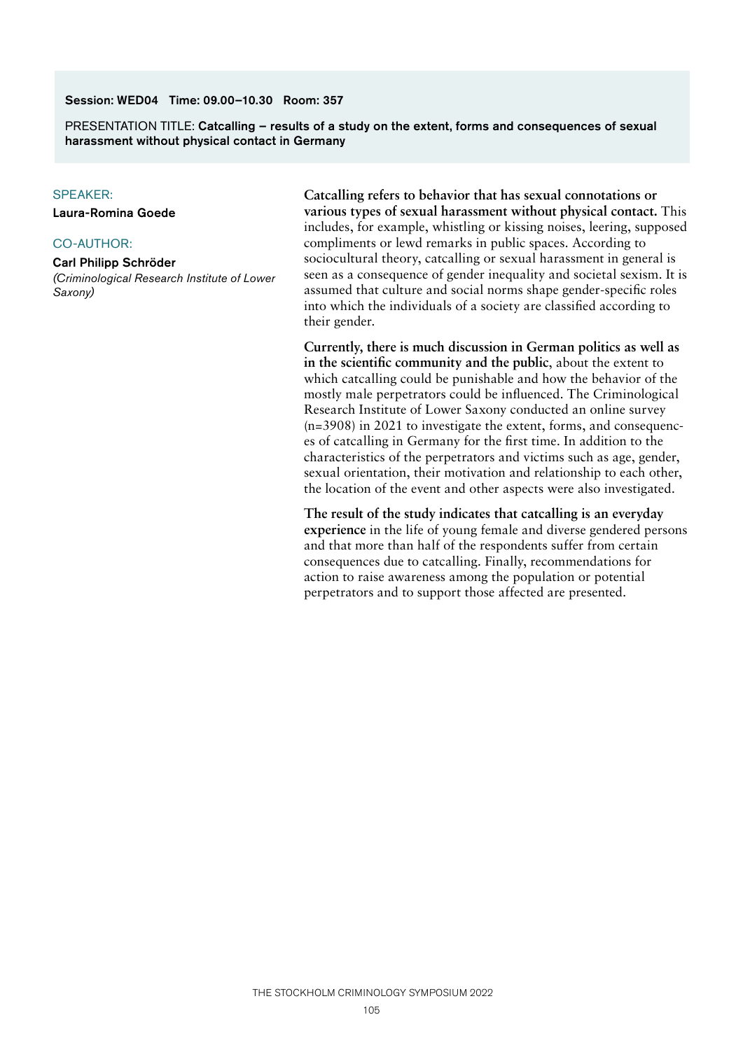**Session: WED04 Time: 09.00–10.30 Room: 357**

PRESENTATION TITLE: **Catcalling – results of a study on the extent, forms and consequences of sexual harassment without physical contact in Germany**

SPEAKER:

**Laura-Romina Goede**

CO-AUTHOR:

**Carl Philipp Schröder**
*(Criminological Research Institute of Lower Saxony)*

**Catcalling refers to behavior that has sexual connotations or various types of sexual harassment without physical contact.** This includes, for example, whistling or kissing noises, leering, supposed compliments or lewd remarks in public spaces. According to sociocultural theory, catcalling or sexual harassment in general is seen as a consequence of gender inequality and societal sexism. It is assumed that culture and social norms shape gender-specific roles into which the individuals of a society are classified according to their gender.

**Currently, there is much discussion in German politics as well as in the scientific community and the public**, about the extent to which catcalling could be punishable and how the behavior of the mostly male perpetrators could be influenced. The Criminological Research Institute of Lower Saxony conducted an online survey (n=3908) in 2021 to investigate the extent, forms, and consequences of catcalling in Germany for the first time. In addition to the characteristics of the perpetrators and victims such as age, gender, sexual orientation, their motivation and relationship to each other, the location of the event and other aspects were also investigated.

**The result of the study indicates that catcalling is an everyday experience** in the life of young female and diverse gendered persons and that more than half of the respondents suffer from certain consequences due to catcalling. Finally, recommendations for action to raise awareness among the population or potential perpetrators and to support those affected are presented.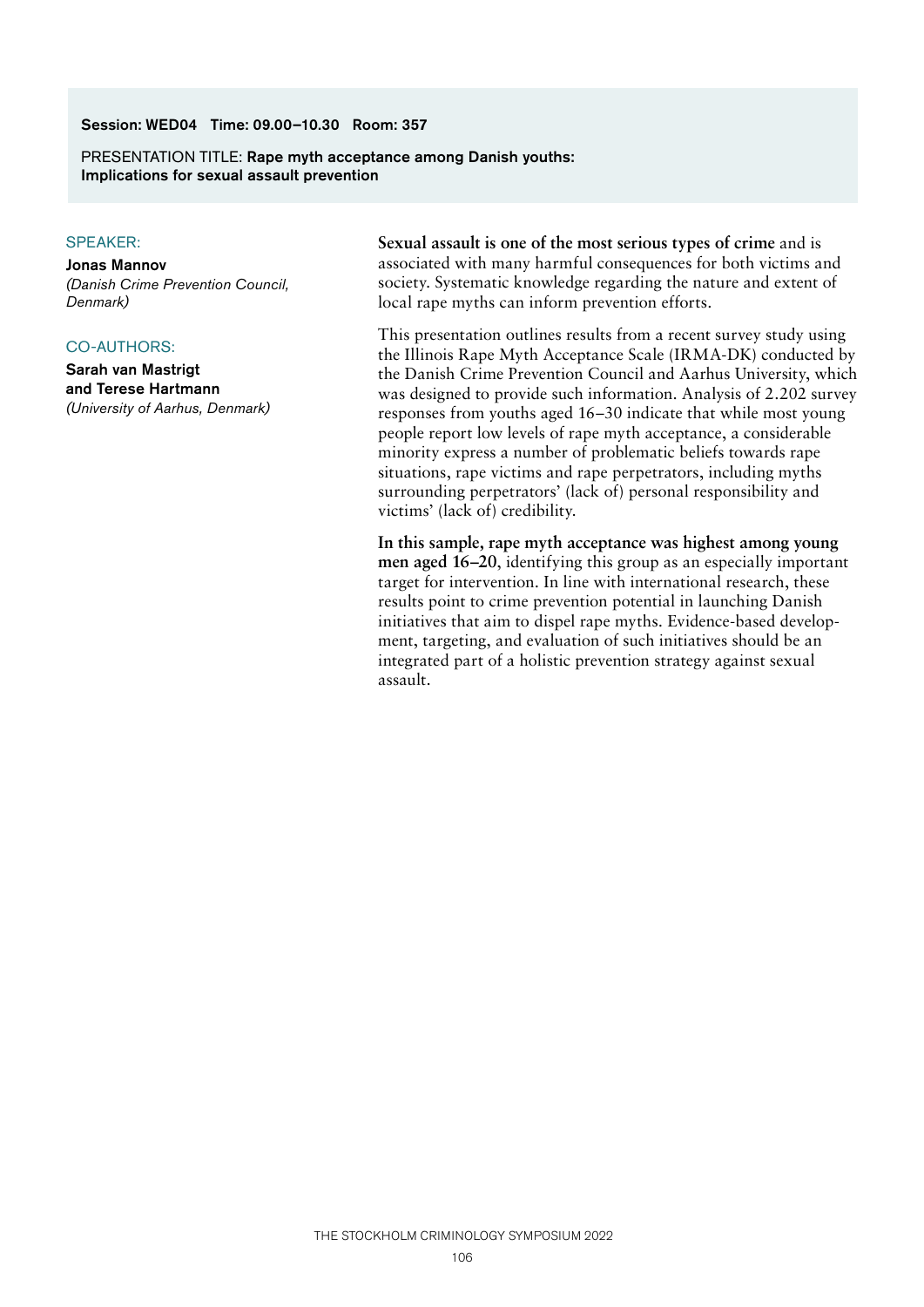**Session: WED04 Time: 09.00–10.30 Room: 357**

PRESENTATION TITLE: **Rape myth acceptance among Danish youths: Implications for sexual assault prevention**

SPEAKER:

**Jonas Mannov**
*(Danish Crime Prevention Council, Denmark)*

CO-AUTHORS:

**Sarah van Mastrigt and Terese Hartmann**
*(University of Aarhus, Denmark)*

**Sexual assault is one of the most serious types of crime** and is associated with many harmful consequences for both victims and society. Systematic knowledge regarding the nature and extent of local rape myths can inform prevention efforts.

This presentation outlines results from a recent survey study using the Illinois Rape Myth Acceptance Scale (IRMA-DK) conducted by the Danish Crime Prevention Council and Aarhus University, which was designed to provide such information. Analysis of 2.202 survey responses from youths aged 16–30 indicate that while most young people report low levels of rape myth acceptance, a considerable minority express a number of problematic beliefs towards rape situations, rape victims and rape perpetrators, including myths surrounding perpetrators' (lack of) personal responsibility and victims' (lack of) credibility.

**In this sample, rape myth acceptance was highest among young men aged 16–20**, identifying this group as an especially important target for intervention. In line with international research, these results point to crime prevention potential in launching Danish initiatives that aim to dispel rape myths. Evidence-based development, targeting, and evaluation of such initiatives should be an integrated part of a holistic prevention strategy against sexual assault.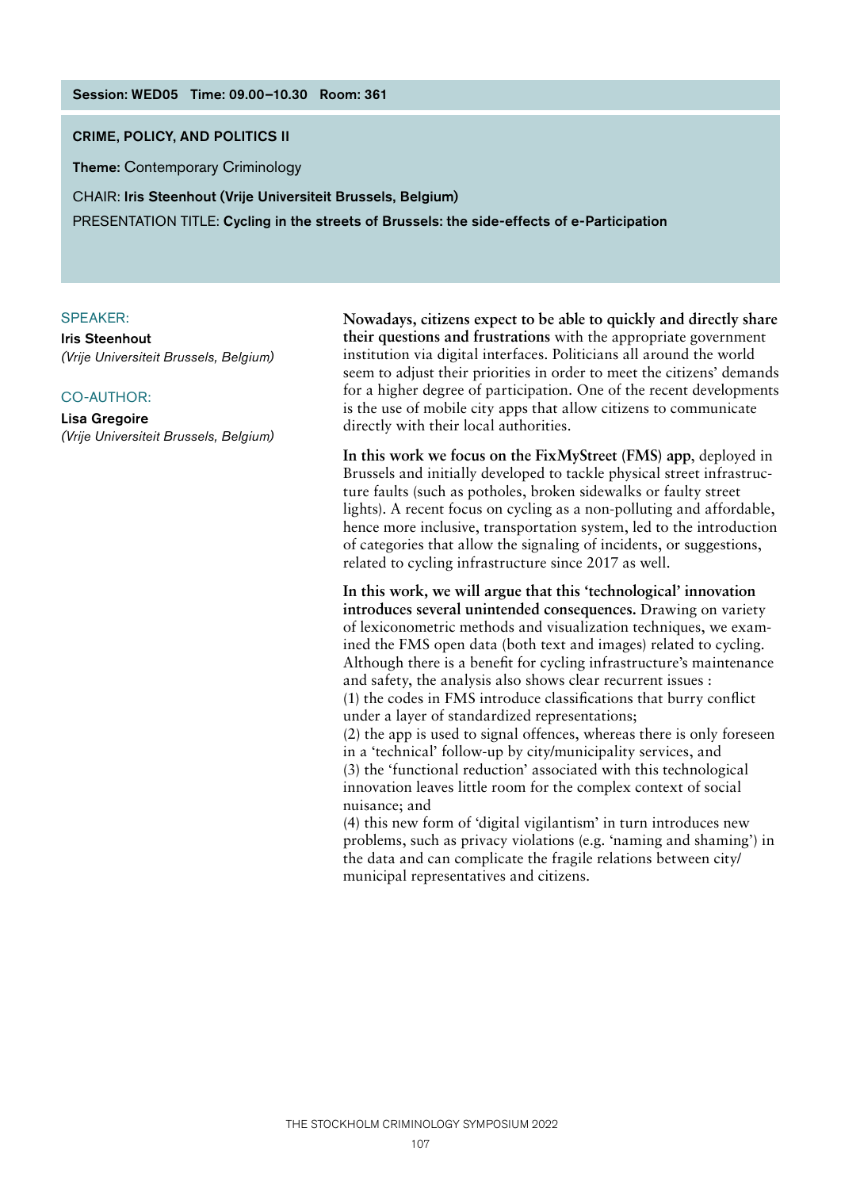**Session: WED05 Time: 09.00–10.30 Room: 361**

## CRIME, POLICY, AND POLITICS II

**Theme:** Contemporary Criminology

CHAIR: **Iris Steenhout (Vrije Universiteit Brussels, Belgium)**

PRESENTATION TITLE: **Cycling in the streets of Brussels: the side-effects of e-Participation**

SPEAKER:

**Iris Steenhout**
*(Vrije Universiteit Brussels, Belgium)*

CO-AUTHOR:

**Lisa Gregoire**
*(Vrije Universiteit Brussels, Belgium)*

**Nowadays, citizens expect to be able to quickly and directly share their questions and frustrations** with the appropriate government institution via digital interfaces. Politicians all around the world seem to adjust their priorities in order to meet the citizens' demands for a higher degree of participation. One of the recent developments is the use of mobile city apps that allow citizens to communicate directly with their local authorities.

**In this work we focus on the FixMyStreet (FMS) app**, deployed in Brussels and initially developed to tackle physical street infrastructure faults (such as potholes, broken sidewalks or faulty street lights). A recent focus on cycling as a non-polluting and affordable, hence more inclusive, transportation system, led to the introduction of categories that allow the signaling of incidents, or suggestions, related to cycling infrastructure since 2017 as well.

**In this work, we will argue that this 'technological' innovation introduces several unintended consequences.** Drawing on variety of lexiconometric methods and visualization techniques, we examined the FMS open data (both text and images) related to cycling. Although there is a benefit for cycling infrastructure's maintenance and safety, the analysis also shows clear recurrent issues :
(1) the codes in FMS introduce classifications that burry conflict under a layer of standardized representations;
(2) the app is used to signal offences, whereas there is only foreseen in a 'technical' follow-up by city/municipality services, and
(3) the 'functional reduction' associated with this technological innovation leaves little room for the complex context of social nuisance; and
(4) this new form of 'digital vigilantism' in turn introduces new problems, such as privacy violations (e.g. 'naming and shaming') in the data and can complicate the fragile relations between city/municipal representatives and citizens.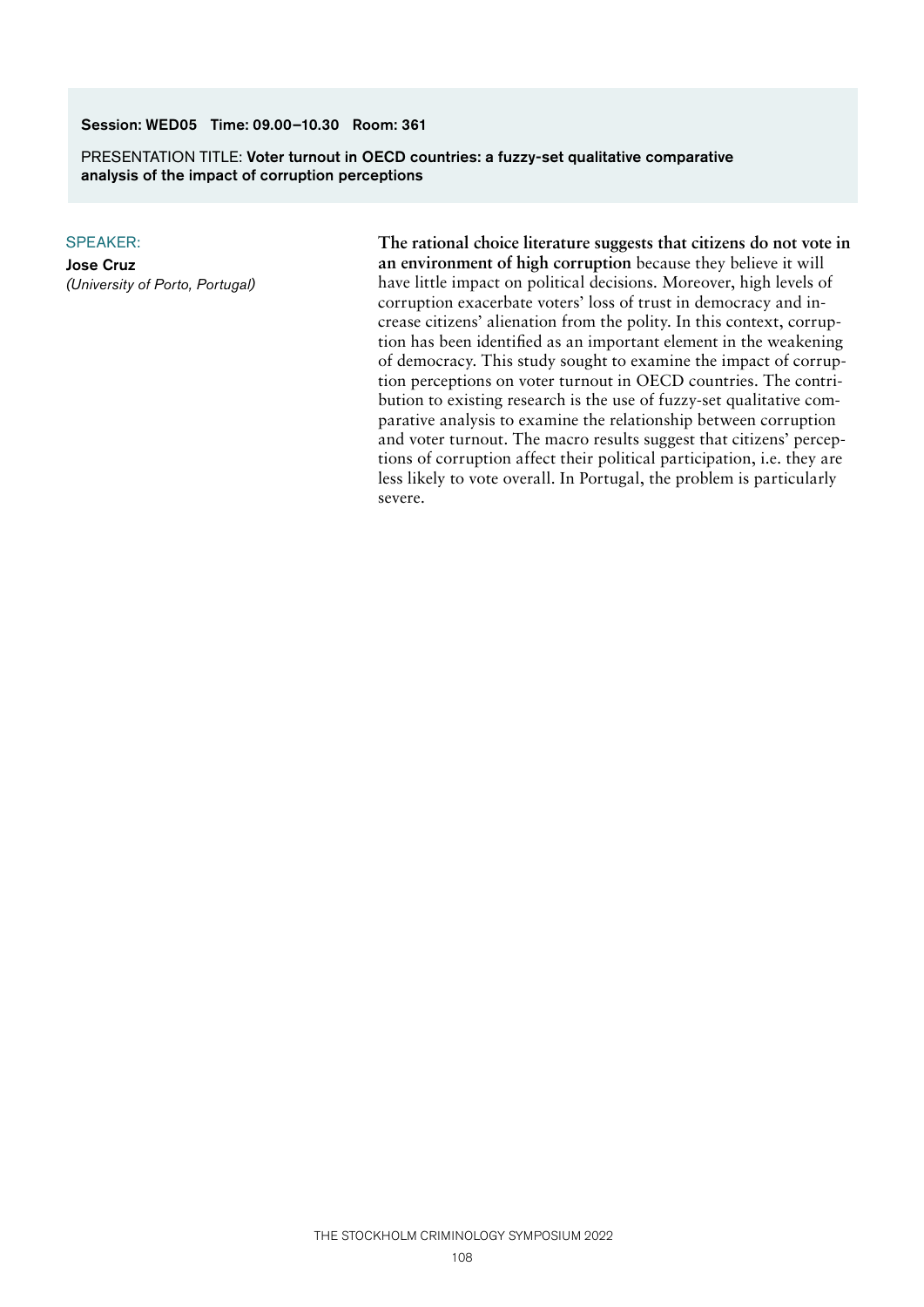**Session: WED05 Time: 09.00–10.30 Room: 361**

PRESENTATION TITLE: **Voter turnout in OECD countries: a fuzzy-set qualitative comparative analysis of the impact of corruption perceptions**

SPEAKER:

**Jose Cruz**
*(University of Porto, Portugal)*

**The rational choice literature suggests that citizens do not vote in an environment of high corruption** because they believe it will have little impact on political decisions. Moreover, high levels of corruption exacerbate voters' loss of trust in democracy and increase citizens' alienation from the polity. In this context, corruption has been identified as an important element in the weakening of democracy. This study sought to examine the impact of corruption perceptions on voter turnout in OECD countries. The contribution to existing research is the use of fuzzy-set qualitative comparative analysis to examine the relationship between corruption and voter turnout. The macro results suggest that citizens' perceptions of corruption affect their political participation, i.e. they are less likely to vote overall. In Portugal, the problem is particularly severe.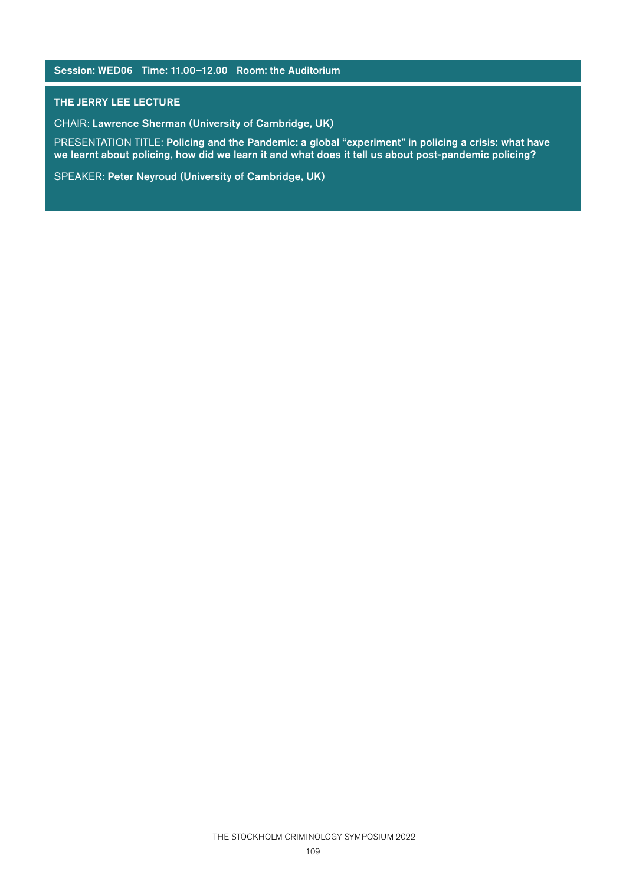**Session: WED06 Time: 11.00–12.00 Room: the Auditorium**

## THE JERRY LEE LECTURE

CHAIR: **Lawrence Sherman (University of Cambridge, UK)**

PRESENTATION TITLE: **Policing and the Pandemic: a global "experiment" in policing a crisis: what have we learnt about policing, how did we learn it and what does it tell us about post-pandemic policing?**

SPEAKER: **Peter Neyroud (University of Cambridge, UK)**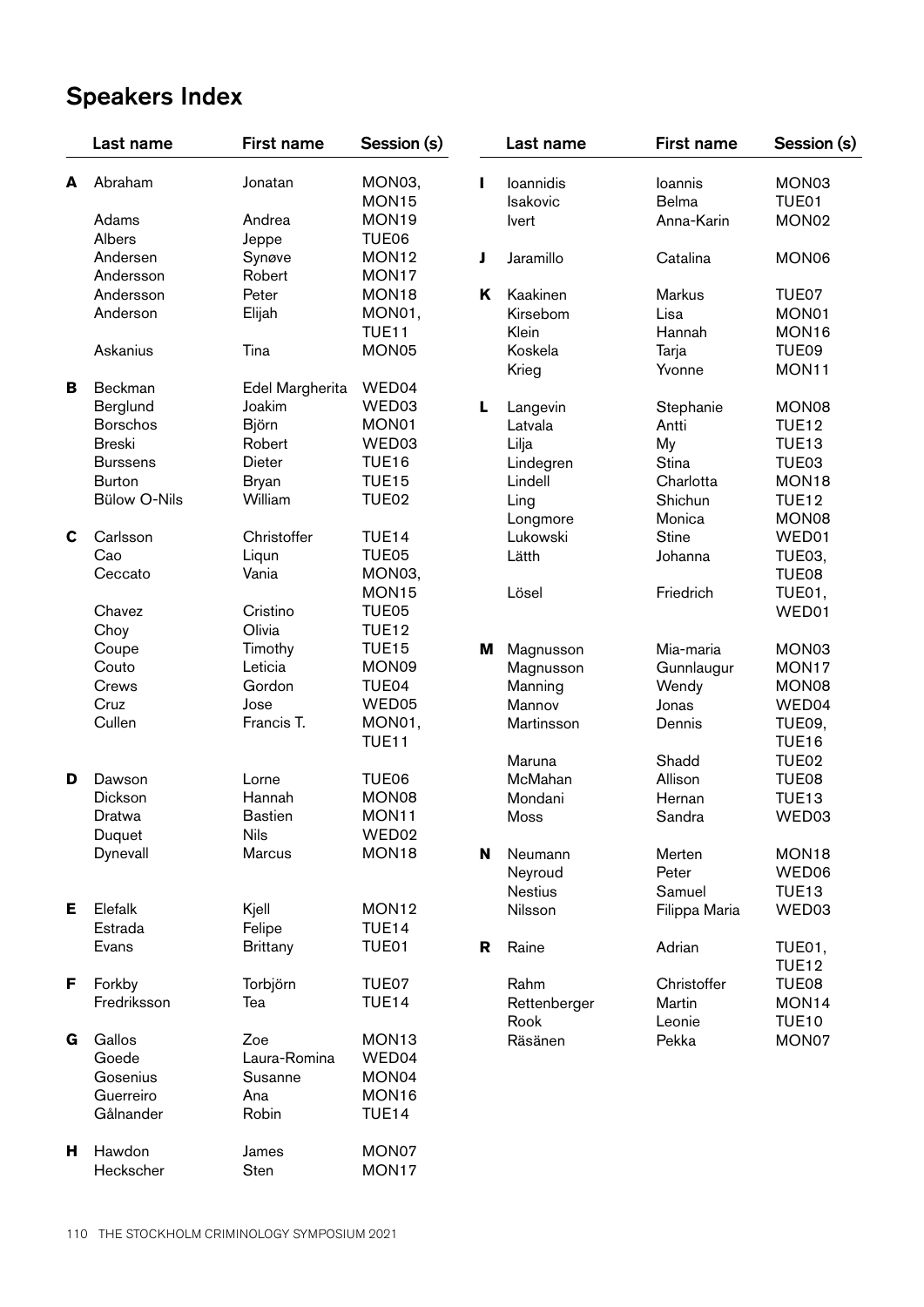## Speakers Index

| | Last name | First name | Session (s) |
|---|---|---|---|
| **A** | Abraham | Jonatan | MON03, MON15 |
| | Adams | Andrea | MON19 |
| | Albers | Jeppe | TUE06 |
| | Andersen | Synøve | MON12 |
| | Andersson | Robert | MON17 |
| | Andersson | Peter | MON18 |
| | Anderson | Elijah | MON01, TUE11 |
| | Askanius | Tina | MON05 |
| **B** | Beckman | Edel Margherita | WED04 |
| | Berglund | Joakim | WED03 |
| | Borschos | Björn | MON01 |
| | Breski | Robert | WED03 |
| | Burssens | Dieter | TUE16 |
| | Burton | Bryan | TUE15 |
| | Bülow O-Nils | William | TUE02 |
| **C** | Carlsson | Christoffer | TUE14 |
| | Cao | Liqun | TUE05 |
| | Ceccato | Vania | MON03, MON15 |
| | Chavez | Cristino | TUE05 |
| | Choy | Olivia | TUE12 |
| | Coupe | Timothy | TUE15 |
| | Couto | Leticia | MON09 |
| | Crews | Gordon | TUE04 |
| | Cruz | Jose | WED05 |
| | Cullen | Francis T. | MON01, TUE11 |
| **D** | Dawson | Lorne | TUE06 |
| | Dickson | Hannah | MON08 |
| | Dratwa | Bastien | MON11 |
| | Duquet | Nils | WED02 |
| | Dynevall | Marcus | MON18 |
| **E** | Elefalk | Kjell | MON12 |
| | Estrada | Felipe | TUE14 |
| | Evans | Brittany | TUE01 |
| **F** | Forkby | Torbjörn | TUE07 |
| | Fredriksson | Tea | TUE14 |
| **G** | Gallos | Zoe | MON13 |
| | Goede | Laura-Romina | WED04 |
| | Gosenius | Susanne | MON04 |
| | Guerreiro | Ana | MON16 |
| | Gålnander | Robin | TUE14 |
| **H** | Hawdon | James | MON07 |
| | Heckscher | Sten | MON17 |
| **I** | Ioannidis | Ioannis | MON03 |
| | Isakovic | Belma | TUE01 |
| | Ivert | Anna-Karin | MON02 |
| **J** | Jaramillo | Catalina | MON06 |
| **K** | Kaakinen | Markus | TUE07 |
| | Kirsebom | Lisa | MON01 |
| | Klein | Hannah | MON16 |
| | Koskela | Tarja | TUE09 |
| | Krieg | Yvonne | MON11 |
| **L** | Langevin | Stephanie | MON08 |
| | Latvala | Antti | TUE12 |
| | Lilja | My | TUE13 |
| | Lindegren | Stina | TUE03 |
| | Lindell | Charlotta | MON18 |
| | Ling | Shichun | TUE12 |
| | Longmore | Monica | MON08 |
| | Lukowski | Stine | WED01 |
| | Lätth | Johanna | TUE03, TUE08 |
| | Lösel | Friedrich | TUE01, WED01 |
| **M** | Magnusson | Mia-maria | MON03 |
| | Magnusson | Gunnlaugur | MON17 |
| | Manning | Wendy | MON08 |
| | Mannov | Jonas | WED04 |
| | Martinsson | Dennis | TUE09, TUE16 |
| | Maruna | Shadd | TUE02 |
| | McMahan | Allison | TUE08 |
| | Mondani | Hernan | TUE13 |
| | Moss | Sandra | WED03 |
| **N** | Neumann | Merten | MON18 |
| | Neyroud | Peter | WED06 |
| | Nestius | Samuel | TUE13 |
| | Nilsson | Filippa Maria | WED03 |
| **R** | Raine | Adrian | TUE01, TUE12 |
| | Rahm | Christoffer | TUE08 |
| | Rettenberger | Martin | MON14 |
| | Rook | Leonie | TUE10 |
| | Räsänen | Pekka | MON07 |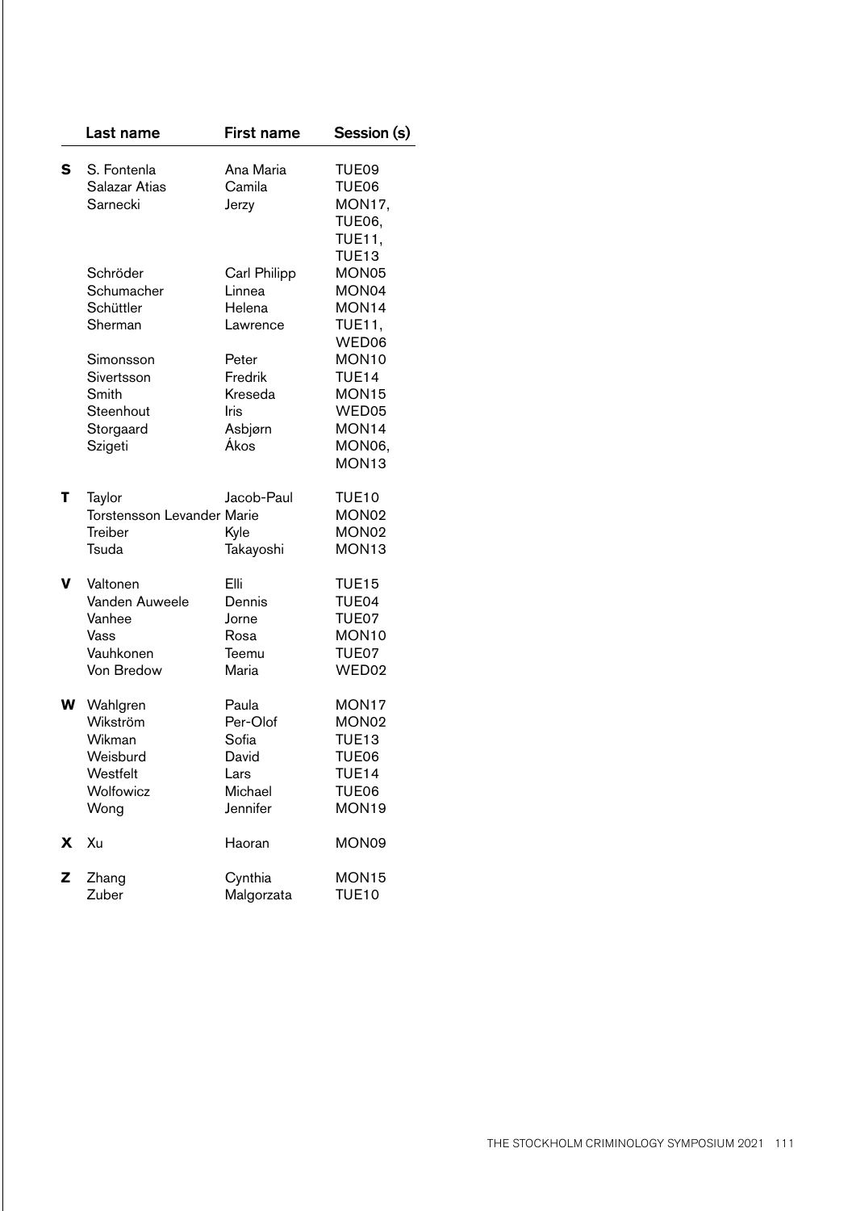| | Last name | First name | Session (s) |
|---|---|---|---|
| **S** | S. Fontenla | Ana Maria | TUE09 |
| | Salazar Atias | Camila | TUE06 |
| | Sarnecki | Jerzy | MON17, TUE06, TUE11, TUE13 |
| | Schröder | Carl Philipp | MON05 |
| | Schumacher | Linnea | MON04 |
| | Schüttler | Helena | MON14 |
| | Sherman | Lawrence | TUE11, WED06 |
| | Simonsson | Peter | MON10 |
| | Sivertsson | Fredrik | TUE14 |
| | Smith | Kreseda | MON15 |
| | Steenhout | Iris | WED05 |
| | Storgaard | Asbjørn | MON14 |
| | Szigeti | Ákos | MON06, MON13 |
| **T** | Taylor | Jacob-Paul | TUE10 |
| | Torstensson Levander | Marie | MON02 |
| | Treiber | Kyle | MON02 |
| | Tsuda | Takayoshi | MON13 |
| **V** | Valtonen | Elli | TUE15 |
| | Vanden Auweele | Dennis | TUE04 |
| | Vanhee | Jorne | TUE07 |
| | Vass | Rosa | MON10 |
| | Vauhkonen | Teemu | TUE07 |
| | Von Bredow | Maria | WED02 |
| **W** | Wahlgren | Paula | MON17 |
| | Wikström | Per-Olof | MON02 |
| | Wikman | Sofia | TUE13 |
| | Weisburd | David | TUE06 |
| | Westfelt | Lars | TUE14 |
| | Wolfowicz | Michael | TUE06 |
| | Wong | Jennifer | MON19 |
| **X** | Xu | Haoran | MON09 |
| **Z** | Zhang | Cynthia | MON15 |
| | Zuber | Malgorzata | TUE10 |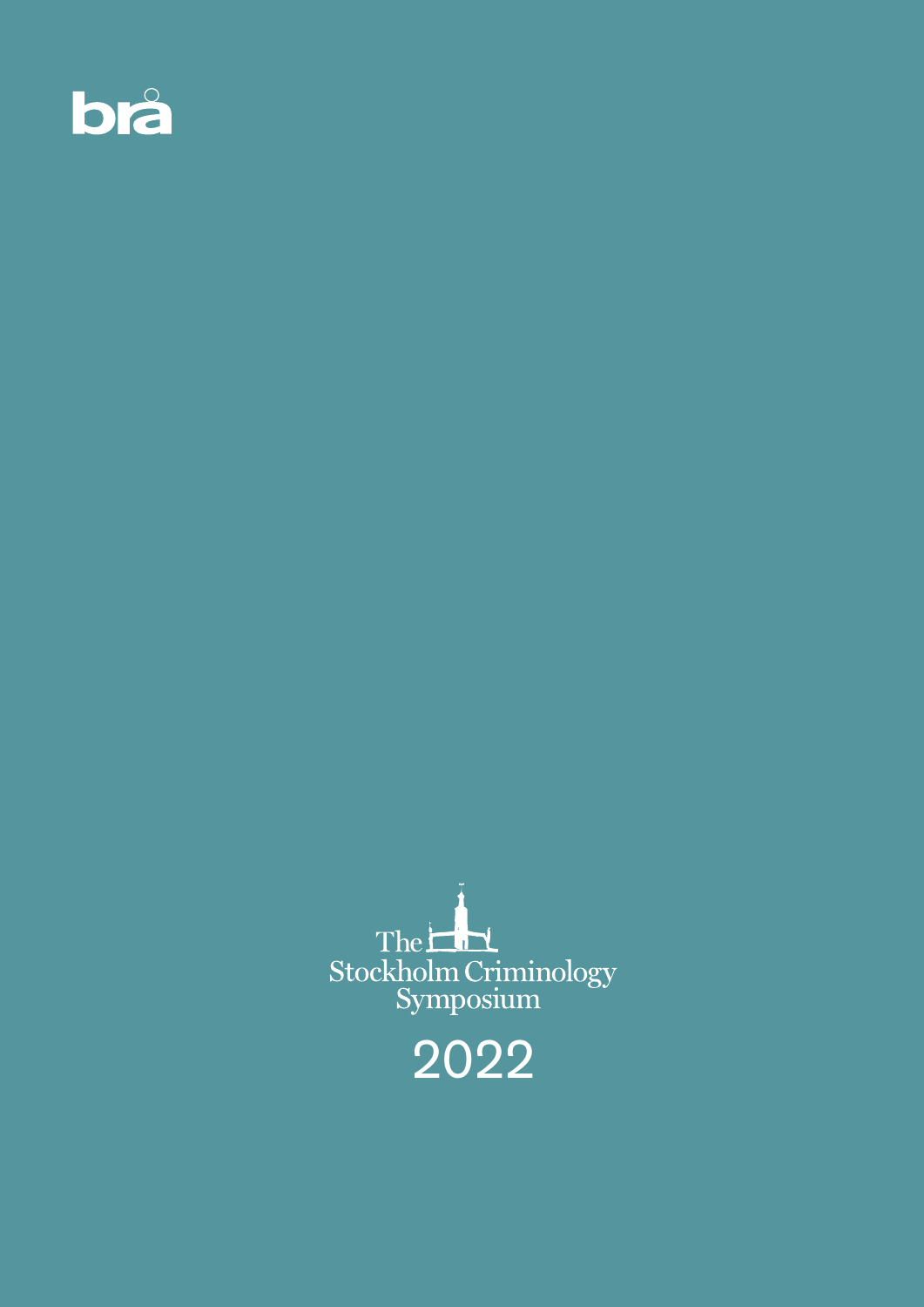brå

The Stockholm Criminology Symposium

2022